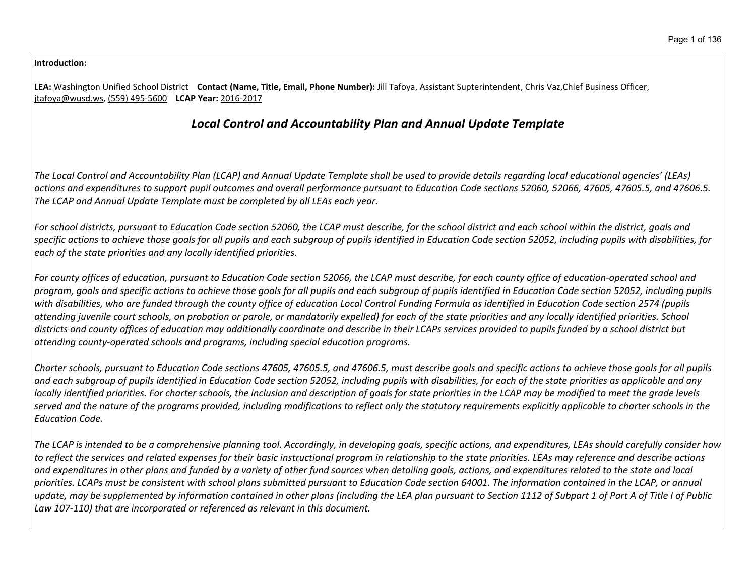**Introduction:**

**LEA:** Washington Unified School District **Contact (Name, Title, Email, Phone Number):** Jill Tafoya, Assistant Supterintendent, Chris Vaz,Chief Business Officer, jtafoya@wusd.ws, (559) 495-5600 **LCAP Year:** 2016-2017

## *Local Control and Accountability Plan and Annual Update Template*

*The Local Control and Accountability Plan (LCAP) and Annual Update Template shall be used to provide details regarding local educational agencies' (LEAs) actions and expenditures to support pupil outcomes and overall performance pursuant to Education Code sections 52060, 52066, 47605, 47605.5, and 47606.5. The LCAP and Annual Update Template must be completed by all LEAs each year.*

*For school districts, pursuant to Education Code section 52060, the LCAP must describe, for the school district and each school within the district, goals and specific actions to achieve those goals for all pupils and each subgroup of pupils identified in Education Code section 52052, including pupils with disabilities, for each of the state priorities and any locally identified priorities.*

*For county offices of education, pursuant to Education Code section 52066, the LCAP must describe, for each county office of education-operated school and program, goals and specific actions to achieve those goals for all pupils and each subgroup of pupils identified in Education Code section 52052, including pupils with disabilities, who are funded through the county office of education Local Control Funding Formula as identified in Education Code section 2574 (pupils attending juvenile court schools, on probation or parole, or mandatorily expelled) for each of the state priorities and any locally identified priorities. School districts and county offices of education may additionally coordinate and describe in their LCAPs services provided to pupils funded by a school district but attending county-operated schools and programs, including special education programs.*

*Charter schools, pursuant to Education Code sections 47605, 47605.5, and 47606.5, must describe goals and specific actions to achieve those goals for all pupils and each subgroup of pupils identified in Education Code section 52052, including pupils with disabilities, for each of the state priorities as applicable and any locally identified priorities. For charter schools, the inclusion and description of goals for state priorities in the LCAP may be modified to meet the grade levels served and the nature of the programs provided, including modifications to reflect only the statutory requirements explicitly applicable to charter schools in the Education Code.*

*The LCAP is intended to be a comprehensive planning tool. Accordingly, in developing goals, specific actions, and expenditures, LEAs should carefully consider how to reflect the services and related expenses for their basic instructional program in relationship to the state priorities. LEAs may reference and describe actions and expenditures in other plans and funded by a variety of other fund sources when detailing goals, actions, and expenditures related to the state and local priorities. LCAPs must be consistent with school plans submitted pursuant to Education Code section 64001. The information contained in the LCAP, or annual update, may be supplemented by information contained in other plans (including the LEA plan pursuant to Section 1112 of Subpart 1 of Part A of Title I of Public Law 107-110) that are incorporated or referenced as relevant in this document.*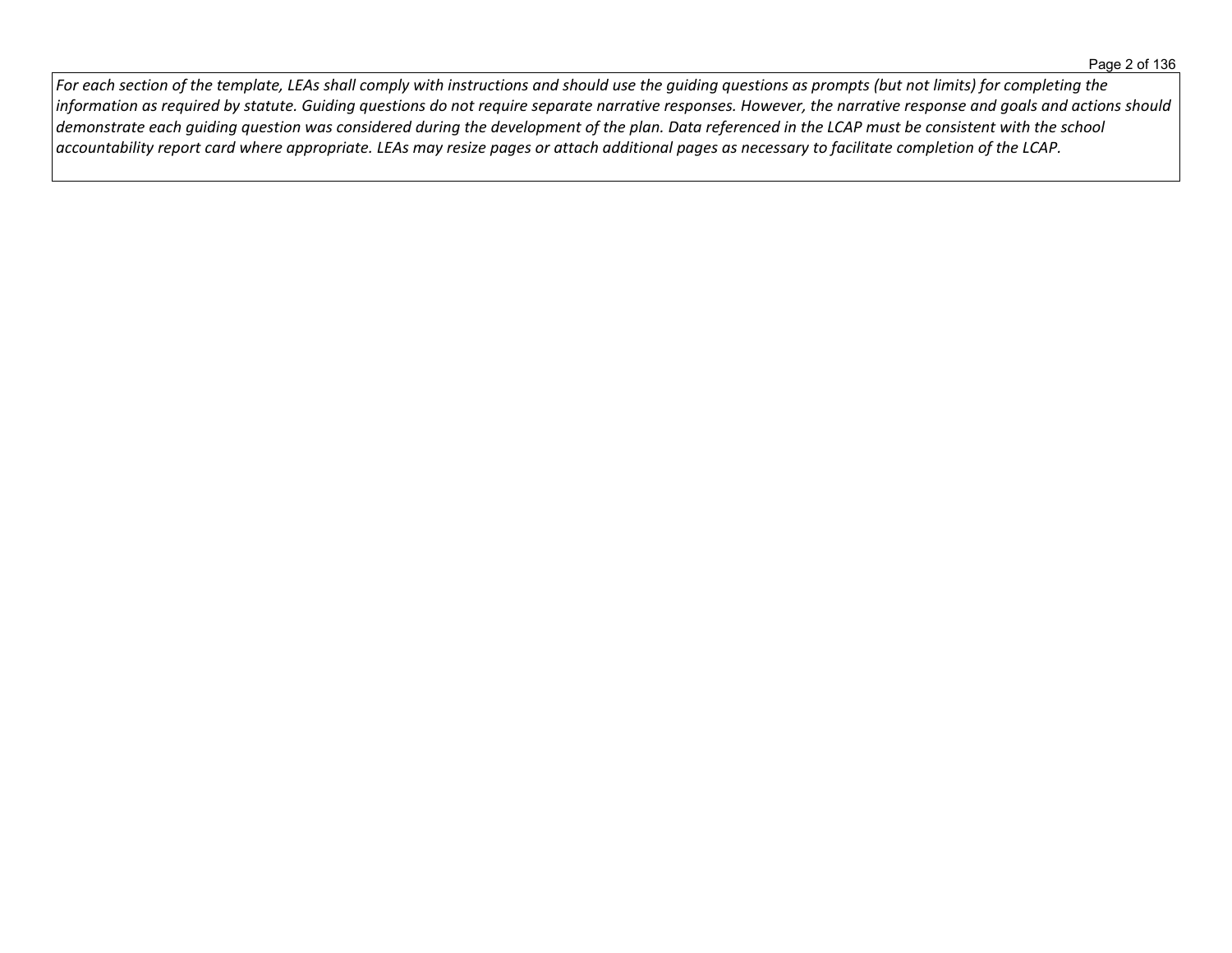*For each section of the template, LEAs shall comply with instructions and should use the guiding questions as prompts (but not limits) for completing the information as required by statute. Guiding questions do not require separate narrative responses. However, the narrative response and goals and actions should demonstrate each guiding question was considered during the development of the plan. Data referenced in the LCAP must be consistent with the school accountability report card where appropriate. LEAs may resize pages or attach additional pages as necessary to facilitate completion of the LCAP.*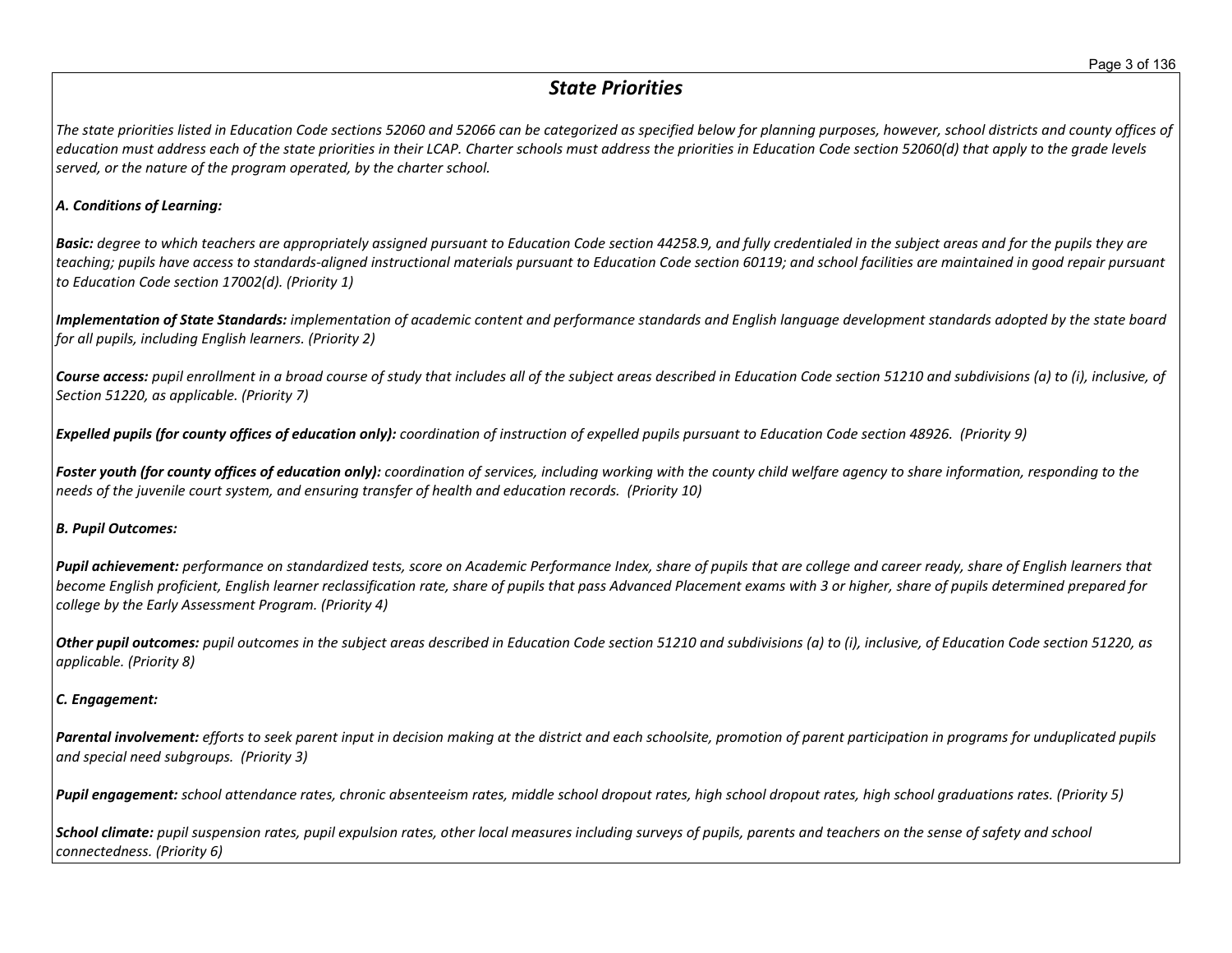## *State Priorities*

*The state priorities listed in Education Code sections 52060 and 52066 can be categorized as specified below for planning purposes, however, school districts and county offices of education must address each of the state priorities in their LCAP. Charter schools must address the priorities in Education Code section 52060(d) that apply to the grade levels served, or the nature of the program operated, by the charter school.*

***A. Conditions of Learning:***

***Basic:*** *degree to which teachers are appropriately assigned pursuant to Education Code section 44258.9, and fully credentialed in the subject areas and for the pupils they are teaching; pupils have access to standards-aligned instructional materials pursuant to Education Code section 60119; and school facilities are maintained in good repair pursuant to Education Code section 17002(d). (Priority 1)*

***Implementation of State Standards:*** *implementation of academic content and performance standards and English language development standards adopted by the state board for all pupils, including English learners. (Priority 2)*

***Course access:*** *pupil enrollment in a broad course of study that includes all of the subject areas described in Education Code section 51210 and subdivisions (a) to (i), inclusive, of Section 51220, as applicable. (Priority 7)*

***Expelled pupils (for county offices of education only):*** *coordination of instruction of expelled pupils pursuant to Education Code section 48926. (Priority 9)*

***Foster youth (for county offices of education only):*** *coordination of services, including working with the county child welfare agency to share information, responding to the needs of the juvenile court system, and ensuring transfer of health and education records. (Priority 10)*

***B. Pupil Outcomes:***

***Pupil achievement:*** *performance on standardized tests, score on Academic Performance Index, share of pupils that are college and career ready, share of English learners that become English proficient, English learner reclassification rate, share of pupils that pass Advanced Placement exams with 3 or higher, share of pupils determined prepared for college by the Early Assessment Program. (Priority 4)*

***Other pupil outcomes:*** *pupil outcomes in the subject areas described in Education Code section 51210 and subdivisions (a) to (i), inclusive, of Education Code section 51220, as applicable. (Priority 8)*

***C. Engagement:***

***Parental involvement:*** *efforts to seek parent input in decision making at the district and each schoolsite, promotion of parent participation in programs for unduplicated pupils and special need subgroups. (Priority 3)*

***Pupil engagement:*** *school attendance rates, chronic absenteeism rates, middle school dropout rates, high school dropout rates, high school graduations rates. (Priority 5)*

***School climate:*** *pupil suspension rates, pupil expulsion rates, other local measures including surveys of pupils, parents and teachers on the sense of safety and school connectedness. (Priority 6)*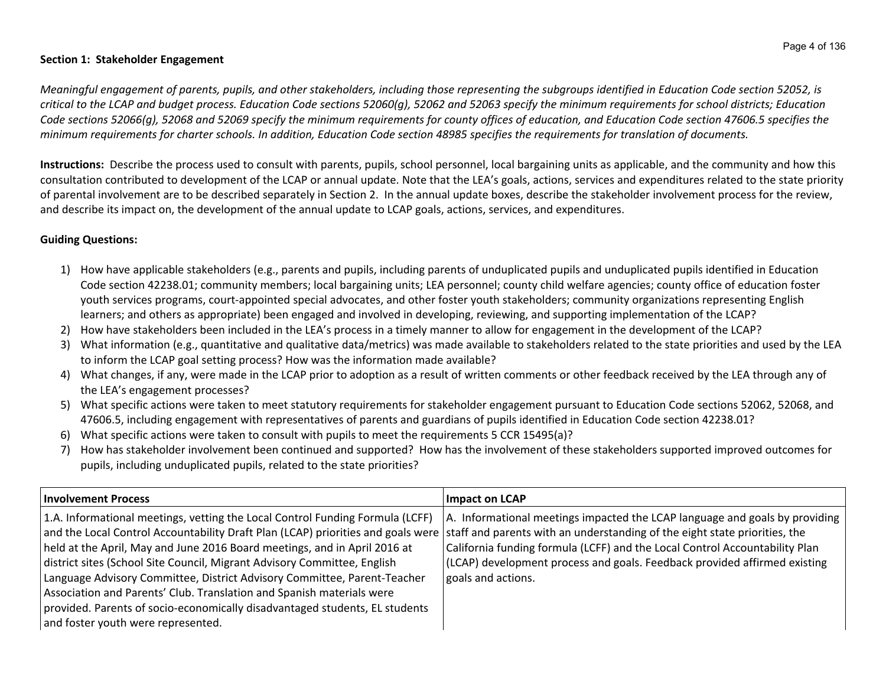**Section 1: Stakeholder Engagement**

*Meaningful engagement of parents, pupils, and other stakeholders, including those representing the subgroups identified in Education Code section 52052, is critical to the LCAP and budget process. Education Code sections 52060(g), 52062 and 52063 specify the minimum requirements for school districts; Education Code sections 52066(g), 52068 and 52069 specify the minimum requirements for county offices of education, and Education Code section 47606.5 specifies the minimum requirements for charter schools. In addition, Education Code section 48985 specifies the requirements for translation of documents.*

**Instructions:** Describe the process used to consult with parents, pupils, school personnel, local bargaining units as applicable, and the community and how this consultation contributed to development of the LCAP or annual update. Note that the LEA's goals, actions, services and expenditures related to the state priority of parental involvement are to be described separately in Section 2. In the annual update boxes, describe the stakeholder involvement process for the review, and describe its impact on, the development of the annual update to LCAP goals, actions, services, and expenditures.

**Guiding Questions:**

1) How have applicable stakeholders (e.g., parents and pupils, including parents of unduplicated pupils and unduplicated pupils identified in Education Code section 42238.01; community members; local bargaining units; LEA personnel; county child welfare agencies; county office of education foster youth services programs, court-appointed special advocates, and other foster youth stakeholders; community organizations representing English learners; and others as appropriate) been engaged and involved in developing, reviewing, and supporting implementation of the LCAP?
2) How have stakeholders been included in the LEA's process in a timely manner to allow for engagement in the development of the LCAP?
3) What information (e.g., quantitative and qualitative data/metrics) was made available to stakeholders related to the state priorities and used by the LEA to inform the LCAP goal setting process? How was the information made available?
4) What changes, if any, were made in the LCAP prior to adoption as a result of written comments or other feedback received by the LEA through any of the LEA's engagement processes?
5) What specific actions were taken to meet statutory requirements for stakeholder engagement pursuant to Education Code sections 52062, 52068, and 47606.5, including engagement with representatives of parents and guardians of pupils identified in Education Code section 42238.01?
6) What specific actions were taken to consult with pupils to meet the requirements 5 CCR 15495(a)?
7) How has stakeholder involvement been continued and supported? How has the involvement of these stakeholders supported improved outcomes for pupils, including unduplicated pupils, related to the state priorities?

| Involvement Process | Impact on LCAP |
|---|---|
| 1.A. Informational meetings, vetting the Local Control Funding Formula (LCFF) and the Local Control Accountability Draft Plan (LCAP) priorities and goals were held at the April, May and June 2016 Board meetings, and in April 2016 at district sites (School Site Council, Migrant Advisory Committee, English Language Advisory Committee, District Advisory Committee, Parent-Teacher Association and Parents' Club. Translation and Spanish materials were provided. Parents of socio-economically disadvantaged students, EL students and foster youth were represented. | A. Informational meetings impacted the LCAP language and goals by providing staff and parents with an understanding of the eight state priorities, the California funding formula (LCFF) and the Local Control Accountability Plan (LCAP) development process and goals. Feedback provided affirmed existing goals and actions. |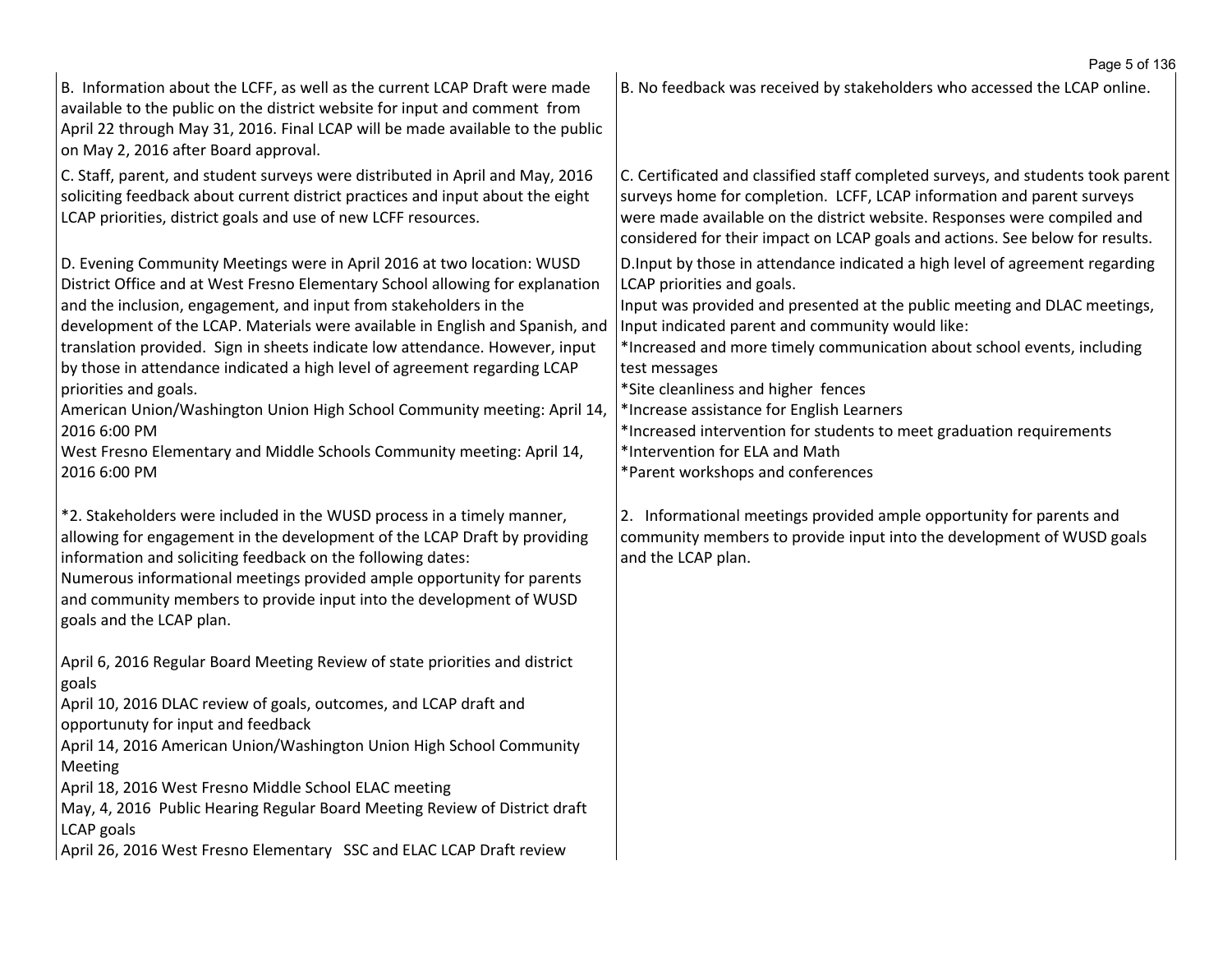| | |
|---|---|
| B. Information about the LCFF, as well as the current LCAP Draft were made available to the public on the district website for input and comment from April 22 through May 31, 2016. Final LCAP will be made available to the public on May 2, 2016 after Board approval. | B. No feedback was received by stakeholders who accessed the LCAP online. |
| C. Staff, parent, and student surveys were distributed in April and May, 2016 soliciting feedback about current district practices and input about the eight LCAP priorities, district goals and use of new LCFF resources. | C. Certificated and classified staff completed surveys, and students took parent surveys home for completion. LCFF, LCAP information and parent surveys were made available on the district website. Responses were compiled and considered for their impact on LCAP goals and actions. See below for results. |
| D. Evening Community Meetings were in April 2016 at two location: WUSD District Office and at West Fresno Elementary School allowing for explanation and the inclusion, engagement, and input from stakeholders in the development of the LCAP. Materials were available in English and Spanish, and translation provided. Sign in sheets indicate low attendance. However, input by those in attendance indicated a high level of agreement regarding LCAP priorities and goals.<br>American Union/Washington Union High School Community meeting: April 14, 2016 6:00 PM<br>West Fresno Elementary and Middle Schools Community meeting: April 14, 2016 6:00 PM | D.Input by those in attendance indicated a high level of agreement regarding LCAP priorities and goals.<br>Input was provided and presented at the public meeting and DLAC meetings, Input indicated parent and community would like:<br>*Increased and more timely communication about school events, including test messages<br>*Site cleanliness and higher fences<br>*Increase assistance for English Learners<br>*Increased intervention for students to meet graduation requirements<br>*Intervention for ELA and Math<br>*Parent workshops and conferences |
| *2. Stakeholders were included in the WUSD process in a timely manner, allowing for engagement in the development of the LCAP Draft by providing information and soliciting feedback on the following dates:<br>Numerous informational meetings provided ample opportunity for parents and community members to provide input into the development of WUSD goals and the LCAP plan.<br><br>April 6, 2016 Regular Board Meeting Review of state priorities and district goals<br>April 10, 2016 DLAC review of goals, outcomes, and LCAP draft and opportunuty for input and feedback<br>April 14, 2016 American Union/Washington Union High School Community Meeting<br>April 18, 2016 West Fresno Middle School ELAC meeting<br>May, 4, 2016 Public Hearing Regular Board Meeting Review of District draft LCAP goals<br>April 26, 2016 West Fresno Elementary SSC and ELAC LCAP Draft review | 2. Informational meetings provided ample opportunity for parents and community members to provide input into the development of WUSD goals and the LCAP plan. |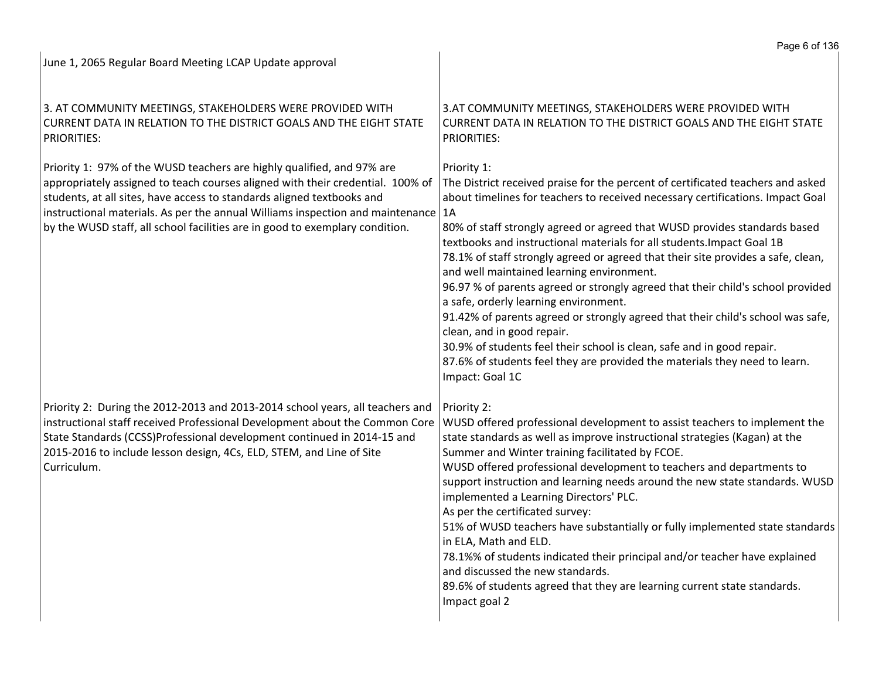| June 1, 2065 Regular Board Meeting LCAP Update approval | |
|---|---|
| 3. AT COMMUNITY MEETINGS, STAKEHOLDERS WERE PROVIDED WITH CURRENT DATA IN RELATION TO THE DISTRICT GOALS AND THE EIGHT STATE PRIORITIES: | 3.AT COMMUNITY MEETINGS, STAKEHOLDERS WERE PROVIDED WITH CURRENT DATA IN RELATION TO THE DISTRICT GOALS AND THE EIGHT STATE PRIORITIES: |
| Priority 1: 97% of the WUSD teachers are highly qualified, and 97% are appropriately assigned to teach courses aligned with their credential. 100% of students, at all sites, have access to standards aligned textbooks and instructional materials. As per the annual Williams inspection and maintenance by the WUSD staff, all school facilities are in good to exemplary condition. | Priority 1:<br>The District received praise for the percent of certificated teachers and asked about timelines for teachers to received necessary certifications. Impact Goal 1A<br>80% of staff strongly agreed or agreed that WUSD provides standards based textbooks and instructional materials for all students.Impact Goal 1B<br>78.1% of staff strongly agreed or agreed that their site provides a safe, clean, and well maintained learning environment.<br>96.97 % of parents agreed or strongly agreed that their child's school provided a safe, orderly learning environment.<br>91.42% of parents agreed or strongly agreed that their child's school was safe, clean, and in good repair.<br>30.9% of students feel their school is clean, safe and in good repair.<br>87.6% of students feel they are provided the materials they need to learn. Impact: Goal 1C |
| Priority 2: During the 2012-2013 and 2013-2014 school years, all teachers and instructional staff received Professional Development about the Common Core State Standards (CCSS)Professional development continued in 2014-15 and 2015-2016 to include lesson design, 4Cs, ELD, STEM, and Line of Site Curriculum. | Priority 2:<br>WUSD offered professional development to assist teachers to implement the state standards as well as improve instructional strategies (Kagan) at the Summer and Winter training facilitated by FCOE.<br>WUSD offered professional development to teachers and departments to support instruction and learning needs around the new state standards. WUSD implemented a Learning Directors' PLC.<br>As per the certificated survey:<br>51% of WUSD teachers have substantially or fully implemented state standards in ELA, Math and ELD.<br>78.1%% of students indicated their principal and/or teacher have explained and discussed the new standards.<br>89.6% of students agreed that they are learning current state standards. Impact goal 2 |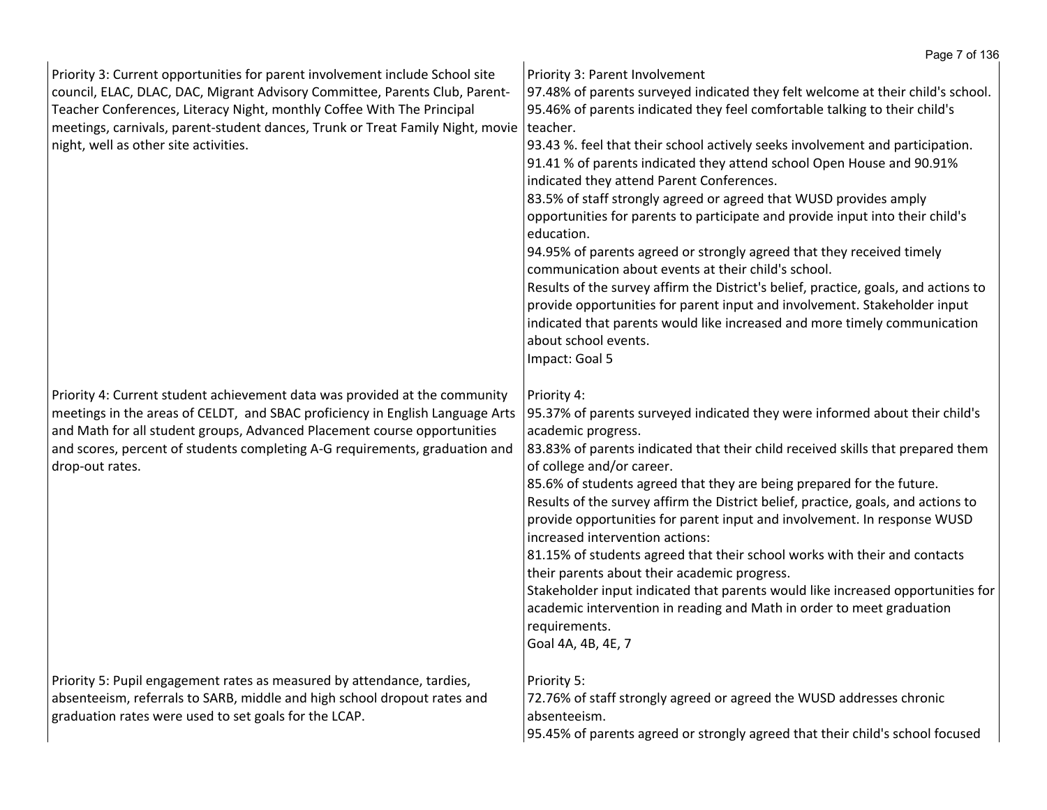| | |
|---|---|
| Priority 3: Current opportunities for parent involvement include School site council, ELAC, DLAC, DAC, Migrant Advisory Committee, Parents Club, Parent-Teacher Conferences, Literacy Night, monthly Coffee With The Principal meetings, carnivals, parent-student dances, Trunk or Treat Family Night, movie night, well as other site activities. | Priority 3: Parent Involvement<br>97.48% of parents surveyed indicated they felt welcome at their child's school.<br>95.46% of parents indicated they feel comfortable talking to their child's teacher.<br>93.43 %. feel that their school actively seeks involvement and participation.<br>91.41 % of parents indicated they attend school Open House and 90.91% indicated they attend Parent Conferences.<br>83.5% of staff strongly agreed or agreed that WUSD provides amply opportunities for parents to participate and provide input into their child's education.<br>94.95% of parents agreed or strongly agreed that they received timely communication about events at their child's school.<br>Results of the survey affirm the District's belief, practice, goals, and actions to provide opportunities for parent input and involvement. Stakeholder input indicated that parents would like increased and more timely communication about school events.<br>Impact: Goal 5 |
| Priority 4: Current student achievement data was provided at the community meetings in the areas of CELDT, and SBAC proficiency in English Language Arts and Math for all student groups, Advanced Placement course opportunities and scores, percent of students completing A-G requirements, graduation and drop-out rates. | Priority 4:<br>95.37% of parents surveyed indicated they were informed about their child's academic progress.<br>83.83% of parents indicated that their child received skills that prepared them of college and/or career.<br>85.6% of students agreed that they are being prepared for the future.<br>Results of the survey affirm the District belief, practice, goals, and actions to provide opportunities for parent input and involvement. In response WUSD increased intervention actions:<br>81.15% of students agreed that their school works with their and contacts their parents about their academic progress.<br>Stakeholder input indicated that parents would like increased opportunities for academic intervention in reading and Math in order to meet graduation requirements.<br>Goal 4A, 4B, 4E, 7 |
| Priority 5: Pupil engagement rates as measured by attendance, tardies, absenteeism, referrals to SARB, middle and high school dropout rates and graduation rates were used to set goals for the LCAP. | Priority 5:<br>72.76% of staff strongly agreed or agreed the WUSD addresses chronic absenteeism.<br>95.45% of parents agreed or strongly agreed that their child's school focused |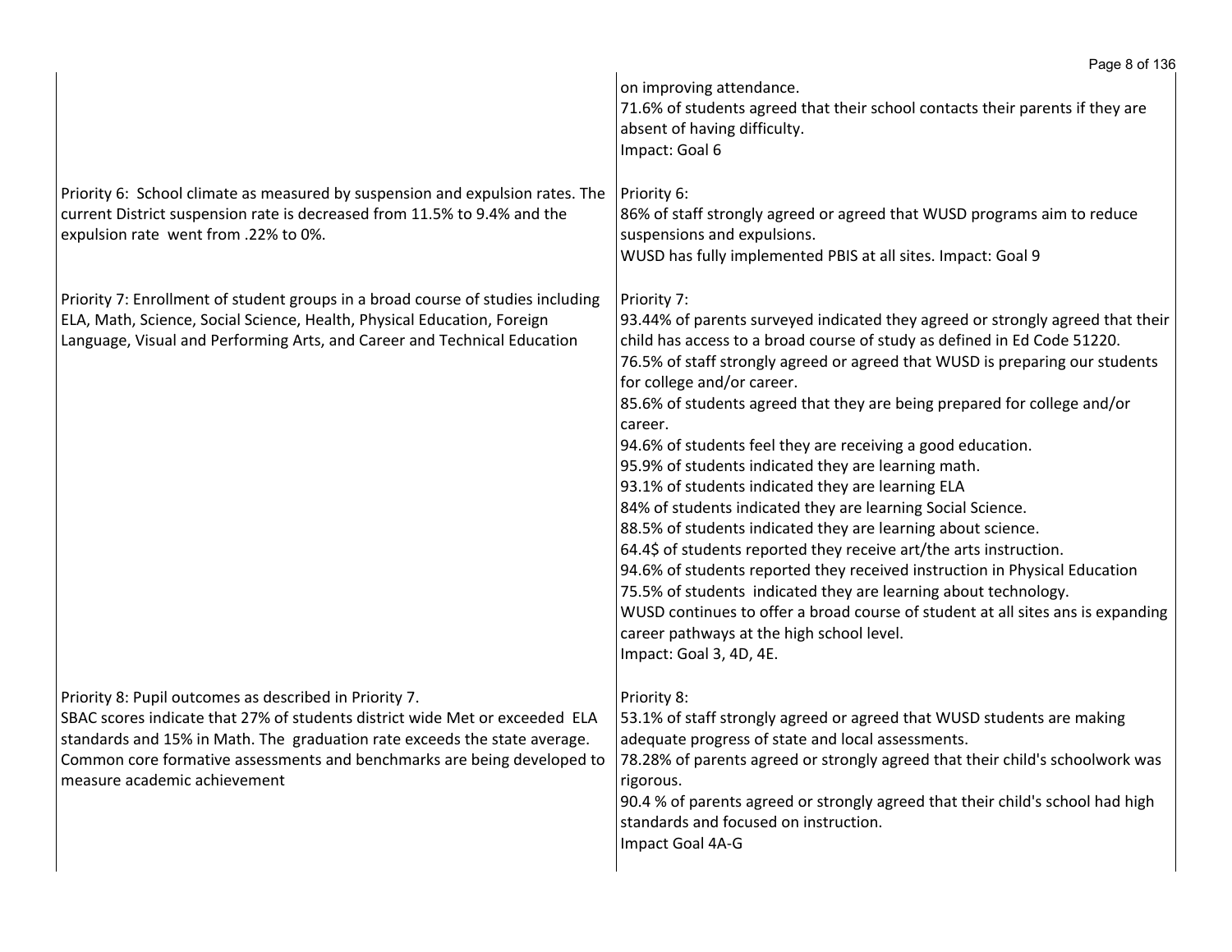| | |
|---|---|
| | on improving attendance.<br>71.6% of students agreed that their school contacts their parents if they are absent of having difficulty.<br>Impact: Goal 6 |
| Priority 6: School climate as measured by suspension and expulsion rates. The current District suspension rate is decreased from 11.5% to 9.4% and the expulsion rate went from .22% to 0%. | Priority 6:<br>86% of staff strongly agreed or agreed that WUSD programs aim to reduce suspensions and expulsions.<br>WUSD has fully implemented PBIS at all sites. Impact: Goal 9 |
| Priority 7: Enrollment of student groups in a broad course of studies including ELA, Math, Science, Social Science, Health, Physical Education, Foreign Language, Visual and Performing Arts, and Career and Technical Education | Priority 7:<br>93.44% of parents surveyed indicated they agreed or strongly agreed that their child has access to a broad course of study as defined in Ed Code 51220.<br>76.5% of staff strongly agreed or agreed that WUSD is preparing our students for college and/or career.<br>85.6% of students agreed that they are being prepared for college and/or career.<br>94.6% of students feel they are receiving a good education.<br>95.9% of students indicated they are learning math.<br>93.1% of students indicated they are learning ELA<br>84% of students indicated they are learning Social Science.<br>88.5% of students indicated they are learning about science.<br>64.4$ of students reported they receive art/the arts instruction.<br>94.6% of students reported they received instruction in Physical Education<br>75.5% of students indicated they are learning about technology.<br>WUSD continues to offer a broad course of student at all sites ans is expanding career pathways at the high school level.<br>Impact: Goal 3, 4D, 4E. |
| Priority 8: Pupil outcomes as described in Priority 7.<br>SBAC scores indicate that 27% of students district wide Met or exceeded ELA standards and 15% in Math. The graduation rate exceeds the state average. Common core formative assessments and benchmarks are being developed to measure academic achievement | Priority 8:<br>53.1% of staff strongly agreed or agreed that WUSD students are making adequate progress of state and local assessments.<br>78.28% of parents agreed or strongly agreed that their child's schoolwork was rigorous.<br>90.4 % of parents agreed or strongly agreed that their child's school had high standards and focused on instruction.<br>Impact Goal 4A-G |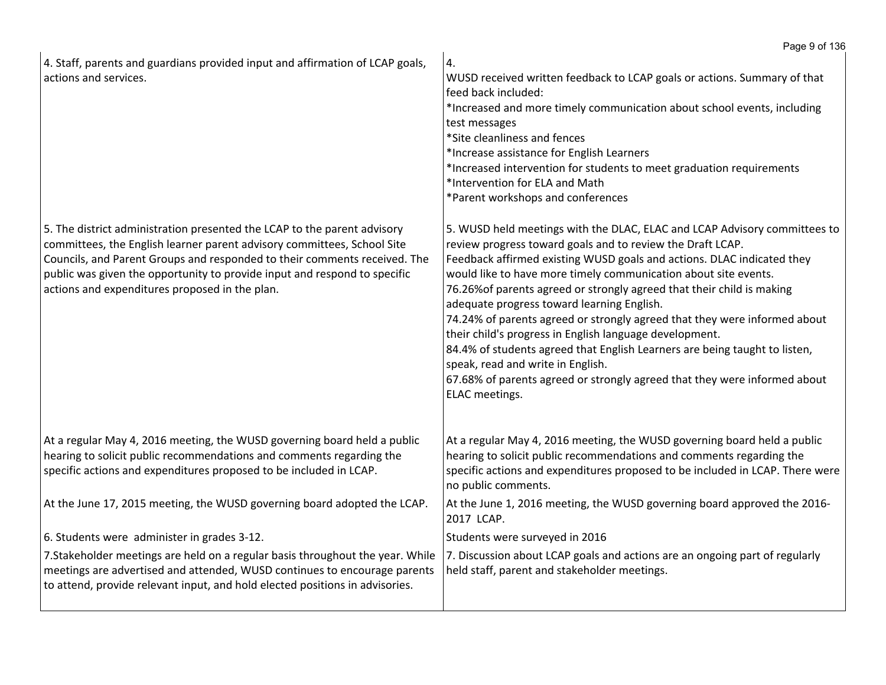| | |
|---|---|
| 4. Staff, parents and guardians provided input and affirmation of LCAP goals, actions and services. | 4.<br>WUSD received written feedback to LCAP goals or actions. Summary of that feed back included:<br>*Increased and more timely communication about school events, including test messages<br>*Site cleanliness and fences<br>*Increase assistance for English Learners<br>*Increased intervention for students to meet graduation requirements<br>*Intervention for ELA and Math<br>*Parent workshops and conferences |
| 5. The district administration presented the LCAP to the parent advisory committees, the English learner parent advisory committees, School Site Councils, and Parent Groups and responded to their comments received. The public was given the opportunity to provide input and respond to specific actions and expenditures proposed in the plan. | 5. WUSD held meetings with the DLAC, ELAC and LCAP Advisory committees to review progress toward goals and to review the Draft LCAP.<br>Feedback affirmed existing WUSD goals and actions. DLAC indicated they would like to have more timely communication about site events.<br>76.26%of parents agreed or strongly agreed that their child is making adequate progress toward learning English.<br>74.24% of parents agreed or strongly agreed that they were informed about their child's progress in English language development.<br>84.4% of students agreed that English Learners are being taught to listen, speak, read and write in English.<br>67.68% of parents agreed or strongly agreed that they were informed about ELAC meetings. |
| At a regular May 4, 2016 meeting, the WUSD governing board held a public hearing to solicit public recommendations and comments regarding the specific actions and expenditures proposed to be included in LCAP. | At a regular May 4, 2016 meeting, the WUSD governing board held a public hearing to solicit public recommendations and comments regarding the specific actions and expenditures proposed to be included in LCAP. There were no public comments. |
| At the June 17, 2015 meeting, the WUSD governing board adopted the LCAP. | At the June 1, 2016 meeting, the WUSD governing board approved the 2016-2017 LCAP. |
| 6. Students were administer in grades 3-12. | Students were surveyed in 2016 |
| 7.Stakeholder meetings are held on a regular basis throughout the year. While meetings are advertised and attended, WUSD continues to encourage parents to attend, provide relevant input, and hold elected positions in advisories. | 7. Discussion about LCAP goals and actions are an ongoing part of regularly held staff, parent and stakeholder meetings. |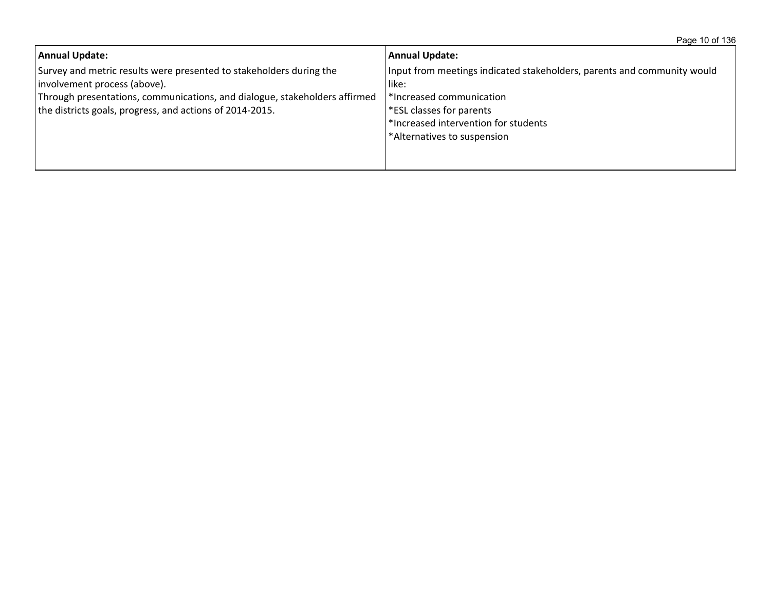| Annual Update: | Annual Update: |
| --- | --- |
| Survey and metric results were presented to stakeholders during the involvement process (above).<br>Through presentations, communications, and dialogue, stakeholders affirmed the districts goals, progress, and actions of 2014-2015. | Input from meetings indicated stakeholders, parents and community would like:<br>*Increased communication<br>*ESL classes for parents<br>*Increased intervention for students<br>*Alternatives to suspension |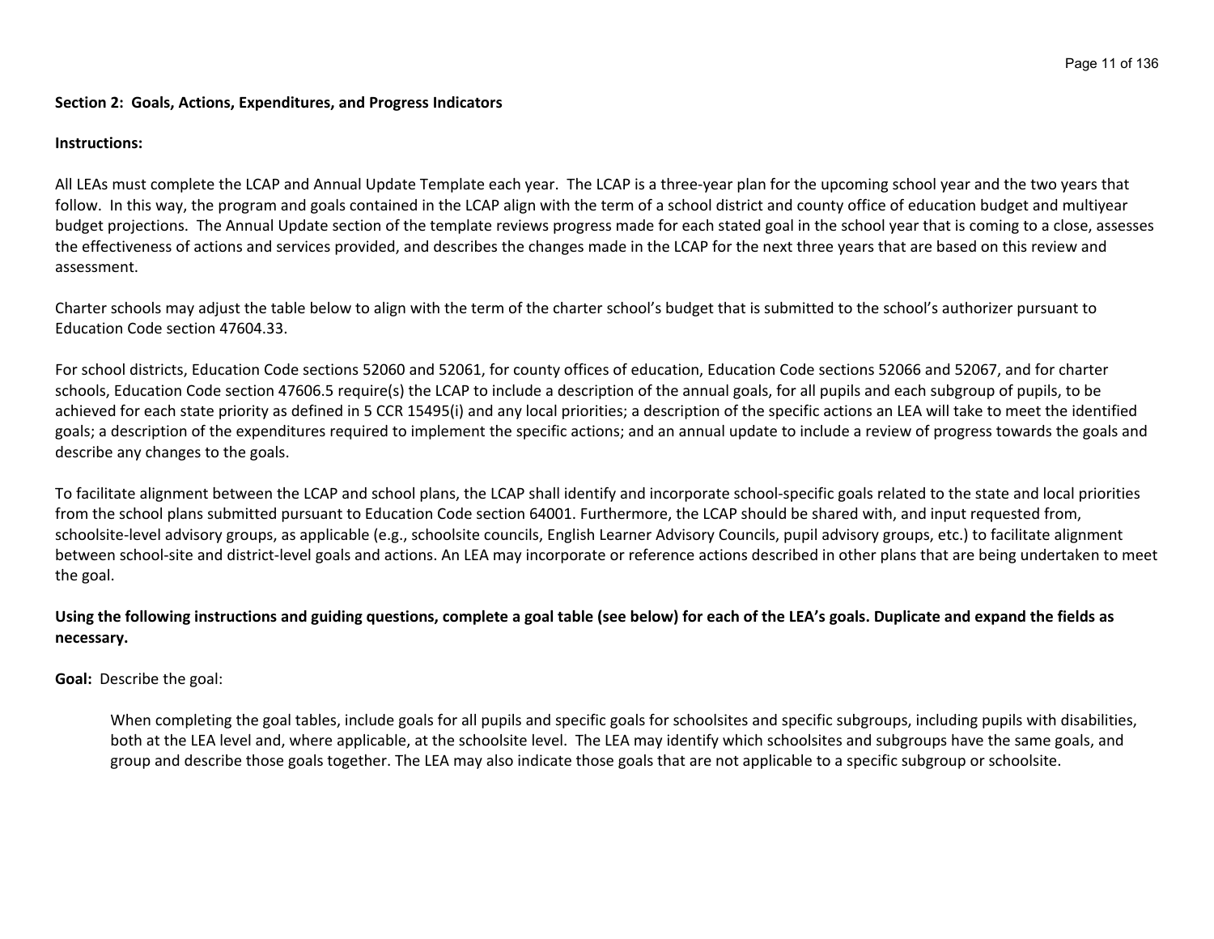**Section 2: Goals, Actions, Expenditures, and Progress Indicators**

**Instructions:**

All LEAs must complete the LCAP and Annual Update Template each year. The LCAP is a three-year plan for the upcoming school year and the two years that follow. In this way, the program and goals contained in the LCAP align with the term of a school district and county office of education budget and multiyear budget projections. The Annual Update section of the template reviews progress made for each stated goal in the school year that is coming to a close, assesses the effectiveness of actions and services provided, and describes the changes made in the LCAP for the next three years that are based on this review and assessment.

Charter schools may adjust the table below to align with the term of the charter school's budget that is submitted to the school's authorizer pursuant to Education Code section 47604.33.

For school districts, Education Code sections 52060 and 52061, for county offices of education, Education Code sections 52066 and 52067, and for charter schools, Education Code section 47606.5 require(s) the LCAP to include a description of the annual goals, for all pupils and each subgroup of pupils, to be achieved for each state priority as defined in 5 CCR 15495(i) and any local priorities; a description of the specific actions an LEA will take to meet the identified goals; a description of the expenditures required to implement the specific actions; and an annual update to include a review of progress towards the goals and describe any changes to the goals.

To facilitate alignment between the LCAP and school plans, the LCAP shall identify and incorporate school-specific goals related to the state and local priorities from the school plans submitted pursuant to Education Code section 64001. Furthermore, the LCAP should be shared with, and input requested from, schoolsite-level advisory groups, as applicable (e.g., schoolsite councils, English Learner Advisory Councils, pupil advisory groups, etc.) to facilitate alignment between school-site and district-level goals and actions. An LEA may incorporate or reference actions described in other plans that are being undertaken to meet the goal.

**Using the following instructions and guiding questions, complete a goal table (see below) for each of the LEA's goals. Duplicate and expand the fields as necessary.**

**Goal:** Describe the goal:

> When completing the goal tables, include goals for all pupils and specific goals for schoolsites and specific subgroups, including pupils with disabilities, both at the LEA level and, where applicable, at the schoolsite level. The LEA may identify which schoolsites and subgroups have the same goals, and group and describe those goals together. The LEA may also indicate those goals that are not applicable to a specific subgroup or schoolsite.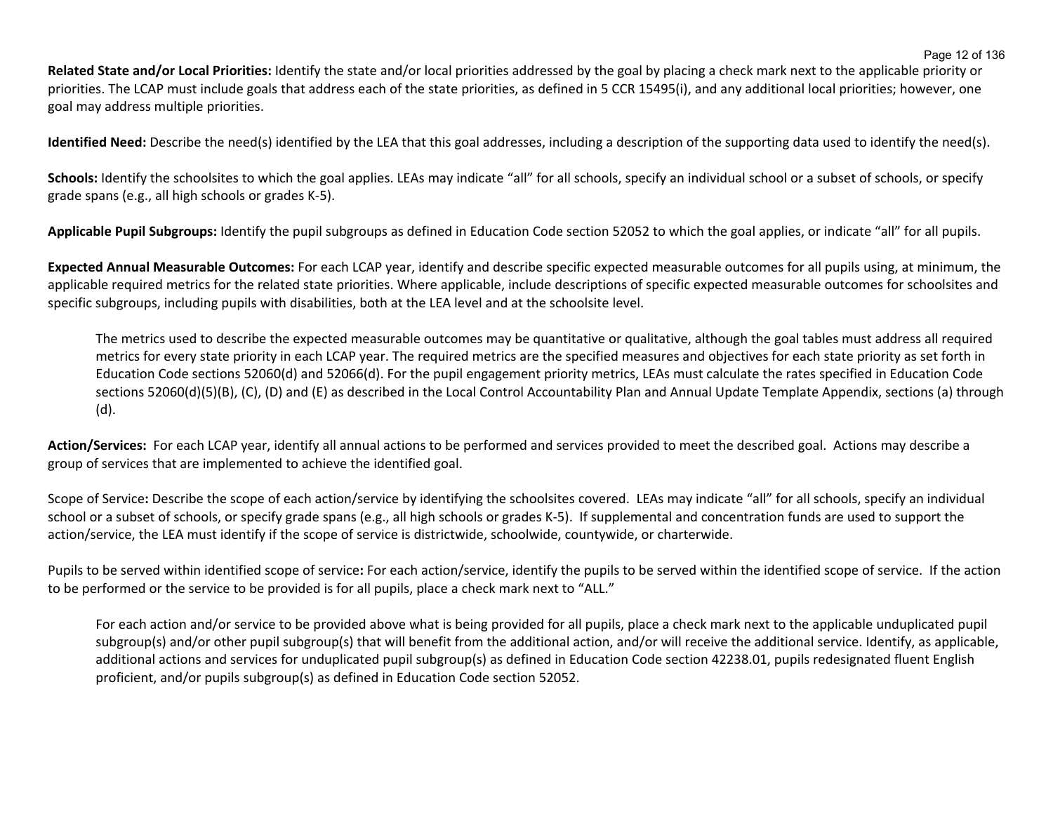**Related State and/or Local Priorities:** Identify the state and/or local priorities addressed by the goal by placing a check mark next to the applicable priority or priorities. The LCAP must include goals that address each of the state priorities, as defined in 5 CCR 15495(i), and any additional local priorities; however, one goal may address multiple priorities.

**Identified Need:** Describe the need(s) identified by the LEA that this goal addresses, including a description of the supporting data used to identify the need(s).

**Schools:** Identify the schoolsites to which the goal applies. LEAs may indicate "all" for all schools, specify an individual school or a subset of schools, or specify grade spans (e.g., all high schools or grades K-5).

**Applicable Pupil Subgroups:** Identify the pupil subgroups as defined in Education Code section 52052 to which the goal applies, or indicate "all" for all pupils.

**Expected Annual Measurable Outcomes:** For each LCAP year, identify and describe specific expected measurable outcomes for all pupils using, at minimum, the applicable required metrics for the related state priorities. Where applicable, include descriptions of specific expected measurable outcomes for schoolsites and specific subgroups, including pupils with disabilities, both at the LEA level and at the schoolsite level.

> The metrics used to describe the expected measurable outcomes may be quantitative or qualitative, although the goal tables must address all required metrics for every state priority in each LCAP year. The required metrics are the specified measures and objectives for each state priority as set forth in Education Code sections 52060(d) and 52066(d). For the pupil engagement priority metrics, LEAs must calculate the rates specified in Education Code sections 52060(d)(5)(B), (C), (D) and (E) as described in the Local Control Accountability Plan and Annual Update Template Appendix, sections (a) through (d).

**Action/Services:** For each LCAP year, identify all annual actions to be performed and services provided to meet the described goal. Actions may describe a group of services that are implemented to achieve the identified goal.

Scope of Service**:** Describe the scope of each action/service by identifying the schoolsites covered. LEAs may indicate "all" for all schools, specify an individual school or a subset of schools, or specify grade spans (e.g., all high schools or grades K-5). If supplemental and concentration funds are used to support the action/service, the LEA must identify if the scope of service is districtwide, schoolwide, countywide, or charterwide.

Pupils to be served within identified scope of service**:** For each action/service, identify the pupils to be served within the identified scope of service. If the action to be performed or the service to be provided is for all pupils, place a check mark next to "ALL."

> For each action and/or service to be provided above what is being provided for all pupils, place a check mark next to the applicable unduplicated pupil subgroup(s) and/or other pupil subgroup(s) that will benefit from the additional action, and/or will receive the additional service. Identify, as applicable, additional actions and services for unduplicated pupil subgroup(s) as defined in Education Code section 42238.01, pupils redesignated fluent English proficient, and/or pupils subgroup(s) as defined in Education Code section 52052.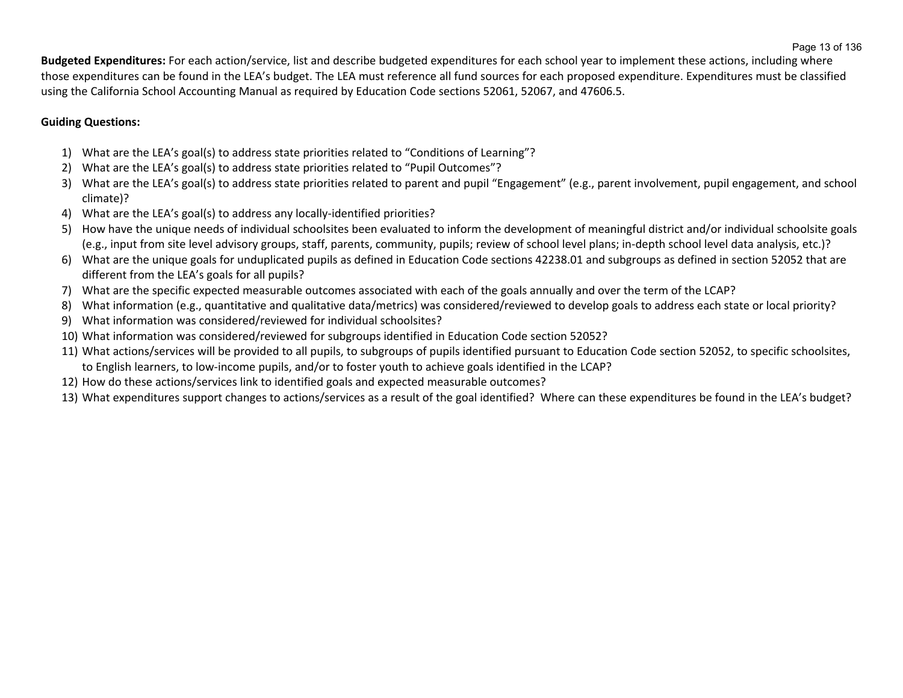**Budgeted Expenditures:** For each action/service, list and describe budgeted expenditures for each school year to implement these actions, including where those expenditures can be found in the LEA's budget. The LEA must reference all fund sources for each proposed expenditure. Expenditures must be classified using the California School Accounting Manual as required by Education Code sections 52061, 52067, and 47606.5.

**Guiding Questions:**

1) What are the LEA's goal(s) to address state priorities related to "Conditions of Learning"?
2) What are the LEA's goal(s) to address state priorities related to "Pupil Outcomes"?
3) What are the LEA's goal(s) to address state priorities related to parent and pupil "Engagement" (e.g., parent involvement, pupil engagement, and school climate)?
4) What are the LEA's goal(s) to address any locally-identified priorities?
5) How have the unique needs of individual schoolsites been evaluated to inform the development of meaningful district and/or individual schoolsite goals (e.g., input from site level advisory groups, staff, parents, community, pupils; review of school level plans; in-depth school level data analysis, etc.)?
6) What are the unique goals for unduplicated pupils as defined in Education Code sections 42238.01 and subgroups as defined in section 52052 that are different from the LEA's goals for all pupils?
7) What are the specific expected measurable outcomes associated with each of the goals annually and over the term of the LCAP?
8) What information (e.g., quantitative and qualitative data/metrics) was considered/reviewed to develop goals to address each state or local priority?
9) What information was considered/reviewed for individual schoolsites?
10) What information was considered/reviewed for subgroups identified in Education Code section 52052?
11) What actions/services will be provided to all pupils, to subgroups of pupils identified pursuant to Education Code section 52052, to specific schoolsites, to English learners, to low-income pupils, and/or to foster youth to achieve goals identified in the LCAP?
12) How do these actions/services link to identified goals and expected measurable outcomes?
13) What expenditures support changes to actions/services as a result of the goal identified? Where can these expenditures be found in the LEA's budget?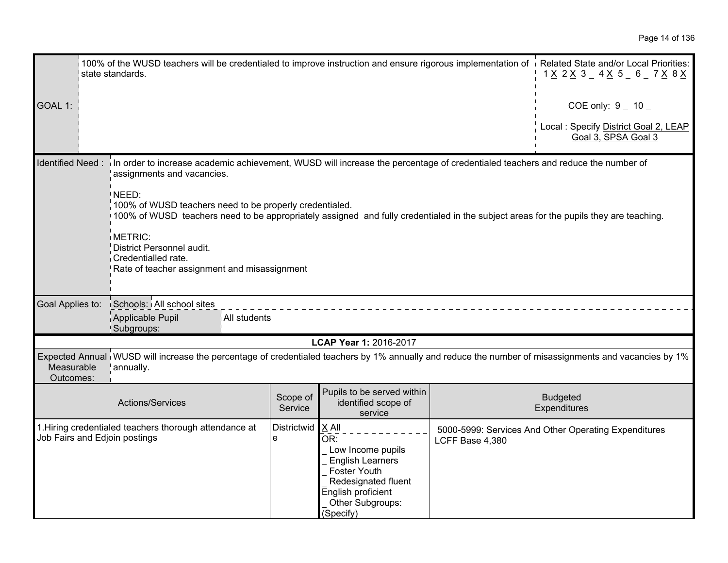| GOAL 1: | 100% of the WUSD teachers will be credentialed to improve instruction and ensure rigorous implementation of state standards. | Related State and/or Local Priorities: 1 X 2 X 3 _ 4 X 5 _ 6 _ 7 X 8 X<br><br>COE only: 9 _ 10 _<br><br>Local : Specify District Goal 2, LEAP Goal 3, SPSA Goal 3 |
|---|---|---|

| Identified Need : | In order to increase academic achievement, WUSD will increase the percentage of credentialed teachers and reduce the number of assignments and vacancies.<br><br>NEED:<br>100% of WUSD teachers need to be properly credentialed.<br>100% of WUSD teachers need to be appropriately assigned and fully credentialed in the subject areas for the pupils they are teaching.<br><br>METRIC:<br>District Personnel audit.<br>Credentialled rate.<br>Rate of teacher assignment and misassignment |
|---|---|

| Goal Applies to: | Schools: | All school sites |
|---|---|---|
| | Applicable Pupil Subgroups: | All students |

**LCAP Year 1:** 2016-2017

| Expected Annual Measurable Outcomes: | WUSD will increase the percentage of credentialed teachers by 1% annually and reduce the number of misassignments and vacancies by 1% annually. |
|---|---|

| Actions/Services | Scope of Service | Pupils to be served within identified scope of service | Budgeted Expenditures |
|---|---|---|---|
| 1.Hiring credentialed teachers thorough attendance at Job Fairs and Edjoin postings | Districtwide | X All<br>OR:<br>_ Low Income pupils<br>_ English Learners<br>_ Foster Youth<br>_ Redesignated fluent English proficient<br>_ Other Subgroups: (Specify) | 5000-5999: Services And Other Operating Expenditures LCFF Base 4,380 |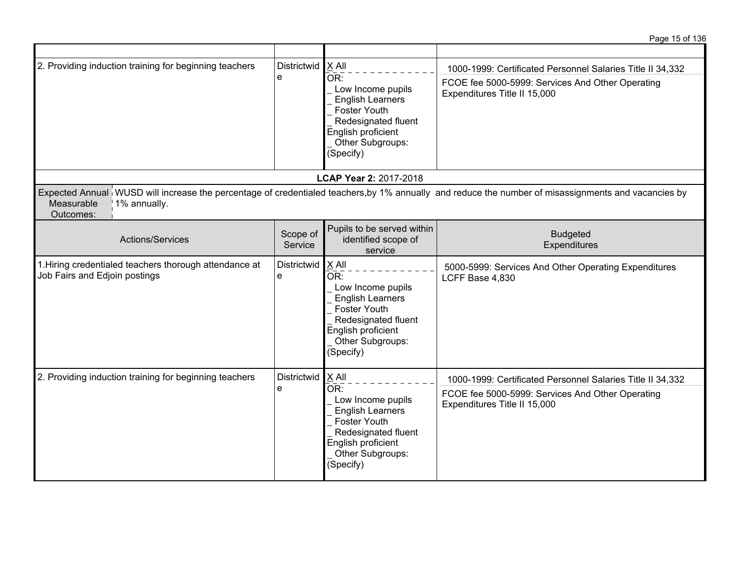| | | | |
|---|---|---|---|
| 2. Providing induction training for beginning teachers | Districtwide | X All<br>OR:<br>_ Low Income pupils<br>_ English Learners<br>_ Foster Youth<br>_ Redesignated fluent English proficient<br>_ Other Subgroups: (Specify) | 1000-1999: Certificated Personnel Salaries Title II 34,332<br>FCOE fee 5000-5999: Services And Other Operating Expenditures Title II 15,000 |

**LCAP Year 2:** 2017-2018

| Expected Annual Measurable Outcomes: | WUSD will increase the percentage of credentialed teachers,by 1% annually and reduce the number of misassignments and vacancies by 1% annually. |
|---|---|

| Actions/Services | Scope of Service | Pupils to be served within identified scope of service | Budgeted Expenditures |
|---|---|---|---|
| 1.Hiring credentialed teachers thorough attendance at Job Fairs and Edjoin postings | Districtwide | X All<br>OR:<br>_ Low Income pupils<br>_ English Learners<br>_ Foster Youth<br>_ Redesignated fluent English proficient<br>_ Other Subgroups: (Specify) | 5000-5999: Services And Other Operating Expenditures LCFF Base 4,830 |
| 2. Providing induction training for beginning teachers | Districtwide | X All<br>OR:<br>_ Low Income pupils<br>_ English Learners<br>_ Foster Youth<br>_ Redesignated fluent English proficient<br>_ Other Subgroups: (Specify) | 1000-1999: Certificated Personnel Salaries Title II 34,332<br>FCOE fee 5000-5999: Services And Other Operating Expenditures Title II 15,000 |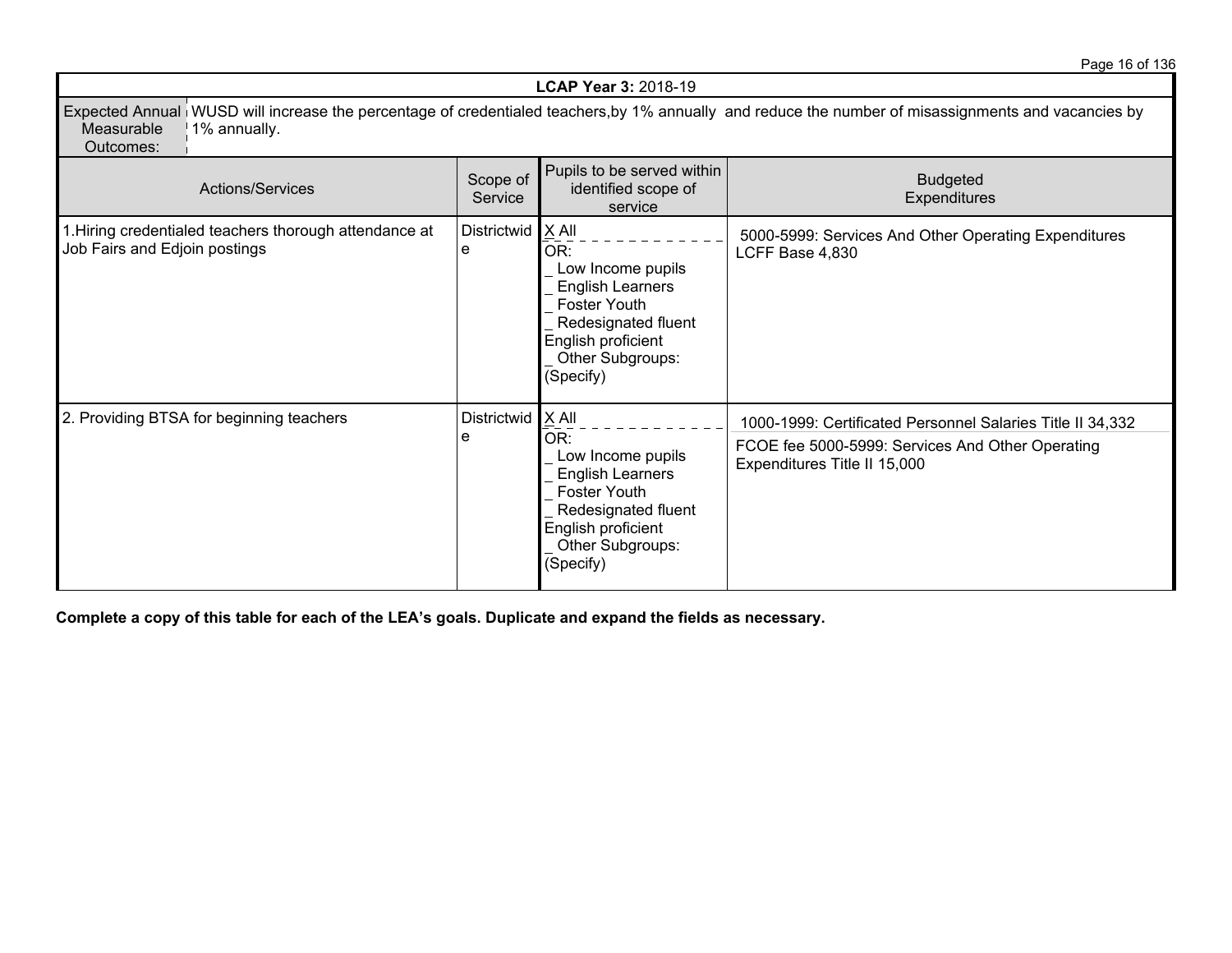| **LCAP Year 3:** 2018-19 | | | |
|---|---|---|---|
| Expected Annual Measurable Outcomes: | WUSD will increase the percentage of credentialed teachers,by 1% annually and reduce the number of misassignments and vacancies by 1% annually. | | |
| Actions/Services | Scope of Service | Pupils to be served within identified scope of service | Budgeted Expenditures |
| 1.Hiring credentialed teachers thorough attendance at Job Fairs and Edjoin postings | Districtwide | X All<br>OR:<br>_ Low Income pupils<br>_ English Learners<br>_ Foster Youth<br>_ Redesignated fluent English proficient<br>_ Other Subgroups: (Specify) | 5000-5999: Services And Other Operating Expenditures LCFF Base 4,830 |
| 2. Providing BTSA for beginning teachers | Districtwide | X All<br>OR:<br>_ Low Income pupils<br>_ English Learners<br>_ Foster Youth<br>_ Redesignated fluent English proficient<br>_ Other Subgroups: (Specify) | 1000-1999: Certificated Personnel Salaries Title II 34,332<br>FCOE fee 5000-5999: Services And Other Operating Expenditures Title II 15,000 |

**Complete a copy of this table for each of the LEA's goals. Duplicate and expand the fields as necessary.**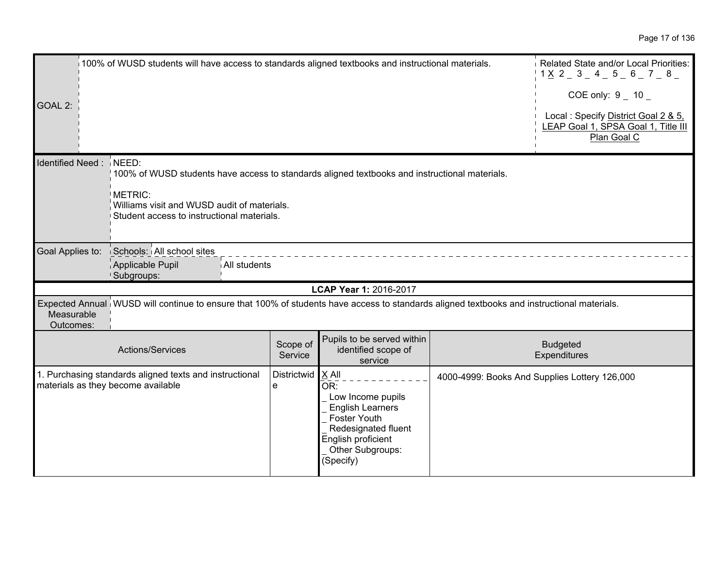| GOAL 2: | 100% of WUSD students will have access to standards aligned textbooks and instructional materials. | Related State and/or Local Priorities: 1 X 2 _ 3 _ 4 _ 5 _ 6 _ 7 _ 8 _<br><br>COE only: 9 _ 10 _<br><br>Local : Specify District Goal 2 & 5, LEAP Goal 1, SPSA Goal 1, Title III Plan Goal C |
|---|---|---|

| Identified Need : | NEED:<br>100% of WUSD students have access to standards aligned textbooks and instructional materials.<br><br>METRIC:<br>Williams visit and WUSD audit of materials.<br>Student access to instructional materials. |
|---|---|
| Goal Applies to: | Schools: All school sites<br>Applicable Pupil Subgroups: All students |

**LCAP Year 1:** 2016-2017

| Expected Annual Measurable Outcomes: | WUSD will continue to ensure that 100% of students have access to standards aligned textbooks and instructional materials. |
|---|---|

| Actions/Services | Scope of Service | Pupils to be served within identified scope of service | Budgeted Expenditures |
|---|---|---|---|
| 1. Purchasing standards aligned texts and instructional materials as they become available | Districtwide | X All<br>OR:<br>_ Low Income pupils<br>_ English Learners<br>_ Foster Youth<br>_ Redesignated fluent English proficient<br>_ Other Subgroups: (Specify) | 4000-4999: Books And Supplies Lottery 126,000 |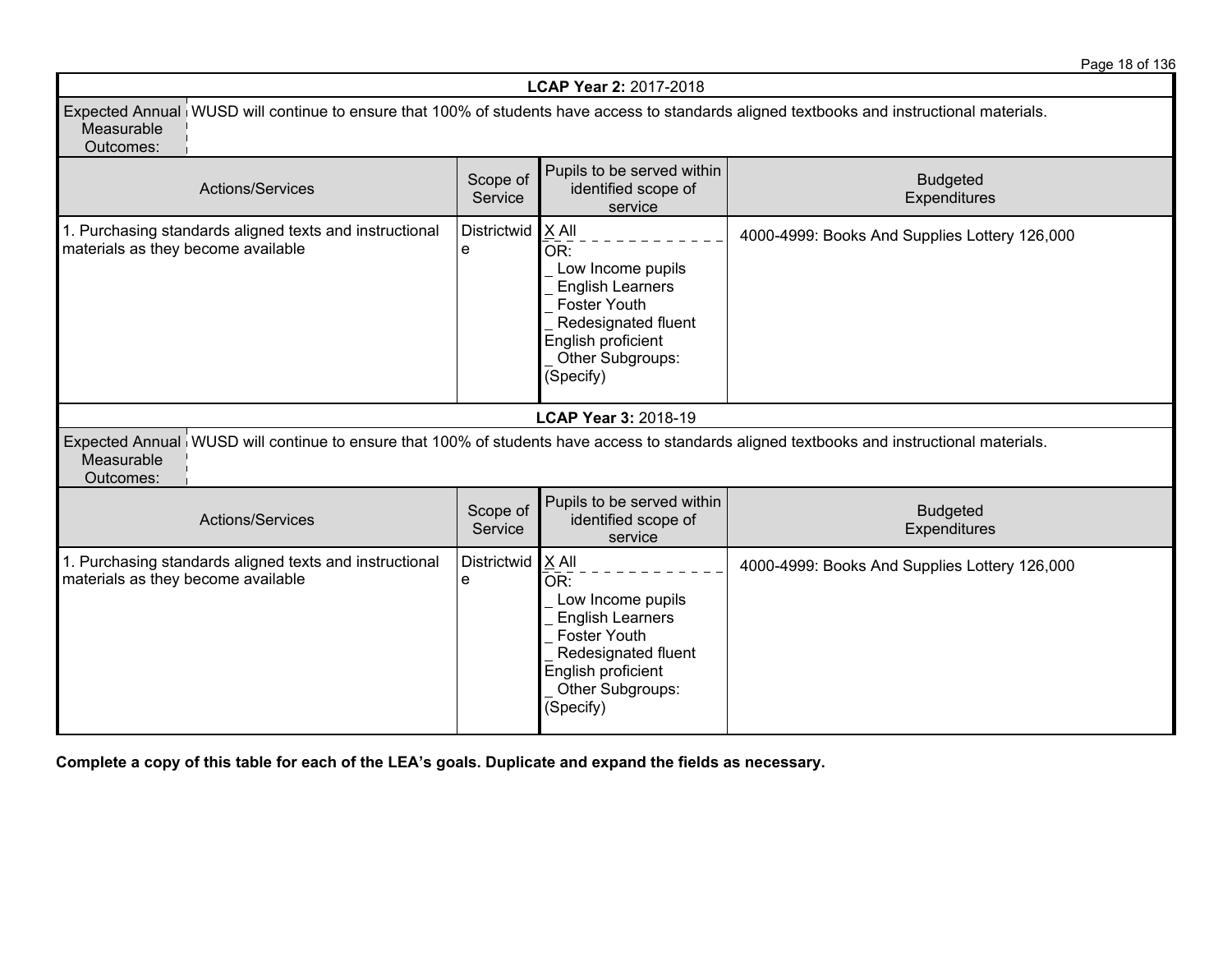**LCAP Year 2:** 2017-2018

| Expected Annual Measurable Outcomes: | WUSD will continue to ensure that 100% of students have access to standards aligned textbooks and instructional materials. | | |
|---|---|---|---|
| **Actions/Services** | **Scope of Service** | **Pupils to be served within identified scope of service** | **Budgeted Expenditures** |
| 1. Purchasing standards aligned texts and instructional materials as they become available | Districtwide | X All<br>OR:<br>_ Low Income pupils<br>_ English Learners<br>_ Foster Youth<br>_ Redesignated fluent English proficient<br>_ Other Subgroups: (Specify) | 4000-4999: Books And Supplies Lottery 126,000 |

**LCAP Year 3:** 2018-19

| Expected Annual Measurable Outcomes: | WUSD will continue to ensure that 100% of students have access to standards aligned textbooks and instructional materials. | | |
|---|---|---|---|
| **Actions/Services** | **Scope of Service** | **Pupils to be served within identified scope of service** | **Budgeted Expenditures** |
| 1. Purchasing standards aligned texts and instructional materials as they become available | Districtwide | X All<br>OR:<br>_ Low Income pupils<br>_ English Learners<br>_ Foster Youth<br>_ Redesignated fluent English proficient<br>_ Other Subgroups: (Specify) | 4000-4999: Books And Supplies Lottery 126,000 |

**Complete a copy of this table for each of the LEA's goals. Duplicate and expand the fields as necessary.**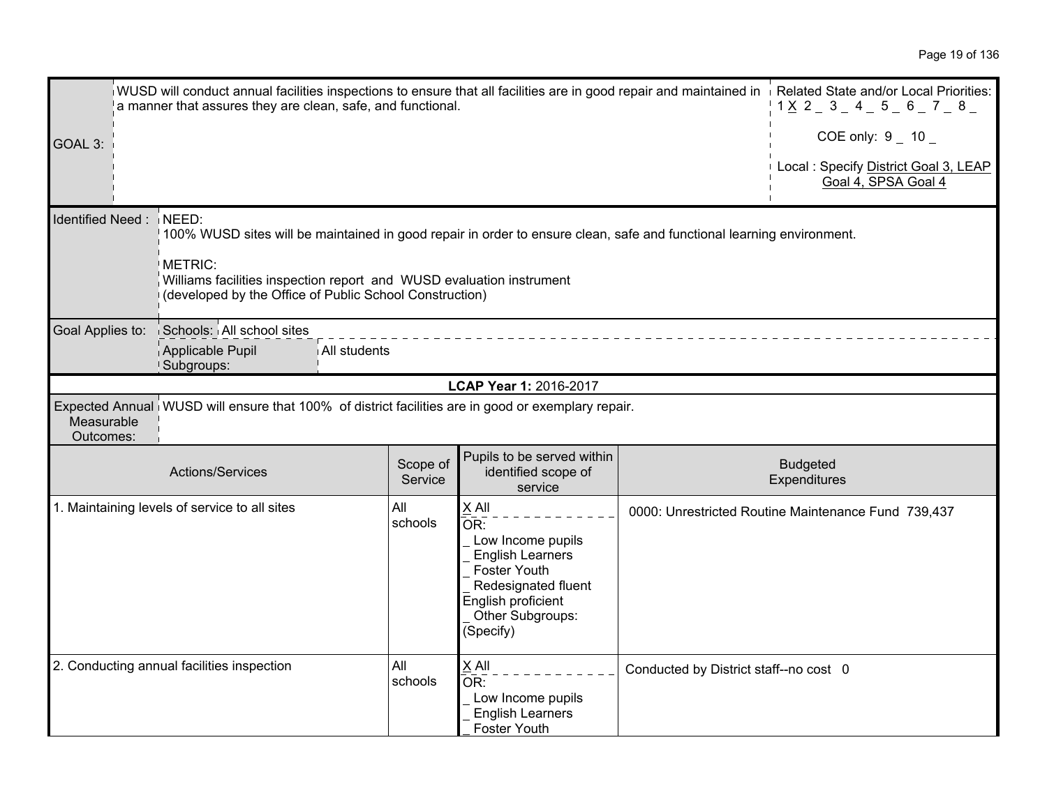| GOAL 3: | WUSD will conduct annual facilities inspections to ensure that all facilities are in good repair and maintained in a manner that assures they are clean, safe, and functional. | Related State and/or Local Priorities: 1 X 2 _ 3 _ 4 _ 5 _ 6 _ 7 _ 8 _<br><br>COE only: 9 _ 10 _<br><br>Local : Specify District Goal 3, LEAP Goal 4, SPSA Goal 4 |
|---|---|---|

| Identified Need : | NEED:<br>100% WUSD sites will be maintained in good repair in order to ensure clean, safe and functional learning environment.<br><br>METRIC:<br>Williams facilities inspection report and WUSD evaluation instrument (developed by the Office of Public School Construction) |
|---|---|
| Goal Applies to: | Schools: All school sites<br>Applicable Pupil Subgroups: All students |

**LCAP Year 1:** 2016-2017

| Expected Annual Measurable Outcomes: | WUSD will ensure that 100% of district facilities are in good or exemplary repair. |
|---|---|

| Actions/Services | Scope of Service | Pupils to be served within identified scope of service | Budgeted Expenditures |
|---|---|---|---|
| 1. Maintaining levels of service to all sites | All schools | X All<br>OR:<br>_ Low Income pupils<br>_ English Learners<br>_ Foster Youth<br>_ Redesignated fluent English proficient<br>_ Other Subgroups: (Specify) | 0000: Unrestricted Routine Maintenance Fund 739,437 |
| 2. Conducting annual facilities inspection | All schools | X All<br>OR:<br>_ Low Income pupils<br>_ English Learners<br>_ Foster Youth | Conducted by District staff--no cost 0 |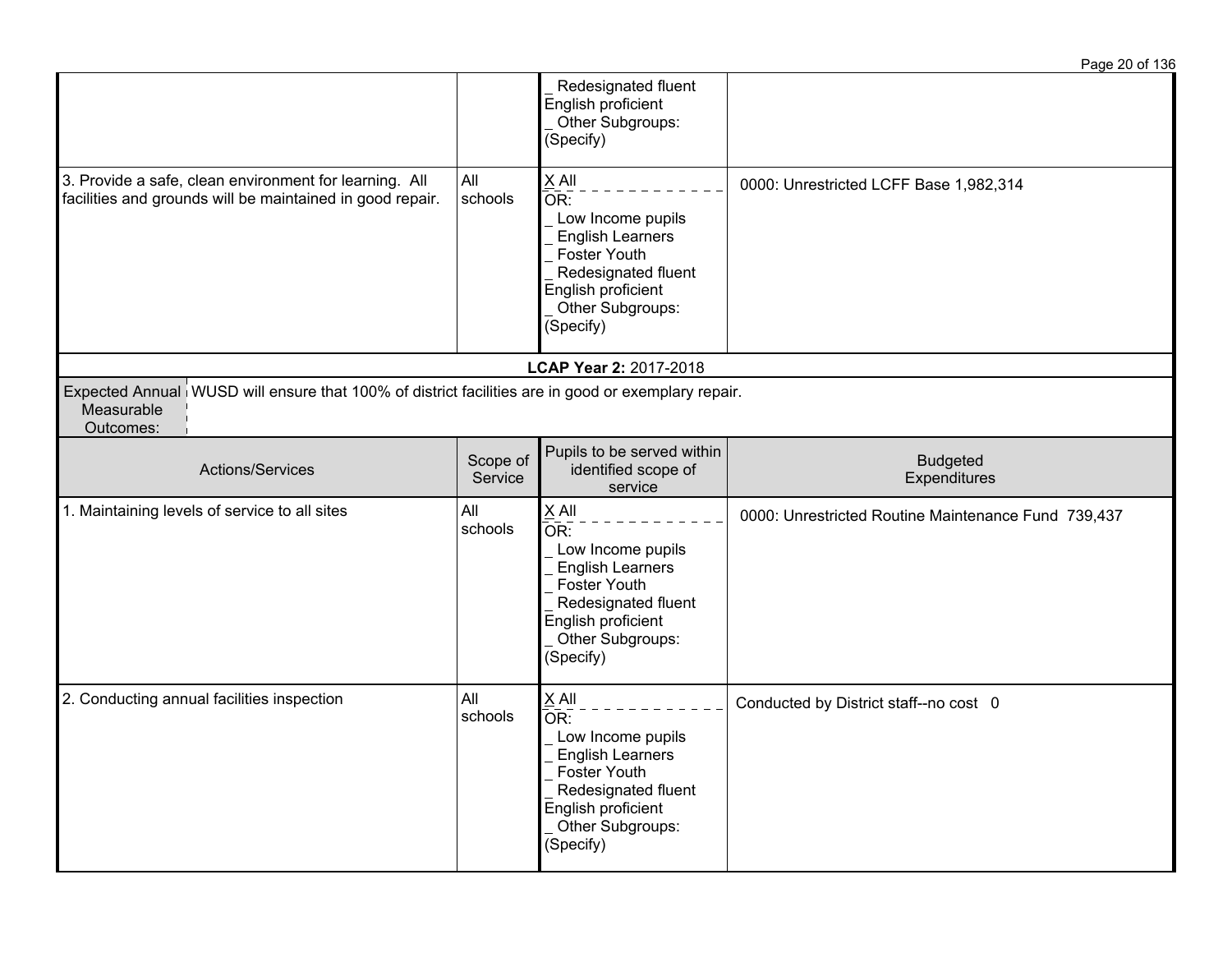| | | | |
|---|---|---|---|
| | | _ Redesignated fluent English proficient<br>_ Other Subgroups: (Specify) | |
| 3. Provide a safe, clean environment for learning. All facilities and grounds will be maintained in good repair. | All schools | X All<br>OR:<br>_ Low Income pupils<br>_ English Learners<br>_ Foster Youth<br>_ Redesignated fluent English proficient<br>_ Other Subgroups: (Specify) | 0000: Unrestricted LCFF Base 1,982,314 |

**LCAP Year 2:** 2017-2018

| Expected Annual Measurable Outcomes: | WUSD will ensure that 100% of district facilities are in good or exemplary repair. |
|---|---|

| Actions/Services | Scope of Service | Pupils to be served within identified scope of service | Budgeted Expenditures |
|---|---|---|---|
| 1. Maintaining levels of service to all sites | All schools | X All<br>OR:<br>_ Low Income pupils<br>_ English Learners<br>_ Foster Youth<br>_ Redesignated fluent English proficient<br>_ Other Subgroups: (Specify) | 0000: Unrestricted Routine Maintenance Fund 739,437 |
| 2. Conducting annual facilities inspection | All schools | X All<br>OR:<br>_ Low Income pupils<br>_ English Learners<br>_ Foster Youth<br>_ Redesignated fluent English proficient<br>_ Other Subgroups: (Specify) | Conducted by District staff--no cost 0 |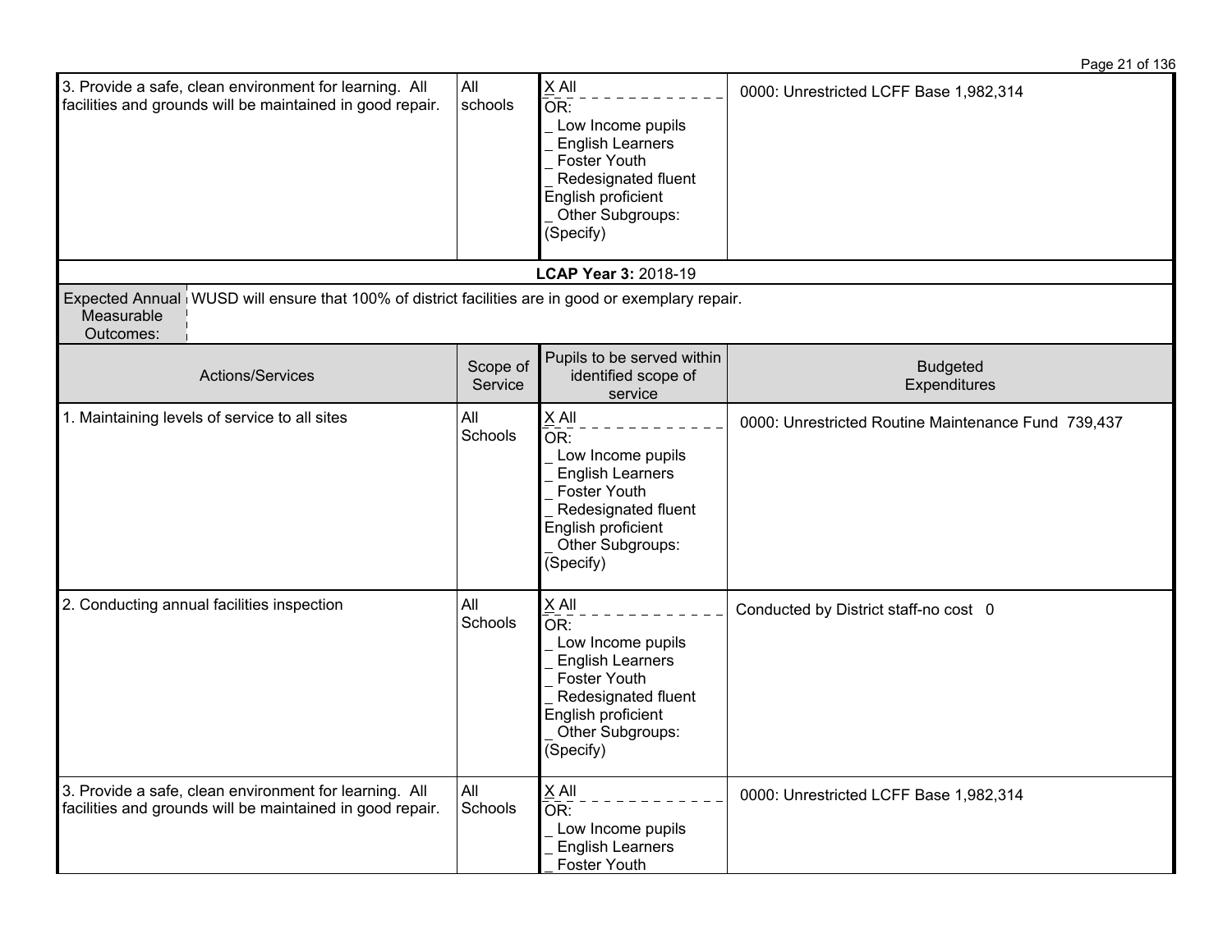| 3. Provide a safe, clean environment for learning. All facilities and grounds will be maintained in good repair. | All schools | X All<br>OR:<br>_ Low Income pupils<br>_ English Learners<br>_ Foster Youth<br>_ Redesignated fluent English proficient<br>_ Other Subgroups: (Specify) | 0000: Unrestricted LCFF Base 1,982,314 |
|---|---|---|---|

**LCAP Year 3:** 2018-19

| Expected Annual Measurable Outcomes: | WUSD will ensure that 100% of district facilities are in good or exemplary repair. |
|---|---|

| Actions/Services | Scope of Service | Pupils to be served within identified scope of service | Budgeted Expenditures |
|---|---|---|---|
| 1. Maintaining levels of service to all sites | All Schools | X All<br>OR:<br>_ Low Income pupils<br>_ English Learners<br>_ Foster Youth<br>_ Redesignated fluent English proficient<br>_ Other Subgroups: (Specify) | 0000: Unrestricted Routine Maintenance Fund 739,437 |
| 2. Conducting annual facilities inspection | All Schools | X All<br>OR:<br>_ Low Income pupils<br>_ English Learners<br>_ Foster Youth<br>_ Redesignated fluent English proficient<br>_ Other Subgroups: (Specify) | Conducted by District staff-no cost 0 |
| 3. Provide a safe, clean environment for learning. All facilities and grounds will be maintained in good repair. | All Schools | X All<br>OR:<br>_ Low Income pupils<br>_ English Learners<br>_ Foster Youth | 0000: Unrestricted LCFF Base 1,982,314 |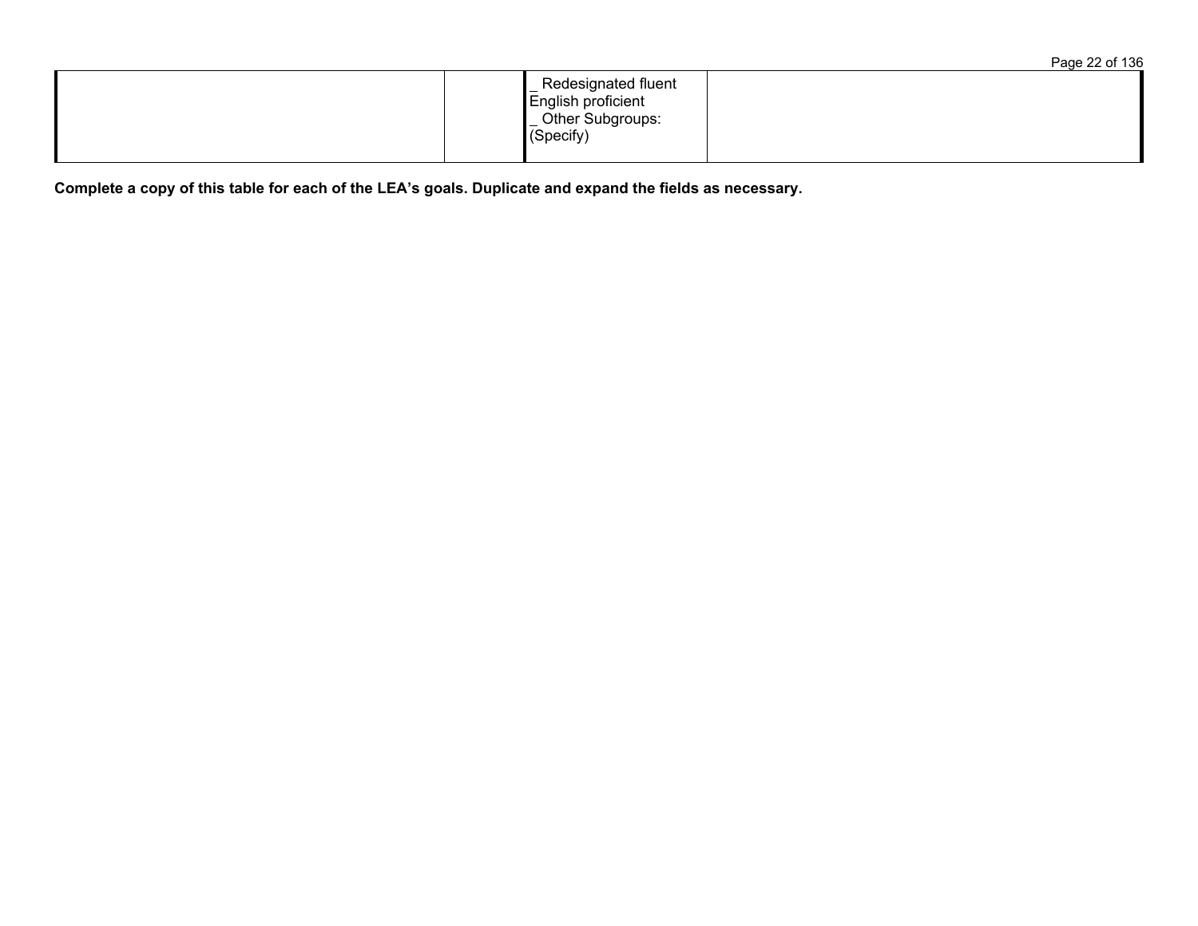| | | | |
|---|---|---|---|
| | | _ Redesignated fluent English proficient<br>_ Other Subgroups: (Specify) | |

**Complete a copy of this table for each of the LEA's goals. Duplicate and expand the fields as necessary.**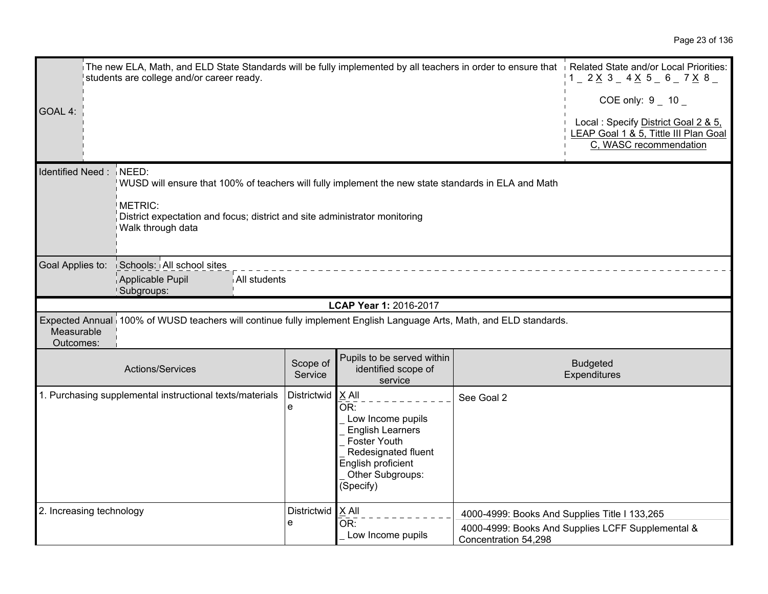| GOAL 4: | The new ELA, Math, and ELD State Standards will be fully implemented by all teachers in order to ensure that students are college and/or career ready. | Related State and/or Local Priorities: 1 _ 2 X 3 _ 4 X 5 _ 6 _ 7 X 8 _<br><br>COE only: 9 _ 10 _<br><br>Local : Specify District Goal 2 & 5, LEAP Goal 1 & 5, Tittle III Plan Goal C, WASC recommendation |
|---|---|---|

| Identified Need : | NEED:<br>WUSD will ensure that 100% of teachers will fully implement the new state standards in ELA and Math<br><br>METRIC:<br>District expectation and focus; district and site administrator monitoring<br>Walk through data |
|---|---|
| Goal Applies to: | Schools: All school sites<br>Applicable Pupil Subgroups: All students |

**LCAP Year 1:** 2016-2017

| Expected Annual Measurable Outcomes: | 100% of WUSD teachers will continue fully implement English Language Arts, Math, and ELD standards. |
|---|---|

| Actions/Services | Scope of Service | Pupils to be served within identified scope of service | Budgeted Expenditures |
|---|---|---|---|
| 1. Purchasing supplemental instructional texts/materials | Districtwide | X All<br>OR:<br>_ Low Income pupils<br>_ English Learners<br>_ Foster Youth<br>_ Redesignated fluent English proficient<br>_ Other Subgroups: (Specify) | See Goal 2 |
| 2. Increasing technology | Districtwide | X All<br>OR:<br>_ Low Income pupils | 4000-4999: Books And Supplies Title I 133,265<br>4000-4999: Books And Supplies LCFF Supplemental & Concentration 54,298 |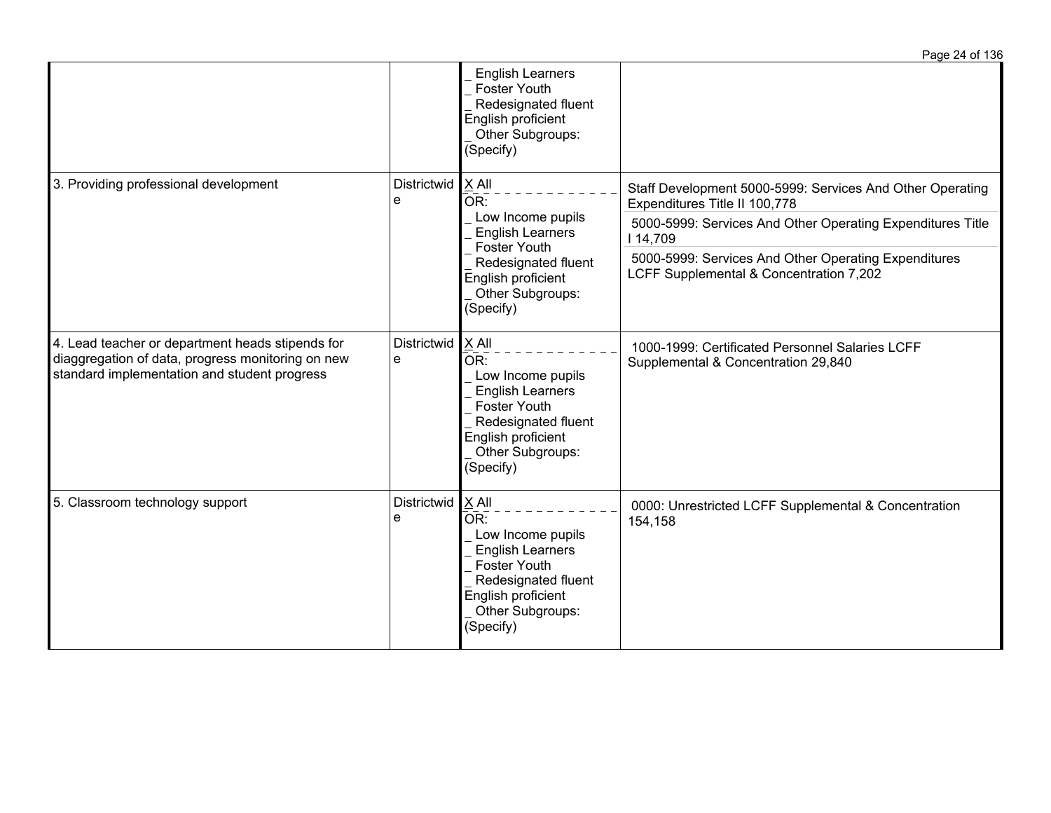| | | | |
|---|---|---|---|
| | | _ English Learners<br>_ Foster Youth<br>_ Redesignated fluent English proficient<br>_ Other Subgroups: (Specify) | |
| 3. Providing professional development | Districtwide | X All<br>OR:<br>_ Low Income pupils<br>_ English Learners<br>_ Foster Youth<br>_ Redesignated fluent English proficient<br>_ Other Subgroups: (Specify) | Staff Development 5000-5999: Services And Other Operating Expenditures Title II 100,778<br>5000-5999: Services And Other Operating Expenditures Title I 14,709<br>5000-5999: Services And Other Operating Expenditures LCFF Supplemental & Concentration 7,202 |
| 4. Lead teacher or department heads stipends for diaggregation of data, progress monitoring on new standard implementation and student progress | Districtwide | X All<br>OR:<br>_ Low Income pupils<br>_ English Learners<br>_ Foster Youth<br>_ Redesignated fluent English proficient<br>_ Other Subgroups: (Specify) | 1000-1999: Certificated Personnel Salaries LCFF Supplemental & Concentration 29,840 |
| 5. Classroom technology support | Districtwide | X All<br>OR:<br>_ Low Income pupils<br>_ English Learners<br>_ Foster Youth<br>_ Redesignated fluent English proficient<br>_ Other Subgroups: (Specify) | 0000: Unrestricted LCFF Supplemental & Concentration 154,158 |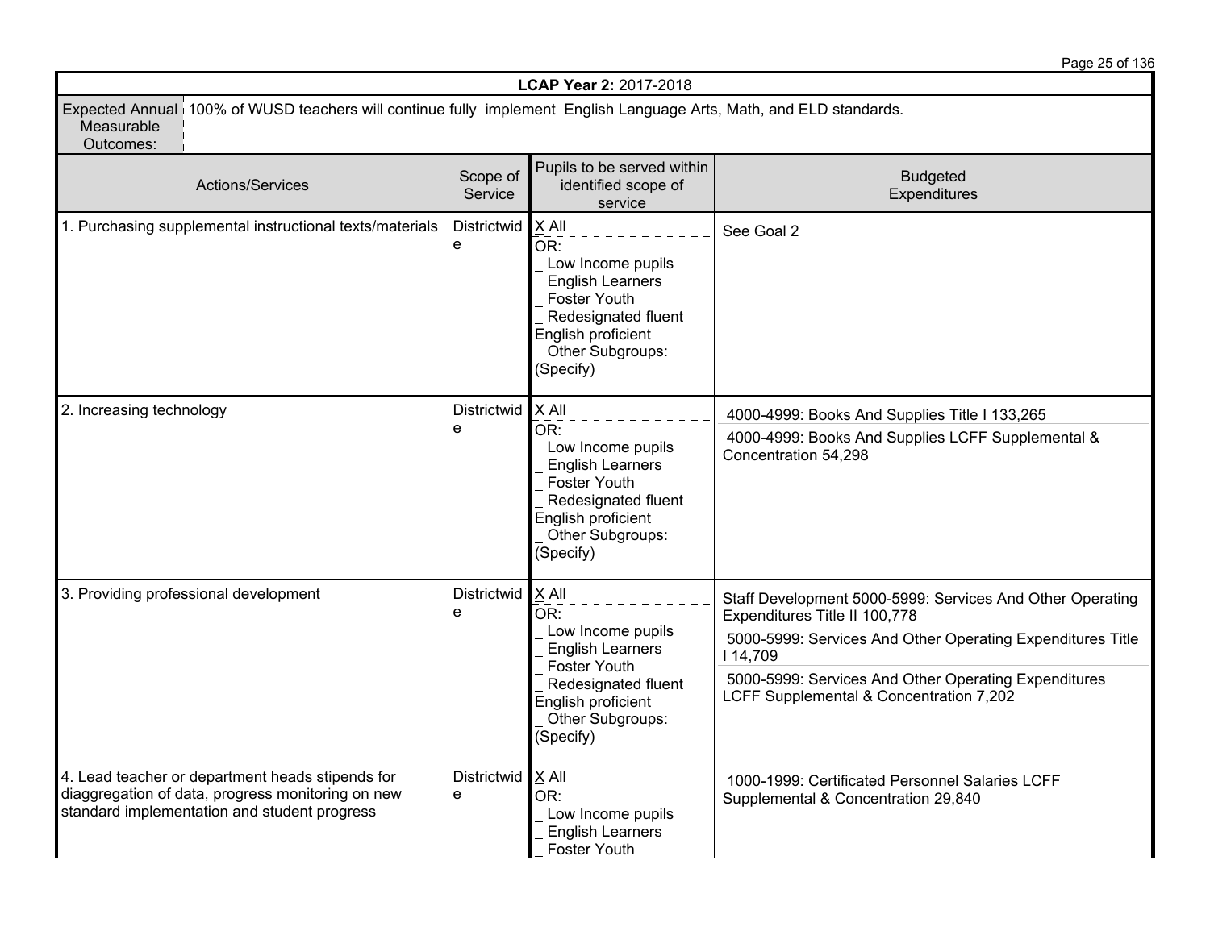**LCAP Year 2:** 2017-2018

| Expected Annual Measurable Outcomes: | 100% of WUSD teachers will continue fully implement English Language Arts, Math, and ELD standards. |
|---|---|

| Actions/Services | Scope of Service | Pupils to be served within identified scope of service | Budgeted Expenditures |
|---|---|---|---|
| 1. Purchasing supplemental instructional texts/materials | Districtwide | X All<br>OR:<br>_ Low Income pupils<br>_ English Learners<br>_ Foster Youth<br>_ Redesignated fluent English proficient<br>_ Other Subgroups: (Specify) | See Goal 2 |
| 2. Increasing technology | Districtwide | X All<br>OR:<br>_ Low Income pupils<br>_ English Learners<br>_ Foster Youth<br>_ Redesignated fluent English proficient<br>_ Other Subgroups: (Specify) | 4000-4999: Books And Supplies Title I 133,265<br>4000-4999: Books And Supplies LCFF Supplemental & Concentration 54,298 |
| 3. Providing professional development | Districtwide | X All<br>OR:<br>_ Low Income pupils<br>_ English Learners<br>_ Foster Youth<br>_ Redesignated fluent English proficient<br>_ Other Subgroups: (Specify) | Staff Development 5000-5999: Services And Other Operating Expenditures Title II 100,778<br>5000-5999: Services And Other Operating Expenditures Title I 14,709<br>5000-5999: Services And Other Operating Expenditures LCFF Supplemental & Concentration 7,202 |
| 4. Lead teacher or department heads stipends for diaggregation of data, progress monitoring on new standard implementation and student progress | Districtwide | X All<br>OR:<br>_ Low Income pupils<br>_ English Learners<br>_ Foster Youth | 1000-1999: Certificated Personnel Salaries LCFF Supplemental & Concentration 29,840 |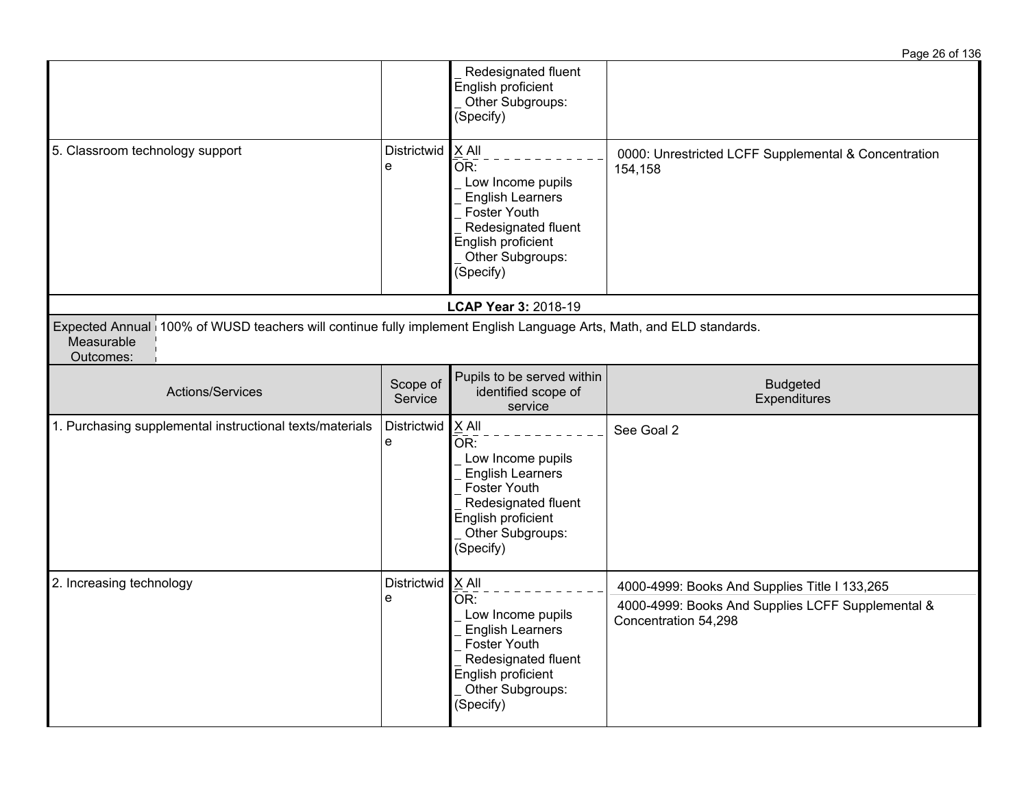| | | | |
|---|---|---|---|
| | | _ Redesignated fluent English proficient<br>_ Other Subgroups: (Specify) | |
| 5. Classroom technology support | Districtwide | X All<br>OR:<br>_ Low Income pupils<br>_ English Learners<br>_ Foster Youth<br>_ Redesignated fluent English proficient<br>_ Other Subgroups: (Specify) | 0000: Unrestricted LCFF Supplemental & Concentration 154,158 |

**LCAP Year 3:** 2018-19

| Expected Annual Measurable Outcomes: | 100% of WUSD teachers will continue fully implement English Language Arts, Math, and ELD standards. |
|---|---|

| Actions/Services | Scope of Service | Pupils to be served within identified scope of service | Budgeted Expenditures |
|---|---|---|---|
| 1. Purchasing supplemental instructional texts/materials | Districtwide | X All<br>OR:<br>_ Low Income pupils<br>_ English Learners<br>_ Foster Youth<br>_ Redesignated fluent English proficient<br>_ Other Subgroups: (Specify) | See Goal 2 |
| 2. Increasing technology | Districtwide | X All<br>OR:<br>_ Low Income pupils<br>_ English Learners<br>_ Foster Youth<br>_ Redesignated fluent English proficient<br>_ Other Subgroups: (Specify) | 4000-4999: Books And Supplies Title I 133,265<br>4000-4999: Books And Supplies LCFF Supplemental & Concentration 54,298 |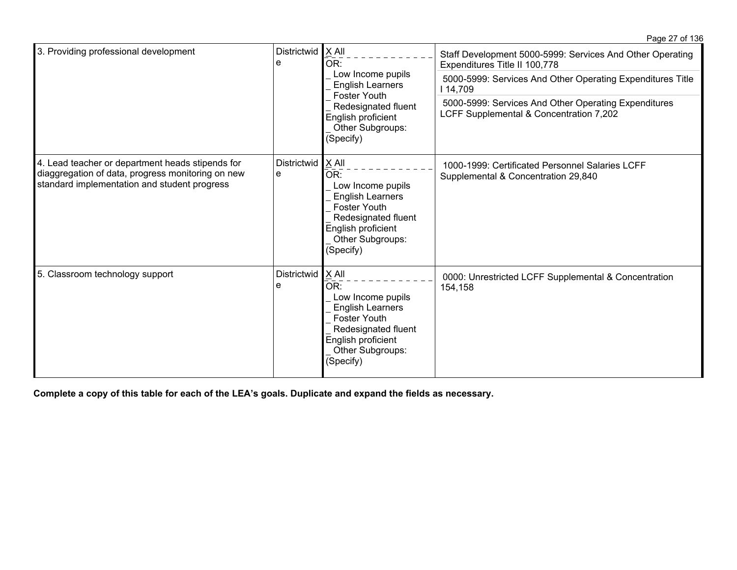| | | | |
|---|---|---|---|
| 3. Providing professional development | Districtwide | X All<br>OR:<br>_ Low Income pupils<br>_ English Learners<br>_ Foster Youth<br>_ Redesignated fluent English proficient<br>_ Other Subgroups: (Specify) | Staff Development 5000-5999: Services And Other Operating Expenditures Title II 100,778<br>5000-5999: Services And Other Operating Expenditures Title I 14,709<br>5000-5999: Services And Other Operating Expenditures LCFF Supplemental & Concentration 7,202 |
| 4. Lead teacher or department heads stipends for diaggregation of data, progress monitoring on new standard implementation and student progress | Districtwide | X All<br>OR:<br>_ Low Income pupils<br>_ English Learners<br>_ Foster Youth<br>_ Redesignated fluent English proficient<br>_ Other Subgroups: (Specify) | 1000-1999: Certificated Personnel Salaries LCFF Supplemental & Concentration 29,840 |
| 5. Classroom technology support | Districtwide | X All<br>OR:<br>_ Low Income pupils<br>_ English Learners<br>_ Foster Youth<br>_ Redesignated fluent English proficient<br>_ Other Subgroups: (Specify) | 0000: Unrestricted LCFF Supplemental & Concentration 154,158 |

**Complete a copy of this table for each of the LEA's goals. Duplicate and expand the fields as necessary.**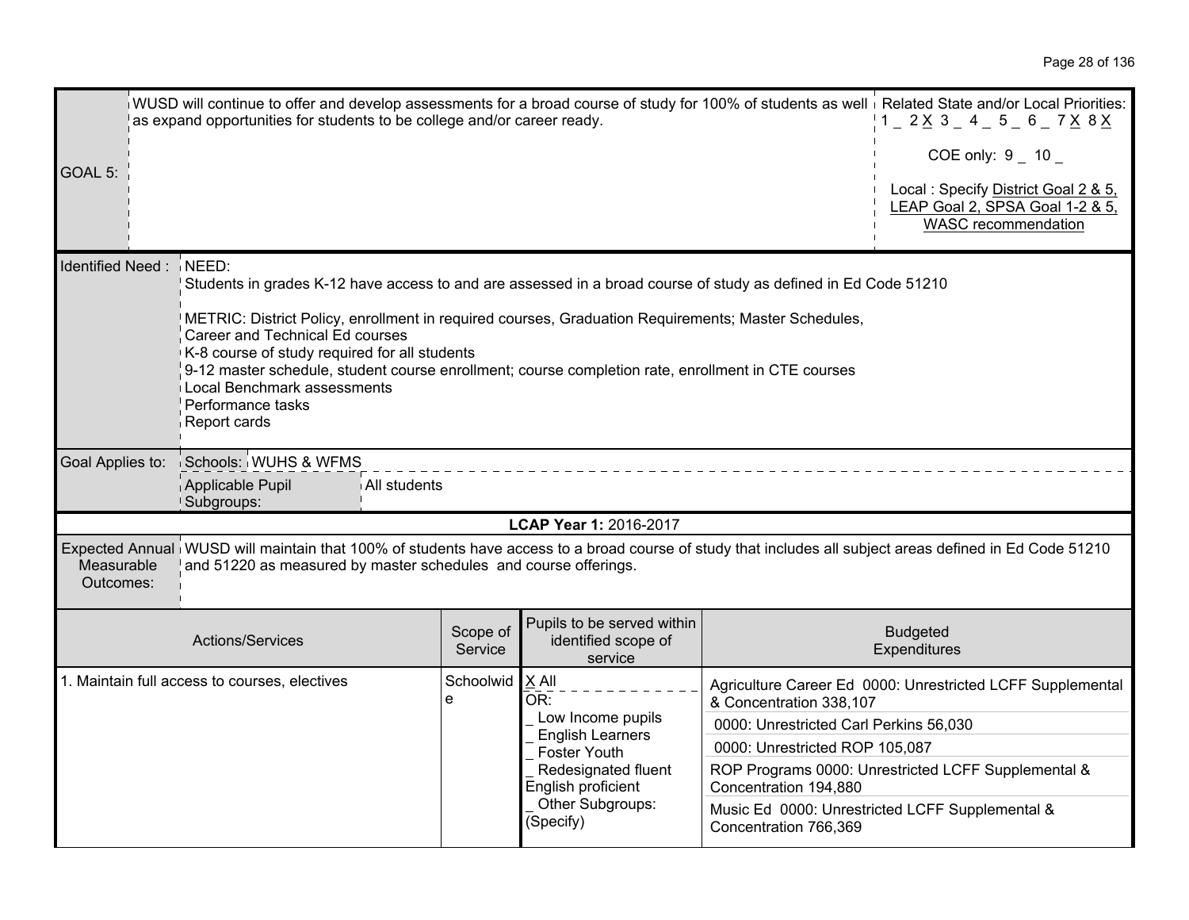| GOAL 5: | WUSD will continue to offer and develop assessments for a broad course of study for 100% of students as well as expand opportunities for students to be college and/or career ready. | Related State and/or Local Priorities: 1 _ 2 X 3 _ 4 _ 5 _ 6 _ 7 X 8 X<br><br>COE only: 9 _ 10 _<br><br>Local : Specify District Goal 2 & 5, LEAP Goal 2, SPSA Goal 1-2 & 5, WASC recommendation |
|---|---|---|

| Identified Need : | NEED:<br>Students in grades K-12 have access to and are assessed in a broad course of study as defined in Ed Code 51210<br><br>METRIC: District Policy, enrollment in required courses, Graduation Requirements; Master Schedules, Career and Technical Ed courses<br>K-8 course of study required for all students<br>9-12 master schedule, student course enrollment; course completion rate, enrollment in CTE courses<br>Local Benchmark assessments<br>Performance tasks<br>Report cards |
|---|---|

| Goal Applies to: | Schools: | WUHS & WFMS |
|---|---|---|
| | Applicable Pupil Subgroups: | All students |

**LCAP Year 1:** 2016-2017

| Expected Annual Measurable Outcomes: | WUSD will maintain that 100% of students have access to a broad course of study that includes all subject areas defined in Ed Code 51210 and 51220 as measured by master schedules and course offerings. |
|---|---|

| Actions/Services | Scope of Service | Pupils to be served within identified scope of service | Budgeted Expenditures |
|---|---|---|---|
| 1. Maintain full access to courses, electives | Schoolwide | X All<br>OR:<br>_ Low Income pupils<br>_ English Learners<br>_ Foster Youth<br>_ Redesignated fluent English proficient<br>_ Other Subgroups: (Specify) | Agriculture Career Ed 0000: Unrestricted LCFF Supplemental & Concentration 338,107<br>0000: Unrestricted Carl Perkins 56,030<br>0000: Unrestricted ROP 105,087<br>ROP Programs 0000: Unrestricted LCFF Supplemental & Concentration 194,880<br>Music Ed 0000: Unrestricted LCFF Supplemental & Concentration 766,369 |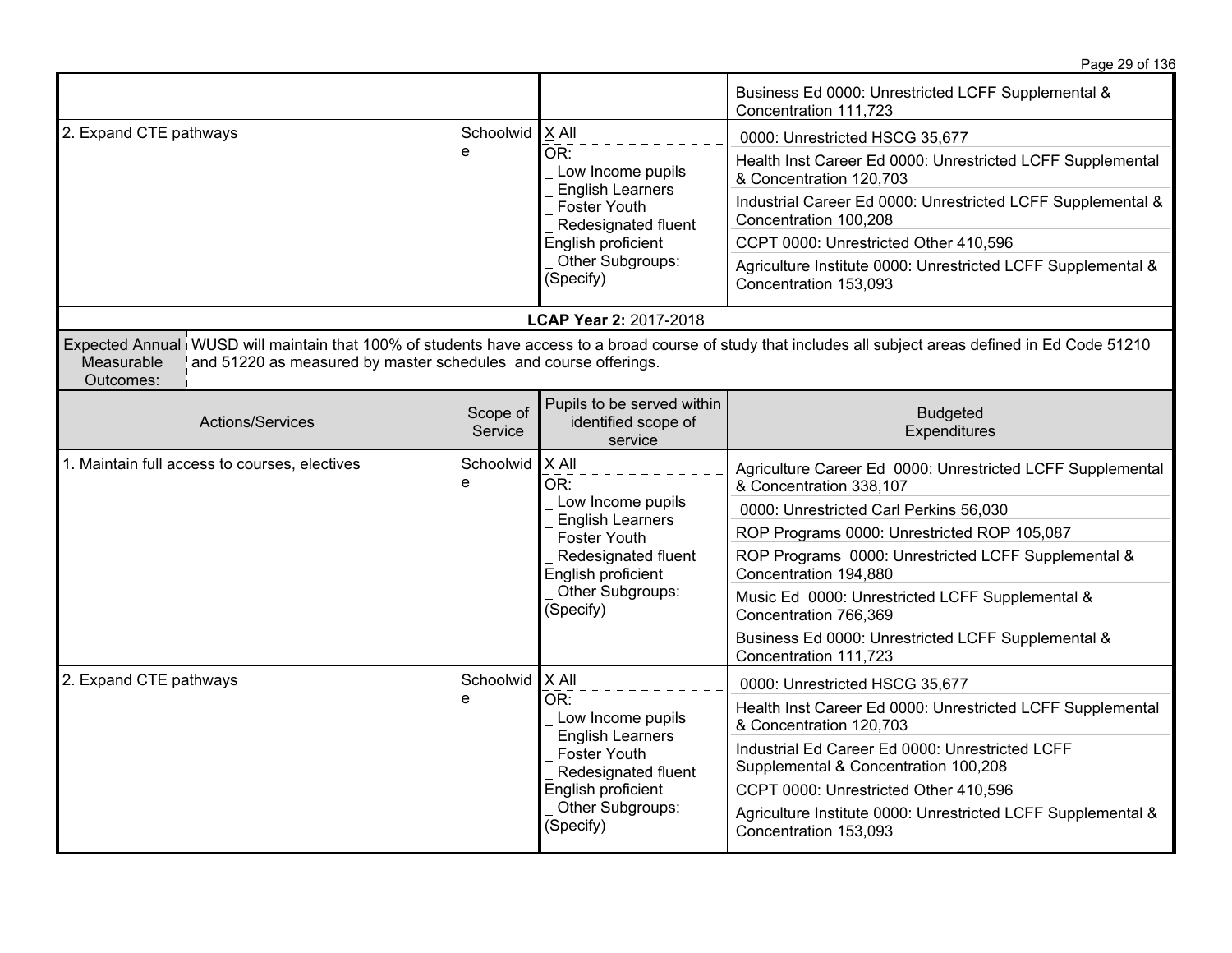| Actions/Services | Scope of Service | Pupils to be served within identified scope of service | Budgeted Expenditures |
|---|---|---|---|
| | | | Business Ed 0000: Unrestricted LCFF Supplemental & Concentration 111,723 |
| 2. Expand CTE pathways | Schoolwide | X All<br>OR:<br>_ Low Income pupils<br>_ English Learners<br>_ Foster Youth<br>_ Redesignated fluent English proficient<br>_ Other Subgroups: (Specify) | 0000: Unrestricted HSCG 35,677<br>Health Inst Career Ed 0000: Unrestricted LCFF Supplemental & Concentration 120,703<br>Industrial Career Ed 0000: Unrestricted LCFF Supplemental & Concentration 100,208<br>CCPT 0000: Unrestricted Other 410,596<br>Agriculture Institute 0000: Unrestricted LCFF Supplemental & Concentration 153,093 |

**LCAP Year 2:** 2017-2018

**Expected Annual Measurable Outcomes:** WUSD will maintain that 100% of students have access to a broad course of study that includes all subject areas defined in Ed Code 51210 and 51220 as measured by master schedules and course offerings.

| Actions/Services | Scope of Service | Pupils to be served within identified scope of service | Budgeted Expenditures |
|---|---|---|---|
| 1. Maintain full access to courses, electives | Schoolwide | X All<br>OR:<br>_ Low Income pupils<br>_ English Learners<br>_ Foster Youth<br>_ Redesignated fluent English proficient<br>_ Other Subgroups: (Specify) | Agriculture Career Ed 0000: Unrestricted LCFF Supplemental & Concentration 338,107<br>0000: Unrestricted Carl Perkins 56,030<br>ROP Programs 0000: Unrestricted ROP 105,087<br>ROP Programs 0000: Unrestricted LCFF Supplemental & Concentration 194,880<br>Music Ed 0000: Unrestricted LCFF Supplemental & Concentration 766,369<br>Business Ed 0000: Unrestricted LCFF Supplemental & Concentration 111,723 |
| 2. Expand CTE pathways | Schoolwide | X All<br>OR:<br>_ Low Income pupils<br>_ English Learners<br>_ Foster Youth<br>_ Redesignated fluent English proficient<br>_ Other Subgroups: (Specify) | 0000: Unrestricted HSCG 35,677<br>Health Inst Career Ed 0000: Unrestricted LCFF Supplemental & Concentration 120,703<br>Industrial Ed Career Ed 0000: Unrestricted LCFF Supplemental & Concentration 100,208<br>CCPT 0000: Unrestricted Other 410,596<br>Agriculture Institute 0000: Unrestricted LCFF Supplemental & Concentration 153,093 |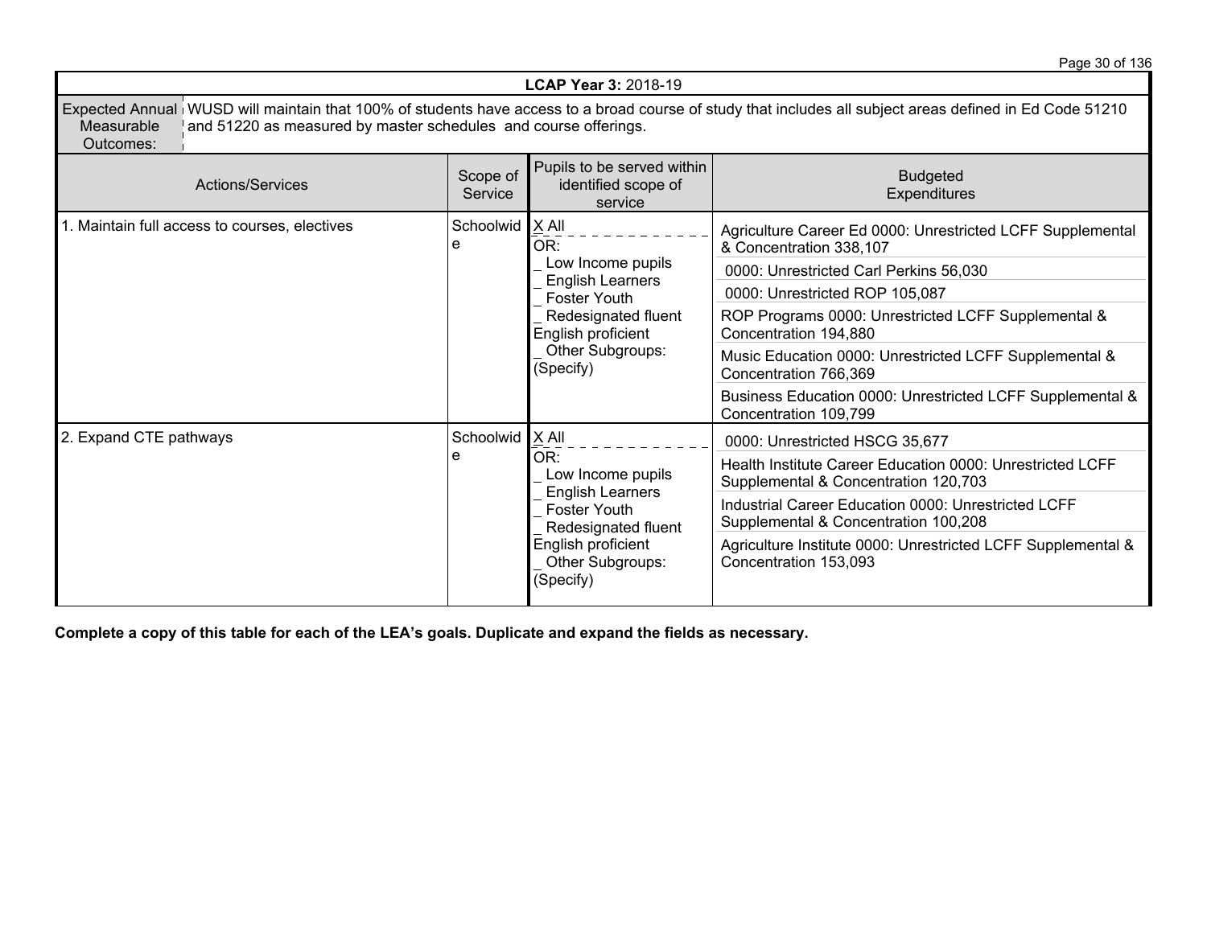**LCAP Year 3:** 2018-19

| Expected Annual Measurable Outcomes: | WUSD will maintain that 100% of students have access to a broad course of study that includes all subject areas defined in Ed Code 51210 and 51220 as measured by master schedules and course offerings. |
|---|---|

| Actions/Services | Scope of Service | Pupils to be served within identified scope of service | Budgeted Expenditures |
|---|---|---|---|
| 1. Maintain full access to courses, electives | Schoolwide | X All<br>OR:<br>_ Low Income pupils<br>_ English Learners<br>_ Foster Youth<br>_ Redesignated fluent English proficient<br>_ Other Subgroups: (Specify) | Agriculture Career Ed 0000: Unrestricted LCFF Supplemental & Concentration 338,107<br>0000: Unrestricted Carl Perkins 56,030<br>0000: Unrestricted ROP 105,087<br>ROP Programs 0000: Unrestricted LCFF Supplemental & Concentration 194,880<br>Music Education 0000: Unrestricted LCFF Supplemental & Concentration 766,369<br>Business Education 0000: Unrestricted LCFF Supplemental & Concentration 109,799 |
| 2. Expand CTE pathways | Schoolwide | X All<br>OR:<br>_ Low Income pupils<br>_ English Learners<br>_ Foster Youth<br>_ Redesignated fluent English proficient<br>_ Other Subgroups: (Specify) | 0000: Unrestricted HSCG 35,677<br>Health Institute Career Education 0000: Unrestricted LCFF Supplemental & Concentration 120,703<br>Industrial Career Education 0000: Unrestricted LCFF Supplemental & Concentration 100,208<br>Agriculture Institute 0000: Unrestricted LCFF Supplemental & Concentration 153,093 |

**Complete a copy of this table for each of the LEA's goals. Duplicate and expand the fields as necessary.**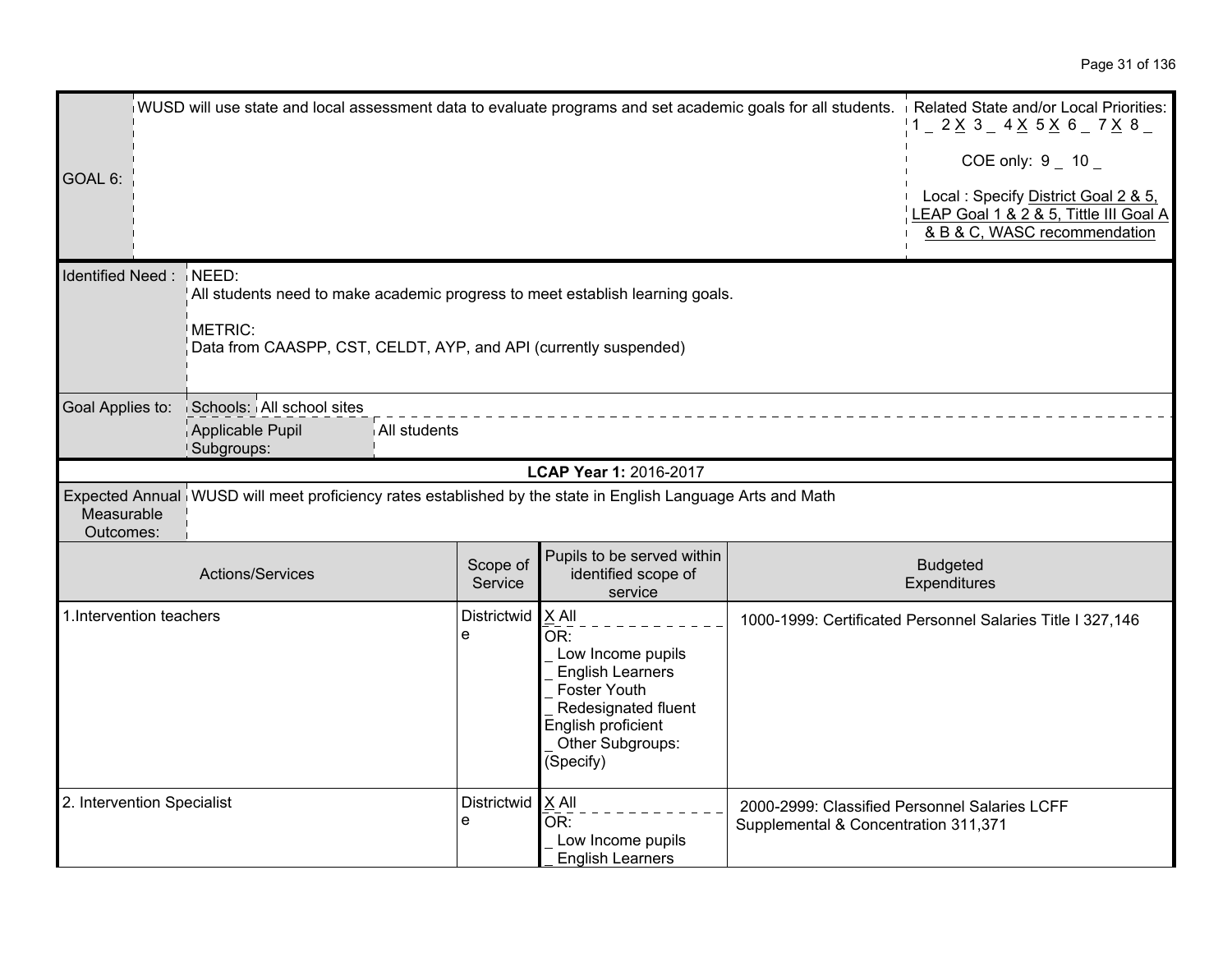| GOAL 6: | WUSD will use state and local assessment data to evaluate programs and set academic goals for all students. | Related State and/or Local Priorities: 1 _ 2 X 3 _ 4 X 5 X 6 _ 7 X 8 _<br><br>COE only: 9 _ 10 _<br><br>Local : Specify District Goal 2 & 5, LEAP Goal 1 & 2 & 5, Tittle III Goal A & B & C, WASC recommendation |
|---|---|---|

| Identified Need : | NEED:<br>All students need to make academic progress to meet establish learning goals.<br><br>METRIC:<br>Data from CAASPP, CST, CELDT, AYP, and API (currently suspended) |
|---|---|
| Goal Applies to: | Schools: All school sites<br>Applicable Pupil Subgroups: All students |

**LCAP Year 1:** 2016-2017

| Expected Annual Measurable Outcomes: | WUSD will meet proficiency rates established by the state in English Language Arts and Math |
|---|---|

| Actions/Services | Scope of Service | Pupils to be served within identified scope of service | Budgeted Expenditures |
|---|---|---|---|
| 1.Intervention teachers | Districtwide | X All<br>OR:<br>_ Low Income pupils<br>_ English Learners<br>_ Foster Youth<br>_ Redesignated fluent English proficient<br>_ Other Subgroups: (Specify) | 1000-1999: Certificated Personnel Salaries Title I 327,146 |
| 2. Intervention Specialist | Districtwide | X All<br>OR:<br>_ Low Income pupils<br>_ English Learners | 2000-2999: Classified Personnel Salaries LCFF Supplemental & Concentration 311,371 |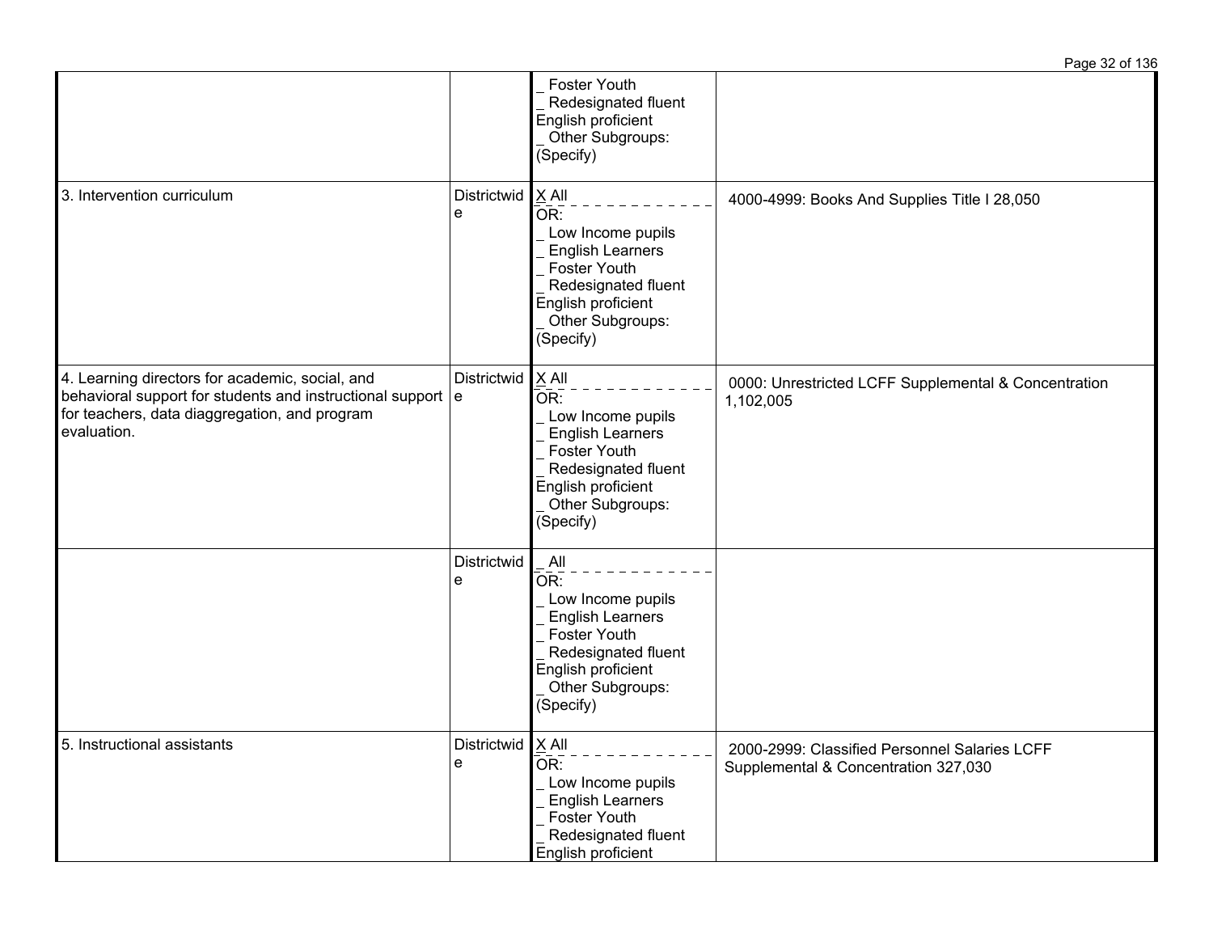| | | | |
|---|---|---|---|
| | | _ Foster Youth<br>_ Redesignated fluent English proficient<br>_ Other Subgroups: (Specify) | |
| 3. Intervention curriculum | Districtwide | X All<br>OR:<br>_ Low Income pupils<br>_ English Learners<br>_ Foster Youth<br>_ Redesignated fluent English proficient<br>_ Other Subgroups: (Specify) | 4000-4999: Books And Supplies Title I 28,050 |
| 4. Learning directors for academic, social, and behavioral support for students and instructional support for teachers, data diaggregation, and program evaluation. | Districtwide | X All<br>OR:<br>_ Low Income pupils<br>_ English Learners<br>_ Foster Youth<br>_ Redesignated fluent English proficient<br>_ Other Subgroups: (Specify) | 0000: Unrestricted LCFF Supplemental & Concentration 1,102,005 |
| | Districtwide | _ All<br>OR:<br>_ Low Income pupils<br>_ English Learners<br>_ Foster Youth<br>_ Redesignated fluent English proficient<br>_ Other Subgroups: (Specify) | |
| 5. Instructional assistants | Districtwide | X All<br>OR:<br>_ Low Income pupils<br>_ English Learners<br>_ Foster Youth<br>_ Redesignated fluent English proficient | 2000-2999: Classified Personnel Salaries LCFF Supplemental & Concentration 327,030 |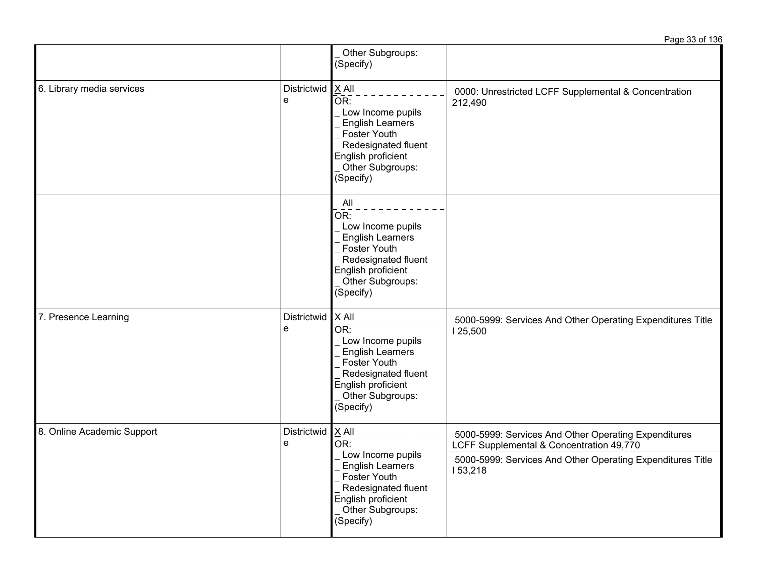| | | | |
|---|---|---|---|
| | | _ Other Subgroups: (Specify) | |
| 6. Library media services | Districtwide | X All<br>OR:<br>_ Low Income pupils<br>_ English Learners<br>_ Foster Youth<br>_ Redesignated fluent English proficient<br>_ Other Subgroups: (Specify) | 0000: Unrestricted LCFF Supplemental & Concentration 212,490 |
| | | _ All<br>OR:<br>_ Low Income pupils<br>_ English Learners<br>_ Foster Youth<br>_ Redesignated fluent English proficient<br>_ Other Subgroups: (Specify) | |
| 7. Presence Learning | Districtwide | X All<br>OR:<br>_ Low Income pupils<br>_ English Learners<br>_ Foster Youth<br>_ Redesignated fluent English proficient<br>_ Other Subgroups: (Specify) | 5000-5999: Services And Other Operating Expenditures Title I 25,500 |
| 8. Online Academic Support | Districtwide | X All<br>OR:<br>_ Low Income pupils<br>_ English Learners<br>_ Foster Youth<br>_ Redesignated fluent English proficient<br>_ Other Subgroups: (Specify) | 5000-5999: Services And Other Operating Expenditures LCFF Supplemental & Concentration 49,770<br>5000-5999: Services And Other Operating Expenditures Title I 53,218 |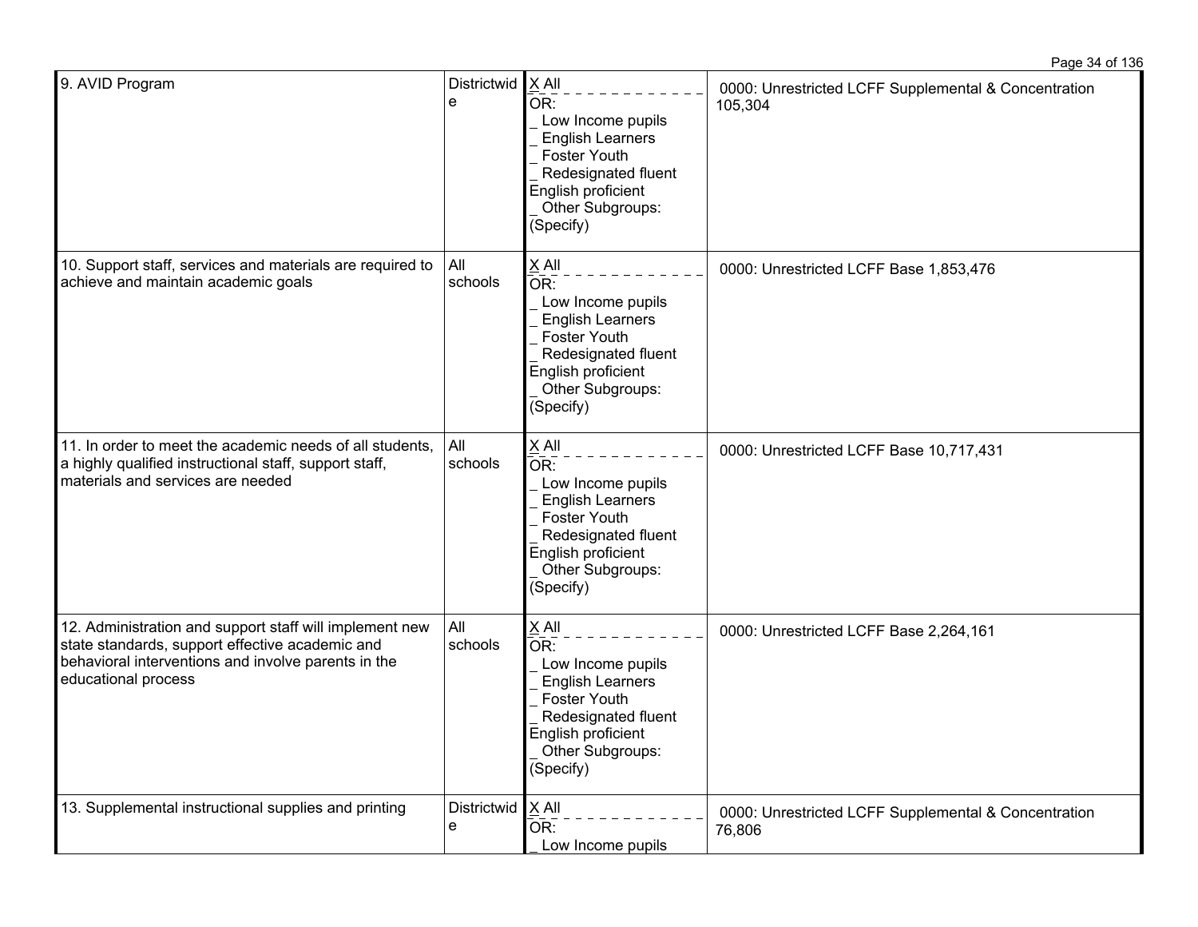| | | | |
|---|---|---|---|
| 9. AVID Program | Districtwide | X All<br>OR:<br>_ Low Income pupils<br>_ English Learners<br>_ Foster Youth<br>_ Redesignated fluent English proficient<br>_ Other Subgroups: (Specify) | 0000: Unrestricted LCFF Supplemental & Concentration 105,304 |
| 10. Support staff, services and materials are required to achieve and maintain academic goals | All schools | X All<br>OR:<br>_ Low Income pupils<br>_ English Learners<br>_ Foster Youth<br>_ Redesignated fluent English proficient<br>_ Other Subgroups: (Specify) | 0000: Unrestricted LCFF Base 1,853,476 |
| 11. In order to meet the academic needs of all students, a highly qualified instructional staff, support staff, materials and services are needed | All schools | X All<br>OR:<br>_ Low Income pupils<br>_ English Learners<br>_ Foster Youth<br>_ Redesignated fluent English proficient<br>_ Other Subgroups: (Specify) | 0000: Unrestricted LCFF Base 10,717,431 |
| 12. Administration and support staff will implement new state standards, support effective academic and behavioral interventions and involve parents in the educational process | All schools | X All<br>OR:<br>_ Low Income pupils<br>_ English Learners<br>_ Foster Youth<br>_ Redesignated fluent English proficient<br>_ Other Subgroups: (Specify) | 0000: Unrestricted LCFF Base 2,264,161 |
| 13. Supplemental instructional supplies and printing | Districtwide | X All<br>OR:<br>_ Low Income pupils | 0000: Unrestricted LCFF Supplemental & Concentration 76,806 |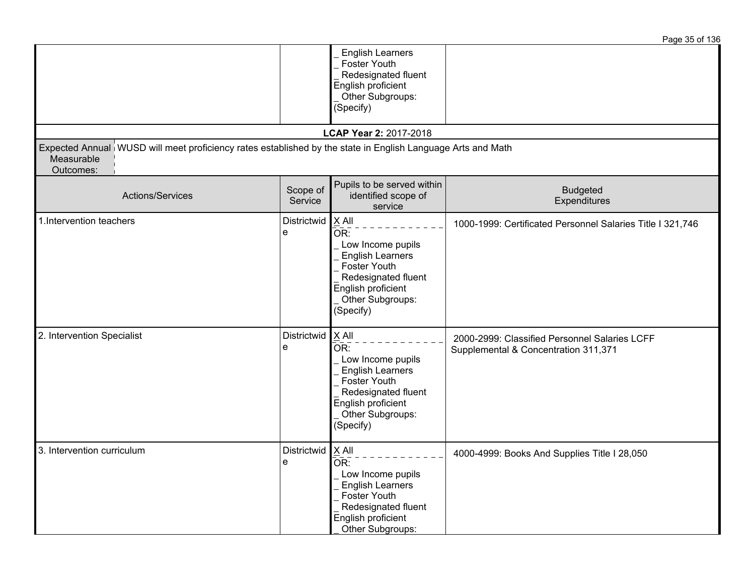| | | _ English Learners<br>_ Foster Youth<br>_ Redesignated fluent English proficient<br>_ Other Subgroups: (Specify) | |
|---|---|---|---|

**LCAP Year 2:** 2017-2018

| Expected Annual Measurable Outcomes: | WUSD will meet proficiency rates established by the state in English Language Arts and Math |
|---|---|

| Actions/Services | Scope of Service | Pupils to be served within identified scope of service | Budgeted Expenditures |
|---|---|---|---|
| 1.Intervention teachers | Districtwide | X All<br>OR:<br>_ Low Income pupils<br>_ English Learners<br>_ Foster Youth<br>_ Redesignated fluent English proficient<br>_ Other Subgroups: (Specify) | 1000-1999: Certificated Personnel Salaries Title I 321,746 |
| 2. Intervention Specialist | Districtwide | X All<br>OR:<br>_ Low Income pupils<br>_ English Learners<br>_ Foster Youth<br>_ Redesignated fluent English proficient<br>_ Other Subgroups: (Specify) | 2000-2999: Classified Personnel Salaries LCFF Supplemental & Concentration 311,371 |
| 3. Intervention curriculum | Districtwide | X All<br>OR:<br>_ Low Income pupils<br>_ English Learners<br>_ Foster Youth<br>_ Redesignated fluent English proficient<br>_ Other Subgroups: | 4000-4999: Books And Supplies Title I 28,050 |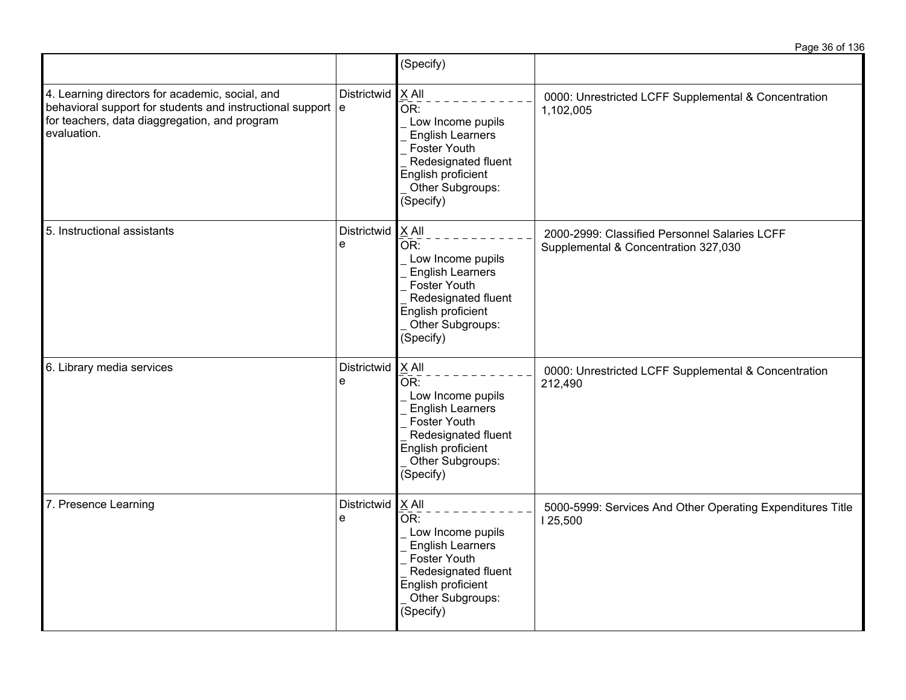| | | | |
|---|---|---|---|
| | | (Specify) | |
| 4. Learning directors for academic, social, and behavioral support for students and instructional support for teachers, data diaggregation, and program evaluation. | Districtwide | X All<br>OR:<br>_ Low Income pupils<br>_ English Learners<br>_ Foster Youth<br>_ Redesignated fluent English proficient<br>_ Other Subgroups: (Specify) | 0000: Unrestricted LCFF Supplemental & Concentration 1,102,005 |
| 5. Instructional assistants | Districtwide | X All<br>OR:<br>_ Low Income pupils<br>_ English Learners<br>_ Foster Youth<br>_ Redesignated fluent English proficient<br>_ Other Subgroups: (Specify) | 2000-2999: Classified Personnel Salaries LCFF Supplemental & Concentration 327,030 |
| 6. Library media services | Districtwide | X All<br>OR:<br>_ Low Income pupils<br>_ English Learners<br>_ Foster Youth<br>_ Redesignated fluent English proficient<br>_ Other Subgroups: (Specify) | 0000: Unrestricted LCFF Supplemental & Concentration 212,490 |
| 7. Presence Learning | Districtwide | X All<br>OR:<br>_ Low Income pupils<br>_ English Learners<br>_ Foster Youth<br>_ Redesignated fluent English proficient<br>_ Other Subgroups: (Specify) | 5000-5999: Services And Other Operating Expenditures Title I 25,500 |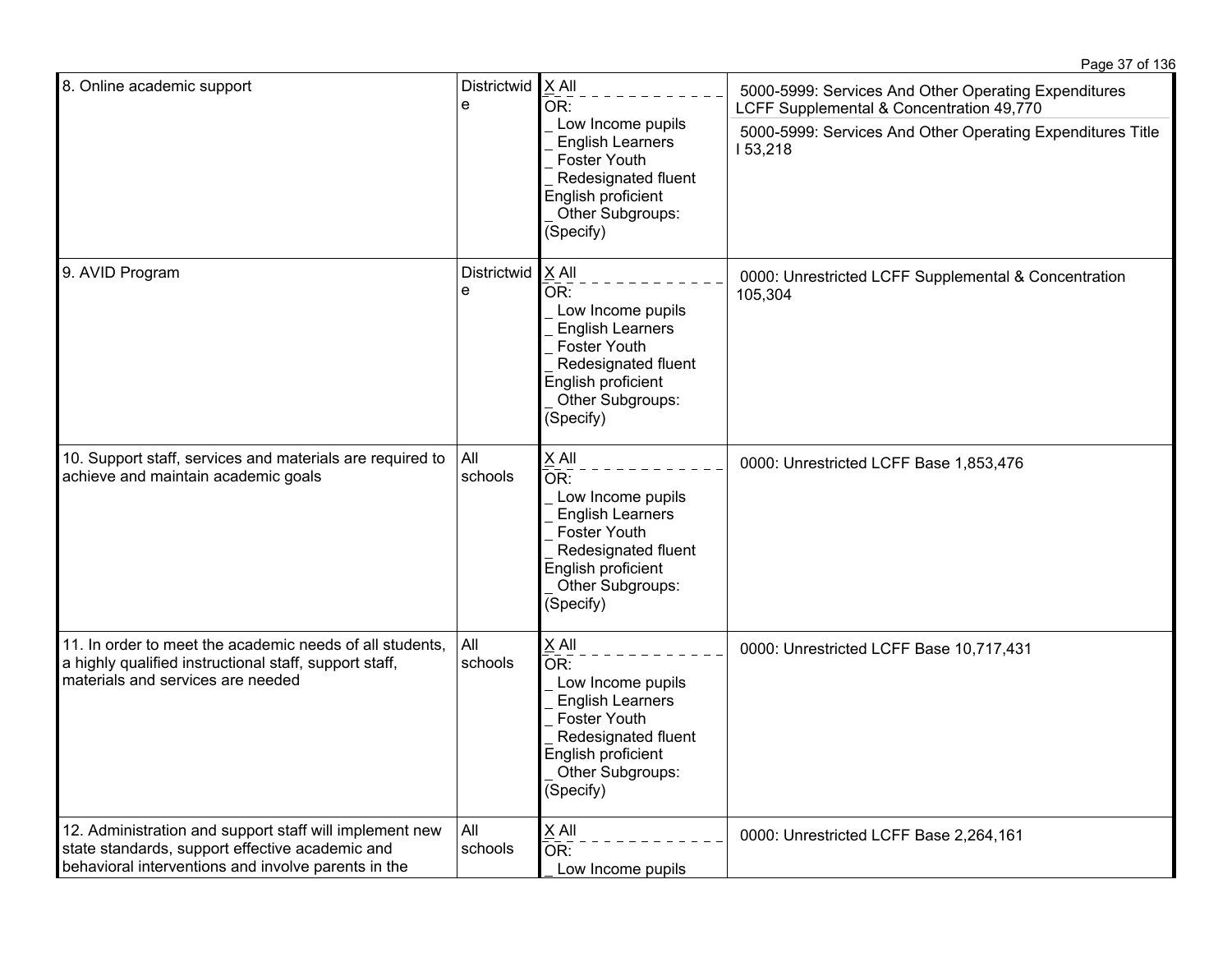| | | | |
|---|---|---|---|
| 8. Online academic support | Districtwide | X All<br>OR:<br>_ Low Income pupils<br>_ English Learners<br>_ Foster Youth<br>_ Redesignated fluent English proficient<br>_ Other Subgroups: (Specify) | 5000-5999: Services And Other Operating Expenditures LCFF Supplemental & Concentration 49,770<br>5000-5999: Services And Other Operating Expenditures Title I 53,218 |
| 9. AVID Program | Districtwide | X All<br>OR:<br>_ Low Income pupils<br>_ English Learners<br>_ Foster Youth<br>_ Redesignated fluent English proficient<br>_ Other Subgroups: (Specify) | 0000: Unrestricted LCFF Supplemental & Concentration 105,304 |
| 10. Support staff, services and materials are required to achieve and maintain academic goals | All schools | X All<br>OR:<br>_ Low Income pupils<br>_ English Learners<br>_ Foster Youth<br>_ Redesignated fluent English proficient<br>_ Other Subgroups: (Specify) | 0000: Unrestricted LCFF Base 1,853,476 |
| 11. In order to meet the academic needs of all students, a highly qualified instructional staff, support staff, materials and services are needed | All schools | X All<br>OR:<br>_ Low Income pupils<br>_ English Learners<br>_ Foster Youth<br>_ Redesignated fluent English proficient<br>_ Other Subgroups: (Specify) | 0000: Unrestricted LCFF Base 10,717,431 |
| 12. Administration and support staff will implement new state standards, support effective academic and behavioral interventions and involve parents in the | All schools | X All<br>OR:<br>_ Low Income pupils | 0000: Unrestricted LCFF Base 2,264,161 |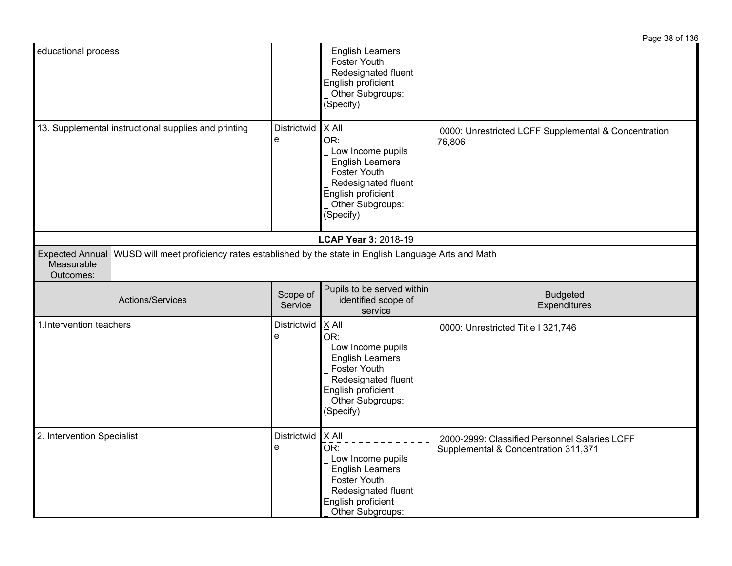| | | | |
|---|---|---|---|
| educational process | | _ English Learners<br>_ Foster Youth<br>_ Redesignated fluent English proficient<br>_ Other Subgroups: (Specify) | |
| 13. Supplemental instructional supplies and printing | Districtwide | X All<br>OR:<br>_ Low Income pupils<br>_ English Learners<br>_ Foster Youth<br>_ Redesignated fluent English proficient<br>_ Other Subgroups: (Specify) | 0000: Unrestricted LCFF Supplemental & Concentration 76,806 |

**LCAP Year 3:** 2018-19

| Expected Annual Measurable Outcomes: | WUSD will meet proficiency rates established by the state in English Language Arts and Math |
|---|---|

| Actions/Services | Scope of Service | Pupils to be served within identified scope of service | Budgeted Expenditures |
|---|---|---|---|
| 1.Intervention teachers | Districtwide | X All<br>OR:<br>_ Low Income pupils<br>_ English Learners<br>_ Foster Youth<br>_ Redesignated fluent English proficient<br>_ Other Subgroups: (Specify) | 0000: Unrestricted Title I 321,746 |
| 2. Intervention Specialist | Districtwide | X All<br>OR:<br>_ Low Income pupils<br>_ English Learners<br>_ Foster Youth<br>_ Redesignated fluent English proficient<br>_ Other Subgroups: | 2000-2999: Classified Personnel Salaries LCFF Supplemental & Concentration 311,371 |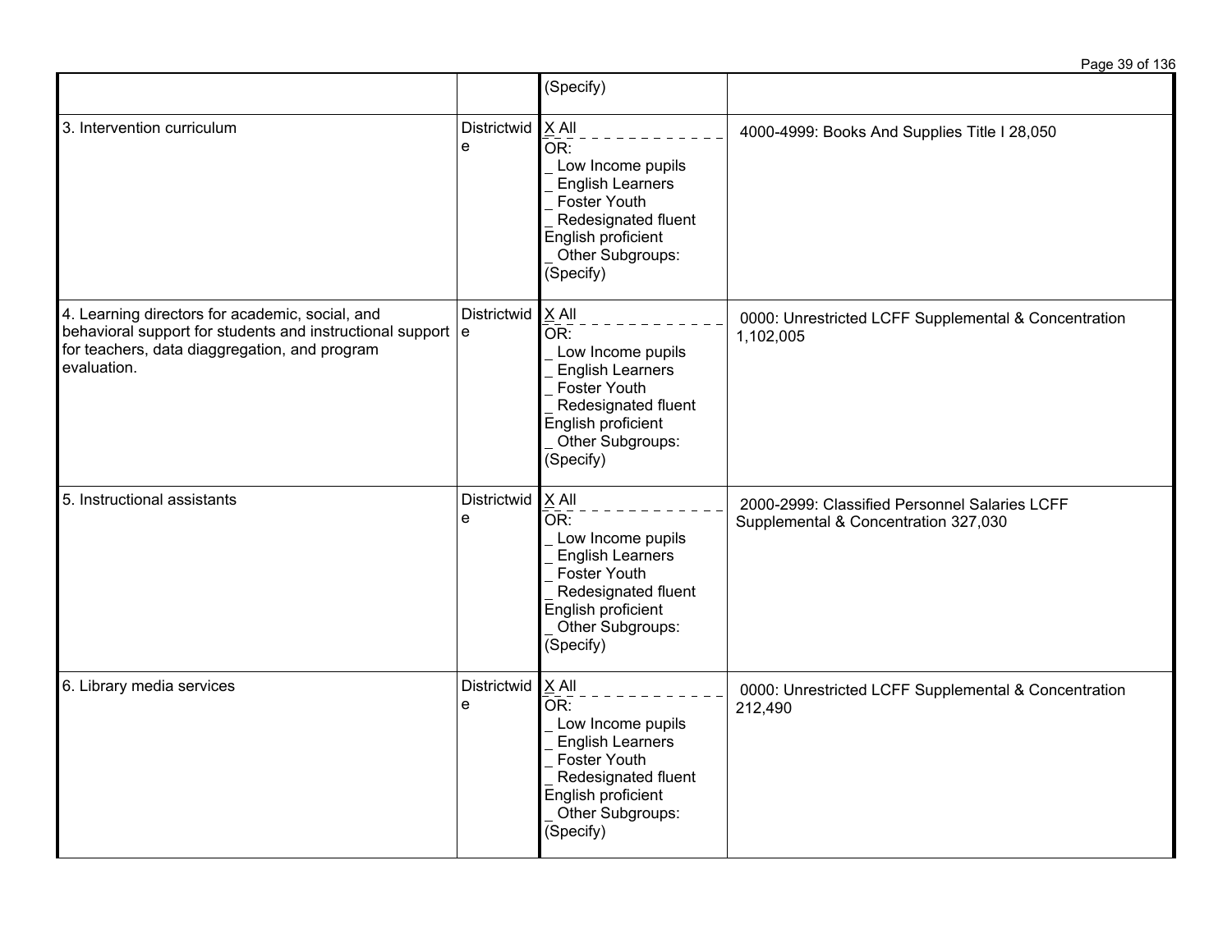| | | (Specify) | |
|---|---|---|---|
| 3. Intervention curriculum | Districtwide | X All<br>OR:<br>_ Low Income pupils<br>_ English Learners<br>_ Foster Youth<br>_ Redesignated fluent English proficient<br>_ Other Subgroups: (Specify) | 4000-4999: Books And Supplies Title I 28,050 |
| 4. Learning directors for academic, social, and behavioral support for students and instructional support for teachers, data diaggregation, and program evaluation. | Districtwide | X All<br>OR:<br>_ Low Income pupils<br>_ English Learners<br>_ Foster Youth<br>_ Redesignated fluent English proficient<br>_ Other Subgroups: (Specify) | 0000: Unrestricted LCFF Supplemental & Concentration 1,102,005 |
| 5. Instructional assistants | Districtwide | X All<br>OR:<br>_ Low Income pupils<br>_ English Learners<br>_ Foster Youth<br>_ Redesignated fluent English proficient<br>_ Other Subgroups: (Specify) | 2000-2999: Classified Personnel Salaries LCFF Supplemental & Concentration 327,030 |
| 6. Library media services | Districtwide | X All<br>OR:<br>_ Low Income pupils<br>_ English Learners<br>_ Foster Youth<br>_ Redesignated fluent English proficient<br>_ Other Subgroups: (Specify) | 0000: Unrestricted LCFF Supplemental & Concentration 212,490 |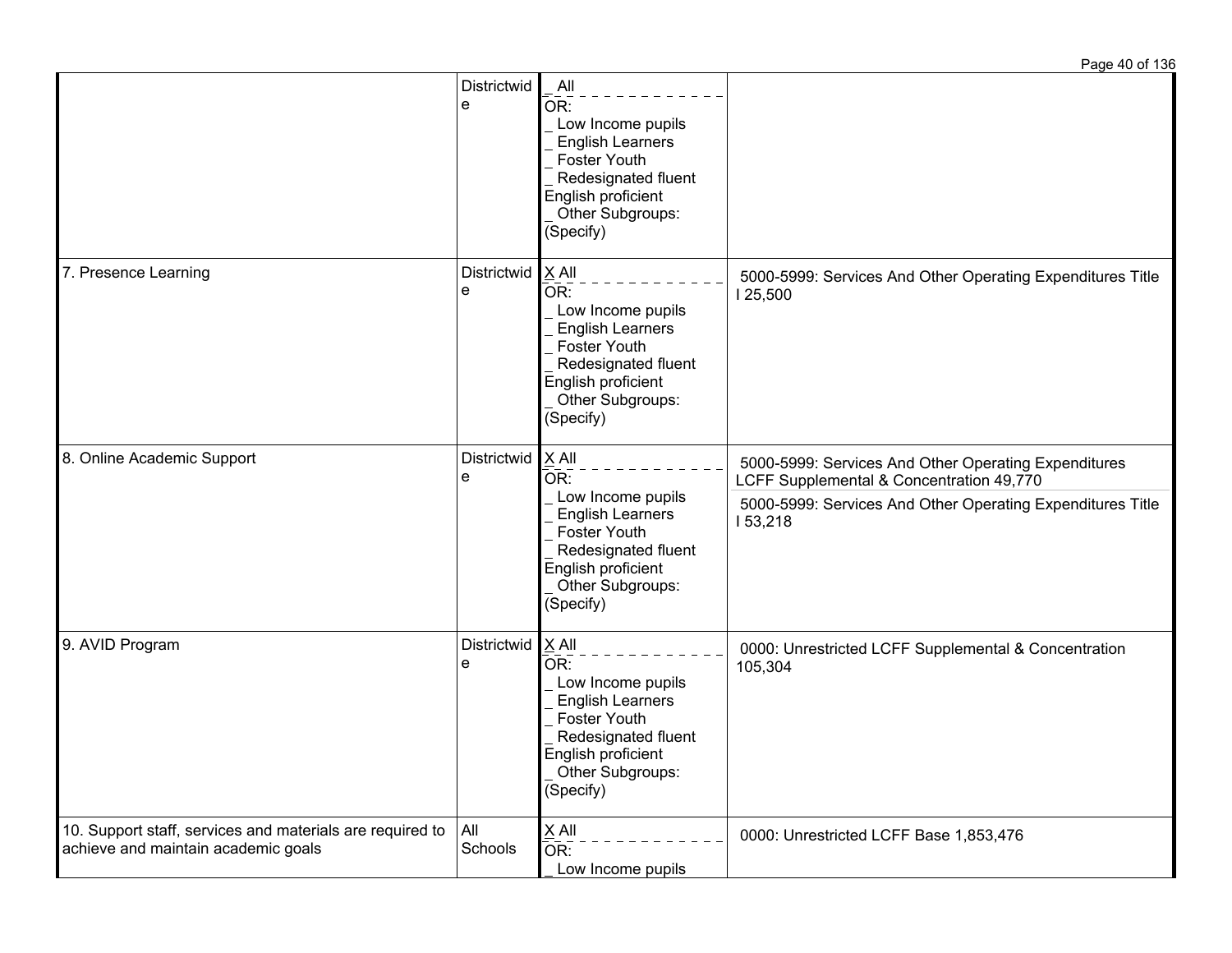| | | | |
|---|---|---|---|
| | Districtwide | _ All<br>OR:<br>_ Low Income pupils<br>_ English Learners<br>_ Foster Youth<br>_ Redesignated fluent English proficient<br>_ Other Subgroups: (Specify) | |
| 7. Presence Learning | Districtwide | X All<br>OR:<br>_ Low Income pupils<br>_ English Learners<br>_ Foster Youth<br>_ Redesignated fluent English proficient<br>_ Other Subgroups: (Specify) | 5000-5999: Services And Other Operating Expenditures Title I 25,500 |
| 8. Online Academic Support | Districtwide | X All<br>OR:<br>_ Low Income pupils<br>_ English Learners<br>_ Foster Youth<br>_ Redesignated fluent English proficient<br>_ Other Subgroups: (Specify) | 5000-5999: Services And Other Operating Expenditures LCFF Supplemental & Concentration 49,770<br>5000-5999: Services And Other Operating Expenditures Title I 53,218 |
| 9. AVID Program | Districtwide | X All<br>OR:<br>_ Low Income pupils<br>_ English Learners<br>_ Foster Youth<br>_ Redesignated fluent English proficient<br>_ Other Subgroups: (Specify) | 0000: Unrestricted LCFF Supplemental & Concentration 105,304 |
| 10. Support staff, services and materials are required to achieve and maintain academic goals | All Schools | X All<br>OR:<br>_ Low Income pupils | 0000: Unrestricted LCFF Base 1,853,476 |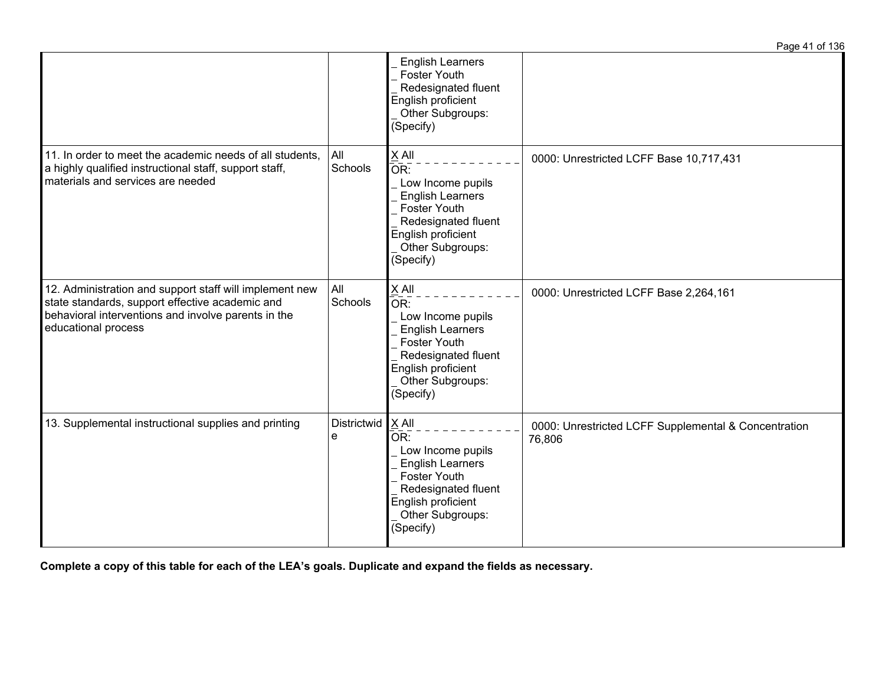| | | _ English Learners<br>_ Foster Youth<br>_ Redesignated fluent English proficient<br>_ Other Subgroups: (Specify) | |
|---|---|---|---|
| 11. In order to meet the academic needs of all students, a highly qualified instructional staff, support staff, materials and services are needed | All Schools | X All<br>OR:<br>_ Low Income pupils<br>_ English Learners<br>_ Foster Youth<br>_ Redesignated fluent English proficient<br>_ Other Subgroups: (Specify) | 0000: Unrestricted LCFF Base 10,717,431 |
| 12. Administration and support staff will implement new state standards, support effective academic and behavioral interventions and involve parents in the educational process | All Schools | X All<br>OR:<br>_ Low Income pupils<br>_ English Learners<br>_ Foster Youth<br>_ Redesignated fluent English proficient<br>_ Other Subgroups: (Specify) | 0000: Unrestricted LCFF Base 2,264,161 |
| 13. Supplemental instructional supplies and printing | Districtwide | X All<br>OR:<br>_ Low Income pupils<br>_ English Learners<br>_ Foster Youth<br>_ Redesignated fluent English proficient<br>_ Other Subgroups: (Specify) | 0000: Unrestricted LCFF Supplemental & Concentration 76,806 |

**Complete a copy of this table for each of the LEA's goals. Duplicate and expand the fields as necessary.**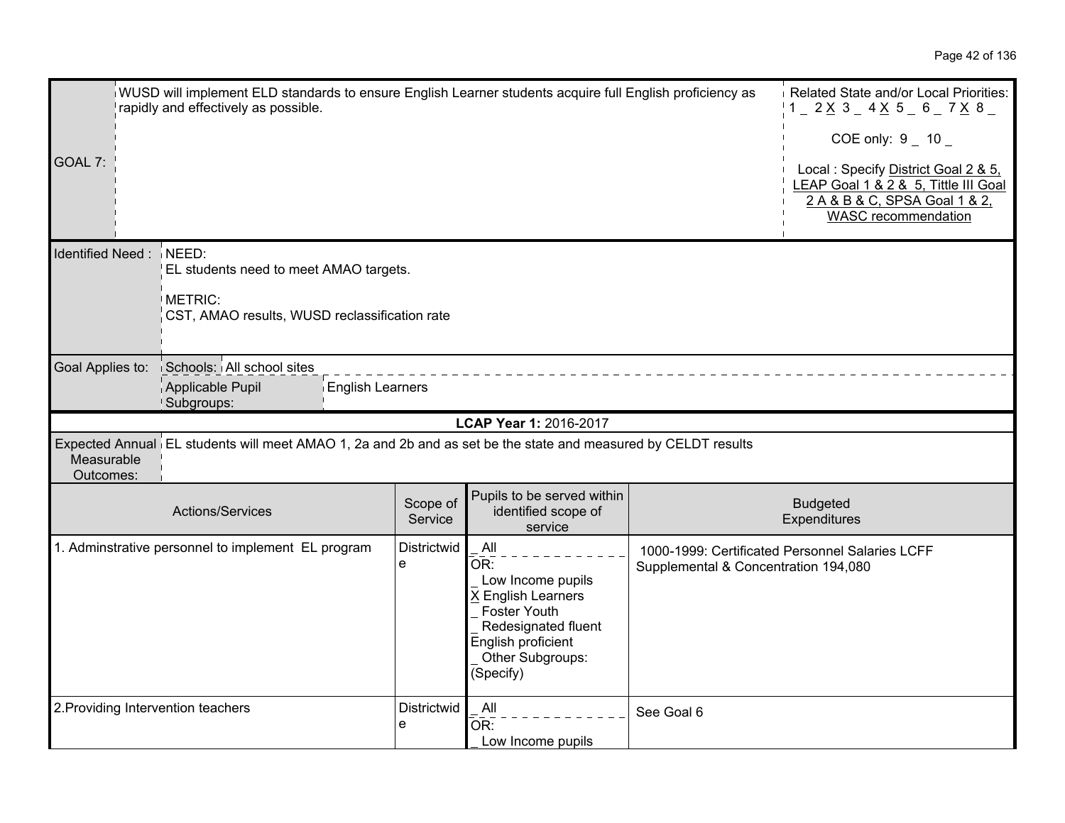| GOAL 7: | WUSD will implement ELD standards to ensure English Learner students acquire full English proficiency as rapidly and effectively as possible. | Related State and/or Local Priorities: 1 _ 2 X 3 _ 4 X 5 _ 6 _ 7 X 8 _<br><br>COE only: 9 _ 10 _<br><br>Local : Specify District Goal 2 & 5, LEAP Goal 1 & 2 & 5, Tittle III Goal 2 A & B & C, SPSA Goal 1 & 2, WASC recommendation |
|---|---|---|

| Identified Need : | NEED:<br>EL students need to meet AMAO targets.<br><br>METRIC:<br>CST, AMAO results, WUSD reclassification rate |
|---|---|
| Goal Applies to: | Schools: All school sites<br>Applicable Pupil Subgroups: English Learners |

**LCAP Year 1: 2016-2017**

| Expected Annual Measurable Outcomes: | EL students will meet AMAO 1, 2a and 2b and as set be the state and measured by CELDT results |
|---|---|

| Actions/Services | Scope of Service | Pupils to be served within identified scope of service | Budgeted Expenditures |
|---|---|---|---|
| 1. Adminstrative personnel to implement EL program | Districtwide | _ All<br>OR:<br>_ Low Income pupils<br>X English Learners<br>_ Foster Youth<br>_ Redesignated fluent English proficient<br>_ Other Subgroups: (Specify) | 1000-1999: Certificated Personnel Salaries LCFF Supplemental & Concentration 194,080 |
| 2.Providing Intervention teachers | Districtwide | _ All<br>OR:<br>_ Low Income pupils | See Goal 6 |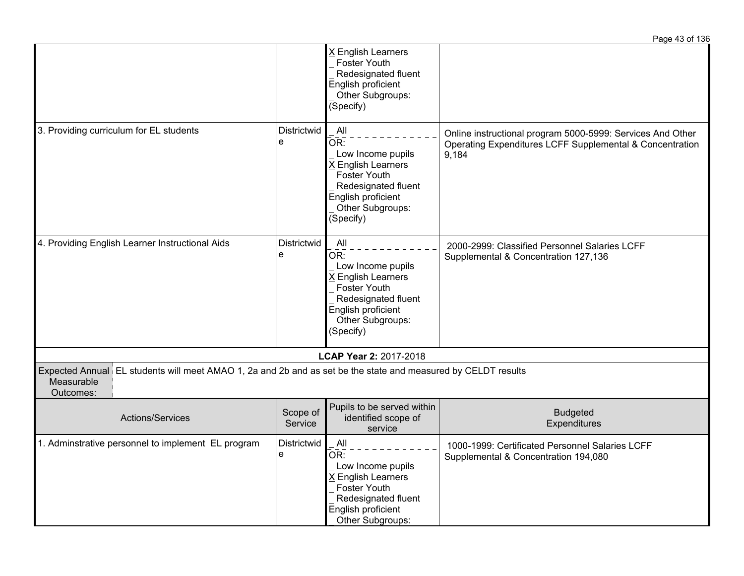| | | X English Learners<br>_ Foster Youth<br>_ Redesignated fluent English proficient<br>_ Other Subgroups: (Specify) | |
|---|---|---|---|
| 3. Providing curriculum for EL students | Districtwide | _ All<br>OR:<br>_ Low Income pupils<br>X English Learners<br>_ Foster Youth<br>_ Redesignated fluent English proficient<br>_ Other Subgroups: (Specify) | Online instructional program 5000-5999: Services And Other Operating Expenditures LCFF Supplemental & Concentration 9,184 |
| 4. Providing English Learner Instructional Aids | Districtwide | _ All<br>OR:<br>_ Low Income pupils<br>X English Learners<br>_ Foster Youth<br>_ Redesignated fluent English proficient<br>_ Other Subgroups: (Specify) | 2000-2999: Classified Personnel Salaries LCFF Supplemental & Concentration 127,136 |

**LCAP Year 2:** 2017-2018

| Expected Annual Measurable Outcomes: | EL students will meet AMAO 1, 2a and 2b and as set be the state and measured by CELDT results |
|---|---|

| Actions/Services | Scope of Service | Pupils to be served within identified scope of service | Budgeted Expenditures |
|---|---|---|---|
| 1. Adminstrative personnel to implement EL program | Districtwide | _ All<br>OR:<br>_ Low Income pupils<br>X English Learners<br>_ Foster Youth<br>_ Redesignated fluent English proficient<br>_ Other Subgroups: | 1000-1999: Certificated Personnel Salaries LCFF Supplemental & Concentration 194,080 |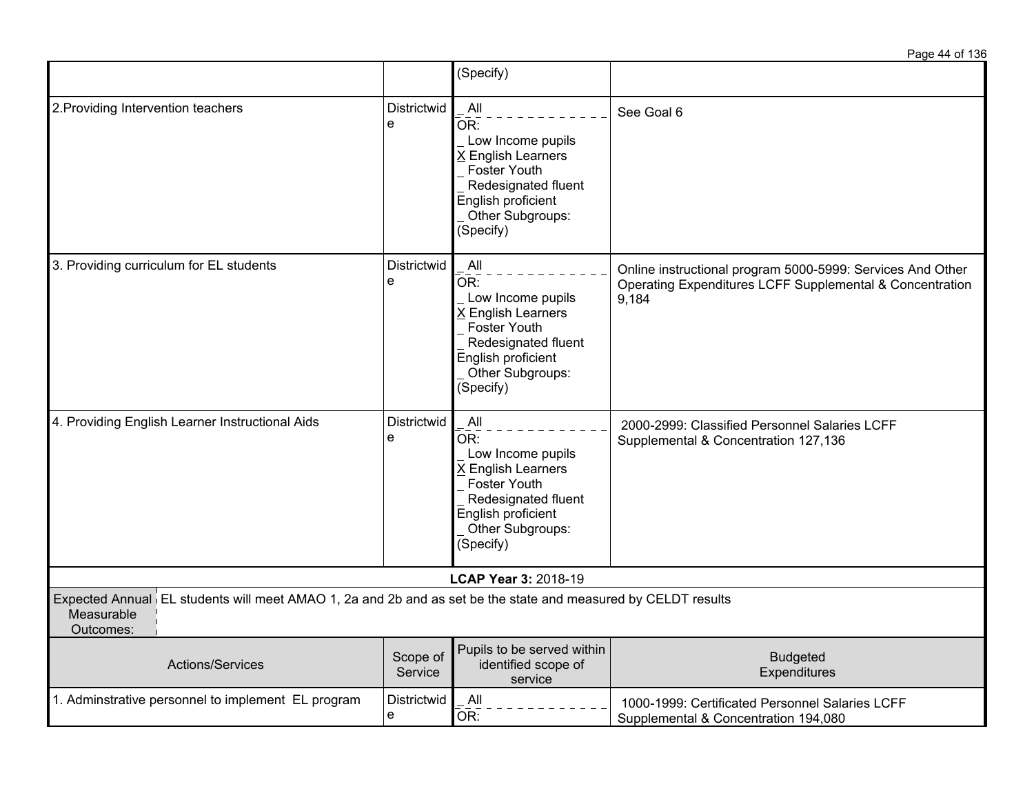| | | (Specify) | |
|---|---|---|---|
| 2.Providing Intervention teachers | Districtwide | _ All<br>OR:<br>_ Low Income pupils<br>X English Learners<br>_ Foster Youth<br>_ Redesignated fluent English proficient<br>_ Other Subgroups: (Specify) | See Goal 6 |
| 3. Providing curriculum for EL students | Districtwide | _ All<br>OR:<br>_ Low Income pupils<br>X English Learners<br>_ Foster Youth<br>_ Redesignated fluent English proficient<br>_ Other Subgroups: (Specify) | Online instructional program 5000-5999: Services And Other Operating Expenditures LCFF Supplemental & Concentration 9,184 |
| 4. Providing English Learner Instructional Aids | Districtwide | _ All<br>OR:<br>_ Low Income pupils<br>X English Learners<br>_ Foster Youth<br>_ Redesignated fluent English proficient<br>_ Other Subgroups: (Specify) | 2000-2999: Classified Personnel Salaries LCFF Supplemental & Concentration 127,136 |

**LCAP Year 3:** 2018-19

| Expected Annual Measurable Outcomes: | EL students will meet AMAO 1, 2a and 2b and as set be the state and measured by CELDT results |
|---|---|

| Actions/Services | Scope of Service | Pupils to be served within identified scope of service | Budgeted Expenditures |
|---|---|---|---|
| 1. Adminstrative personnel to implement EL program | Districtwide | _ All<br>OR: | 1000-1999: Certificated Personnel Salaries LCFF Supplemental & Concentration 194,080 |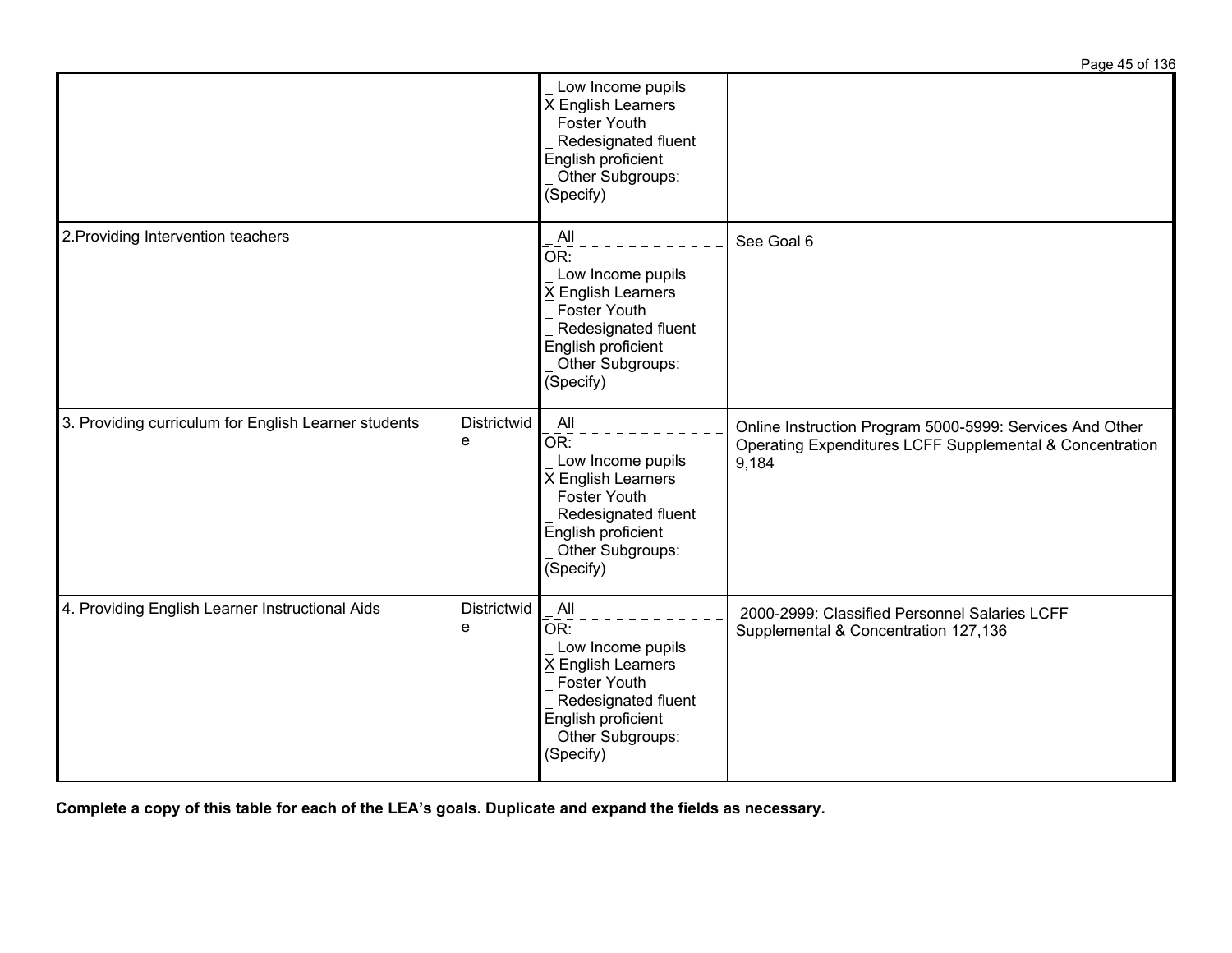| | | | |
|---|---|---|---|
| | | _ Low Income pupils<br>X English Learners<br>_ Foster Youth<br>_ Redesignated fluent English proficient<br>_ Other Subgroups: (Specify) | |
| 2.Providing Intervention teachers | | _ All<br>OR:<br>_ Low Income pupils<br>X English Learners<br>_ Foster Youth<br>_ Redesignated fluent English proficient<br>_ Other Subgroups: (Specify) | See Goal 6 |
| 3. Providing curriculum for English Learner students | Districtwide | _ All<br>OR:<br>_ Low Income pupils<br>X English Learners<br>_ Foster Youth<br>_ Redesignated fluent English proficient<br>_ Other Subgroups: (Specify) | Online Instruction Program 5000-5999: Services And Other Operating Expenditures LCFF Supplemental & Concentration 9,184 |
| 4. Providing English Learner Instructional Aids | Districtwide | _ All<br>OR:<br>_ Low Income pupils<br>X English Learners<br>_ Foster Youth<br>_ Redesignated fluent English proficient<br>_ Other Subgroups: (Specify) | 2000-2999: Classified Personnel Salaries LCFF Supplemental & Concentration 127,136 |

**Complete a copy of this table for each of the LEA's goals. Duplicate and expand the fields as necessary.**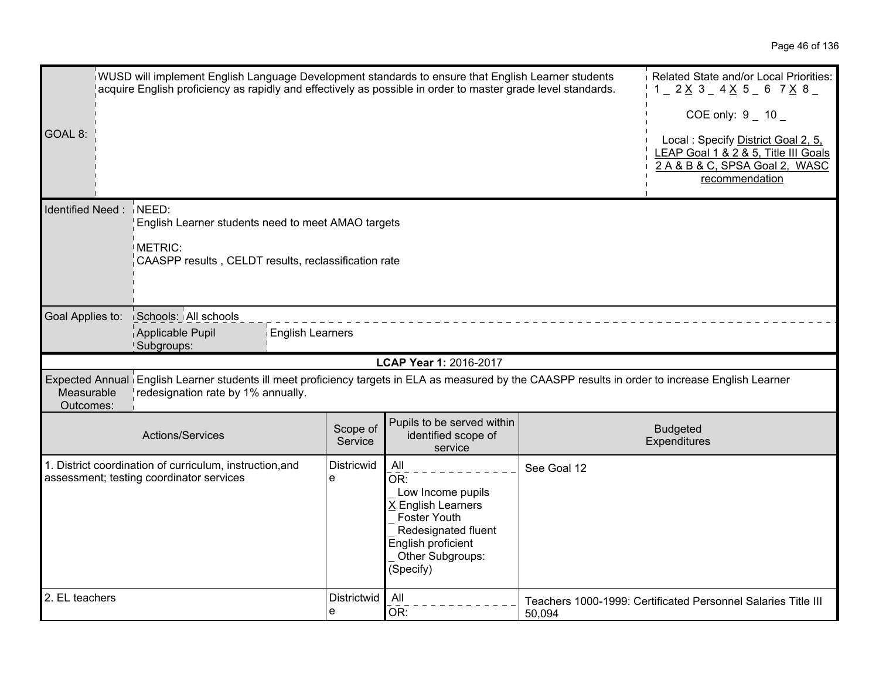| GOAL 8: | WUSD will implement English Language Development standards to ensure that English Learner students acquire English proficiency as rapidly and effectively as possible in order to master grade level standards. | Related State and/or Local Priorities: 1 _ 2 X 3 _ 4 X 5 _ 6 7 X 8 _<br><br>COE only: 9 _ 10 _<br><br>Local : Specify District Goal 2, 5, LEAP Goal 1 & 2 & 5, Title III Goals 2 A & B & C, SPSA Goal 2, WASC recommendation |
|---|---|---|

| Identified Need : | NEED:<br>English Learner students need to meet AMAO targets<br><br>METRIC:<br>CAASPP results , CELDT results, reclassification rate |
|---|---|
| Goal Applies to: | Schools: All schools<br>Applicable Pupil Subgroups: English Learners |

**LCAP Year 1:** 2016-2017

| Expected Annual Measurable Outcomes: | English Learner students ill meet proficiency targets in ELA as measured by the CAASPP results in order to increase English Learner redesignation rate by 1% annually. |
|---|---|

| Actions/Services | Scope of Service | Pupils to be served within identified scope of service | Budgeted Expenditures |
|---|---|---|---|
| 1. District coordination of curriculum, instruction,and assessment; testing coordinator services | Districwide | All<br>OR:<br>_ Low Income pupils<br>X English Learners<br>_ Foster Youth<br>_ Redesignated fluent English proficient<br>_ Other Subgroups: (Specify) | See Goal 12 |
| 2. EL teachers | Districtwide | All<br>OR: | Teachers 1000-1999: Certificated Personnel Salaries Title III 50,094 |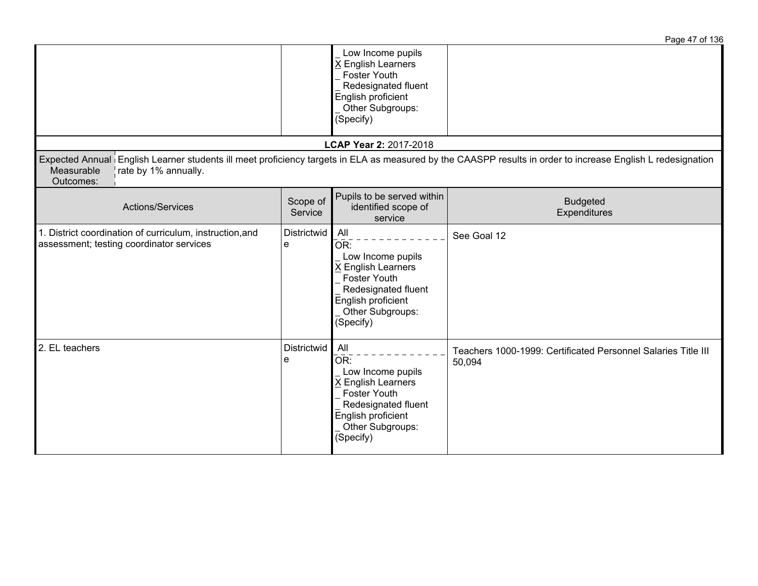| | | | |
|---|---|---|---|
| | | _ Low Income pupils<br>X English Learners<br>_ Foster Youth<br>_ Redesignated fluent English proficient<br>_ Other Subgroups: (Specify) | |

**LCAP Year 2:** 2017-2018

| Expected Annual Measurable Outcomes: | English Learner students ill meet proficiency targets in ELA as measured by the CAASPP results in order to increase English L redesignation rate by 1% annually. |
|---|---|

| Actions/Services | Scope of Service | Pupils to be served within identified scope of service | Budgeted Expenditures |
|---|---|---|---|
| 1. District coordination of curriculum, instruction,and assessment; testing coordinator services | Districtwide | _ All<br>OR:<br>_ Low Income pupils<br>X English Learners<br>_ Foster Youth<br>_ Redesignated fluent English proficient<br>_ Other Subgroups: (Specify) | See Goal 12 |
| 2. EL teachers | Districtwide | _ All<br>OR:<br>_ Low Income pupils<br>X English Learners<br>_ Foster Youth<br>_ Redesignated fluent English proficient<br>_ Other Subgroups: (Specify) | Teachers 1000-1999: Certificated Personnel Salaries Title III 50,094 |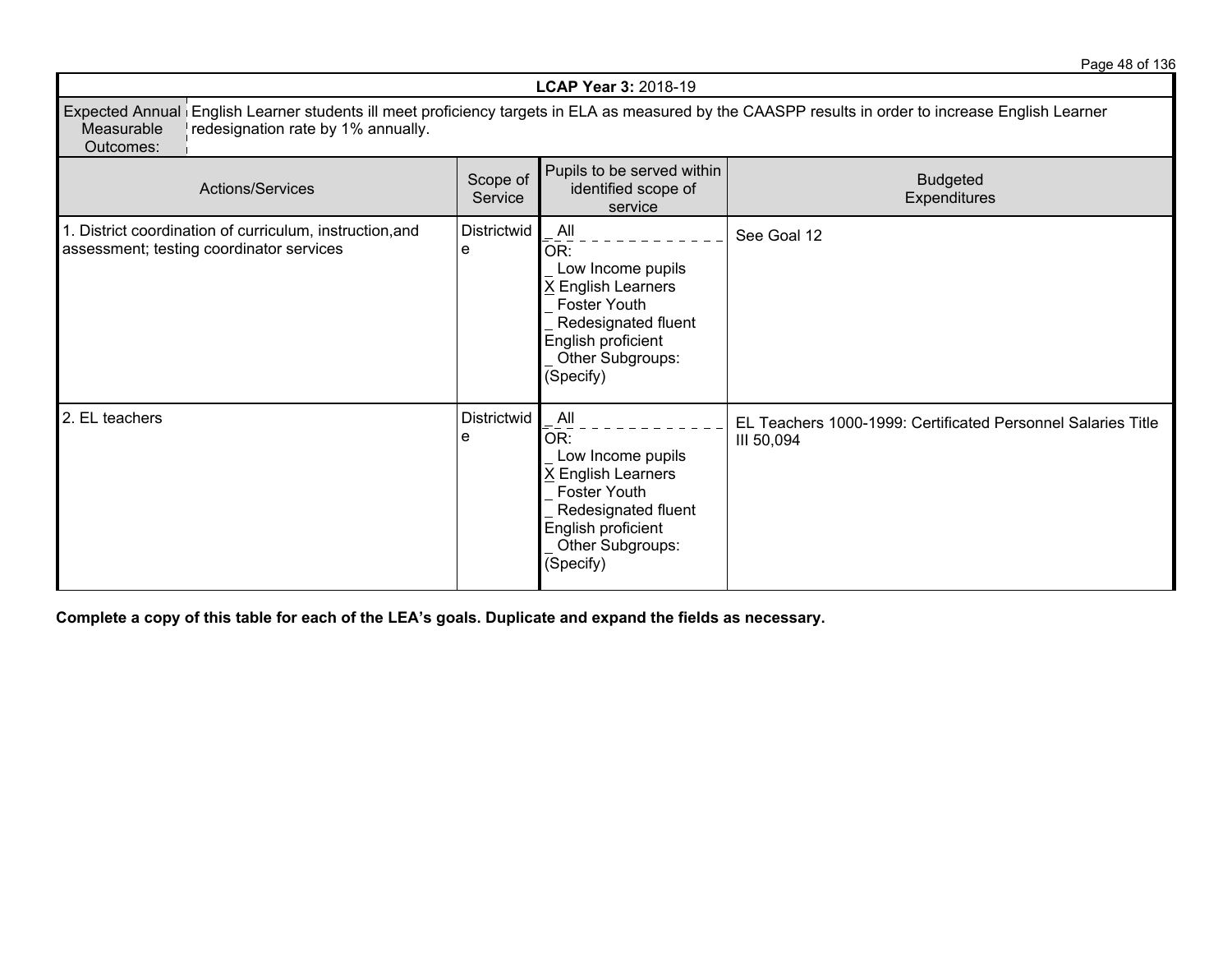| **LCAP Year 3:** 2018-19 | | | |
|---|---|---|---|
| Expected Annual Measurable Outcomes: | English Learner students ill meet proficiency targets in ELA as measured by the CAASPP results in order to increase English Learner redesignation rate by 1% annually. | | |
| **Actions/Services** | **Scope of Service** | **Pupils to be served within identified scope of service** | **Budgeted Expenditures** |
| 1. District coordination of curriculum, instruction,and assessment; testing coordinator services | Districtwide | _ All<br>OR:<br>_ Low Income pupils<br>X English Learners<br>_ Foster Youth<br>_ Redesignated fluent English proficient<br>_ Other Subgroups: (Specify) | See Goal 12 |
| 2. EL teachers | Districtwide | _ All<br>OR:<br>_ Low Income pupils<br>X English Learners<br>_ Foster Youth<br>_ Redesignated fluent English proficient<br>_ Other Subgroups: (Specify) | EL Teachers 1000-1999: Certificated Personnel Salaries Title III 50,094 |

**Complete a copy of this table for each of the LEA's goals. Duplicate and expand the fields as necessary.**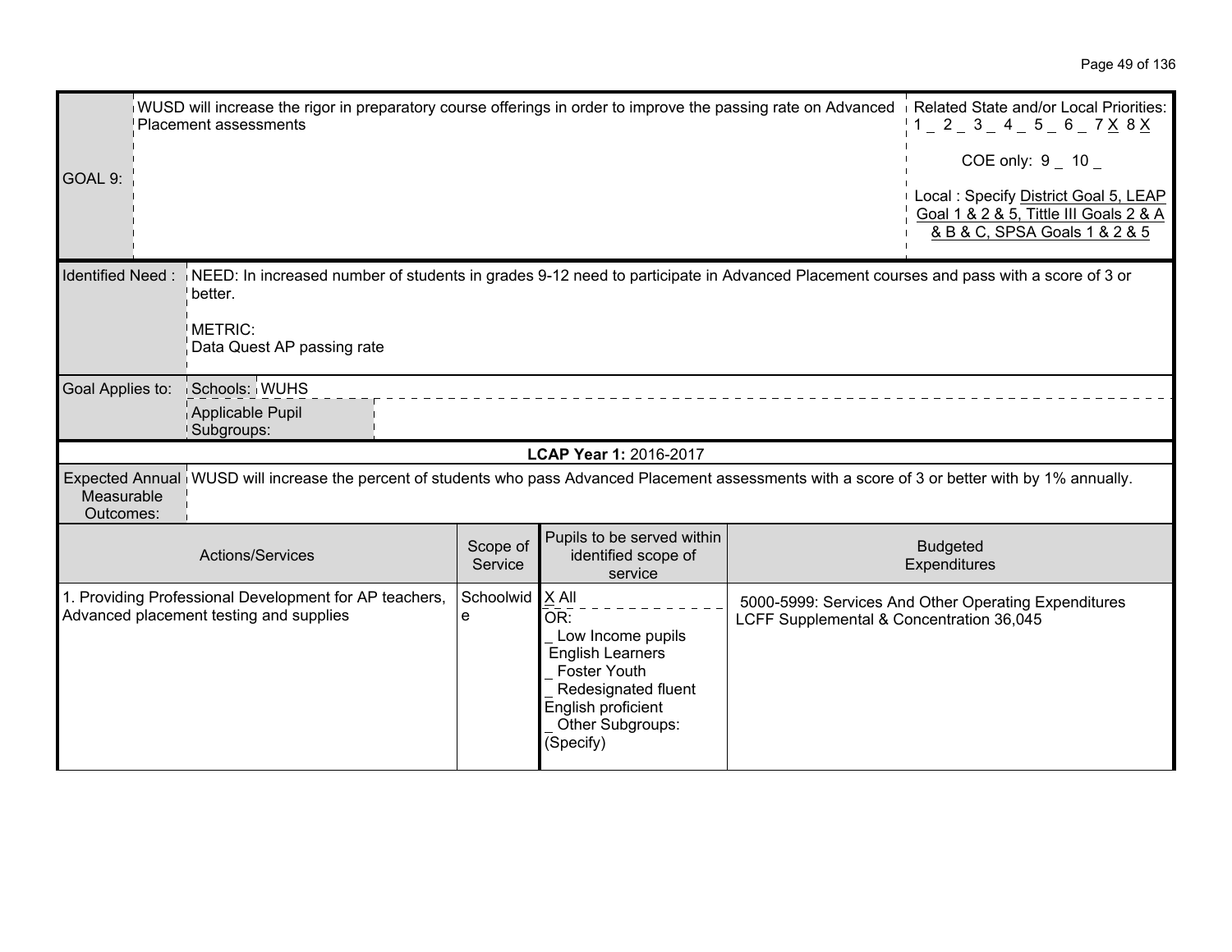| GOAL 9: | WUSD will increase the rigor in preparatory course offerings in order to improve the passing rate on Advanced Placement assessments | Related State and/or Local Priorities: 1 _ 2 _ 3 _ 4 _ 5 _ 6 _ 7 X 8 X<br><br>COE only: 9 _ 10 _<br><br>Local : Specify District Goal 5, LEAP Goal 1 & 2 & 5, Tittle III Goals 2 & A & B & C, SPSA Goals 1 & 2 & 5 |
|---|---|---|

| Identified Need : | NEED: In increased number of students in grades 9-12 need to participate in Advanced Placement courses and pass with a score of 3 or better.<br><br>METRIC:<br>Data Quest AP passing rate |
|---|---|
| Goal Applies to: | Schools: WUHS<br>Applicable Pupil Subgroups: |

**LCAP Year 1:** 2016-2017

| Expected Annual Measurable Outcomes: | WUSD will increase the percent of students who pass Advanced Placement assessments with a score of 3 or better with by 1% annually. |
|---|---|

| Actions/Services | Scope of Service | Pupils to be served within identified scope of service | Budgeted Expenditures |
|---|---|---|---|
| 1. Providing Professional Development for AP teachers, Advanced placement testing and supplies | Schoolwide | X All<br>OR:<br>_ Low Income pupils<br>English Learners<br>_ Foster Youth<br>_ Redesignated fluent English proficient<br>_ Other Subgroups: (Specify) | 5000-5999: Services And Other Operating Expenditures LCFF Supplemental & Concentration 36,045 |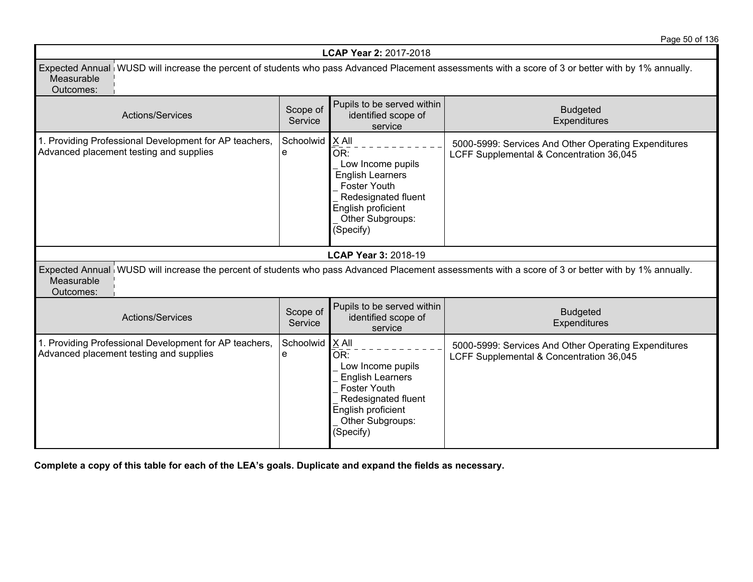| **LCAP Year 2:** 2017-2018 | | | |
|---|---|---|---|
| Expected Annual Measurable Outcomes: | WUSD will increase the percent of students who pass Advanced Placement assessments with a score of 3 or better with by 1% annually. | | |
| Actions/Services | Scope of Service | Pupils to be served within identified scope of service | Budgeted Expenditures |
| 1. Providing Professional Development for AP teachers, Advanced placement testing and supplies | Schoolwide | X All<br>OR:<br>_ Low Income pupils<br>English Learners<br>_ Foster Youth<br>_ Redesignated fluent English proficient<br>_ Other Subgroups: (Specify) | 5000-5999: Services And Other Operating Expenditures LCFF Supplemental & Concentration 36,045 |

| **LCAP Year 3:** 2018-19 | | | |
|---|---|---|---|
| Expected Annual Measurable Outcomes: | WUSD will increase the percent of students who pass Advanced Placement assessments with a score of 3 or better with by 1% annually. | | |
| Actions/Services | Scope of Service | Pupils to be served within identified scope of service | Budgeted Expenditures |
| 1. Providing Professional Development for AP teachers, Advanced placement testing and supplies | Schoolwide | X All<br>OR:<br>_ Low Income pupils<br>_ English Learners<br>_ Foster Youth<br>_ Redesignated fluent English proficient<br>_ Other Subgroups: (Specify) | 5000-5999: Services And Other Operating Expenditures LCFF Supplemental & Concentration 36,045 |

**Complete a copy of this table for each of the LEA's goals. Duplicate and expand the fields as necessary.**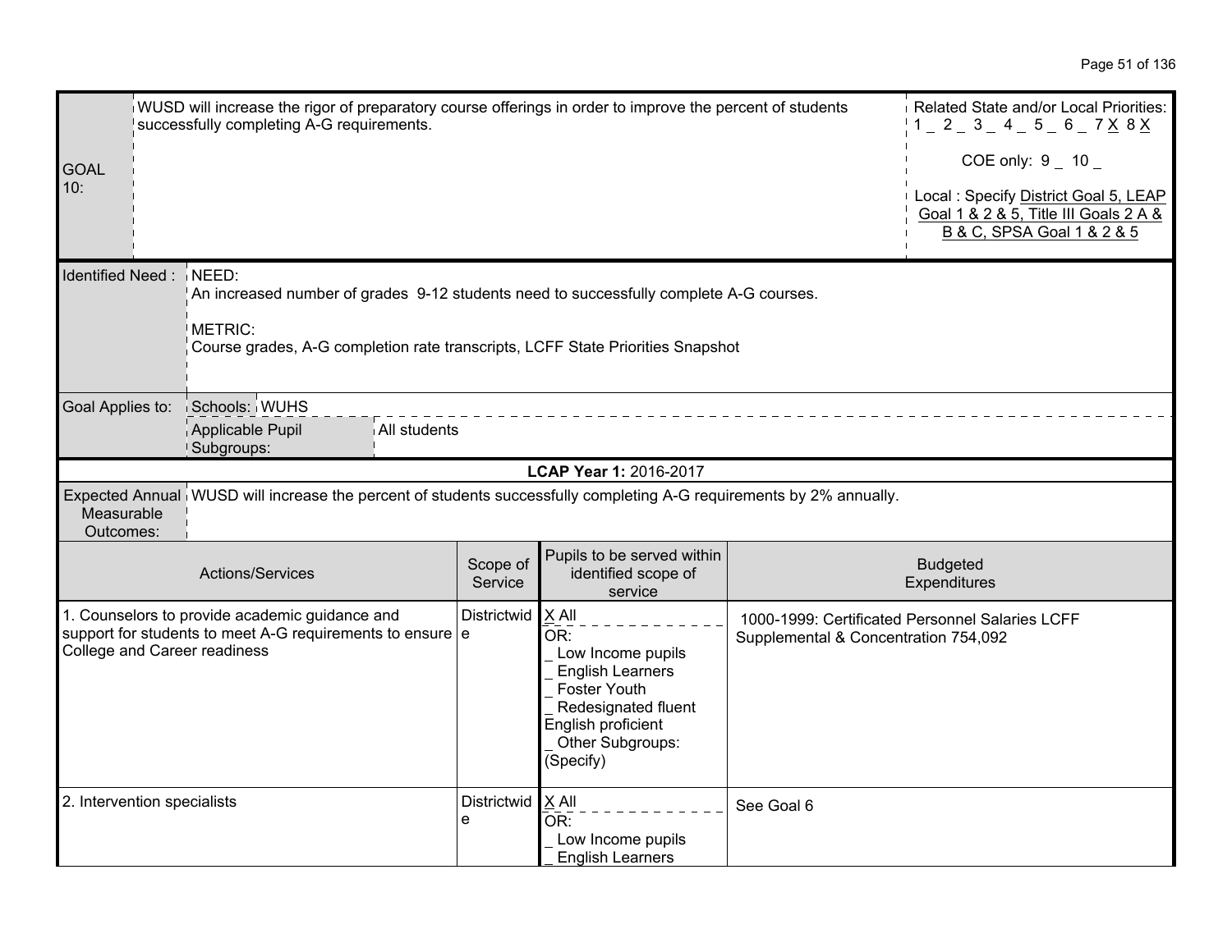| GOAL 10: | WUSD will increase the rigor of preparatory course offerings in order to improve the percent of students successfully completing A-G requirements. | Related State and/or Local Priorities: 1 _ 2 _ 3 _ 4 _ 5 _ 6 _ 7 X 8 X<br><br>COE only: 9 _ 10 _<br><br>Local : Specify District Goal 5, LEAP Goal 1 & 2 & 5, Title III Goals 2 A & B & C, SPSA Goal 1 & 2 & 5 |
|---|---|---|

| Identified Need : | NEED:<br>An increased number of grades 9-12 students need to successfully complete A-G courses.<br><br>METRIC:<br>Course grades, A-G completion rate transcripts, LCFF State Priorities Snapshot |
|---|---|
| Goal Applies to: | Schools: WUHS<br>Applicable Pupil Subgroups: All students |

**LCAP Year 1:** 2016-2017

| Expected Annual Measurable Outcomes: | WUSD will increase the percent of students successfully completing A-G requirements by 2% annually. |
|---|---|

| Actions/Services | Scope of Service | Pupils to be served within identified scope of service | Budgeted Expenditures |
|---|---|---|---|
| 1. Counselors to provide academic guidance and support for students to meet A-G requirements to ensure College and Career readiness | Districtwide | X All<br>OR:<br>_ Low Income pupils<br>_ English Learners<br>_ Foster Youth<br>_ Redesignated fluent English proficient<br>_ Other Subgroups: (Specify) | 1000-1999: Certificated Personnel Salaries LCFF Supplemental & Concentration 754,092 |
| 2. Intervention specialists | Districtwide | X All<br>OR:<br>_ Low Income pupils<br>_ English Learners | See Goal 6 |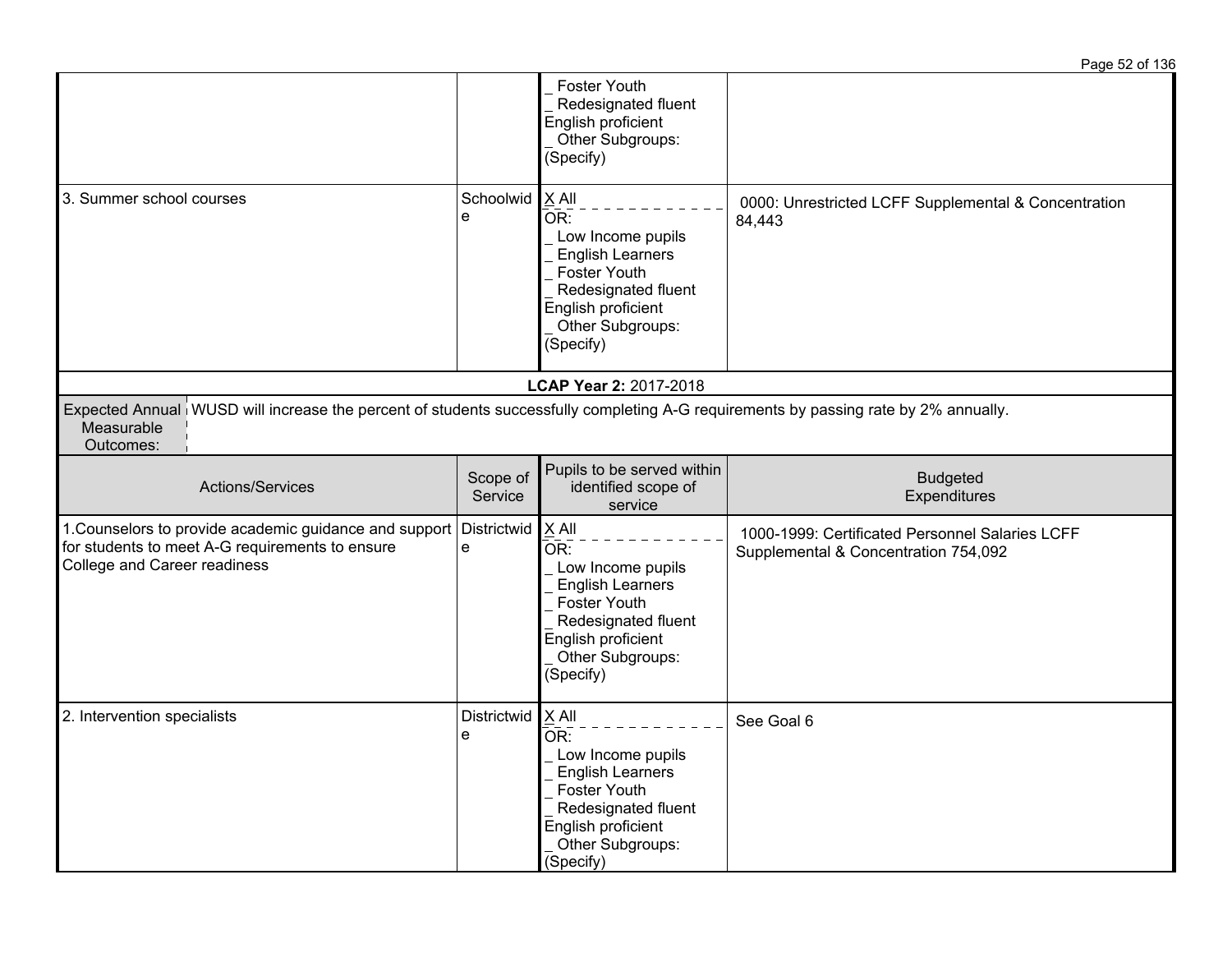| | | | |
|---|---|---|---|
| | | _ Foster Youth<br>_ Redesignated fluent English proficient<br>_ Other Subgroups: (Specify) | |
| 3. Summer school courses | Schoolwide | X All<br>OR:<br>_ Low Income pupils<br>_ English Learners<br>_ Foster Youth<br>_ Redesignated fluent English proficient<br>_ Other Subgroups: (Specify) | 0000: Unrestricted LCFF Supplemental & Concentration 84,443 |

**LCAP Year 2:** 2017-2018

| Expected Annual Measurable Outcomes: | WUSD will increase the percent of students successfully completing A-G requirements by passing rate by 2% annually. |
|---|---|

| Actions/Services | Scope of Service | Pupils to be served within identified scope of service | Budgeted Expenditures |
|---|---|---|---|
| 1.Counselors to provide academic guidance and support for students to meet A-G requirements to ensure College and Career readiness | Districtwide | X All<br>OR:<br>_ Low Income pupils<br>_ English Learners<br>_ Foster Youth<br>_ Redesignated fluent English proficient<br>_ Other Subgroups: (Specify) | 1000-1999: Certificated Personnel Salaries LCFF Supplemental & Concentration 754,092 |
| 2. Intervention specialists | Districtwide | X All<br>OR:<br>_ Low Income pupils<br>_ English Learners<br>_ Foster Youth<br>_ Redesignated fluent English proficient<br>_ Other Subgroups: (Specify) | See Goal 6 |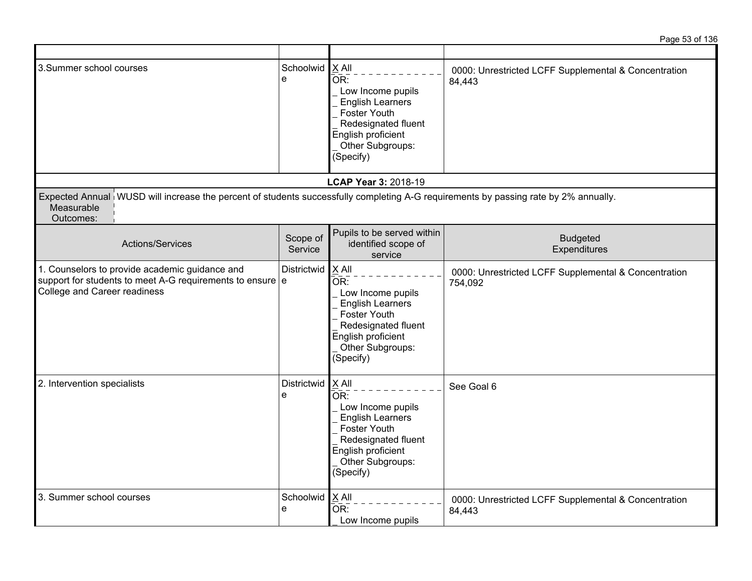| | | | |
|---|---|---|---|
| 3.Summer school courses | Schoolwide | X All<br>OR:<br>_ Low Income pupils<br>_ English Learners<br>_ Foster Youth<br>_ Redesignated fluent English proficient<br>_ Other Subgroups: (Specify) | 0000: Unrestricted LCFF Supplemental & Concentration 84,443 |

**LCAP Year 3:** 2018-19

| Expected Annual Measurable Outcomes: | WUSD will increase the percent of students successfully completing A-G requirements by passing rate by 2% annually. |
|---|---|

| Actions/Services | Scope of Service | Pupils to be served within identified scope of service | Budgeted Expenditures |
|---|---|---|---|
| 1. Counselors to provide academic guidance and support for students to meet A-G requirements to ensure College and Career readiness | Districtwide | X All<br>OR:<br>_ Low Income pupils<br>_ English Learners<br>_ Foster Youth<br>_ Redesignated fluent English proficient<br>_ Other Subgroups: (Specify) | 0000: Unrestricted LCFF Supplemental & Concentration 754,092 |
| 2. Intervention specialists | Districtwide | X All<br>OR:<br>_ Low Income pupils<br>_ English Learners<br>_ Foster Youth<br>_ Redesignated fluent English proficient<br>_ Other Subgroups: (Specify) | See Goal 6 |
| 3. Summer school courses | Schoolwide | X All<br>OR:<br>_ Low Income pupils | 0000: Unrestricted LCFF Supplemental & Concentration 84,443 |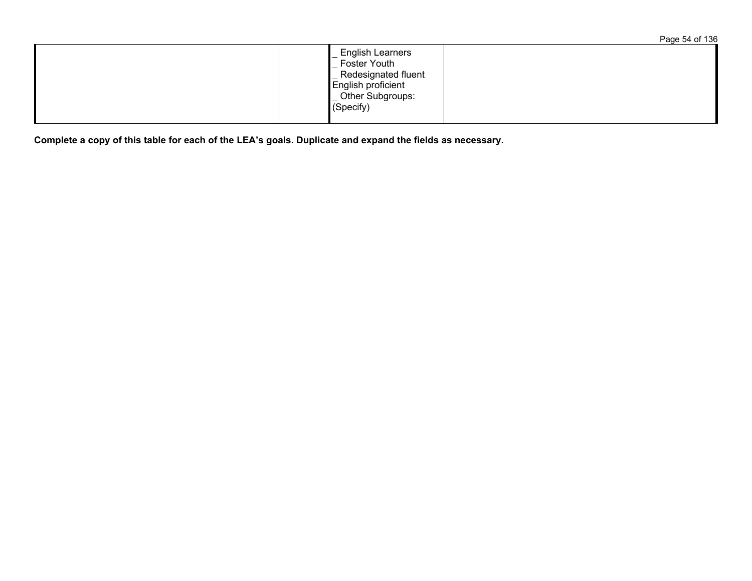| | | _ English Learners<br>_ Foster Youth<br>_ Redesignated fluent English proficient<br>_ Other Subgroups: (Specify) | |
|---|---|---|---|

**Complete a copy of this table for each of the LEA's goals. Duplicate and expand the fields as necessary.**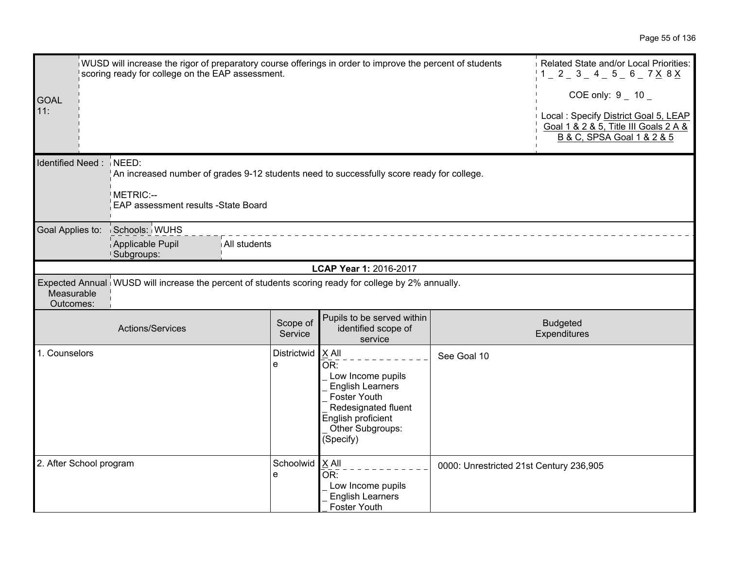| GOAL 11: | WUSD will increase the rigor of preparatory course offerings in order to improve the percent of students scoring ready for college on the EAP assessment. | Related State and/or Local Priorities: 1 _ 2 _ 3 _ 4 _ 5 _ 6 _ 7 X 8 X<br><br>COE only: 9 _ 10 _<br><br>Local : Specify District Goal 5, LEAP Goal 1 & 2 & 5, Title III Goals 2 A & B & C, SPSA Goal 1 & 2 & 5 |
|---|---|---|

| Identified Need : | NEED:<br>An increased number of grades 9-12 students need to successfully score ready for college.<br><br>METRIC:--<br>EAP assessment results -State Board |
|---|---|

| Goal Applies to: | Schools: | WUHS |
|---|---|---|
| | Applicable Pupil Subgroups: | All students |

**LCAP Year 1:** 2016-2017

| Expected Annual Measurable Outcomes: | WUSD will increase the percent of students scoring ready for college by 2% annually. |
|---|---|

| Actions/Services | Scope of Service | Pupils to be served within identified scope of service | Budgeted Expenditures |
|---|---|---|---|
| 1. Counselors | Districtwide | X All<br>OR:<br>_ Low Income pupils<br>_ English Learners<br>_ Foster Youth<br>_ Redesignated fluent English proficient<br>_ Other Subgroups: (Specify) | See Goal 10 |
| 2. After School program | Schoolwide | X All<br>OR:<br>_ Low Income pupils<br>_ English Learners<br>_ Foster Youth | 0000: Unrestricted 21st Century 236,905 |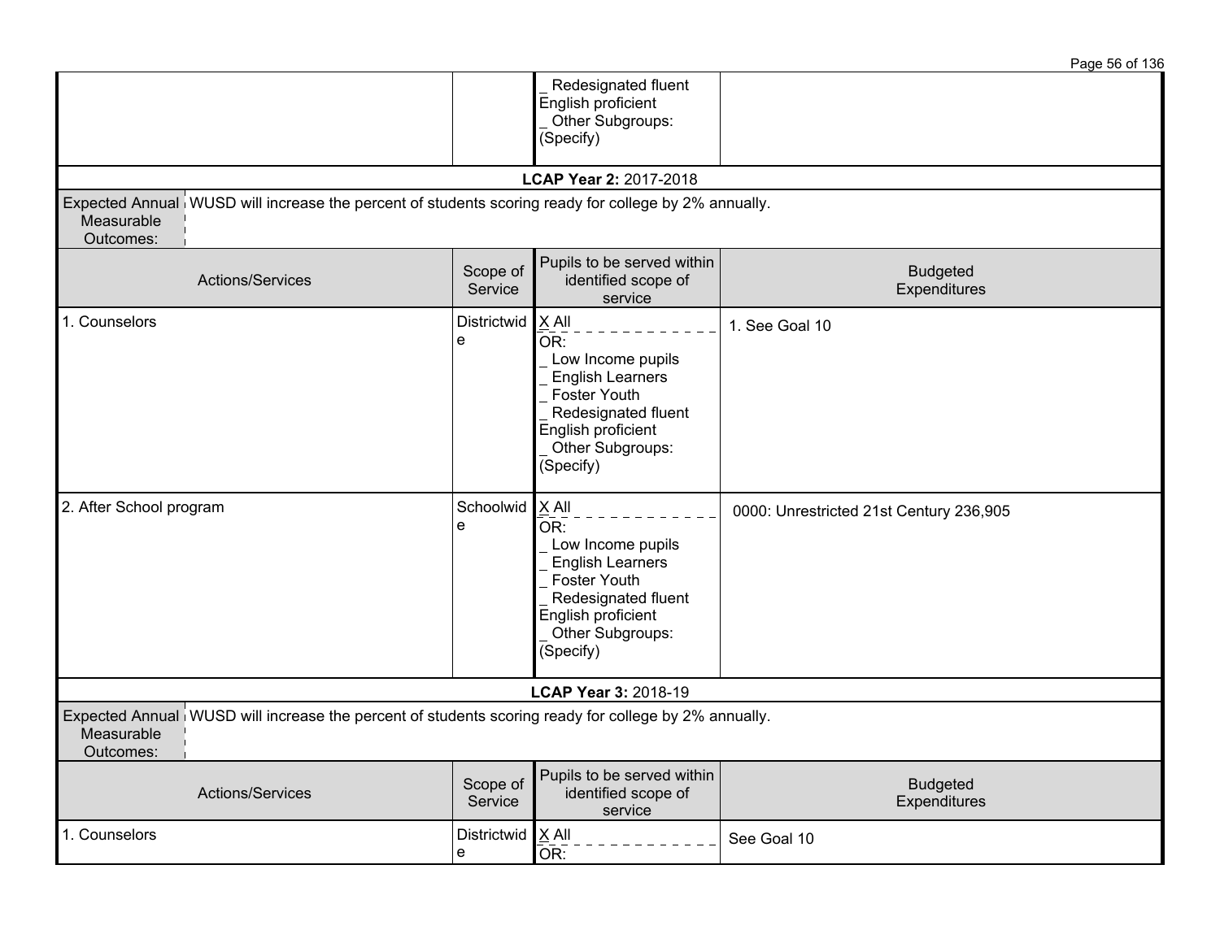| | | _ Redesignated fluent English proficient<br>_ Other Subgroups: (Specify) | |
|---|---|---|---|

**LCAP Year 2:** 2017-2018

| Expected Annual Measurable Outcomes: | WUSD will increase the percent of students scoring ready for college by 2% annually. |
|---|---|

| Actions/Services | Scope of Service | Pupils to be served within identified scope of service | Budgeted Expenditures |
|---|---|---|---|
| 1. Counselors | Districtwide | X All<br>OR:<br>_ Low Income pupils<br>_ English Learners<br>_ Foster Youth<br>_ Redesignated fluent English proficient<br>_ Other Subgroups: (Specify) | 1. See Goal 10 |
| 2. After School program | Schoolwide | X All<br>OR:<br>_ Low Income pupils<br>_ English Learners<br>_ Foster Youth<br>_ Redesignated fluent English proficient<br>_ Other Subgroups: (Specify) | 0000: Unrestricted 21st Century 236,905 |

**LCAP Year 3:** 2018-19

| Expected Annual Measurable Outcomes: | WUSD will increase the percent of students scoring ready for college by 2% annually. |
|---|---|

| Actions/Services | Scope of Service | Pupils to be served within identified scope of service | Budgeted Expenditures |
|---|---|---|---|
| 1. Counselors | Districtwide | X All<br>OR: | See Goal 10 |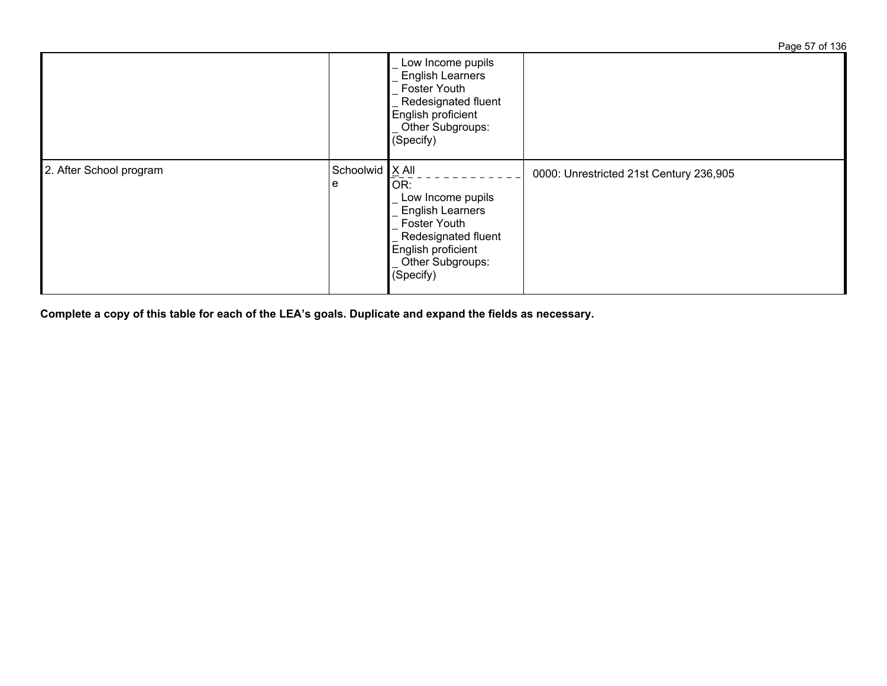| | | | |
|---|---|---|---|
| | | _ Low Income pupils<br>_ English Learners<br>_ Foster Youth<br>_ Redesignated fluent English proficient<br>_ Other Subgroups: (Specify) | |
| 2. After School program | Schoolwide | X All<br>OR:<br>_ Low Income pupils<br>_ English Learners<br>_ Foster Youth<br>_ Redesignated fluent English proficient<br>_ Other Subgroups: (Specify) | 0000: Unrestricted 21st Century 236,905 |

**Complete a copy of this table for each of the LEA's goals. Duplicate and expand the fields as necessary.**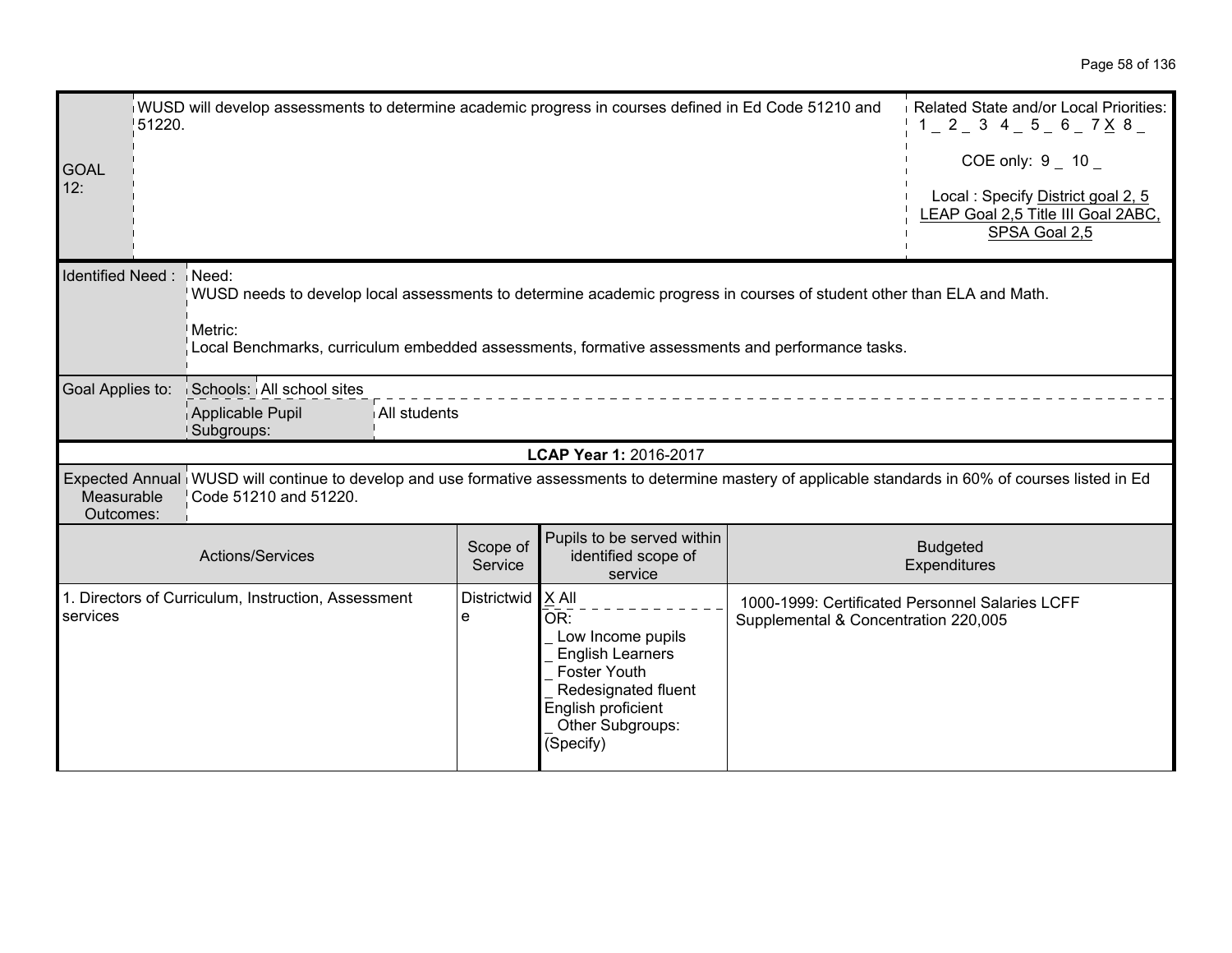| GOAL 12: | WUSD will develop assessments to determine academic progress in courses defined in Ed Code 51210 and 51220. | Related State and/or Local Priorities: 1 _ 2 _ 3 4 _ 5 _ 6 _ 7 X 8 _<br><br>COE only: 9 _ 10 _<br><br>Local : Specify District goal 2, 5 LEAP Goal 2,5 Title III Goal 2ABC, SPSA Goal 2,5 |
|---|---|---|

| Identified Need : | Need:<br>WUSD needs to develop local assessments to determine academic progress in courses of student other than ELA and Math.<br><br>Metric:<br>Local Benchmarks, curriculum embedded assessments, formative assessments and performance tasks. |
|---|---|
| Goal Applies to: | Schools: All school sites<br>Applicable Pupil Subgroups: All students |

**LCAP Year 1:** 2016-2017

| Expected Annual Measurable Outcomes: | WUSD will continue to develop and use formative assessments to determine mastery of applicable standards in 60% of courses listed in Ed Code 51210 and 51220. |
|---|---|

| Actions/Services | Scope of Service | Pupils to be served within identified scope of service | Budgeted Expenditures |
|---|---|---|---|
| 1. Directors of Curriculum, Instruction, Assessment services | Districtwide | X All<br>OR:<br>_ Low Income pupils<br>_ English Learners<br>_ Foster Youth<br>_ Redesignated fluent English proficient<br>_ Other Subgroups: (Specify) | 1000-1999: Certificated Personnel Salaries LCFF Supplemental & Concentration 220,005 |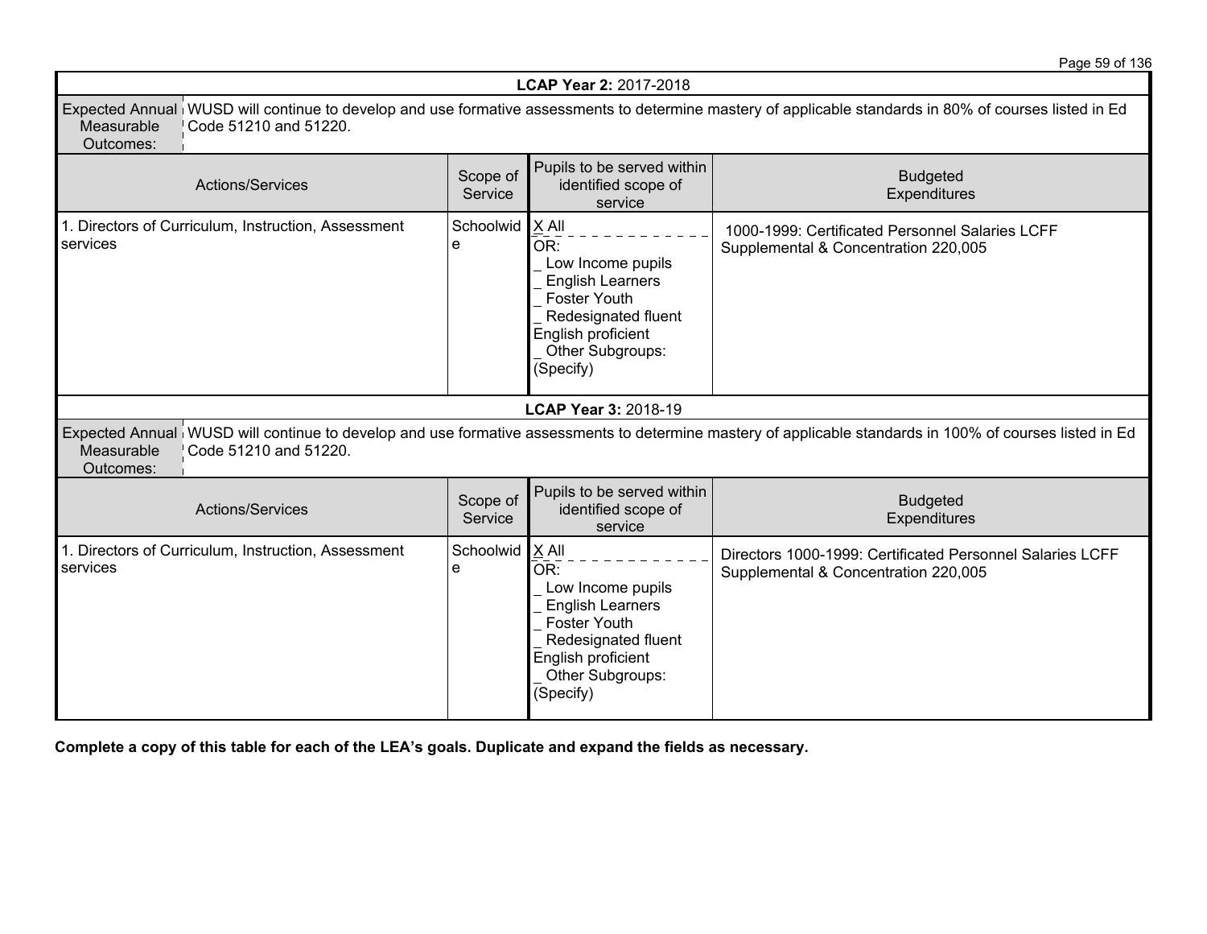**LCAP Year 2:** 2017-2018

| Expected Annual Measurable Outcomes: | WUSD will continue to develop and use formative assessments to determine mastery of applicable standards in 80% of courses listed in Ed Code 51210 and 51220. | | |
|---|---|---|---|
| **Actions/Services** | **Scope of Service** | **Pupils to be served within identified scope of service** | **Budgeted Expenditures** |
| 1. Directors of Curriculum, Instruction, Assessment services | Schoolwide | X All<br>OR:<br>_ Low Income pupils<br>_ English Learners<br>_ Foster Youth<br>_ Redesignated fluent English proficient<br>_ Other Subgroups: (Specify) | 1000-1999: Certificated Personnel Salaries LCFF Supplemental & Concentration 220,005 |

**LCAP Year 3:** 2018-19

| Expected Annual Measurable Outcomes: | WUSD will continue to develop and use formative assessments to determine mastery of applicable standards in 100% of courses listed in Ed Code 51210 and 51220. | | |
|---|---|---|---|
| **Actions/Services** | **Scope of Service** | **Pupils to be served within identified scope of service** | **Budgeted Expenditures** |
| 1. Directors of Curriculum, Instruction, Assessment services | Schoolwide | X All<br>OR:<br>_ Low Income pupils<br>_ English Learners<br>_ Foster Youth<br>_ Redesignated fluent English proficient<br>_ Other Subgroups: (Specify) | Directors 1000-1999: Certificated Personnel Salaries LCFF Supplemental & Concentration 220,005 |

**Complete a copy of this table for each of the LEA's goals. Duplicate and expand the fields as necessary.**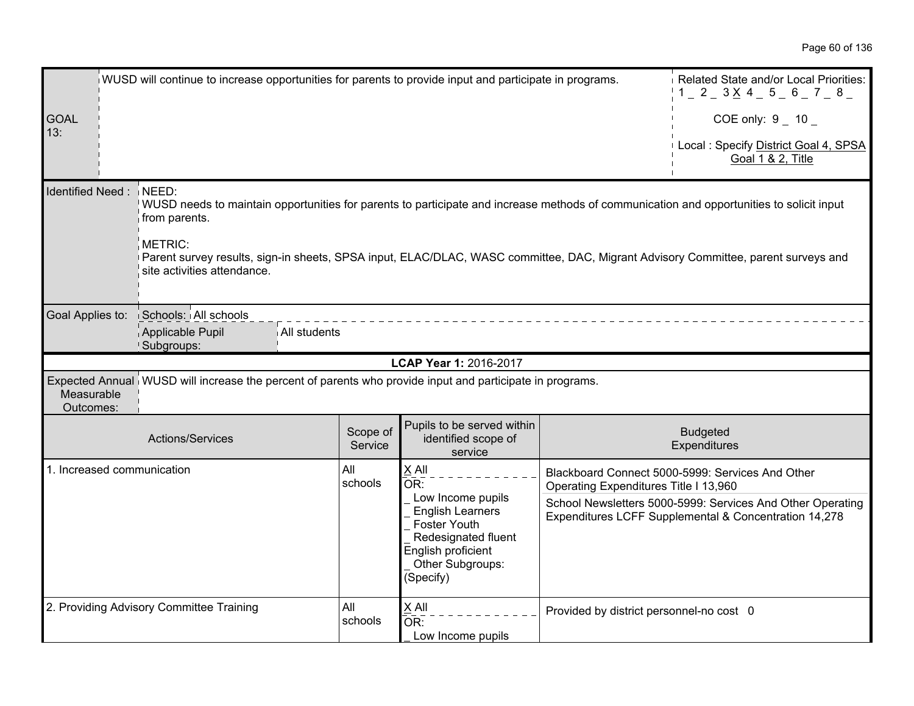| GOAL 13: | WUSD will continue to increase opportunities for parents to provide input and participate in programs. | Related State and/or Local Priorities: 1 _ 2 _ 3 X 4 _ 5 _ 6 _ 7 _ 8 _<br><br>COE only: 9 _ 10 _<br><br>Local : Specify District Goal 4, SPSA Goal 1 & 2, Title |
|---|---|---|

| Identified Need : | NEED:<br>WUSD needs to maintain opportunities for parents to participate and increase methods of communication and opportunities to solicit input from parents.<br><br>METRIC:<br>Parent survey results, sign-in sheets, SPSA input, ELAC/DLAC, WASC committee, DAC, Migrant Advisory Committee, parent surveys and site activities attendance. |
|---|---|

| Goal Applies to: | Schools: | All schools |
|---|---|---|
| | Applicable Pupil Subgroups: | All students |

**LCAP Year 1:** 2016-2017

| Expected Annual Measurable Outcomes: | WUSD will increase the percent of parents who provide input and participate in programs. |
|---|---|

| Actions/Services | Scope of Service | Pupils to be served within identified scope of service | Budgeted Expenditures |
|---|---|---|---|
| 1. Increased communication | All schools | X All<br>OR:<br>_ Low Income pupils<br>_ English Learners<br>_ Foster Youth<br>_ Redesignated fluent English proficient<br>_ Other Subgroups: (Specify) | Blackboard Connect 5000-5999: Services And Other Operating Expenditures Title I 13,960<br><br>School Newsletters 5000-5999: Services And Other Operating Expenditures LCFF Supplemental & Concentration 14,278 |
| 2. Providing Advisory Committee Training | All schools | X All<br>OR:<br>_ Low Income pupils | Provided by district personnel-no cost 0 |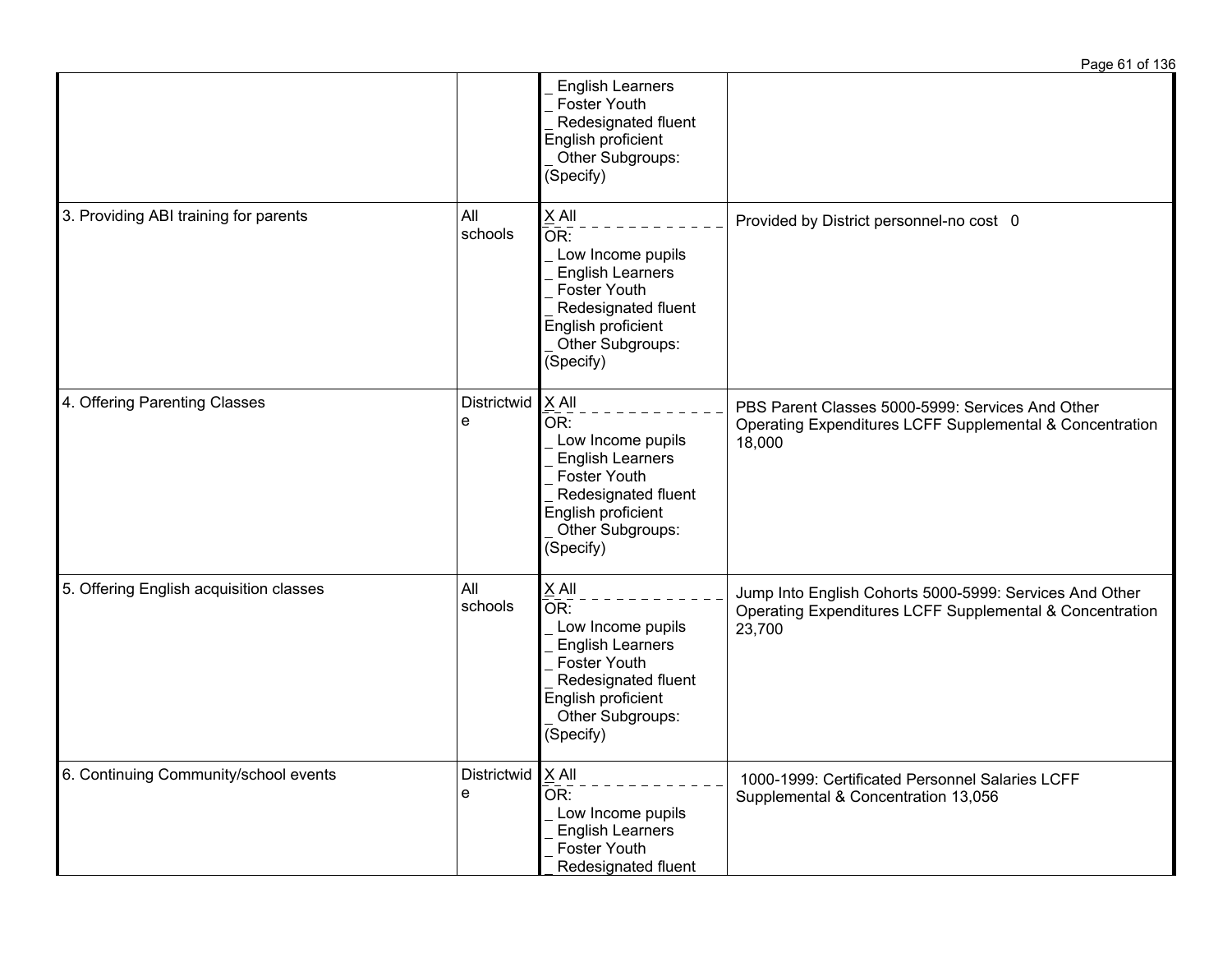| | | | |
|---|---|---|---|
| | | _ English Learners<br>_ Foster Youth<br>_ Redesignated fluent English proficient<br>_ Other Subgroups: (Specify) | |
| 3. Providing ABI training for parents | All schools | X All<br>OR:<br>_ Low Income pupils<br>_ English Learners<br>_ Foster Youth<br>_ Redesignated fluent English proficient<br>_ Other Subgroups: (Specify) | Provided by District personnel-no cost 0 |
| 4. Offering Parenting Classes | Districtwide | X All<br>OR:<br>_ Low Income pupils<br>_ English Learners<br>_ Foster Youth<br>_ Redesignated fluent English proficient<br>_ Other Subgroups: (Specify) | PBS Parent Classes 5000-5999: Services And Other Operating Expenditures LCFF Supplemental & Concentration 18,000 |
| 5. Offering English acquisition classes | All schools | X All<br>OR:<br>_ Low Income pupils<br>_ English Learners<br>_ Foster Youth<br>_ Redesignated fluent English proficient<br>_ Other Subgroups: (Specify) | Jump Into English Cohorts 5000-5999: Services And Other Operating Expenditures LCFF Supplemental & Concentration 23,700 |
| 6. Continuing Community/school events | Districtwide | X All<br>OR:<br>_ Low Income pupils<br>_ English Learners<br>_ Foster Youth<br>_ Redesignated fluent | 1000-1999: Certificated Personnel Salaries LCFF Supplemental & Concentration 13,056 |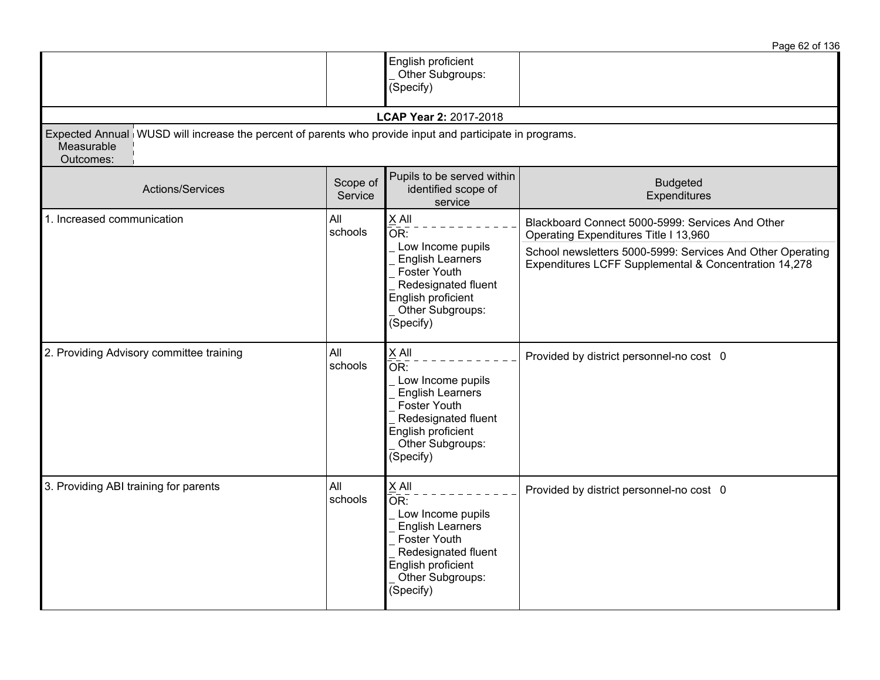| | | English proficient<br>_ Other Subgroups: (Specify) | |
|---|---|---|---|

**LCAP Year 2:** 2017-2018

| Expected Annual Measurable Outcomes: | WUSD will increase the percent of parents who provide input and participate in programs. |
|---|---|

| Actions/Services | Scope of Service | Pupils to be served within identified scope of service | Budgeted Expenditures |
|---|---|---|---|
| 1. Increased communication | All schools | X All<br>OR:<br>_ Low Income pupils<br>_ English Learners<br>_ Foster Youth<br>_ Redesignated fluent English proficient<br>_ Other Subgroups: (Specify) | Blackboard Connect 5000-5999: Services And Other Operating Expenditures Title I 13,960<br>School newsletters 5000-5999: Services And Other Operating Expenditures LCFF Supplemental & Concentration 14,278 |
| 2. Providing Advisory committee training | All schools | X All<br>OR:<br>_ Low Income pupils<br>_ English Learners<br>_ Foster Youth<br>_ Redesignated fluent English proficient<br>_ Other Subgroups: (Specify) | Provided by district personnel-no cost 0 |
| 3. Providing ABI training for parents | All schools | X All<br>OR:<br>_ Low Income pupils<br>_ English Learners<br>_ Foster Youth<br>_ Redesignated fluent English proficient<br>_ Other Subgroups: (Specify) | Provided by district personnel-no cost 0 |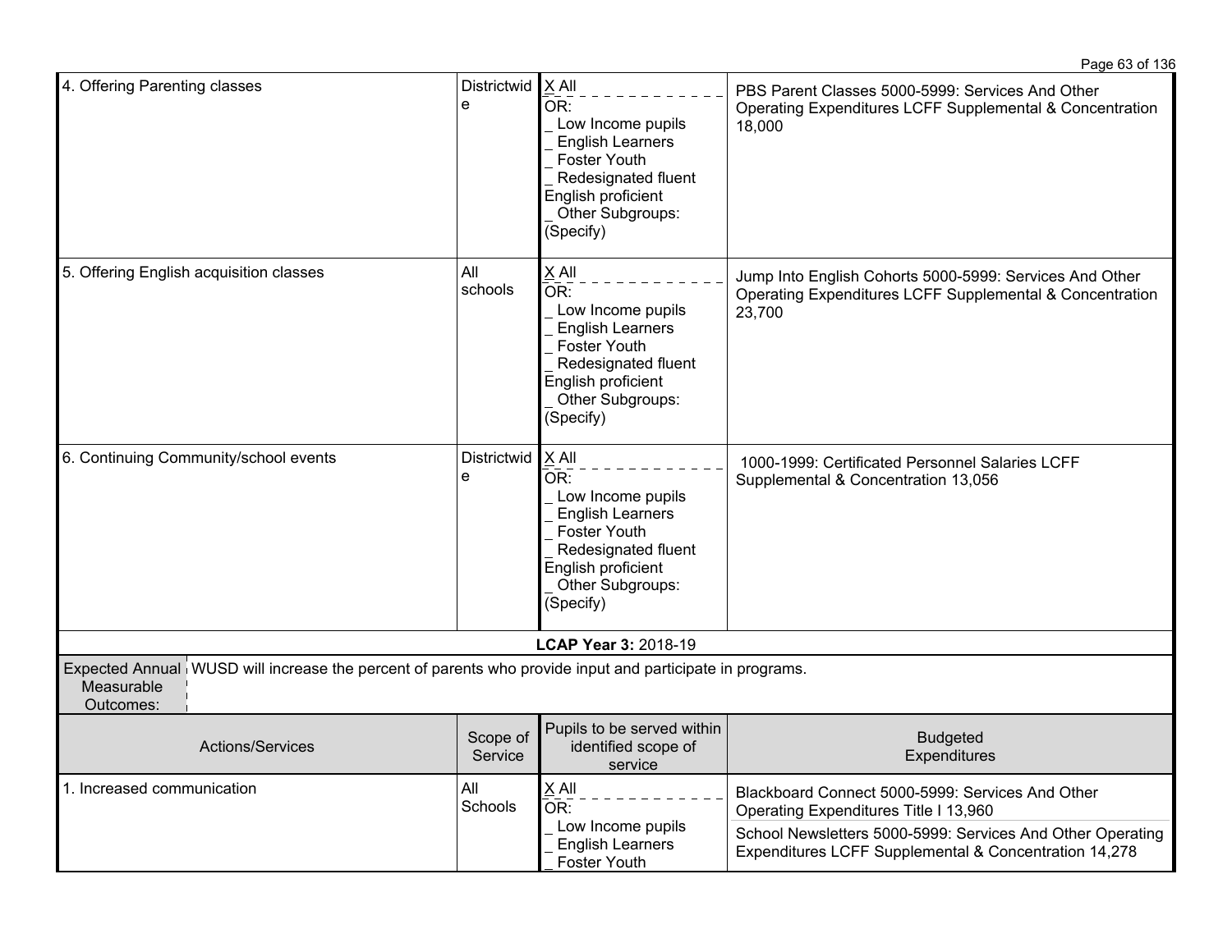| 4. Offering Parenting classes | Districtwide | X All<br>OR:<br>_ Low Income pupils<br>_ English Learners<br>_ Foster Youth<br>_ Redesignated fluent English proficient<br>_ Other Subgroups: (Specify) | PBS Parent Classes 5000-5999: Services And Other Operating Expenditures LCFF Supplemental & Concentration 18,000 |
|---|---|---|---|
| 5. Offering English acquisition classes | All schools | X All<br>OR:<br>_ Low Income pupils<br>_ English Learners<br>_ Foster Youth<br>_ Redesignated fluent English proficient<br>_ Other Subgroups: (Specify) | Jump Into English Cohorts 5000-5999: Services And Other Operating Expenditures LCFF Supplemental & Concentration 23,700 |
| 6. Continuing Community/school events | Districtwide | X All<br>OR:<br>_ Low Income pupils<br>_ English Learners<br>_ Foster Youth<br>_ Redesignated fluent English proficient<br>_ Other Subgroups: (Specify) | 1000-1999: Certificated Personnel Salaries LCFF Supplemental & Concentration 13,056 |

**LCAP Year 3:** 2018-19

| Expected Annual Measurable Outcomes: | WUSD will increase the percent of parents who provide input and participate in programs. |
|---|---|

| Actions/Services | Scope of Service | Pupils to be served within identified scope of service | Budgeted Expenditures |
|---|---|---|---|
| 1. Increased communication | All Schools | X All<br>OR:<br>_ Low Income pupils<br>_ English Learners<br>_ Foster Youth | Blackboard Connect 5000-5999: Services And Other Operating Expenditures Title I 13,960<br><br>School Newsletters 5000-5999: Services And Other Operating Expenditures LCFF Supplemental & Concentration 14,278 |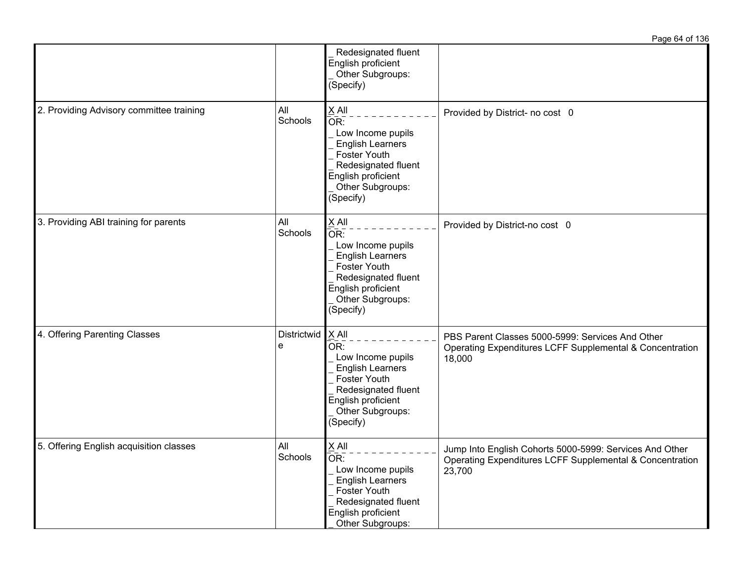| | | | |
|---|---|---|---|
| | | _ Redesignated fluent English proficient<br>_ Other Subgroups: (Specify) | |
| 2. Providing Advisory committee training | All Schools | X All<br>OR:<br>_ Low Income pupils<br>_ English Learners<br>_ Foster Youth<br>_ Redesignated fluent English proficient<br>_ Other Subgroups: (Specify) | Provided by District- no cost 0 |
| 3. Providing ABI training for parents | All Schools | X All<br>OR:<br>_ Low Income pupils<br>_ English Learners<br>_ Foster Youth<br>_ Redesignated fluent English proficient<br>_ Other Subgroups: (Specify) | Provided by District-no cost 0 |
| 4. Offering Parenting Classes | Districtwide | X All<br>OR:<br>_ Low Income pupils<br>_ English Learners<br>_ Foster Youth<br>_ Redesignated fluent English proficient<br>_ Other Subgroups: (Specify) | PBS Parent Classes 5000-5999: Services And Other Operating Expenditures LCFF Supplemental & Concentration 18,000 |
| 5. Offering English acquisition classes | All Schools | X All<br>OR:<br>_ Low Income pupils<br>_ English Learners<br>_ Foster Youth<br>_ Redesignated fluent English proficient<br>_ Other Subgroups: | Jump Into English Cohorts 5000-5999: Services And Other Operating Expenditures LCFF Supplemental & Concentration 23,700 |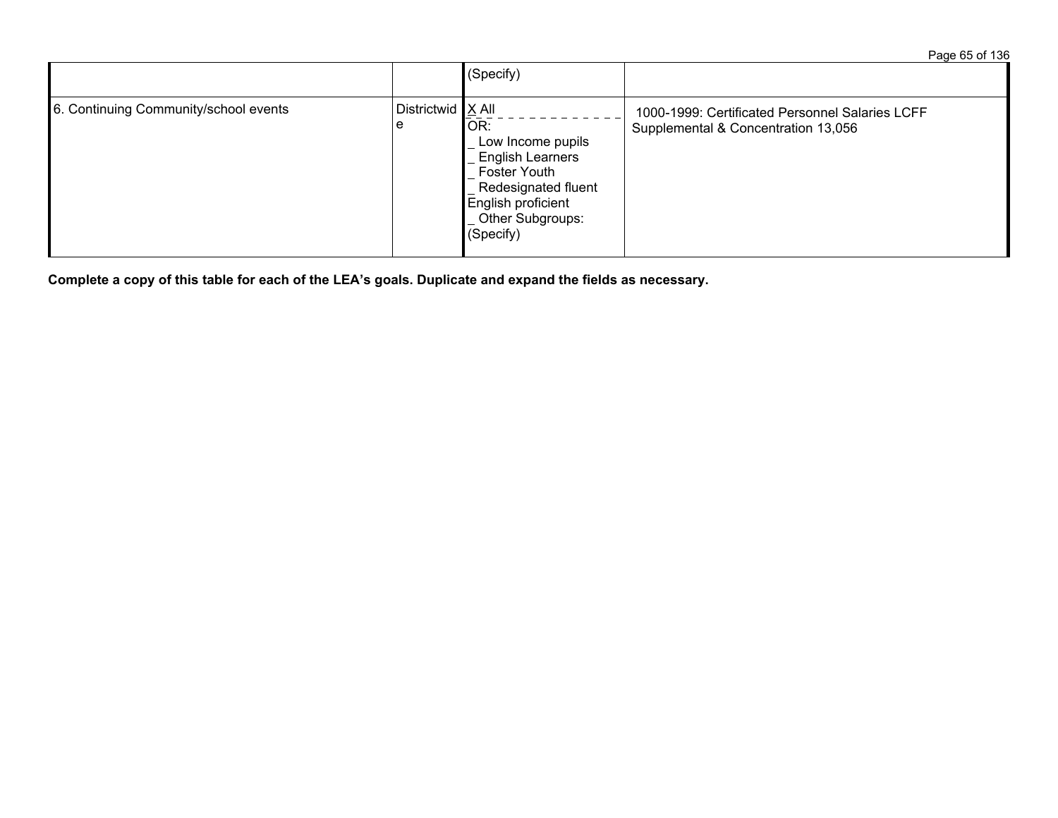| | | | |
|---|---|---|---|
| | | (Specify) | |
| 6. Continuing Community/school events | Districtwide | X All<br>OR:<br>_ Low Income pupils<br>_ English Learners<br>_ Foster Youth<br>_ Redesignated fluent English proficient<br>_ Other Subgroups: (Specify) | 1000-1999: Certificated Personnel Salaries LCFF Supplemental & Concentration 13,056 |

**Complete a copy of this table for each of the LEA's goals. Duplicate and expand the fields as necessary.**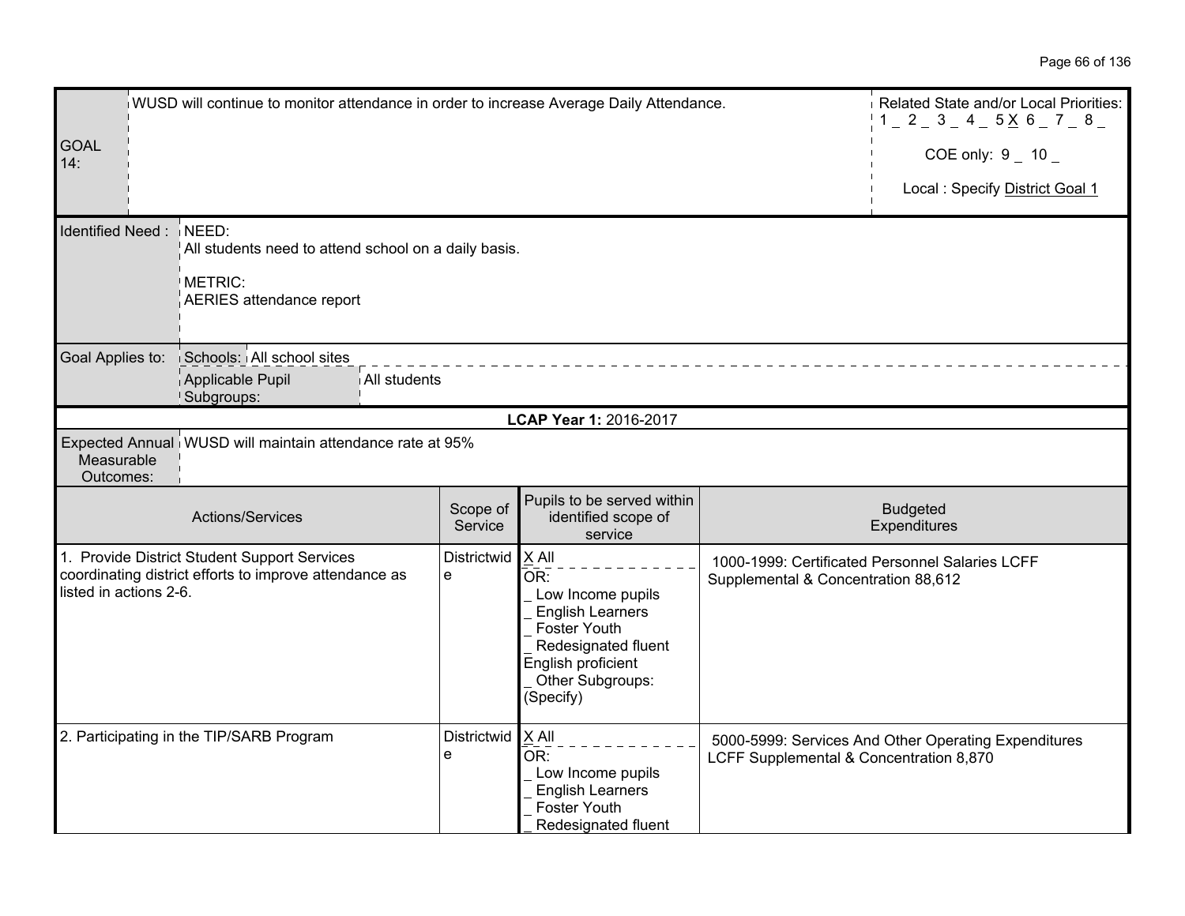| GOAL 14: | WUSD will continue to monitor attendance in order to increase Average Daily Attendance. | Related State and/or Local Priorities: 1 _ 2 _ 3 _ 4 _ 5 X 6 _ 7 _ 8 _<br>COE only: 9 _ 10 _<br>Local : Specify District Goal 1 |
|---|---|---|

| Identified Need : | NEED:<br>All students need to attend school on a daily basis.<br>METRIC:<br>AERIES attendance report |
|---|---|

| Goal Applies to: | Schools: | All school sites |
|---|---|---|
| | Applicable Pupil Subgroups: | All students |

**LCAP Year 1:** 2016-2017

| Expected Annual Measurable Outcomes: | WUSD will maintain attendance rate at 95% |
|---|---|

| Actions/Services | Scope of Service | Pupils to be served within identified scope of service | Budgeted Expenditures |
|---|---|---|---|
| 1. Provide District Student Support Services coordinating district efforts to improve attendance as listed in actions 2-6. | Districtwide | X All<br>OR:<br>_ Low Income pupils<br>_ English Learners<br>_ Foster Youth<br>_ Redesignated fluent English proficient<br>_ Other Subgroups: (Specify) | 1000-1999: Certificated Personnel Salaries LCFF Supplemental & Concentration 88,612 |
| 2. Participating in the TIP/SARB Program | Districtwide | X All<br>OR:<br>_ Low Income pupils<br>_ English Learners<br>_ Foster Youth<br>_ Redesignated fluent | 5000-5999: Services And Other Operating Expenditures LCFF Supplemental & Concentration 8,870 |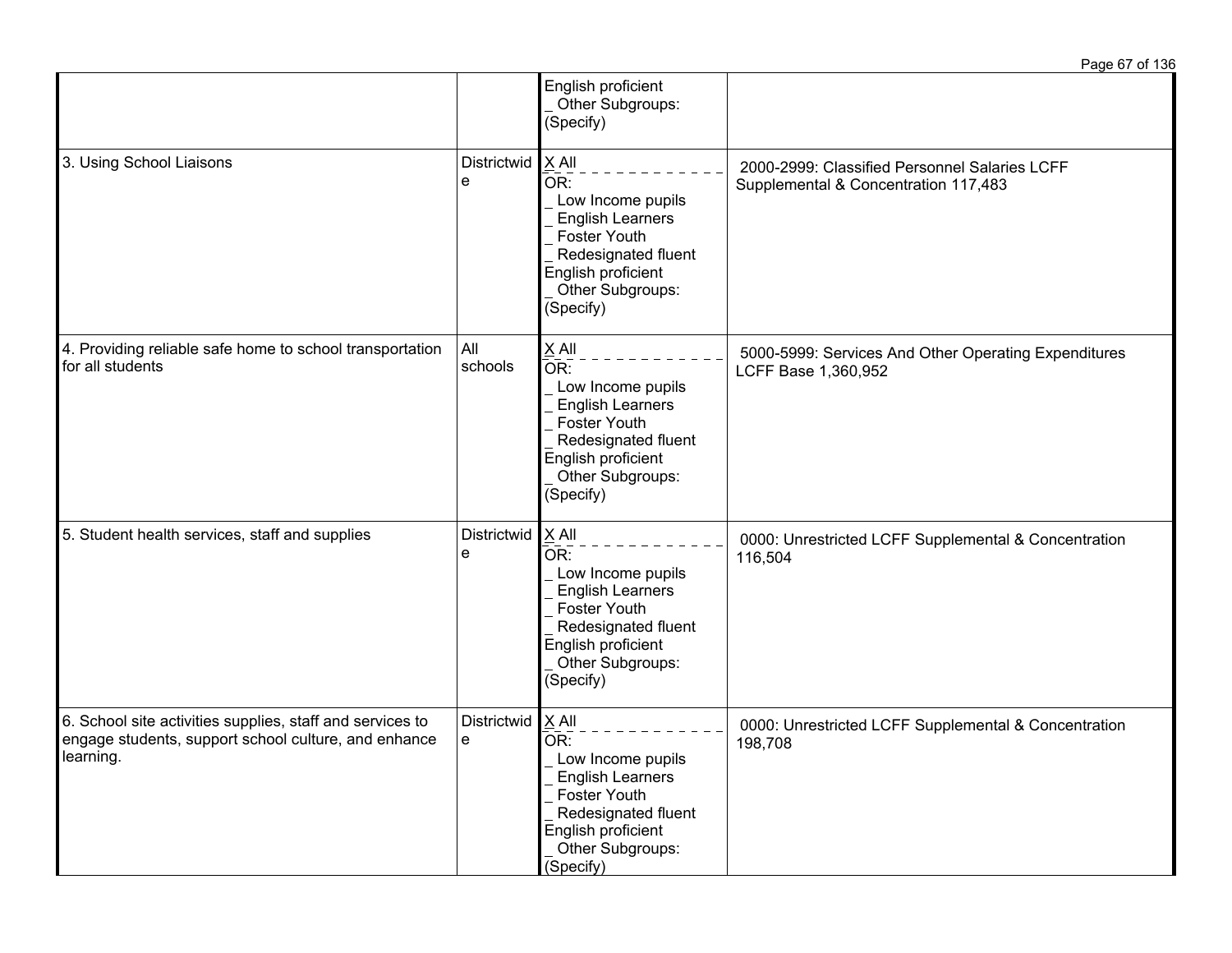| | | | |
|---|---|---|---|
| | | English proficient<br>_ Other Subgroups: (Specify) | |
| 3. Using School Liaisons | Districtwide | X All<br>OR:<br>_ Low Income pupils<br>_ English Learners<br>_ Foster Youth<br>_ Redesignated fluent English proficient<br>_ Other Subgroups: (Specify) | 2000-2999: Classified Personnel Salaries LCFF Supplemental & Concentration 117,483 |
| 4. Providing reliable safe home to school transportation for all students | All schools | X All<br>OR:<br>_ Low Income pupils<br>_ English Learners<br>_ Foster Youth<br>_ Redesignated fluent English proficient<br>_ Other Subgroups: (Specify) | 5000-5999: Services And Other Operating Expenditures LCFF Base 1,360,952 |
| 5. Student health services, staff and supplies | Districtwide | X All<br>OR:<br>_ Low Income pupils<br>_ English Learners<br>_ Foster Youth<br>_ Redesignated fluent English proficient<br>_ Other Subgroups: (Specify) | 0000: Unrestricted LCFF Supplemental & Concentration 116,504 |
| 6. School site activities supplies, staff and services to engage students, support school culture, and enhance learning. | Districtwide | X All<br>OR:<br>_ Low Income pupils<br>_ English Learners<br>_ Foster Youth<br>_ Redesignated fluent English proficient<br>_ Other Subgroups: (Specify) | 0000: Unrestricted LCFF Supplemental & Concentration 198,708 |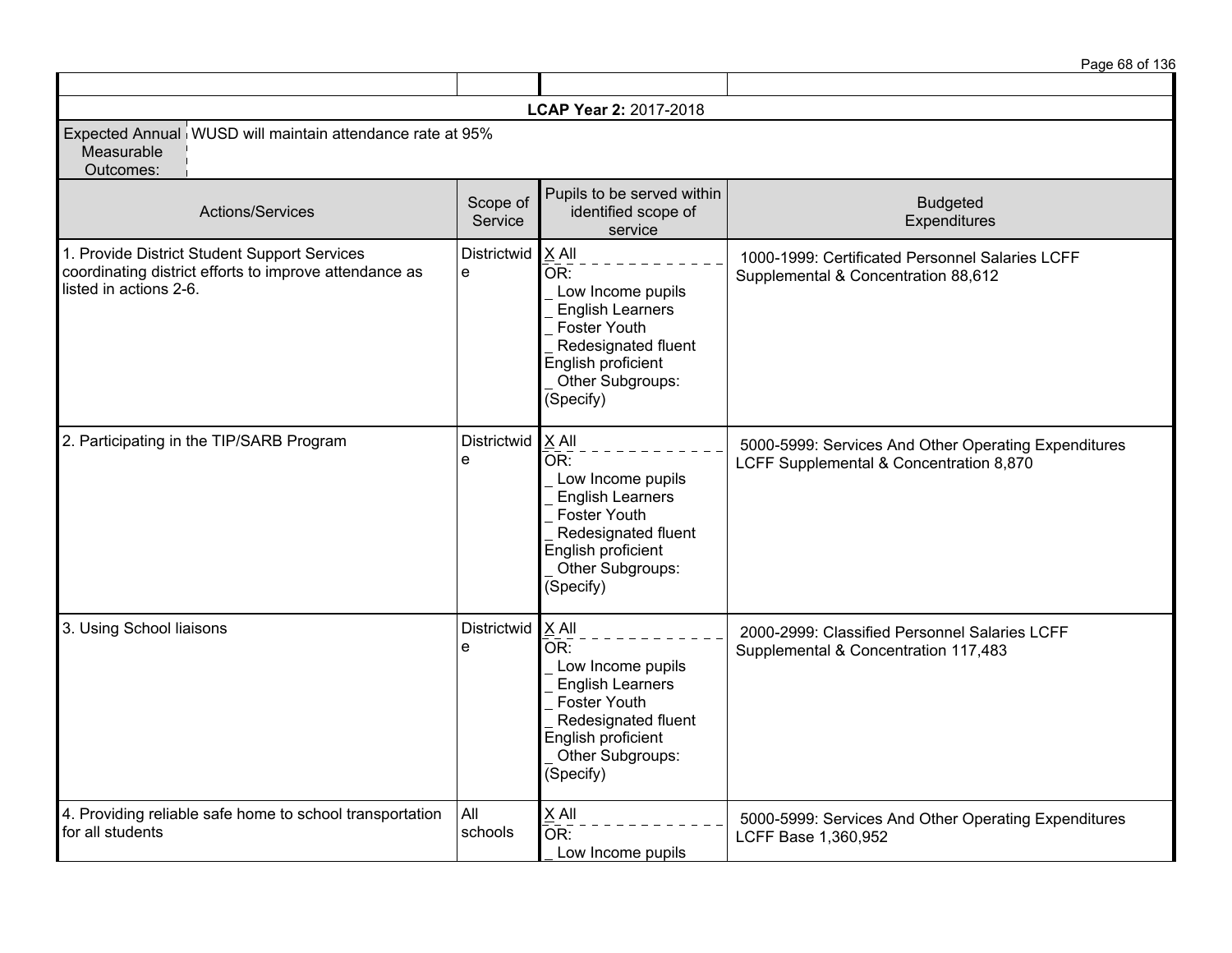| | | | |
|---|---|---|---|
| **LCAP Year 2:** 2017-2018 | | | |
| Expected Annual Measurable Outcomes: | WUSD will maintain attendance rate at 95% | | |
| Actions/Services | Scope of Service | Pupils to be served within identified scope of service | Budgeted Expenditures |
| 1. Provide District Student Support Services coordinating district efforts to improve attendance as listed in actions 2-6. | Districtwide | X All<br>OR:<br>_ Low Income pupils<br>_ English Learners<br>_ Foster Youth<br>_ Redesignated fluent English proficient<br>_ Other Subgroups: (Specify) | 1000-1999: Certificated Personnel Salaries LCFF Supplemental & Concentration 88,612 |
| 2. Participating in the TIP/SARB Program | Districtwide | X All<br>OR:<br>_ Low Income pupils<br>_ English Learners<br>_ Foster Youth<br>_ Redesignated fluent English proficient<br>_ Other Subgroups: (Specify) | 5000-5999: Services And Other Operating Expenditures LCFF Supplemental & Concentration 8,870 |
| 3. Using School liaisons | Districtwide | X All<br>OR:<br>_ Low Income pupils<br>_ English Learners<br>_ Foster Youth<br>_ Redesignated fluent English proficient<br>_ Other Subgroups: (Specify) | 2000-2999: Classified Personnel Salaries LCFF Supplemental & Concentration 117,483 |
| 4. Providing reliable safe home to school transportation for all students | All schools | X All<br>OR:<br>_ Low Income pupils | 5000-5999: Services And Other Operating Expenditures LCFF Base 1,360,952 |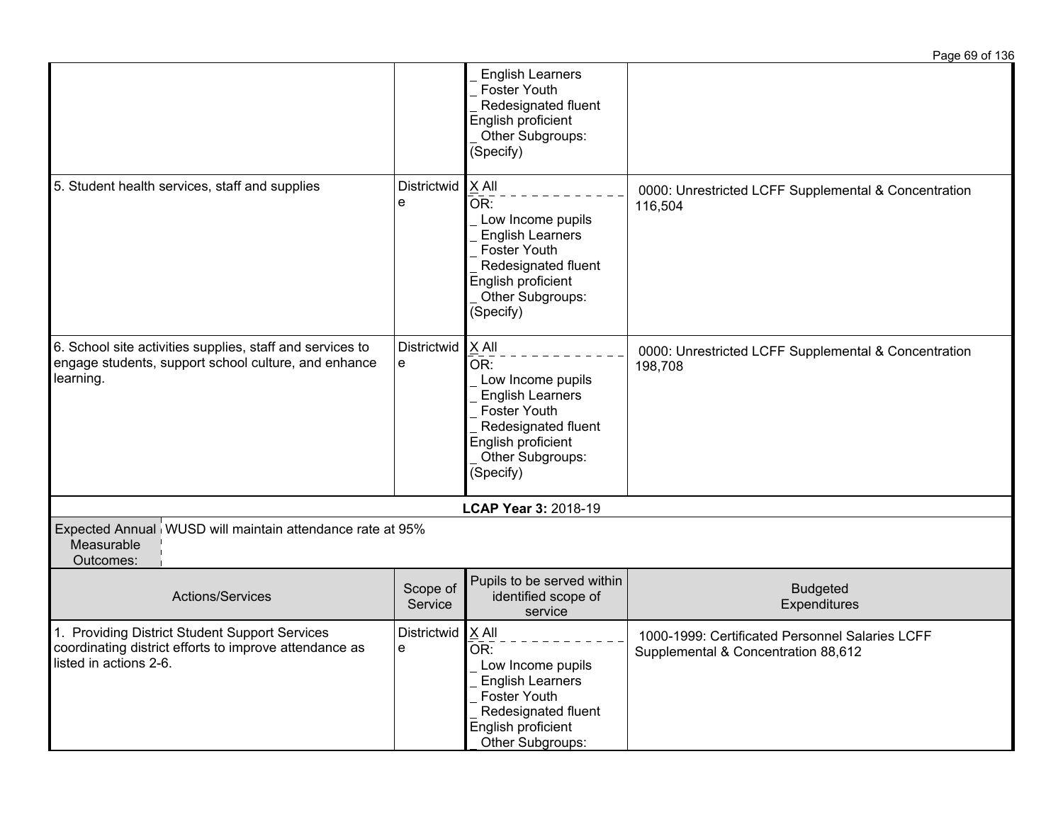| | | | |
|---|---|---|---|
| | | _ English Learners<br>_ Foster Youth<br>_ Redesignated fluent English proficient<br>_ Other Subgroups: (Specify) | |
| 5. Student health services, staff and supplies | Districtwide | X All<br>OR:<br>_ Low Income pupils<br>_ English Learners<br>_ Foster Youth<br>_ Redesignated fluent English proficient<br>_ Other Subgroups: (Specify) | 0000: Unrestricted LCFF Supplemental & Concentration 116,504 |
| 6. School site activities supplies, staff and services to engage students, support school culture, and enhance learning. | Districtwide | X All<br>OR:<br>_ Low Income pupils<br>_ English Learners<br>_ Foster Youth<br>_ Redesignated fluent English proficient<br>_ Other Subgroups: (Specify) | 0000: Unrestricted LCFF Supplemental & Concentration 198,708 |

**LCAP Year 3:** 2018-19

| Expected Annual Measurable Outcomes: | WUSD will maintain attendance rate at 95% |
|---|---|

| Actions/Services | Scope of Service | Pupils to be served within identified scope of service | Budgeted Expenditures |
|---|---|---|---|
| 1. Providing District Student Support Services coordinating district efforts to improve attendance as listed in actions 2-6. | Districtwide | X All<br>OR:<br>_ Low Income pupils<br>_ English Learners<br>_ Foster Youth<br>_ Redesignated fluent English proficient<br>_ Other Subgroups: | 1000-1999: Certificated Personnel Salaries LCFF Supplemental & Concentration 88,612 |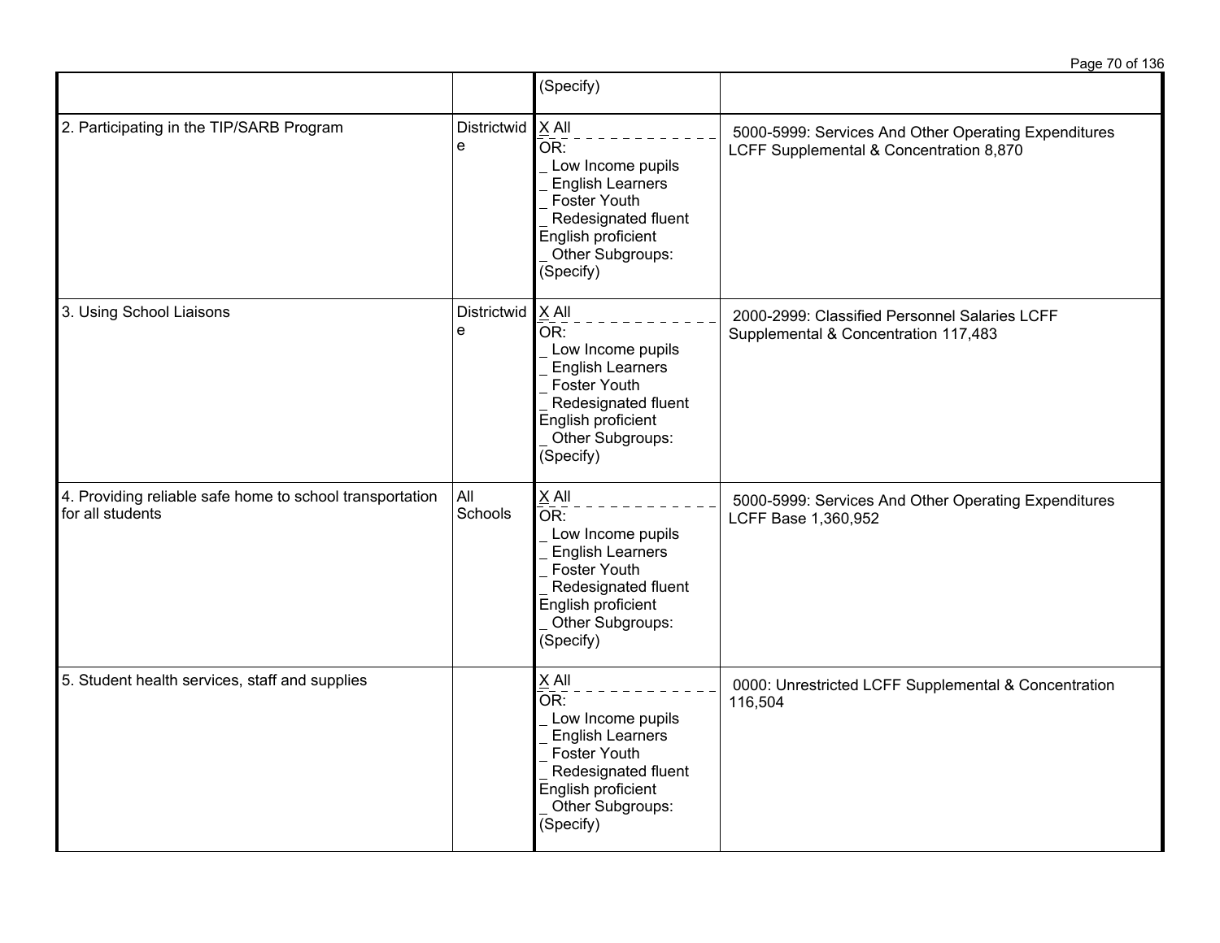| | | (Specify) | |
|---|---|---|---|
| 2. Participating in the TIP/SARB Program | Districtwide | X All<br>OR:<br>_ Low Income pupils<br>_ English Learners<br>_ Foster Youth<br>_ Redesignated fluent English proficient<br>_ Other Subgroups: (Specify) | 5000-5999: Services And Other Operating Expenditures LCFF Supplemental & Concentration 8,870 |
| 3. Using School Liaisons | Districtwide | X All<br>OR:<br>_ Low Income pupils<br>_ English Learners<br>_ Foster Youth<br>_ Redesignated fluent English proficient<br>_ Other Subgroups: (Specify) | 2000-2999: Classified Personnel Salaries LCFF Supplemental & Concentration 117,483 |
| 4. Providing reliable safe home to school transportation for all students | All Schools | X All<br>OR:<br>_ Low Income pupils<br>_ English Learners<br>_ Foster Youth<br>_ Redesignated fluent English proficient<br>_ Other Subgroups: (Specify) | 5000-5999: Services And Other Operating Expenditures LCFF Base 1,360,952 |
| 5. Student health services, staff and supplies | | X All<br>OR:<br>_ Low Income pupils<br>_ English Learners<br>_ Foster Youth<br>_ Redesignated fluent English proficient<br>_ Other Subgroups: (Specify) | 0000: Unrestricted LCFF Supplemental & Concentration 116,504 |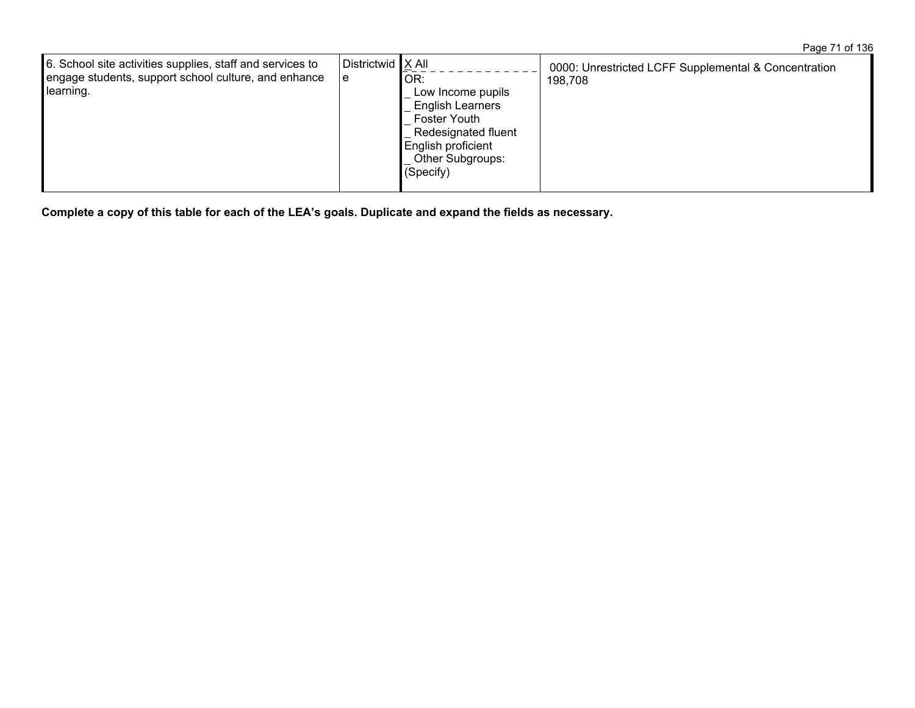| | | | |
|---|---|---|---|
| 6. School site activities supplies, staff and services to engage students, support school culture, and enhance learning. | Districtwide | X All<br>OR:<br>_ Low Income pupils<br>_ English Learners<br>_ Foster Youth<br>_ Redesignated fluent English proficient<br>_ Other Subgroups: (Specify) | 0000: Unrestricted LCFF Supplemental & Concentration 198,708 |

**Complete a copy of this table for each of the LEA's goals. Duplicate and expand the fields as necessary.**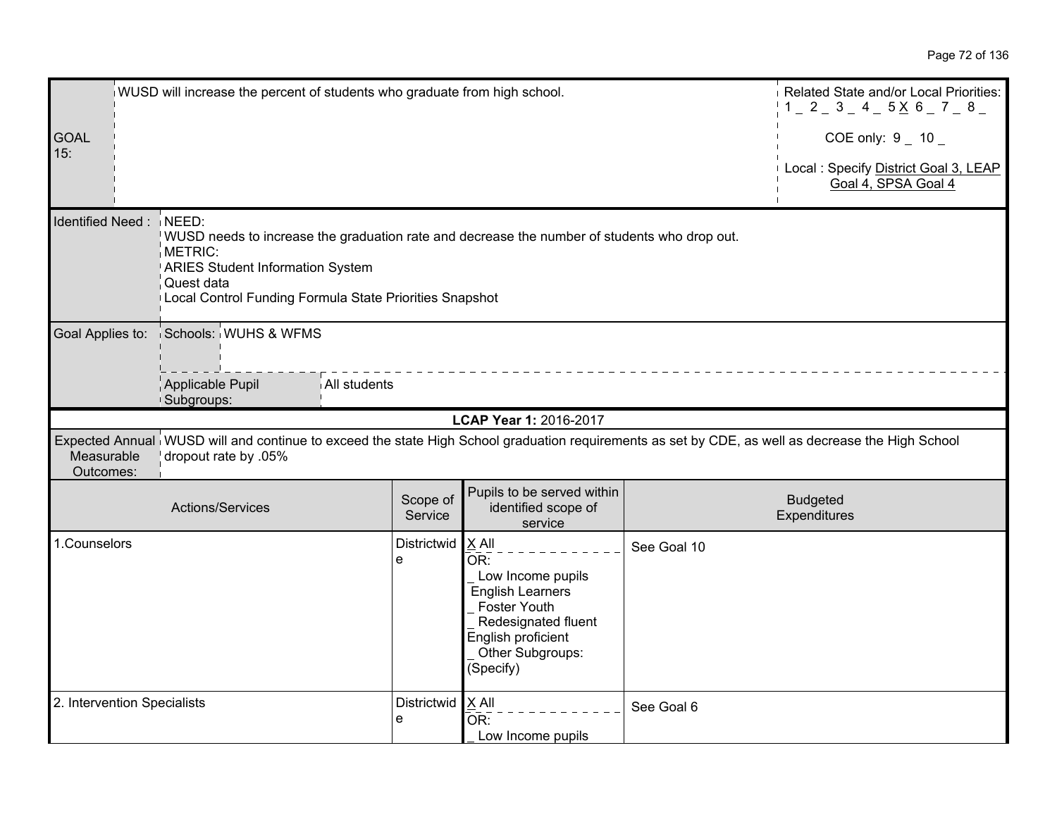| | | |
|---|---|---|
| GOAL 15: | WUSD will increase the percent of students who graduate from high school. | Related State and/or Local Priorities: 1 _ 2 _ 3 _ 4 _ 5 X 6 _ 7 _ 8 _<br>COE only: 9 _ 10 _<br>Local : Specify District Goal 3, LEAP Goal 4, SPSA Goal 4 |
| Identified Need : | NEED:<br>WUSD needs to increase the graduation rate and decrease the number of students who drop out.<br>METRIC:<br>ARIES Student Information System<br>Quest data<br>Local Control Funding Formula State Priorities Snapshot | |
| Goal Applies to: | Schools: WUHS & WFMS | |
| | Applicable Pupil Subgroups: All students | |

**LCAP Year 1:** 2016-2017

| | |
|---|---|
| Expected Annual Measurable Outcomes: | WUSD will and continue to exceed the state High School graduation requirements as set by CDE, as well as decrease the High School dropout rate by .05% |

| Actions/Services | Scope of Service | Pupils to be served within identified scope of service | Budgeted Expenditures |
|---|---|---|---|
| 1.Counselors | Districtwide | X All<br>OR:<br>_ Low Income pupils<br>English Learners<br>_ Foster Youth<br>_ Redesignated fluent English proficient<br>_ Other Subgroups: (Specify) | See Goal 10 |
| 2. Intervention Specialists | Districtwide | X All<br>OR:<br>_ Low Income pupils | See Goal 6 |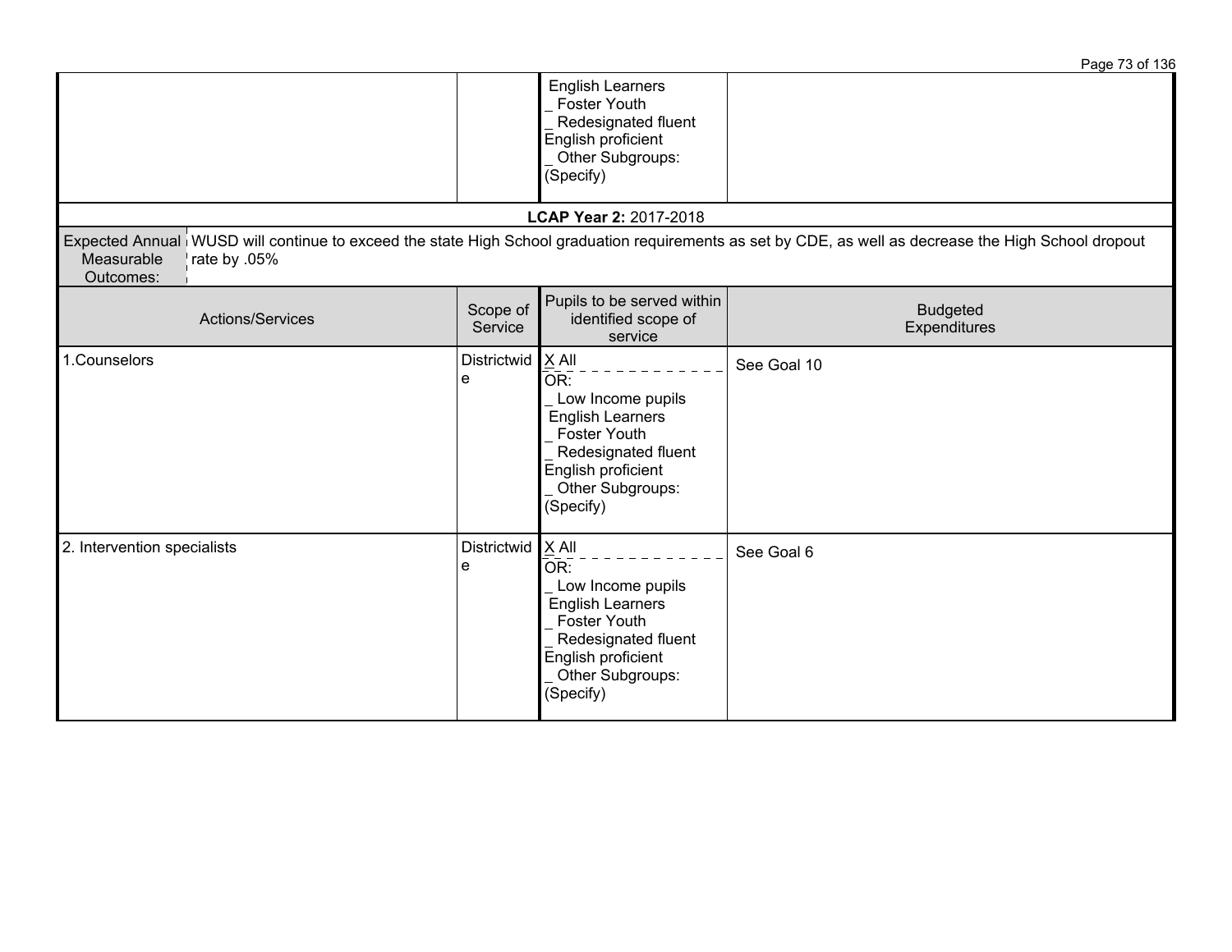| | | English Learners<br>_ Foster Youth<br>_ Redesignated fluent English proficient<br>_ Other Subgroups: (Specify) | |
|---|---|---|---|

**LCAP Year 2:** 2017-2018

| Expected Annual Measurable Outcomes: | WUSD will continue to exceed the state High School graduation requirements as set by CDE, as well as decrease the High School dropout rate by .05% |
|---|---|

| Actions/Services | Scope of Service | Pupils to be served within identified scope of service | Budgeted Expenditures |
|---|---|---|---|
| 1.Counselors | Districtwide | X All<br>OR:<br>_ Low Income pupils<br>English Learners<br>_ Foster Youth<br>_ Redesignated fluent English proficient<br>_ Other Subgroups: (Specify) | See Goal 10 |
| 2. Intervention specialists | Districtwide | X All<br>OR:<br>_ Low Income pupils<br>English Learners<br>_ Foster Youth<br>_ Redesignated fluent English proficient<br>_ Other Subgroups: (Specify) | See Goal 6 |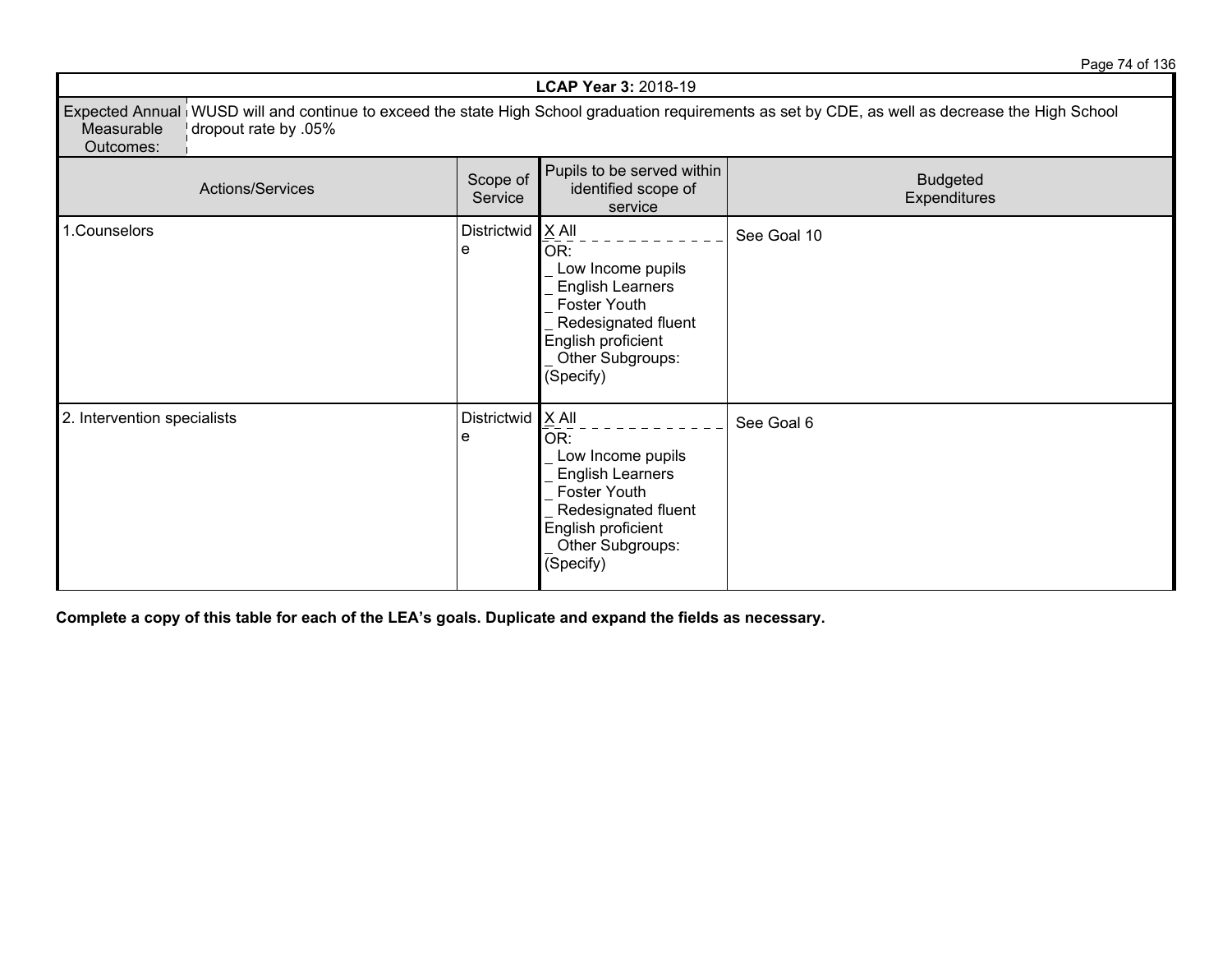| **LCAP Year 3:** 2018-19 | | | |
|---|---|---|---|
| Expected Annual Measurable Outcomes: | WUSD will and continue to exceed the state High School graduation requirements as set by CDE, as well as decrease the High School dropout rate by .05% | | |
| Actions/Services | Scope of Service | Pupils to be served within identified scope of service | Budgeted Expenditures |
| 1.Counselors | Districtwide | X All<br>OR:<br>_ Low Income pupils<br>_ English Learners<br>_ Foster Youth<br>_ Redesignated fluent English proficient<br>_ Other Subgroups: (Specify) | See Goal 10 |
| 2. Intervention specialists | Districtwide | X All<br>OR:<br>_ Low Income pupils<br>_ English Learners<br>_ Foster Youth<br>_ Redesignated fluent English proficient<br>_ Other Subgroups: (Specify) | See Goal 6 |

**Complete a copy of this table for each of the LEA's goals. Duplicate and expand the fields as necessary.**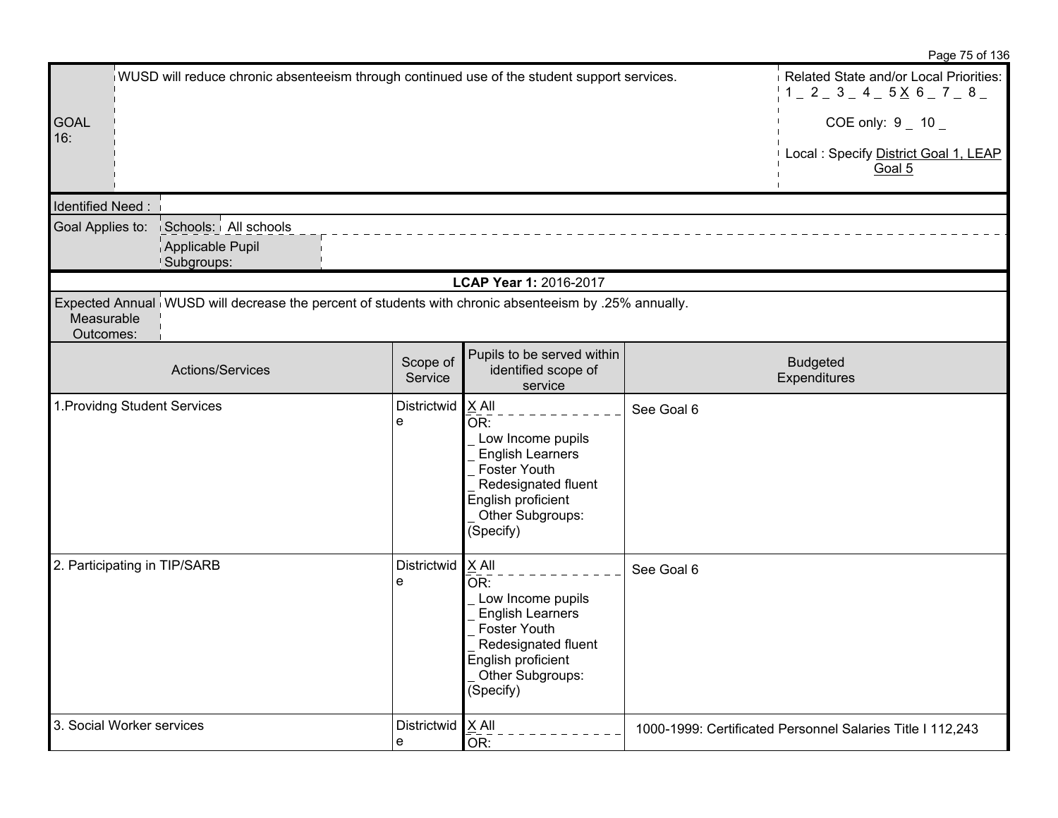| GOAL 16: | WUSD will reduce chronic absenteeism through continued use of the student support services. | Related State and/or Local Priorities: 1 _ 2 _ 3 _ 4 _ 5 X 6 _ 7 _ 8 _<br><br>COE only: 9 _ 10 _<br><br>Local : Specify District Goal 1, LEAP Goal 5 |
|---|---|---|

| Identified Need : | | |
|---|---|---|
| Goal Applies to: | Schools: | All schools |
| | Applicable Pupil Subgroups: | |

**LCAP Year 1:** 2016-2017

| Expected Annual Measurable Outcomes: | WUSD will decrease the percent of students with chronic absenteeism by .25% annually. |
|---|---|

| Actions/Services | Scope of Service | Pupils to be served within identified scope of service | Budgeted Expenditures |
|---|---|---|---|
| 1.Providng Student Services | Districtwide | X All<br>OR:<br>_ Low Income pupils<br>_ English Learners<br>_ Foster Youth<br>_ Redesignated fluent English proficient<br>_ Other Subgroups: (Specify) | See Goal 6 |
| 2. Participating in TIP/SARB | Districtwide | X All<br>OR:<br>_ Low Income pupils<br>_ English Learners<br>_ Foster Youth<br>_ Redesignated fluent English proficient<br>_ Other Subgroups: (Specify) | See Goal 6 |
| 3. Social Worker services | Districtwide | X All<br>OR: | 1000-1999: Certificated Personnel Salaries Title I 112,243 |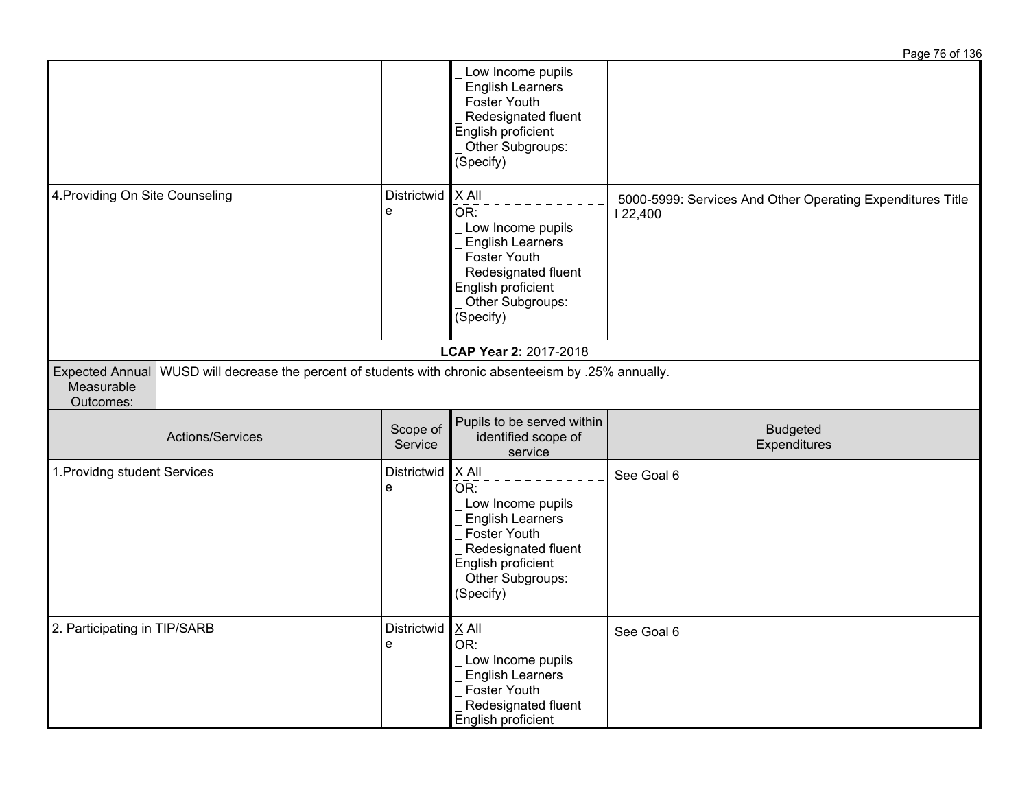| Actions/Services | Scope of Service | Pupils to be served within identified scope of service | Budgeted Expenditures |
|---|---|---|---|
| | | _ Low Income pupils<br>_ English Learners<br>_ Foster Youth<br>_ Redesignated fluent English proficient<br>_ Other Subgroups: (Specify) | |
| 4.Providing On Site Counseling | Districtwide | X All<br>OR:<br>_ Low Income pupils<br>_ English Learners<br>_ Foster Youth<br>_ Redesignated fluent English proficient<br>_ Other Subgroups: (Specify) | 5000-5999: Services And Other Operating Expenditures Title I 22,400 |

**LCAP Year 2:** 2017-2018

| Expected Annual Measurable Outcomes: | WUSD will decrease the percent of students with chronic absenteeism by .25% annually. |
|---|---|

| Actions/Services | Scope of Service | Pupils to be served within identified scope of service | Budgeted Expenditures |
|---|---|---|---|
| 1.Providng student Services | Districtwide | X All<br>OR:<br>_ Low Income pupils<br>_ English Learners<br>_ Foster Youth<br>_ Redesignated fluent English proficient<br>_ Other Subgroups: (Specify) | See Goal 6 |
| 2. Participating in TIP/SARB | Districtwide | X All<br>OR:<br>_ Low Income pupils<br>_ English Learners<br>_ Foster Youth<br>_ Redesignated fluent English proficient | See Goal 6 |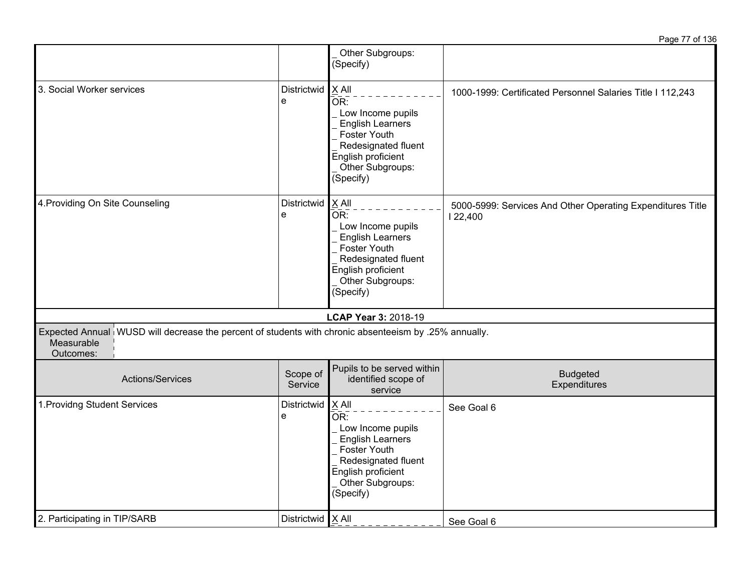| | | | |
|---|---|---|---|
| | | _ Other Subgroups: (Specify) | |
| 3. Social Worker services | Districtwide | X All<br>OR:<br>_ Low Income pupils<br>_ English Learners<br>_ Foster Youth<br>_ Redesignated fluent English proficient<br>_ Other Subgroups: (Specify) | 1000-1999: Certificated Personnel Salaries Title I 112,243 |
| 4.Providing On Site Counseling | Districtwide | X All<br>OR:<br>_ Low Income pupils<br>_ English Learners<br>_ Foster Youth<br>_ Redesignated fluent English proficient<br>_ Other Subgroups: (Specify) | 5000-5999: Services And Other Operating Expenditures Title I 22,400 |

**LCAP Year 3:** 2018-19

| Expected Annual Measurable Outcomes: | WUSD will decrease the percent of students with chronic absenteeism by .25% annually. |
|---|---|

| Actions/Services | Scope of Service | Pupils to be served within identified scope of service | Budgeted Expenditures |
|---|---|---|---|
| 1.Providng Student Services | Districtwide | X All<br>OR:<br>_ Low Income pupils<br>_ English Learners<br>_ Foster Youth<br>_ Redesignated fluent English proficient<br>_ Other Subgroups: (Specify) | See Goal 6 |
| 2. Participating in TIP/SARB | Districtwid | X All | See Goal 6 |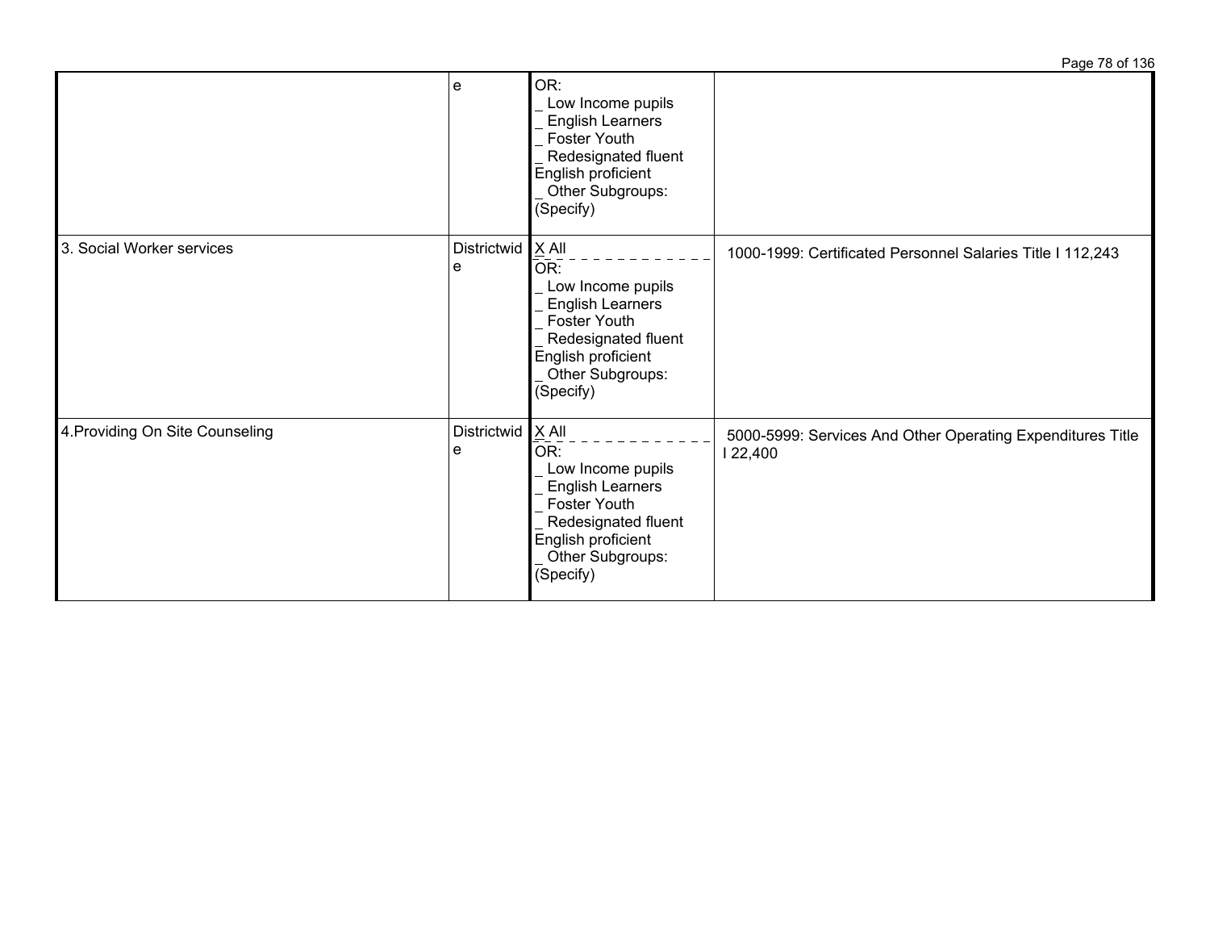| | | | |
|---|---|---|---|
| | e | OR:<br>_ Low Income pupils<br>_ English Learners<br>_ Foster Youth<br>_ Redesignated fluent English proficient<br>_ Other Subgroups: (Specify) | |
| 3. Social Worker services | Districtwide | X All<br>OR:<br>_ Low Income pupils<br>_ English Learners<br>_ Foster Youth<br>_ Redesignated fluent English proficient<br>_ Other Subgroups: (Specify) | 1000-1999: Certificated Personnel Salaries Title I 112,243 |
| 4.Providing On Site Counseling | Districtwide | X All<br>OR:<br>_ Low Income pupils<br>_ English Learners<br>_ Foster Youth<br>_ Redesignated fluent English proficient<br>_ Other Subgroups: (Specify) | 5000-5999: Services And Other Operating Expenditures Title I 22,400 |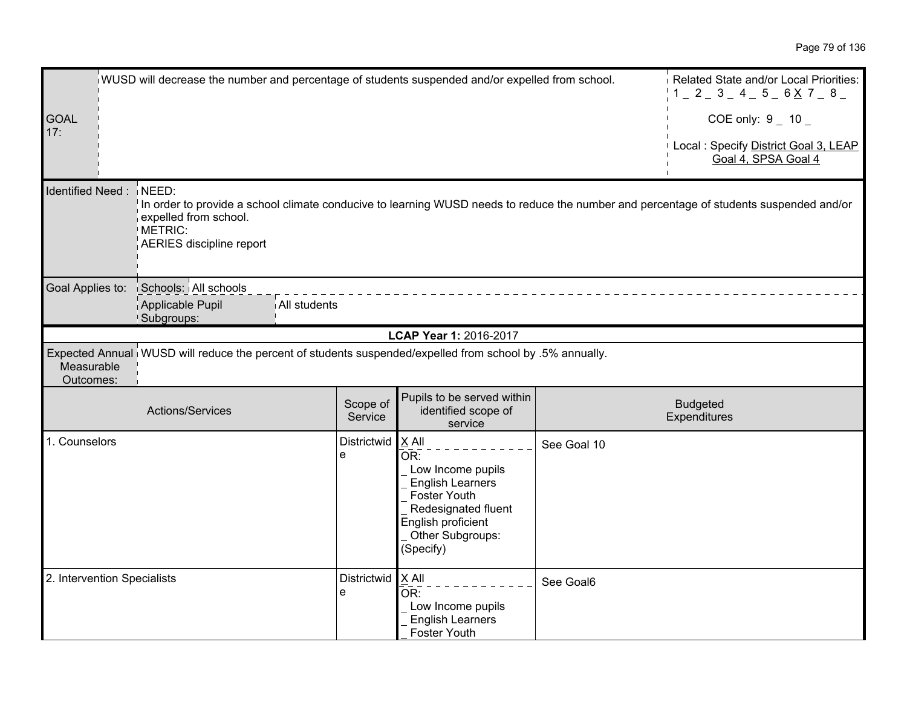| GOAL 17: | WUSD will decrease the number and percentage of students suspended and/or expelled from school. | Related State and/or Local Priorities: 1 _ 2 _ 3 _ 4 _ 5 _ 6 X 7 _ 8 _ <br><br> COE only: 9 _ 10 _ <br><br> Local : Specify District Goal 3, LEAP Goal 4, SPSA Goal 4 |
|---|---|---|

| Identified Need : | NEED:<br>In order to provide a school climate conducive to learning WUSD needs to reduce the number and percentage of students suspended and/or expelled from school.<br>METRIC:<br>AERIES discipline report |
|---|---|

| Goal Applies to: | Schools: All schools | |
|---|---|---|
| | Applicable Pupil Subgroups: | All students |

**LCAP Year 1:** 2016-2017

| Expected Annual Measurable Outcomes: | WUSD will reduce the percent of students suspended/expelled from school by .5% annually. |
|---|---|

| Actions/Services | Scope of Service | Pupils to be served within identified scope of service | Budgeted Expenditures |
|---|---|---|---|
| 1. Counselors | Districtwide | X All<br>OR:<br>_ Low Income pupils<br>_ English Learners<br>_ Foster Youth<br>_ Redesignated fluent English proficient<br>_ Other Subgroups: (Specify) | See Goal 10 |
| 2. Intervention Specialists | Districtwide | X All<br>OR:<br>_ Low Income pupils<br>_ English Learners<br>_ Foster Youth | See Goal6 |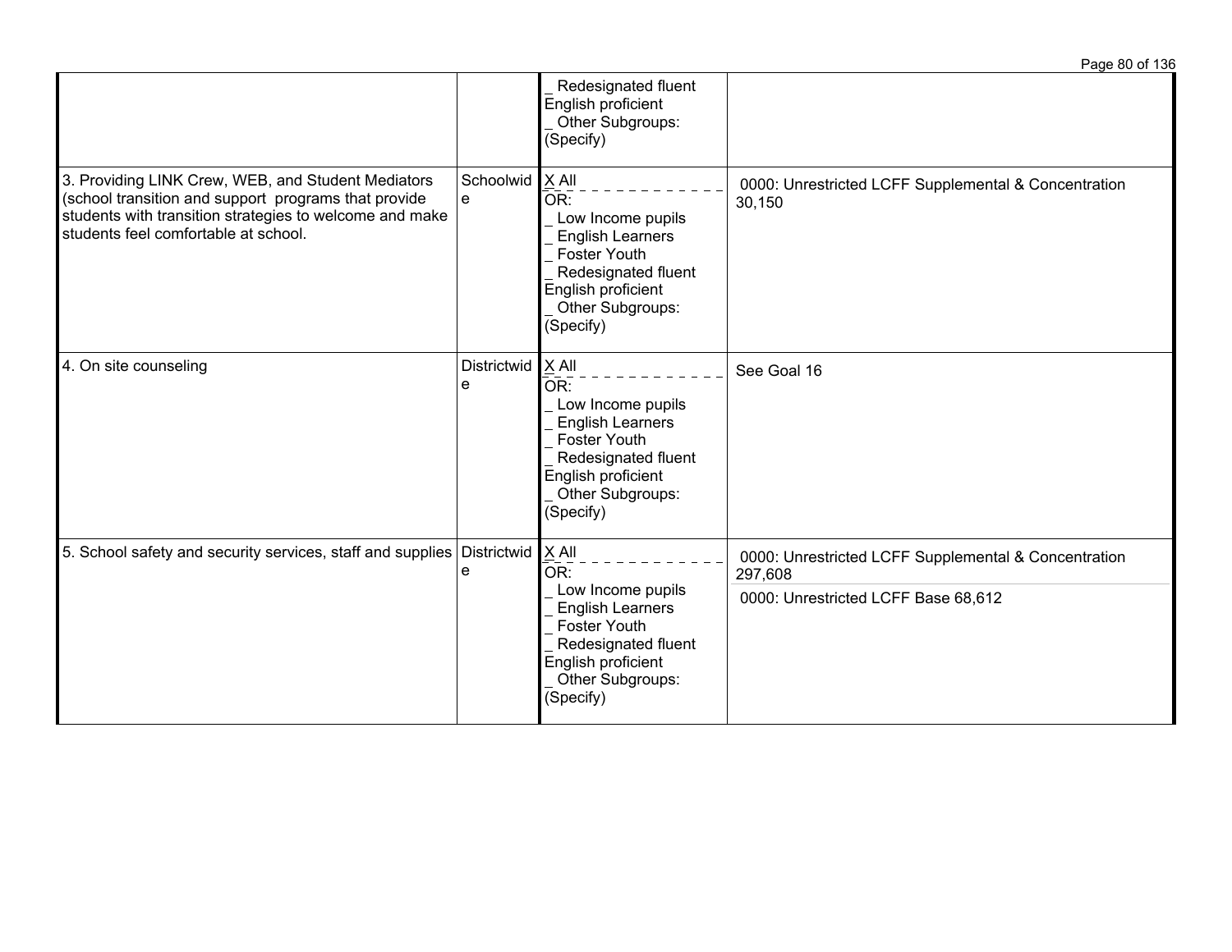| | | | |
|---|---|---|---|
| | | _ Redesignated fluent English proficient<br>_ Other Subgroups: (Specify) | |
| 3. Providing LINK Crew, WEB, and Student Mediators (school transition and support programs that provide students with transition strategies to welcome and make students feel comfortable at school. | Schoolwide | X All<br>OR:<br>_ Low Income pupils<br>_ English Learners<br>_ Foster Youth<br>_ Redesignated fluent English proficient<br>_ Other Subgroups: (Specify) | 0000: Unrestricted LCFF Supplemental & Concentration 30,150 |
| 4. On site counseling | Districtwide | X All<br>OR:<br>_ Low Income pupils<br>_ English Learners<br>_ Foster Youth<br>_ Redesignated fluent English proficient<br>_ Other Subgroups: (Specify) | See Goal 16 |
| 5. School safety and security services, staff and supplies | Districtwide | X All<br>OR:<br>_ Low Income pupils<br>_ English Learners<br>_ Foster Youth<br>_ Redesignated fluent English proficient<br>_ Other Subgroups: (Specify) | 0000: Unrestricted LCFF Supplemental & Concentration 297,608<br>0000: Unrestricted LCFF Base 68,612 |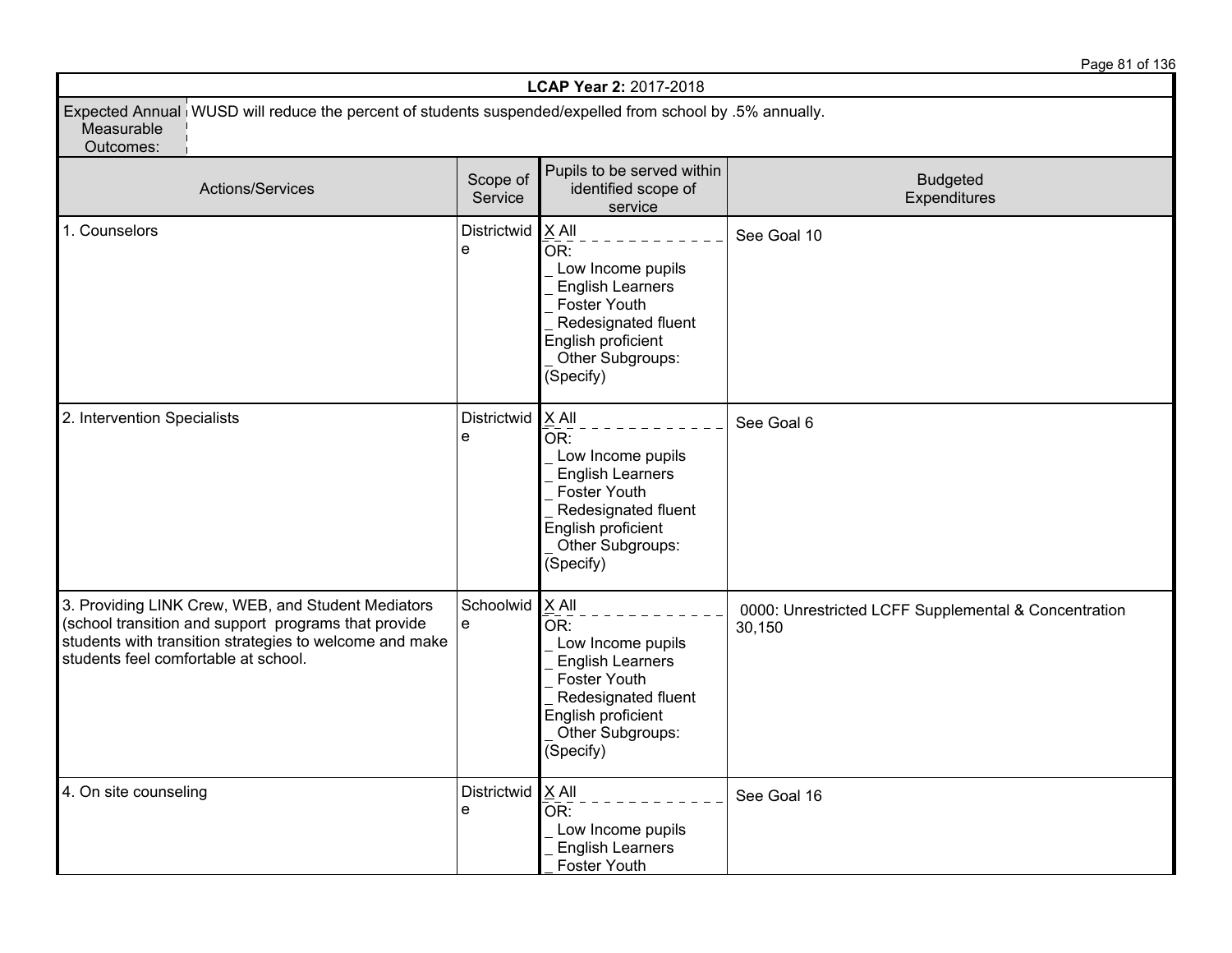**LCAP Year 2:** 2017-2018

| Expected Annual Measurable Outcomes: | WUSD will reduce the percent of students suspended/expelled from school by .5% annually. |
|---|---|

| Actions/Services | Scope of Service | Pupils to be served within identified scope of service | Budgeted Expenditures |
|---|---|---|---|
| 1. Counselors | Districtwide | X All<br>OR:<br>_ Low Income pupils<br>_ English Learners<br>_ Foster Youth<br>_ Redesignated fluent English proficient<br>_ Other Subgroups: (Specify) | See Goal 10 |
| 2. Intervention Specialists | Districtwide | X All<br>OR:<br>_ Low Income pupils<br>_ English Learners<br>_ Foster Youth<br>_ Redesignated fluent English proficient<br>_ Other Subgroups: (Specify) | See Goal 6 |
| 3. Providing LINK Crew, WEB, and Student Mediators (school transition and support programs that provide students with transition strategies to welcome and make students feel comfortable at school. | Schoolwide | X All<br>OR:<br>_ Low Income pupils<br>_ English Learners<br>_ Foster Youth<br>_ Redesignated fluent English proficient<br>_ Other Subgroups: (Specify) | 0000: Unrestricted LCFF Supplemental & Concentration 30,150 |
| 4. On site counseling | Districtwide | X All<br>OR:<br>_ Low Income pupils<br>_ English Learners<br>_ Foster Youth | See Goal 16 |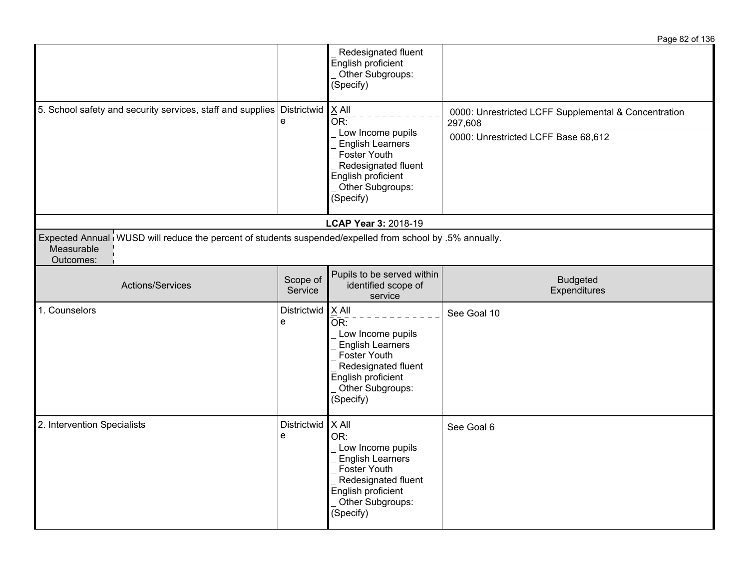| Actions/Services | Scope of Service | Pupils to be served within identified scope of service | Budgeted Expenditures |
|---|---|---|---|
| | | _ Redesignated fluent English proficient<br>_ Other Subgroups: (Specify) | |
| 5. School safety and security services, staff and supplies | Districtwide | X All<br>OR:<br>_ Low Income pupils<br>_ English Learners<br>_ Foster Youth<br>_ Redesignated fluent English proficient<br>_ Other Subgroups: (Specify) | 0000: Unrestricted LCFF Supplemental & Concentration 297,608<br>0000: Unrestricted LCFF Base 68,612 |

**LCAP Year 3:** 2018-19

| Expected Annual Measurable Outcomes: | WUSD will reduce the percent of students suspended/expelled from school by .5% annually. |
|---|---|

| Actions/Services | Scope of Service | Pupils to be served within identified scope of service | Budgeted Expenditures |
|---|---|---|---|
| 1. Counselors | Districtwide | X All<br>OR:<br>_ Low Income pupils<br>_ English Learners<br>_ Foster Youth<br>_ Redesignated fluent English proficient<br>_ Other Subgroups: (Specify) | See Goal 10 |
| 2. Intervention Specialists | Districtwide | X All<br>OR:<br>_ Low Income pupils<br>_ English Learners<br>_ Foster Youth<br>_ Redesignated fluent English proficient<br>_ Other Subgroups: (Specify) | See Goal 6 |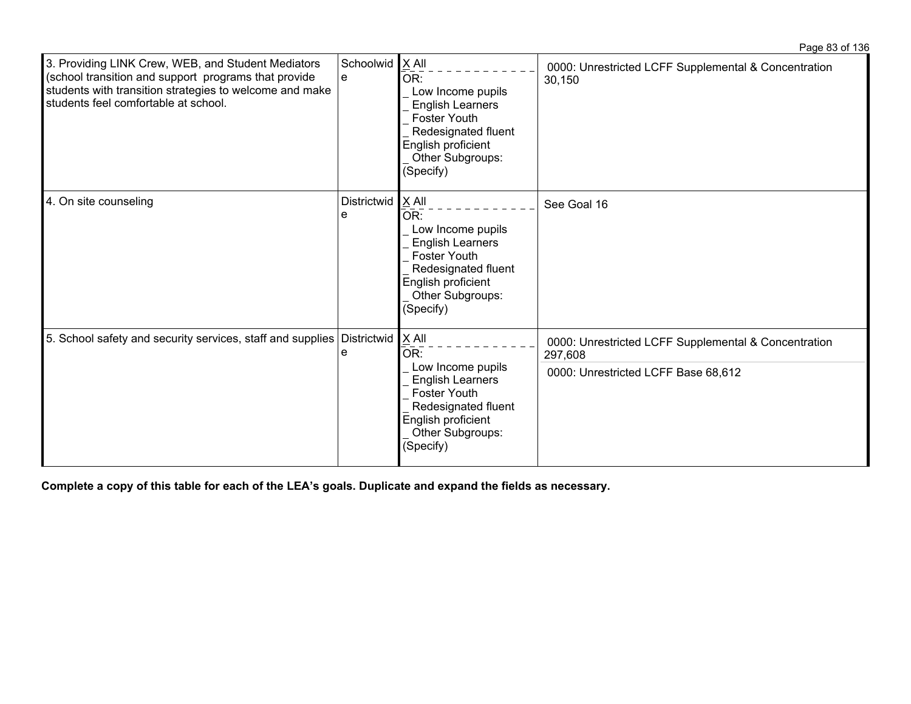| | | | |
|---|---|---|---|
| 3. Providing LINK Crew, WEB, and Student Mediators (school transition and support programs that provide students with transition strategies to welcome and make students feel comfortable at school. | Schoolwide | X All<br>OR:<br>_ Low Income pupils<br>_ English Learners<br>_ Foster Youth<br>_ Redesignated fluent English proficient<br>_ Other Subgroups: (Specify) | 0000: Unrestricted LCFF Supplemental & Concentration 30,150 |
| 4. On site counseling | Districtwide | X All<br>OR:<br>_ Low Income pupils<br>_ English Learners<br>_ Foster Youth<br>_ Redesignated fluent English proficient<br>_ Other Subgroups: (Specify) | See Goal 16 |
| 5. School safety and security services, staff and supplies | Districtwide | X All<br>OR:<br>_ Low Income pupils<br>_ English Learners<br>_ Foster Youth<br>_ Redesignated fluent English proficient<br>_ Other Subgroups: (Specify) | 0000: Unrestricted LCFF Supplemental & Concentration 297,608<br>0000: Unrestricted LCFF Base 68,612 |

**Complete a copy of this table for each of the LEA's goals. Duplicate and expand the fields as necessary.**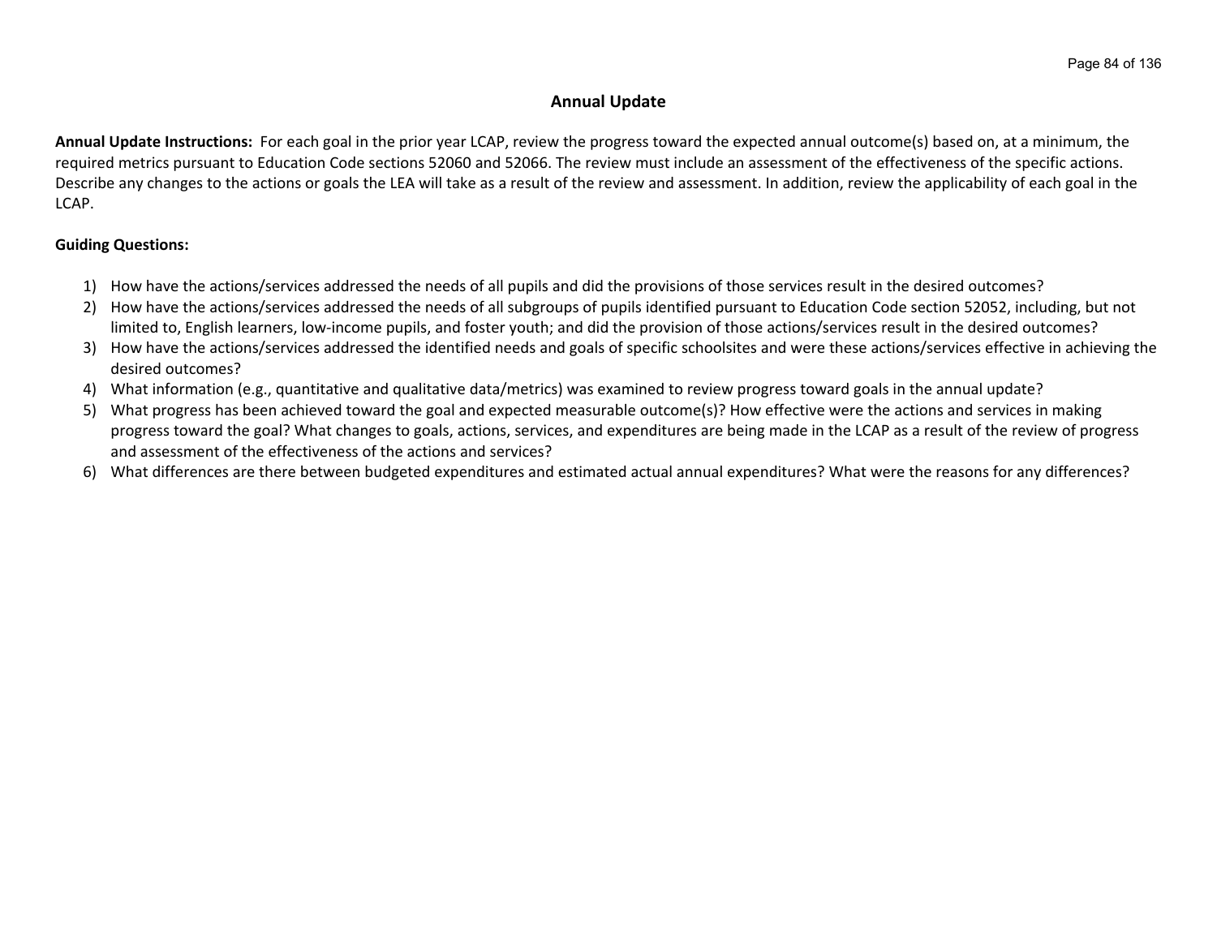## Annual Update

**Annual Update Instructions:** For each goal in the prior year LCAP, review the progress toward the expected annual outcome(s) based on, at a minimum, the required metrics pursuant to Education Code sections 52060 and 52066. The review must include an assessment of the effectiveness of the specific actions. Describe any changes to the actions or goals the LEA will take as a result of the review and assessment. In addition, review the applicability of each goal in the LCAP.

**Guiding Questions:**

1) How have the actions/services addressed the needs of all pupils and did the provisions of those services result in the desired outcomes?
2) How have the actions/services addressed the needs of all subgroups of pupils identified pursuant to Education Code section 52052, including, but not limited to, English learners, low-income pupils, and foster youth; and did the provision of those actions/services result in the desired outcomes?
3) How have the actions/services addressed the identified needs and goals of specific schoolsites and were these actions/services effective in achieving the desired outcomes?
4) What information (e.g., quantitative and qualitative data/metrics) was examined to review progress toward goals in the annual update?
5) What progress has been achieved toward the goal and expected measurable outcome(s)? How effective were the actions and services in making progress toward the goal? What changes to goals, actions, services, and expenditures are being made in the LCAP as a result of the review of progress and assessment of the effectiveness of the actions and services?
6) What differences are there between budgeted expenditures and estimated actual annual expenditures? What were the reasons for any differences?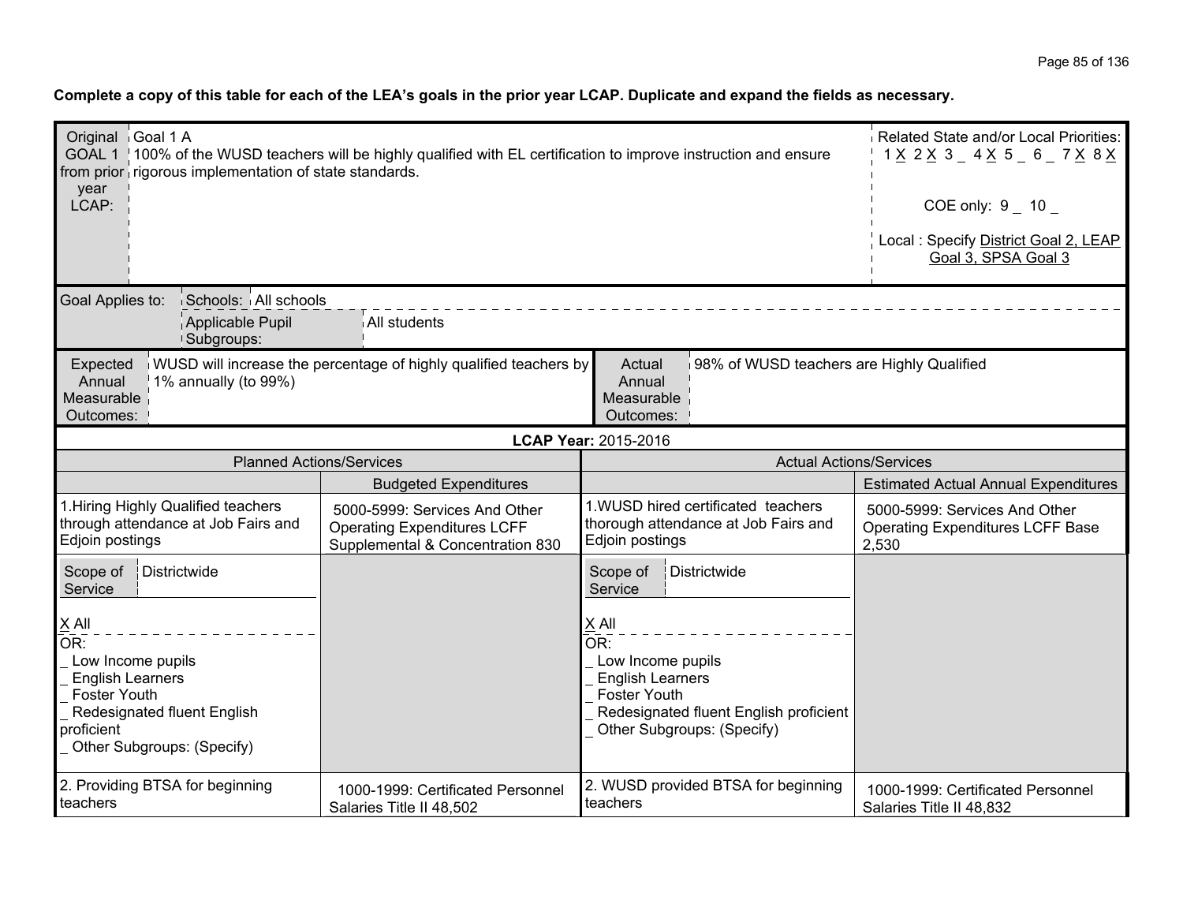**Complete a copy of this table for each of the LEA's goals in the prior year LCAP. Duplicate and expand the fields as necessary.**

| Original GOAL 1 from prior year LCAP: | Goal 1 A<br>100% of the WUSD teachers will be highly qualified with EL certification to improve instruction and ensure rigorous implementation of state standards. | Related State and/or Local Priorities:<br>1 X 2 X 3 _ 4 X 5 _ 6 _ 7 X 8 X<br><br>COE only: 9 _ 10 _<br><br>Local : Specify District Goal 2, LEAP Goal 3, SPSA Goal 3 |
|---|---|---|

| Goal Applies to: | Schools: | All schools |
|---|---|---|
| | Applicable Pupil Subgroups: | All students |

| Expected Annual Measurable Outcomes: | WUSD will increase the percentage of highly qualified teachers by 1% annually (to 99%) | Actual Annual Measurable Outcomes: | 98% of WUSD teachers are Highly Qualified |
|---|---|---|---|

**LCAP Year: 2015-2016**

| Planned Actions/Services | | Actual Actions/Services | |
|---|---|---|---|
| | Budgeted Expenditures | | Estimated Actual Annual Expenditures |
| 1.Hiring Highly Qualified teachers through attendance at Job Fairs and Edjoin postings | 5000-5999: Services And Other Operating Expenditures LCFF Supplemental & Concentration 830 | 1.WUSD hired certificated teachers thorough attendance at Job Fairs and Edjoin postings | 5000-5999: Services And Other Operating Expenditures LCFF Base 2,530 |
| Scope of Service: Districtwide<br><br>X All<br>OR:<br>_ Low Income pupils<br>_ English Learners<br>_ Foster Youth<br>_ Redesignated fluent English proficient<br>_ Other Subgroups: (Specify) | | Scope of Service: Districtwide<br><br>X All<br>OR:<br>_ Low Income pupils<br>_ English Learners<br>_ Foster Youth<br>_ Redesignated fluent English proficient<br>_ Other Subgroups: (Specify) | |
| 2. Providing BTSA for beginning teachers | 1000-1999: Certificated Personnel Salaries Title II 48,502 | 2. WUSD provided BTSA for beginning teachers | 1000-1999: Certificated Personnel Salaries Title II 48,832 |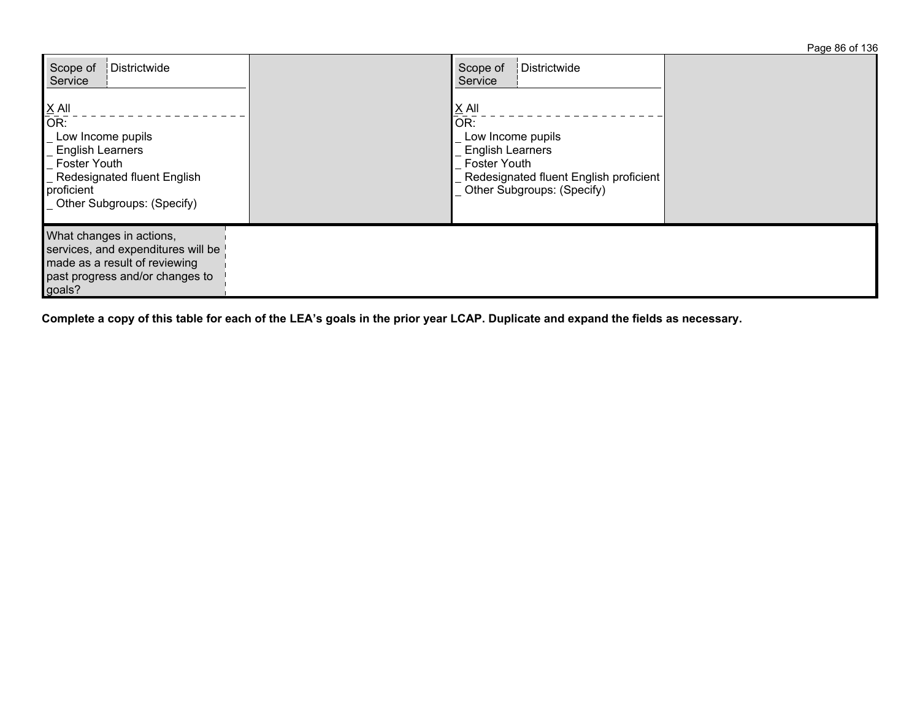| | | | |
|---|---|---|---|
| Scope of Service: Districtwide<br><br>X All<br>OR:<br>_ Low Income pupils<br>_ English Learners<br>_ Foster Youth<br>_ Redesignated fluent English proficient<br>_ Other Subgroups: (Specify) | | Scope of Service: Districtwide<br><br>X All<br>OR:<br>_ Low Income pupils<br>_ English Learners<br>_ Foster Youth<br>_ Redesignated fluent English proficient<br>_ Other Subgroups: (Specify) | |

| What changes in actions, services, and expenditures will be made as a result of reviewing past progress and/or changes to goals? | |
|---|---|

**Complete a copy of this table for each of the LEA's goals in the prior year LCAP. Duplicate and expand the fields as necessary.**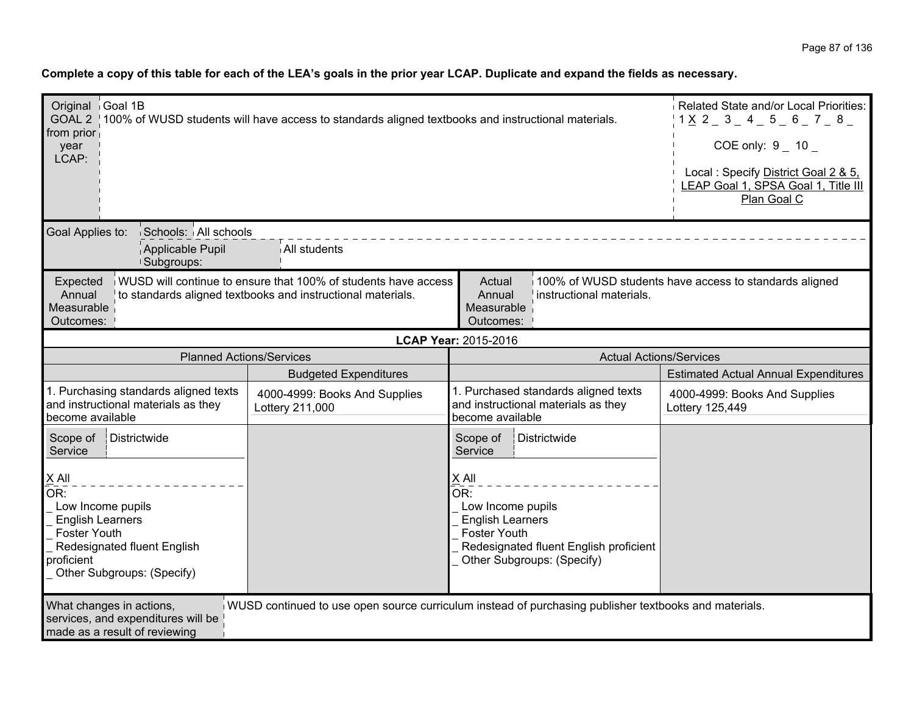**Complete a copy of this table for each of the LEA's goals in the prior year LCAP. Duplicate and expand the fields as necessary.**

| Original GOAL 2 from prior year LCAP: | Goal 1B<br>100% of WUSD students will have access to standards aligned textbooks and instructional materials. | Related State and/or Local Priorities:<br>1 X 2 _ 3 _ 4 _ 5 _ 6 _ 7 _ 8 _<br>COE only: 9 _ 10 _<br>Local : Specify District Goal 2 & 5, LEAP Goal 1, SPSA Goal 1, Title III Plan Goal C |
|---|---|---|

| Goal Applies to: | Schools: | All schools |
|---|---|---|
| | Applicable Pupil Subgroups: | All students |

| Expected Annual Measurable Outcomes: | WUSD will continue to ensure that 100% of students have access to standards aligned textbooks and instructional materials. | Actual Annual Measurable Outcomes: | 100% of WUSD students have access to standards aligned instructional materials. |
|---|---|---|---|

**LCAP Year:** 2015-2016

| Planned Actions/Services | | Actual Actions/Services | |
|---|---|---|---|
| | Budgeted Expenditures | | Estimated Actual Annual Expenditures |
| 1. Purchasing standards aligned texts and instructional materials as they become available | 4000-4999: Books And Supplies Lottery 211,000 | 1. Purchased standards aligned texts and instructional materials as they become available | 4000-4999: Books And Supplies Lottery 125,449 |
| Scope of Service: Districtwide<br>X All<br>OR:<br>_ Low Income pupils<br>_ English Learners<br>_ Foster Youth<br>_ Redesignated fluent English proficient<br>_ Other Subgroups: (Specify) | | Scope of Service: Districtwide<br>X All<br>OR:<br>_ Low Income pupils<br>_ English Learners<br>_ Foster Youth<br>_ Redesignated fluent English proficient<br>_ Other Subgroups: (Specify) | |

| What changes in actions, services, and expenditures will be made as a result of reviewing | WUSD continued to use open source curriculum instead of purchasing publisher textbooks and materials. |
|---|---|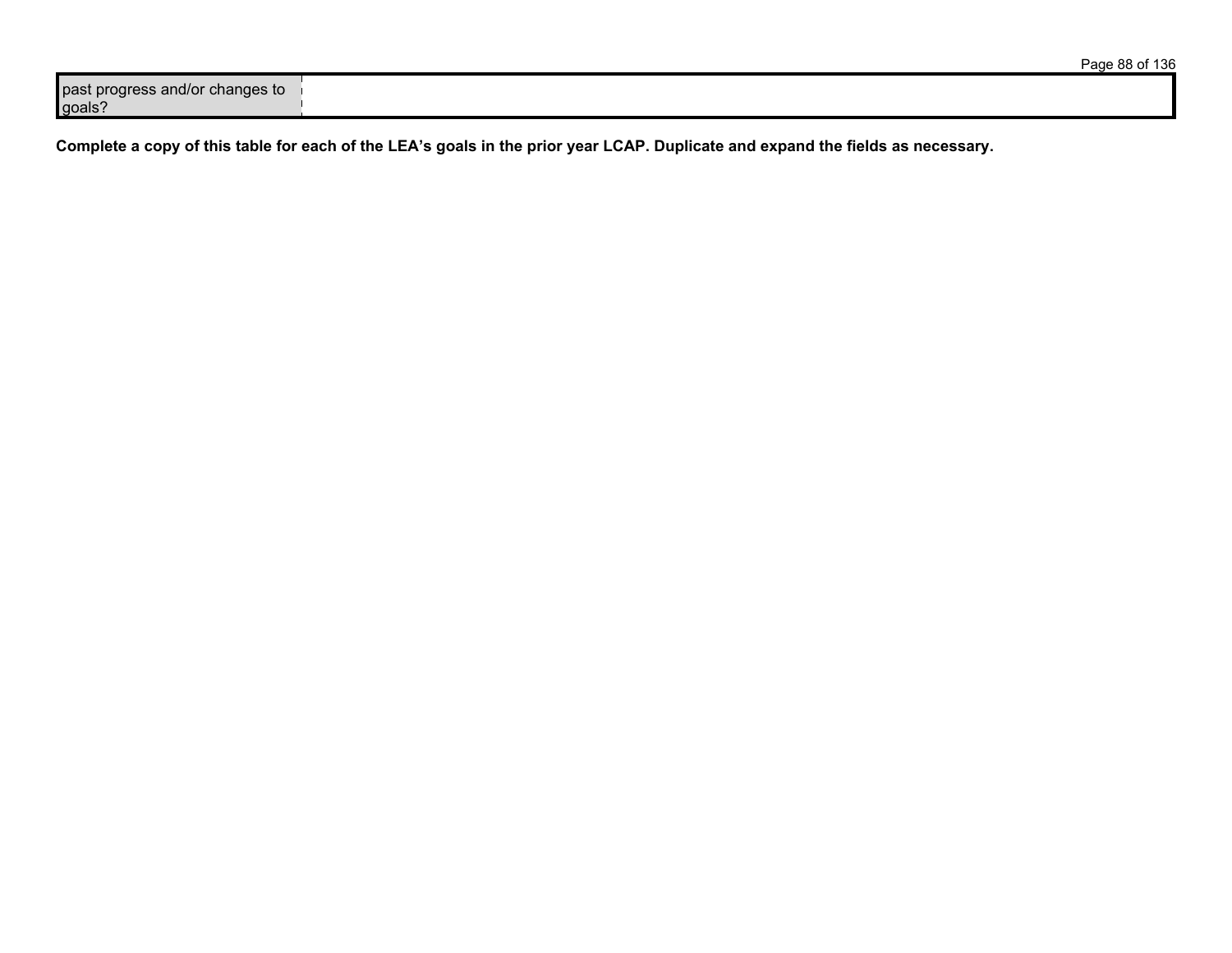| past progress and/or changes to goals? | |
|---|---|

**Complete a copy of this table for each of the LEA's goals in the prior year LCAP. Duplicate and expand the fields as necessary.**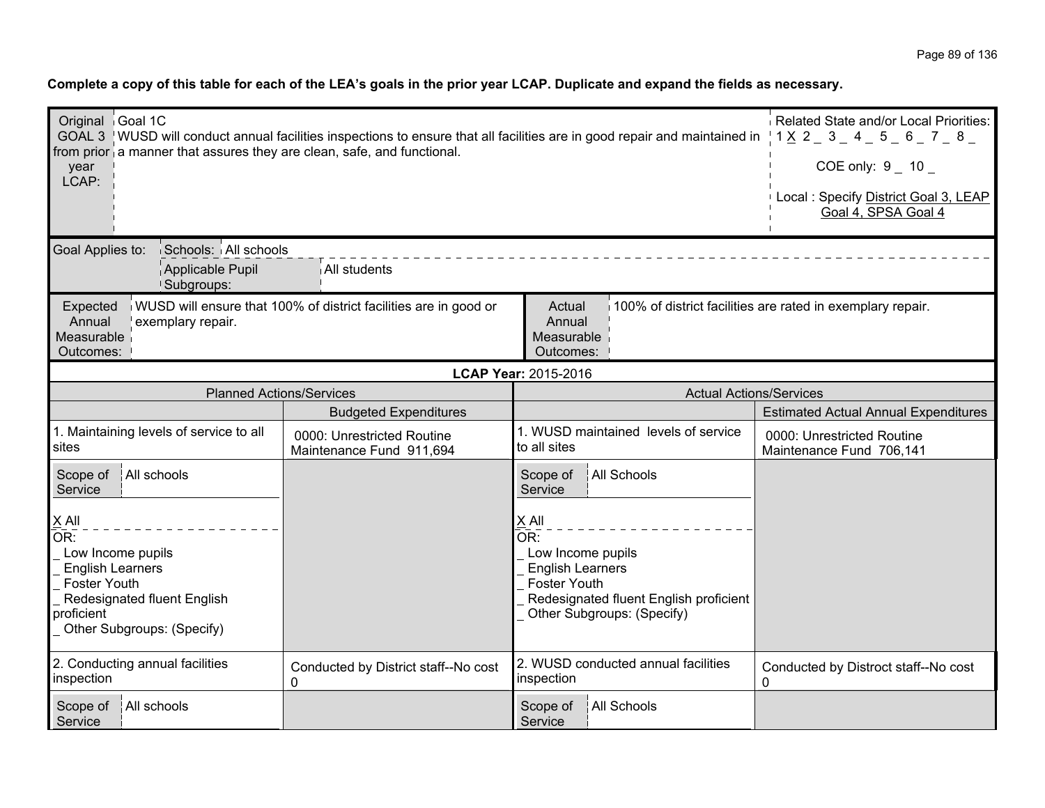**Complete a copy of this table for each of the LEA's goals in the prior year LCAP. Duplicate and expand the fields as necessary.**

| Original GOAL 3 from prior year LCAP: | Goal 1C<br>WUSD will conduct annual facilities inspections to ensure that all facilities are in good repair and maintained in a manner that assures they are clean, safe, and functional. | Related State and/or Local Priorities:<br>1 X 2 _ 3 _ 4 _ 5 _ 6 _ 7 _ 8 _<br>COE only: 9 _ 10 _<br>Local : Specify District Goal 3, LEAP Goal 4, SPSA Goal 4 |
|---|---|---|

| Goal Applies to: | Schools: | All schools |
|---|---|---|
| | Applicable Pupil Subgroups: | All students |

| Expected Annual Measurable Outcomes: | WUSD will ensure that 100% of district facilities are in good or exemplary repair. | Actual Annual Measurable Outcomes: | 100% of district facilities are rated in exemplary repair. |
|---|---|---|---|

**LCAP Year:** 2015-2016

| Planned Actions/Services | | Actual Actions/Services | |
|---|---|---|---|
| | Budgeted Expenditures | | Estimated Actual Annual Expenditures |
| 1. Maintaining levels of service to all sites | 0000: Unrestricted Routine Maintenance Fund 911,694 | 1. WUSD maintained levels of service to all sites | 0000: Unrestricted Routine Maintenance Fund 706,141 |
| Scope of Service: All schools<br><br>X All<br>OR:<br>_ Low Income pupils<br>_ English Learners<br>_ Foster Youth<br>_ Redesignated fluent English proficient<br>_ Other Subgroups: (Specify) | | Scope of Service: All Schools<br><br>X All<br>OR:<br>_ Low Income pupils<br>_ English Learners<br>_ Foster Youth<br>_ Redesignated fluent English proficient<br>_ Other Subgroups: (Specify) | |
| 2. Conducting annual facilities inspection | Conducted by District staff--No cost 0 | 2. WUSD conducted annual facilities inspection | Conducted by Distroct staff--No cost 0 |
| Scope of Service: All schools | | Scope of Service: All Schools | |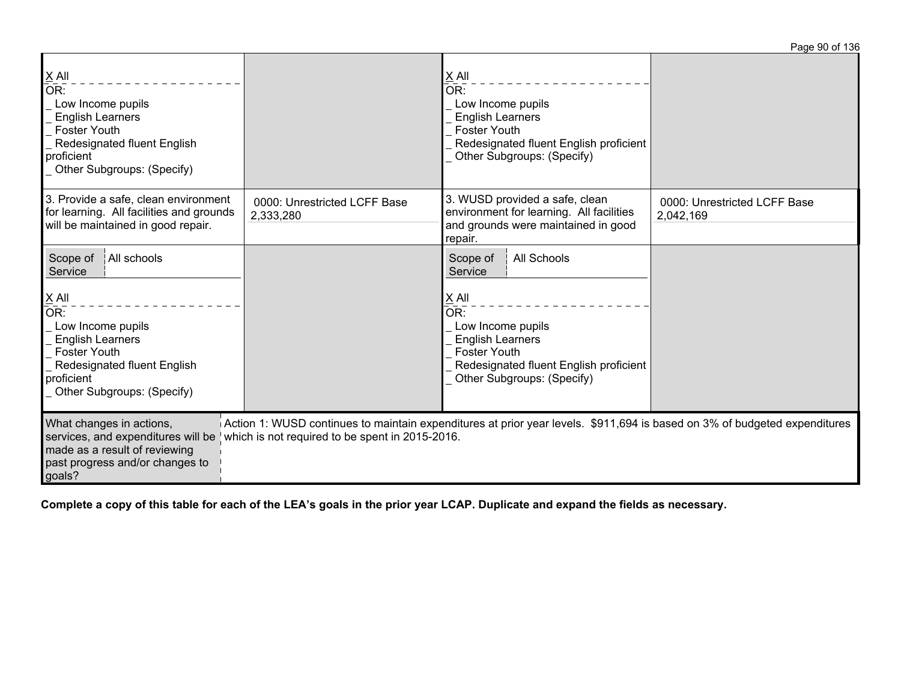| | | | |
|---|---|---|---|
| X All<br>OR:<br>_ Low Income pupils<br>_ English Learners<br>_ Foster Youth<br>_ Redesignated fluent English proficient<br>_ Other Subgroups: (Specify) | | X All<br>OR:<br>_ Low Income pupils<br>_ English Learners<br>_ Foster Youth<br>_ Redesignated fluent English proficient<br>_ Other Subgroups: (Specify) | |
| 3. Provide a safe, clean environment for learning. All facilities and grounds will be maintained in good repair. | 0000: Unrestricted LCFF Base 2,333,280 | 3. WUSD provided a safe, clean environment for learning. All facilities and grounds were maintained in good repair. | 0000: Unrestricted LCFF Base 2,042,169 |
| Scope of Service: All schools<br>X All<br>OR:<br>_ Low Income pupils<br>_ English Learners<br>_ Foster Youth<br>_ Redesignated fluent English proficient<br>_ Other Subgroups: (Specify) | | Scope of Service: All Schools<br>X All<br>OR:<br>_ Low Income pupils<br>_ English Learners<br>_ Foster Youth<br>_ Redesignated fluent English proficient<br>_ Other Subgroups: (Specify) | |
| What changes in actions, services, and expenditures will be made as a result of reviewing past progress and/or changes to goals? | Action 1: WUSD continues to maintain expenditures at prior year levels. $911,694 is based on 3% of budgeted expenditures which is not required to be spent in 2015-2016. | | |

**Complete a copy of this table for each of the LEA's goals in the prior year LCAP. Duplicate and expand the fields as necessary.**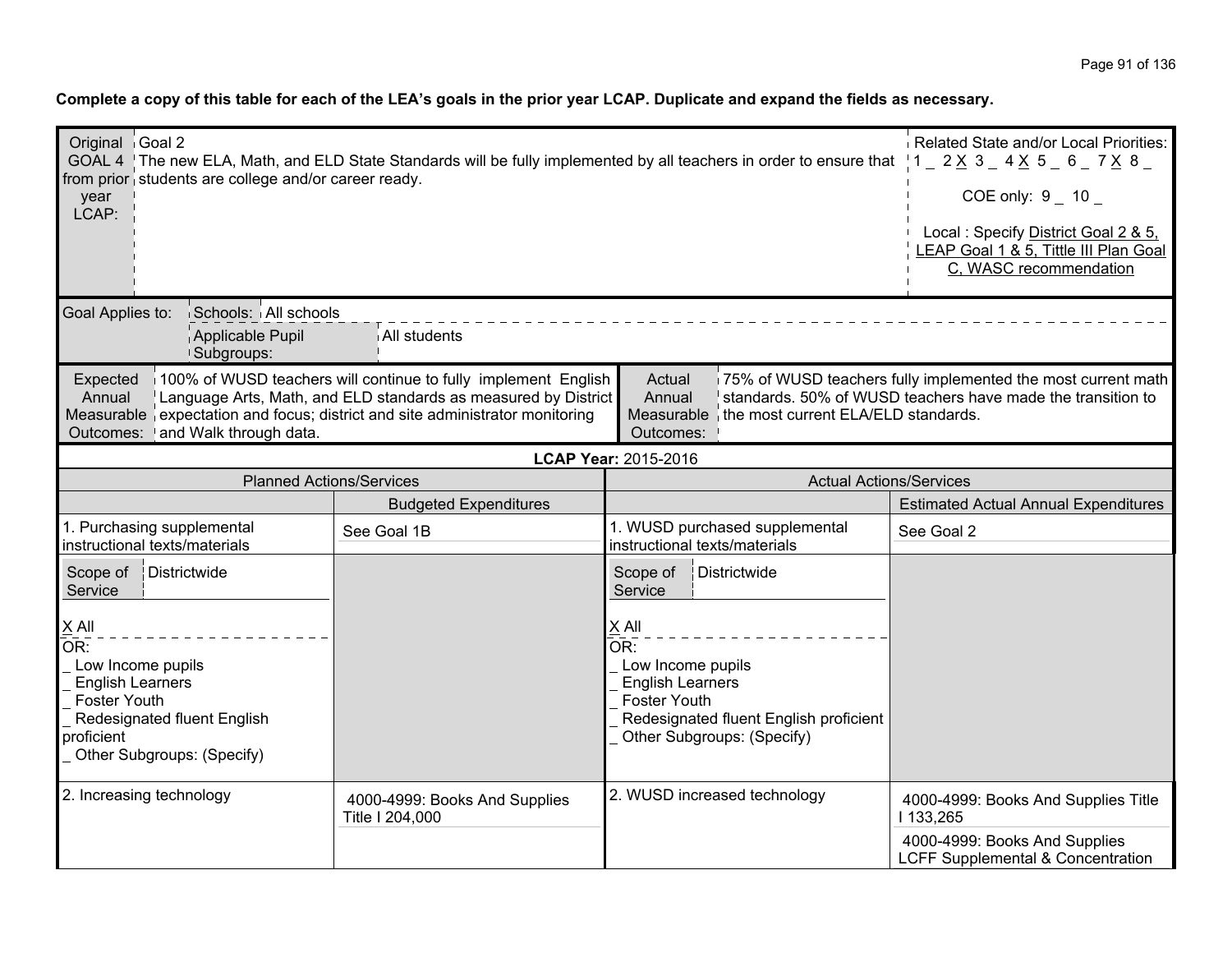**Complete a copy of this table for each of the LEA's goals in the prior year LCAP. Duplicate and expand the fields as necessary.**

| Original GOAL 4 from prior year LCAP: | Goal 2<br>The new ELA, Math, and ELD State Standards will be fully implemented by all teachers in order to ensure that students are college and/or career ready. | Related State and/or Local Priorities:<br>1 _ 2 X 3 _ 4 X 5 _ 6 _ 7 X 8 _<br>COE only: 9 _ 10 _<br>Local : Specify District Goal 2 & 5, LEAP Goal 1 & 5, Tittle III Plan Goal C, WASC recommendation |
|---|---|---|

| Goal Applies to: | Schools: | All schools |
|---|---|---|
| | Applicable Pupil Subgroups: | All students |

| Expected Annual Measurable Outcomes: | 100% of WUSD teachers will continue to fully implement English Language Arts, Math, and ELD standards as measured by District expectation and focus; district and site administrator monitoring and Walk through data. | Actual Annual Measurable Outcomes: | 75% of WUSD teachers fully implemented the most current math standards. 50% of WUSD teachers have made the transition to the most current ELA/ELD standards. |
|---|---|---|---|

**LCAP Year:** 2015-2016

| Planned Actions/Services | | Actual Actions/Services | |
|---|---|---|---|
| | Budgeted Expenditures | | Estimated Actual Annual Expenditures |
| 1. Purchasing supplemental instructional texts/materials | See Goal 1B | 1. WUSD purchased supplemental instructional texts/materials | See Goal 2 |
| Scope of Service: Districtwide<br><br>X All<br>OR:<br>_ Low Income pupils<br>_ English Learners<br>_ Foster Youth<br>_ Redesignated fluent English proficient<br>_ Other Subgroups: (Specify) | | Scope of Service: Districtwide<br><br>X All<br>OR:<br>_ Low Income pupils<br>_ English Learners<br>_ Foster Youth<br>_ Redesignated fluent English proficient<br>_ Other Subgroups: (Specify) | |
| 2. Increasing technology | 4000-4999: Books And Supplies Title I 204,000 | 2. WUSD increased technology | 4000-4999: Books And Supplies Title I 133,265<br>4000-4999: Books And Supplies LCFF Supplemental & Concentration |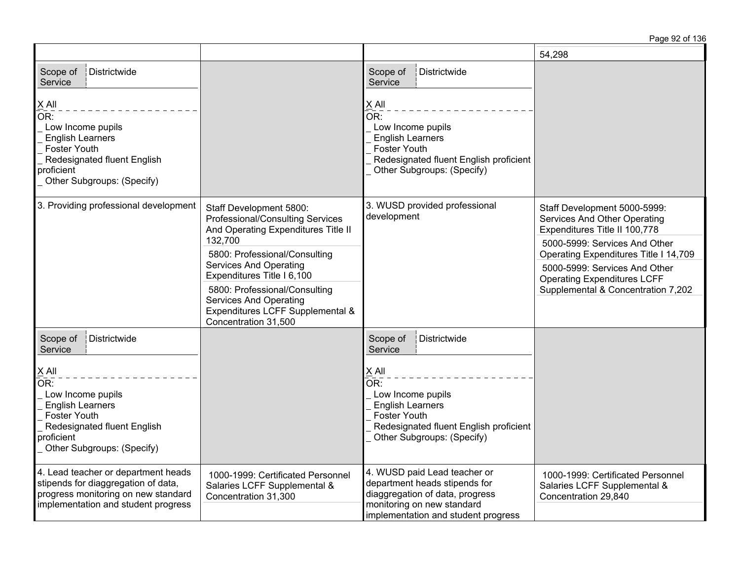| | | | |
|---|---|---|---|
| | | | 54,298 |
| Scope of Service: Districtwide<br><br>X All<br>OR:<br>_ Low Income pupils<br>_ English Learners<br>_ Foster Youth<br>_ Redesignated fluent English proficient<br>_ Other Subgroups: (Specify) | | Scope of Service: Districtwide<br><br>X All<br>OR:<br>_ Low Income pupils<br>_ English Learners<br>_ Foster Youth<br>_ Redesignated fluent English proficient<br>_ Other Subgroups: (Specify) | |
| 3. Providing professional development | Staff Development 5800: Professional/Consulting Services And Operating Expenditures Title II 132,700<br><br>5800: Professional/Consulting Services And Operating Expenditures Title I 6,100<br><br>5800: Professional/Consulting Services And Operating Expenditures LCFF Supplemental & Concentration 31,500 | 3. WUSD provided professional development | Staff Development 5000-5999: Services And Other Operating Expenditures Title II 100,778<br><br>5000-5999: Services And Other Operating Expenditures Title I 14,709<br><br>5000-5999: Services And Other Operating Expenditures LCFF Supplemental & Concentration 7,202 |
| Scope of Service: Districtwide<br><br>X All<br>OR:<br>_ Low Income pupils<br>_ English Learners<br>_ Foster Youth<br>_ Redesignated fluent English proficient<br>_ Other Subgroups: (Specify) | | Scope of Service: Districtwide<br><br>X All<br>OR:<br>_ Low Income pupils<br>_ English Learners<br>_ Foster Youth<br>_ Redesignated fluent English proficient<br>_ Other Subgroups: (Specify) | |
| 4. Lead teacher or department heads stipends for diaggregation of data, progress monitoring on new standard implementation and student progress | 1000-1999: Certificated Personnel Salaries LCFF Supplemental & Concentration 31,300 | 4. WUSD paid Lead teacher or department heads stipends for diaggregation of data, progress monitoring on new standard implementation and student progress | 1000-1999: Certificated Personnel Salaries LCFF Supplemental & Concentration 29,840 |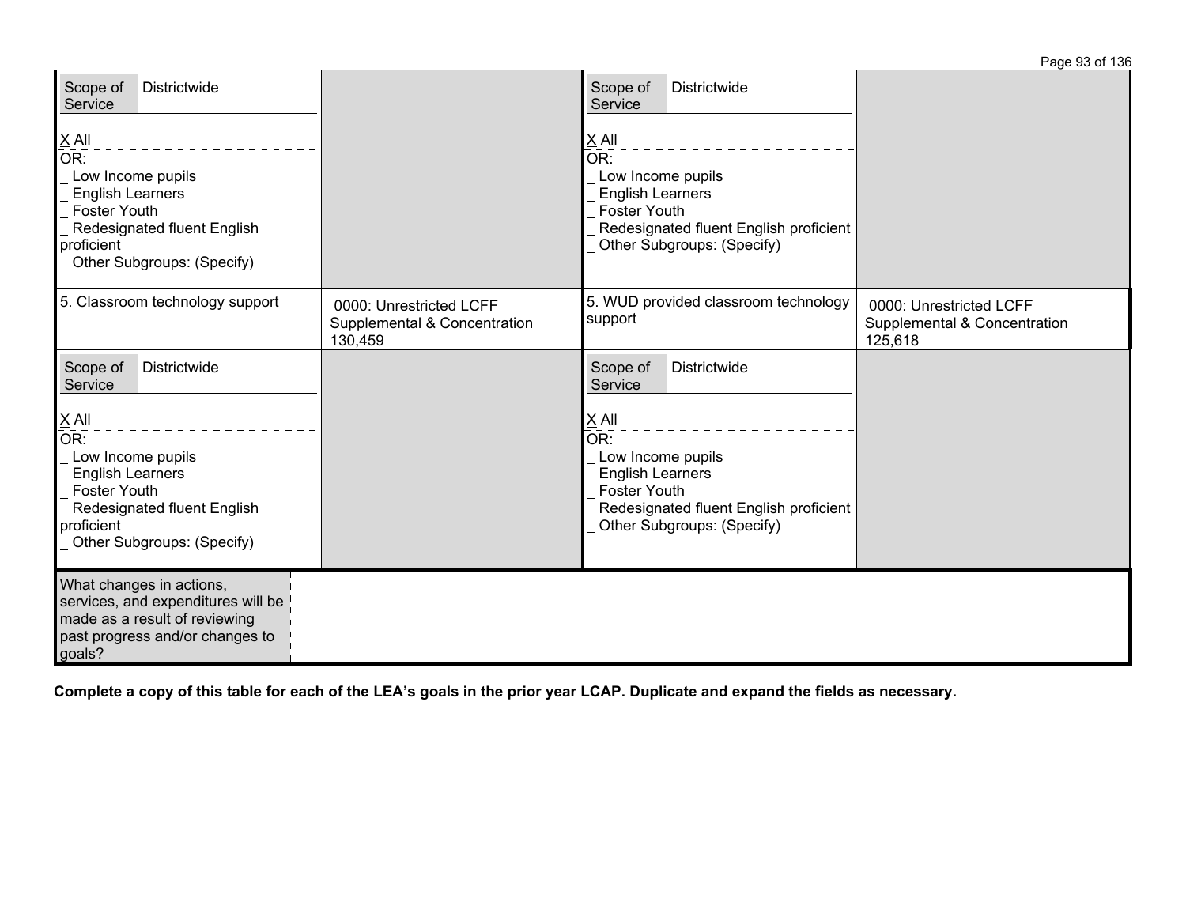| | | | |
|---|---|---|---|
| Scope of Service: Districtwide<br><br>X All<br>OR:<br>_ Low Income pupils<br>_ English Learners<br>_ Foster Youth<br>_ Redesignated fluent English proficient<br>_ Other Subgroups: (Specify) | | Scope of Service: Districtwide<br><br>X All<br>OR:<br>_ Low Income pupils<br>_ English Learners<br>_ Foster Youth<br>_ Redesignated fluent English proficient<br>_ Other Subgroups: (Specify) | |
| 5. Classroom technology support | 0000: Unrestricted LCFF Supplemental & Concentration 130,459 | 5. WUD provided classroom technology support | 0000: Unrestricted LCFF Supplemental & Concentration 125,618 |
| Scope of Service: Districtwide<br><br>X All<br>OR:<br>_ Low Income pupils<br>_ English Learners<br>_ Foster Youth<br>_ Redesignated fluent English proficient<br>_ Other Subgroups: (Specify) | | Scope of Service: Districtwide<br><br>X All<br>OR:<br>_ Low Income pupils<br>_ English Learners<br>_ Foster Youth<br>_ Redesignated fluent English proficient<br>_ Other Subgroups: (Specify) | |

| What changes in actions, services, and expenditures will be made as a result of reviewing past progress and/or changes to goals? | |
|---|---|

**Complete a copy of this table for each of the LEA's goals in the prior year LCAP. Duplicate and expand the fields as necessary.**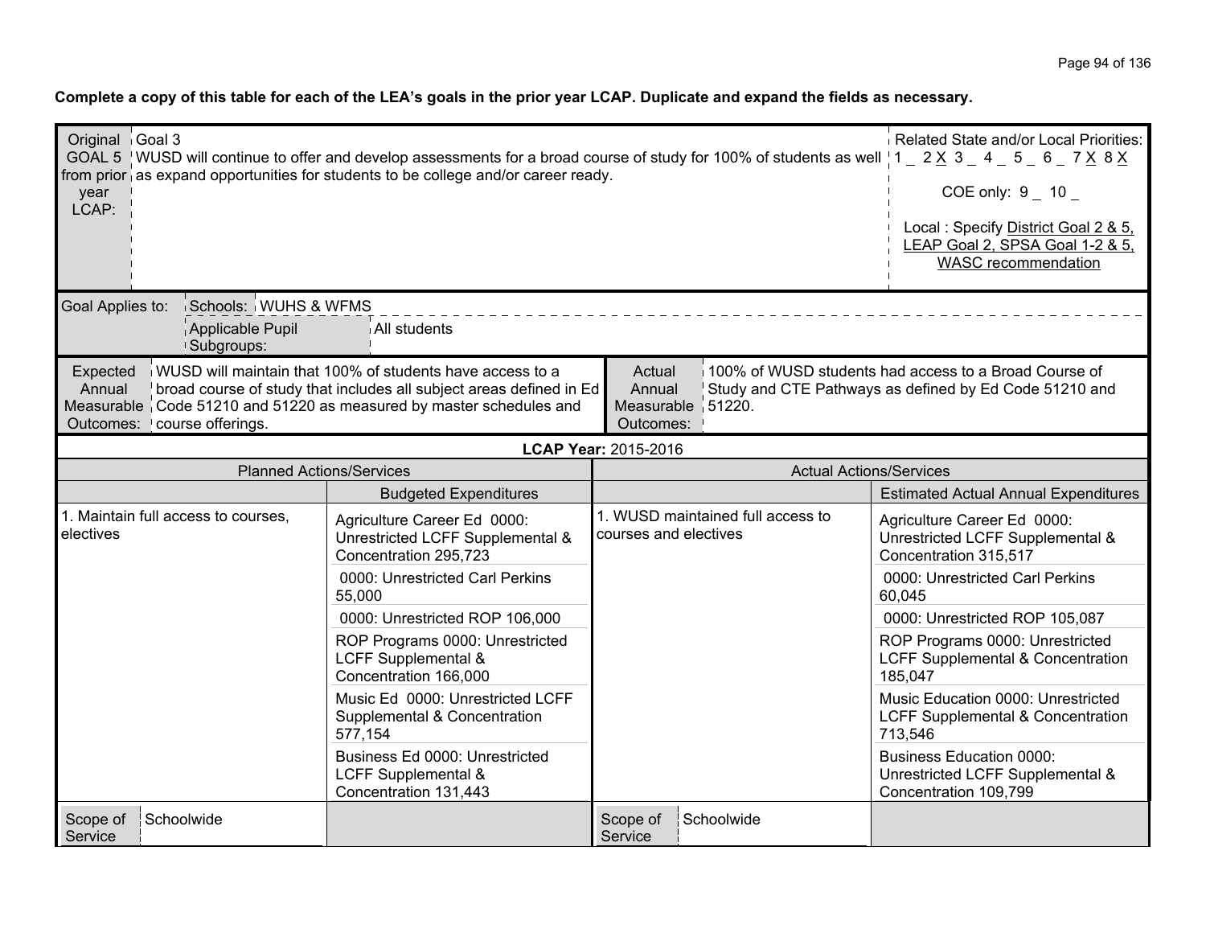**Complete a copy of this table for each of the LEA's goals in the prior year LCAP. Duplicate and expand the fields as necessary.**

| Original GOAL 5 from prior year LCAP: | Goal 3<br>WUSD will continue to offer and develop assessments for a broad course of study for 100% of students as well as expand opportunities for students to be college and/or career ready. | Related State and/or Local Priorities:<br>1 _ 2 X 3 _ 4 _ 5 _ 6 _ 7 X 8 X<br>COE only: 9 _ 10 _<br>Local : Specify District Goal 2 & 5, LEAP Goal 2, SPSA Goal 1-2 & 5, WASC recommendation |
|---|---|---|

| Goal Applies to: | Schools: | WUHS & WFMS |
|---|---|---|
| | Applicable Pupil Subgroups: | All students |

| Expected Annual Measurable Outcomes: | WUSD will maintain that 100% of students have access to a broad course of study that includes all subject areas defined in Ed Code 51210 and 51220 as measured by master schedules and course offerings. | Actual Annual Measurable Outcomes: | 100% of WUSD students had access to a Broad Course of Study and CTE Pathways as defined by Ed Code 51210 and 51220. |
|---|---|---|---|

**LCAP Year: 2015-2016**

| Planned Actions/Services | Budgeted Expenditures | Actual Actions/Services | Estimated Actual Annual Expenditures |
|---|---|---|---|
| 1. Maintain full access to courses, electives | Agriculture Career Ed 0000: Unrestricted LCFF Supplemental & Concentration 295,723 | 1. WUSD maintained full access to courses and electives | Agriculture Career Ed 0000: Unrestricted LCFF Supplemental & Concentration 315,517 |
| | 0000: Unrestricted Carl Perkins 55,000 | | 0000: Unrestricted Carl Perkins 60,045 |
| | 0000: Unrestricted ROP 106,000 | | 0000: Unrestricted ROP 105,087 |
| | ROP Programs 0000: Unrestricted LCFF Supplemental & Concentration 166,000 | | ROP Programs 0000: Unrestricted LCFF Supplemental & Concentration 185,047 |
| | Music Ed 0000: Unrestricted LCFF Supplemental & Concentration 577,154 | | Music Education 0000: Unrestricted LCFF Supplemental & Concentration 713,546 |
| | Business Ed 0000: Unrestricted LCFF Supplemental & Concentration 131,443 | | Business Education 0000: Unrestricted LCFF Supplemental & Concentration 109,799 |
| Scope of Service: Schoolwide | | Scope of Service: Schoolwide | |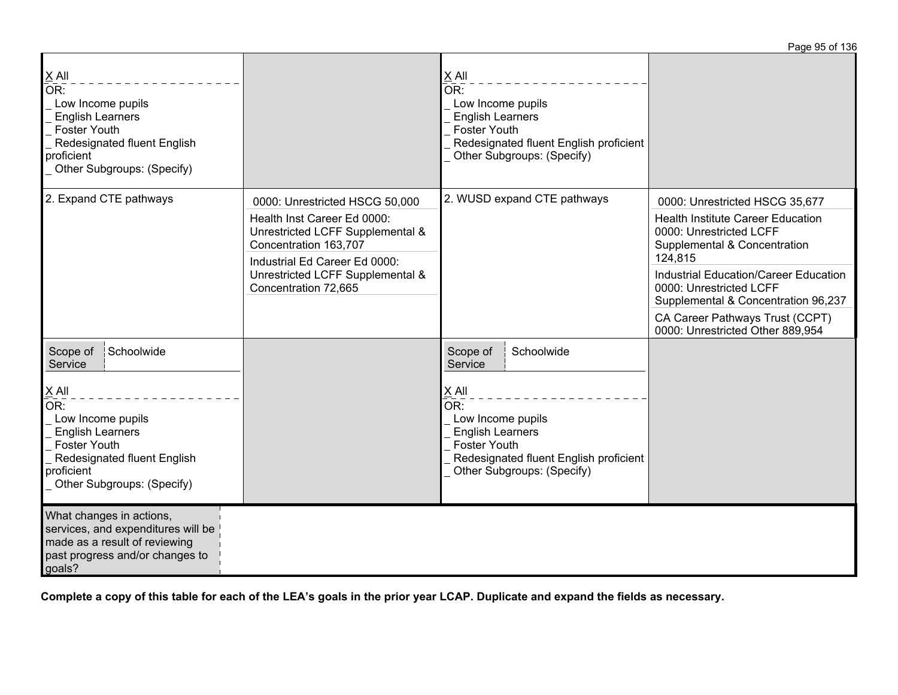| | | | |
|---|---|---|---|
| X All<br>OR:<br>_ Low Income pupils<br>_ English Learners<br>_ Foster Youth<br>_ Redesignated fluent English proficient<br>_ Other Subgroups: (Specify) | | X All<br>OR:<br>_ Low Income pupils<br>_ English Learners<br>_ Foster Youth<br>_ Redesignated fluent English proficient<br>_ Other Subgroups: (Specify) | |
| 2. Expand CTE pathways | 0000: Unrestricted HSCG 50,000<br>Health Inst Career Ed 0000: Unrestricted LCFF Supplemental & Concentration 163,707<br>Industrial Ed Career Ed 0000: Unrestricted LCFF Supplemental & Concentration 72,665 | 2. WUSD expand CTE pathways | 0000: Unrestricted HSCG 35,677<br>Health Institute Career Education 0000: Unrestricted LCFF Supplemental & Concentration 124,815<br>Industrial Education/Career Education 0000: Unrestricted LCFF Supplemental & Concentration 96,237<br>CA Career Pathways Trust (CCPT) 0000: Unrestricted Other 889,954 |
| Scope of Service: Schoolwide<br>X All<br>OR:<br>_ Low Income pupils<br>_ English Learners<br>_ Foster Youth<br>_ Redesignated fluent English proficient<br>_ Other Subgroups: (Specify) | | Scope of Service: Schoolwide<br>X All<br>OR:<br>_ Low Income pupils<br>_ English Learners<br>_ Foster Youth<br>_ Redesignated fluent English proficient<br>_ Other Subgroups: (Specify) | |

| What changes in actions, services, and expenditures will be made as a result of reviewing past progress and/or changes to goals? | |
|---|---|

**Complete a copy of this table for each of the LEA's goals in the prior year LCAP. Duplicate and expand the fields as necessary.**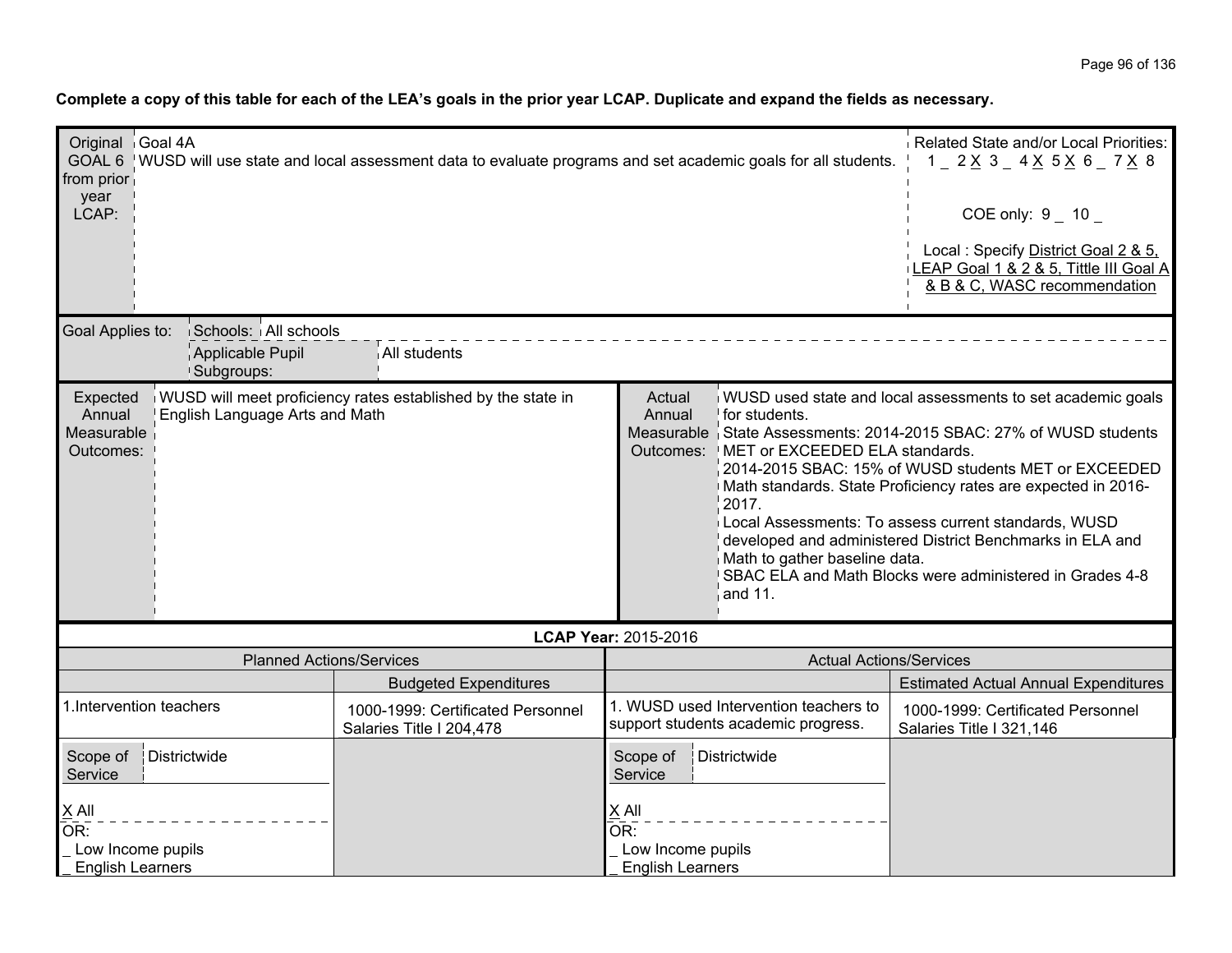**Complete a copy of this table for each of the LEA's goals in the prior year LCAP. Duplicate and expand the fields as necessary.**

| Original GOAL 6 from prior year LCAP: | Goal 4A<br>WUSD will use state and local assessment data to evaluate programs and set academic goals for all students. | Related State and/or Local Priorities:<br>1 _ 2 X 3 _ 4 X 5 X 6 _ 7 X 8<br><br>COE only: 9 _ 10 _<br><br>Local : Specify District Goal 2 & 5, LEAP Goal 1 & 2 & 5, Tittle III Goal A & B & C, WASC recommendation |
|---|---|---|

| Goal Applies to: | Schools: | All schools |
|---|---|---|
| | Applicable Pupil Subgroups: | All students |

| Expected Annual Measurable Outcomes: | WUSD will meet proficiency rates established by the state in English Language Arts and Math | Actual Annual Measurable Outcomes: | WUSD used state and local assessments to set academic goals for students.<br>State Assessments: 2014-2015 SBAC: 27% of WUSD students MET or EXCEEDED ELA standards.<br>2014-2015 SBAC: 15% of WUSD students MET or EXCEEDED Math standards. State Proficiency rates are expected in 2016-2017.<br>Local Assessments: To assess current standards, WUSD developed and administered District Benchmarks in ELA and Math to gather baseline data.<br>SBAC ELA and Math Blocks were administered in Grades 4-8 and 11. |
|---|---|---|---|

**LCAP Year:** 2015-2016

| Planned Actions/Services | Budgeted Expenditures | Actual Actions/Services | Estimated Actual Annual Expenditures |
|---|---|---|---|
| 1.Intervention teachers | 1000-1999: Certificated Personnel Salaries Title I 204,478 | 1. WUSD used Intervention teachers to support students academic progress. | 1000-1999: Certificated Personnel Salaries Title I 321,146 |
| Scope of Service: Districtwide<br>X All<br>OR:<br>_ Low Income pupils<br>_ English Learners | | Scope of Service: Districtwide<br>X All<br>OR:<br>_ Low Income pupils<br>_ English Learners | |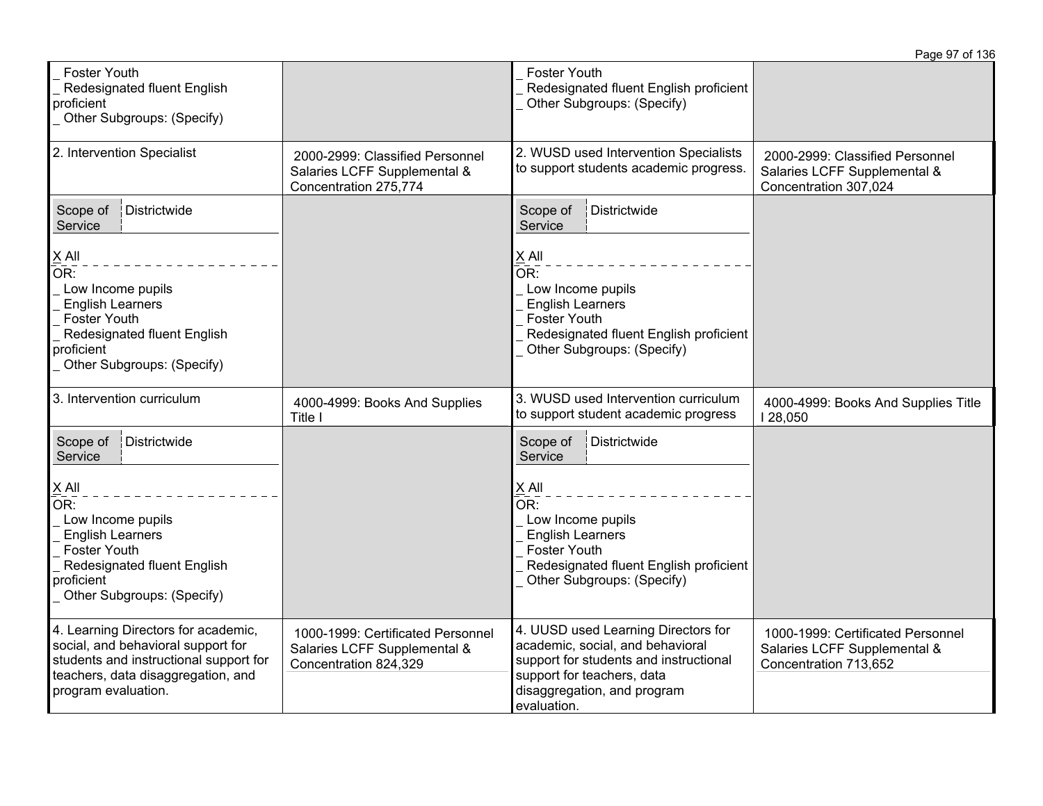| | | | |
|---|---|---|---|
| _ Foster Youth<br>_ Redesignated fluent English proficient<br>_ Other Subgroups: (Specify) | | _ Foster Youth<br>_ Redesignated fluent English proficient<br>_ Other Subgroups: (Specify) | |
| 2. Intervention Specialist | 2000-2999: Classified Personnel Salaries LCFF Supplemental & Concentration 275,774 | 2. WUSD used Intervention Specialists to support students academic progress. | 2000-2999: Classified Personnel Salaries LCFF Supplemental & Concentration 307,024 |
| Scope of Service: Districtwide<br><br>X All<br>OR:<br>_ Low Income pupils<br>_ English Learners<br>_ Foster Youth<br>_ Redesignated fluent English proficient<br>_ Other Subgroups: (Specify) | | Scope of Service: Districtwide<br><br>X All<br>OR:<br>_ Low Income pupils<br>_ English Learners<br>_ Foster Youth<br>_ Redesignated fluent English proficient<br>_ Other Subgroups: (Specify) | |
| 3. Intervention curriculum | 4000-4999: Books And Supplies Title I | 3. WUSD used Intervention curriculum to support student academic progress | 4000-4999: Books And Supplies Title I 28,050 |
| Scope of Service: Districtwide<br><br>X All<br>OR:<br>_ Low Income pupils<br>_ English Learners<br>_ Foster Youth<br>_ Redesignated fluent English proficient<br>_ Other Subgroups: (Specify) | | Scope of Service: Districtwide<br><br>X All<br>OR:<br>_ Low Income pupils<br>_ English Learners<br>_ Foster Youth<br>_ Redesignated fluent English proficient<br>_ Other Subgroups: (Specify) | |
| 4. Learning Directors for academic, social, and behavioral support for students and instructional support for teachers, data disaggregation, and program evaluation. | 1000-1999: Certificated Personnel Salaries LCFF Supplemental & Concentration 824,329 | 4. UUSD used Learning Directors for academic, social, and behavioral support for students and instructional support for teachers, data disaggregation, and program evaluation. | 1000-1999: Certificated Personnel Salaries LCFF Supplemental & Concentration 713,652 |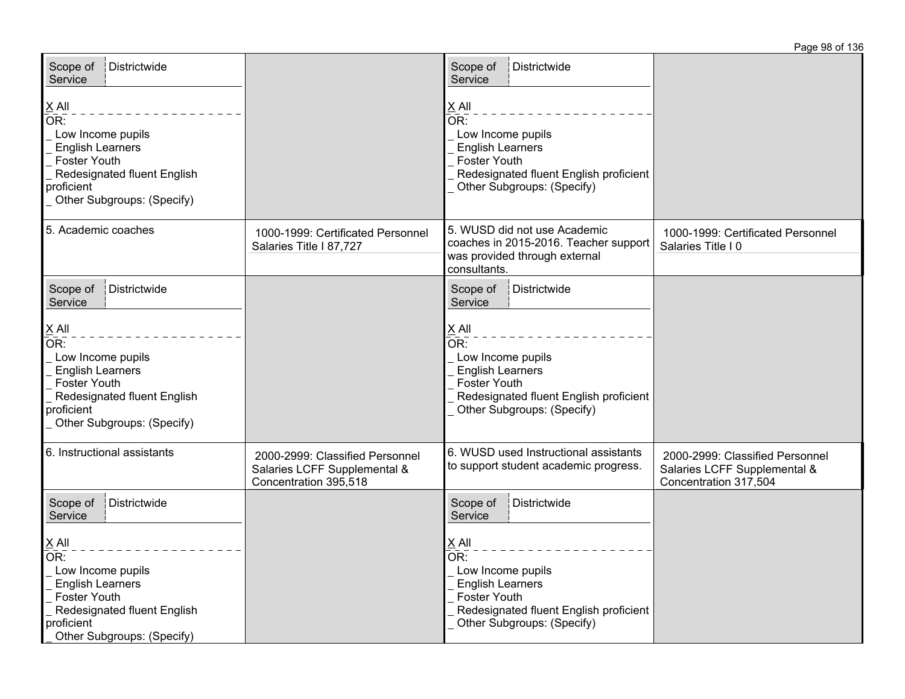| Planned Actions/Services | Budgeted Expenditures | Actual Actions/Services | Estimated Actual Annual Expenditures |
|---|---|---|---|
| Scope of Service: Districtwide<br>X All<br>OR:<br>_ Low Income pupils<br>_ English Learners<br>_ Foster Youth<br>_ Redesignated fluent English proficient<br>_ Other Subgroups: (Specify) | | Scope of Service: Districtwide<br>X All<br>OR:<br>_ Low Income pupils<br>_ English Learners<br>_ Foster Youth<br>_ Redesignated fluent English proficient<br>_ Other Subgroups: (Specify) | |
| 5. Academic coaches | 1000-1999: Certificated Personnel Salaries Title I 87,727 | 5. WUSD did not use Academic coaches in 2015-2016. Teacher support was provided through external consultants. | 1000-1999: Certificated Personnel Salaries Title I 0 |
| Scope of Service: Districtwide<br>X All<br>OR:<br>_ Low Income pupils<br>_ English Learners<br>_ Foster Youth<br>_ Redesignated fluent English proficient<br>_ Other Subgroups: (Specify) | | Scope of Service: Districtwide<br>X All<br>OR:<br>_ Low Income pupils<br>_ English Learners<br>_ Foster Youth<br>_ Redesignated fluent English proficient<br>_ Other Subgroups: (Specify) | |
| 6. Instructional assistants | 2000-2999: Classified Personnel Salaries LCFF Supplemental & Concentration 395,518 | 6. WUSD used Instructional assistants to support student academic progress. | 2000-2999: Classified Personnel Salaries LCFF Supplemental & Concentration 317,504 |
| Scope of Service: Districtwide<br>X All<br>OR:<br>_ Low Income pupils<br>_ English Learners<br>_ Foster Youth<br>_ Redesignated fluent English proficient<br>_ Other Subgroups: (Specify) | | Scope of Service: Districtwide<br>X All<br>OR:<br>_ Low Income pupils<br>_ English Learners<br>_ Foster Youth<br>_ Redesignated fluent English proficient<br>_ Other Subgroups: (Specify) | |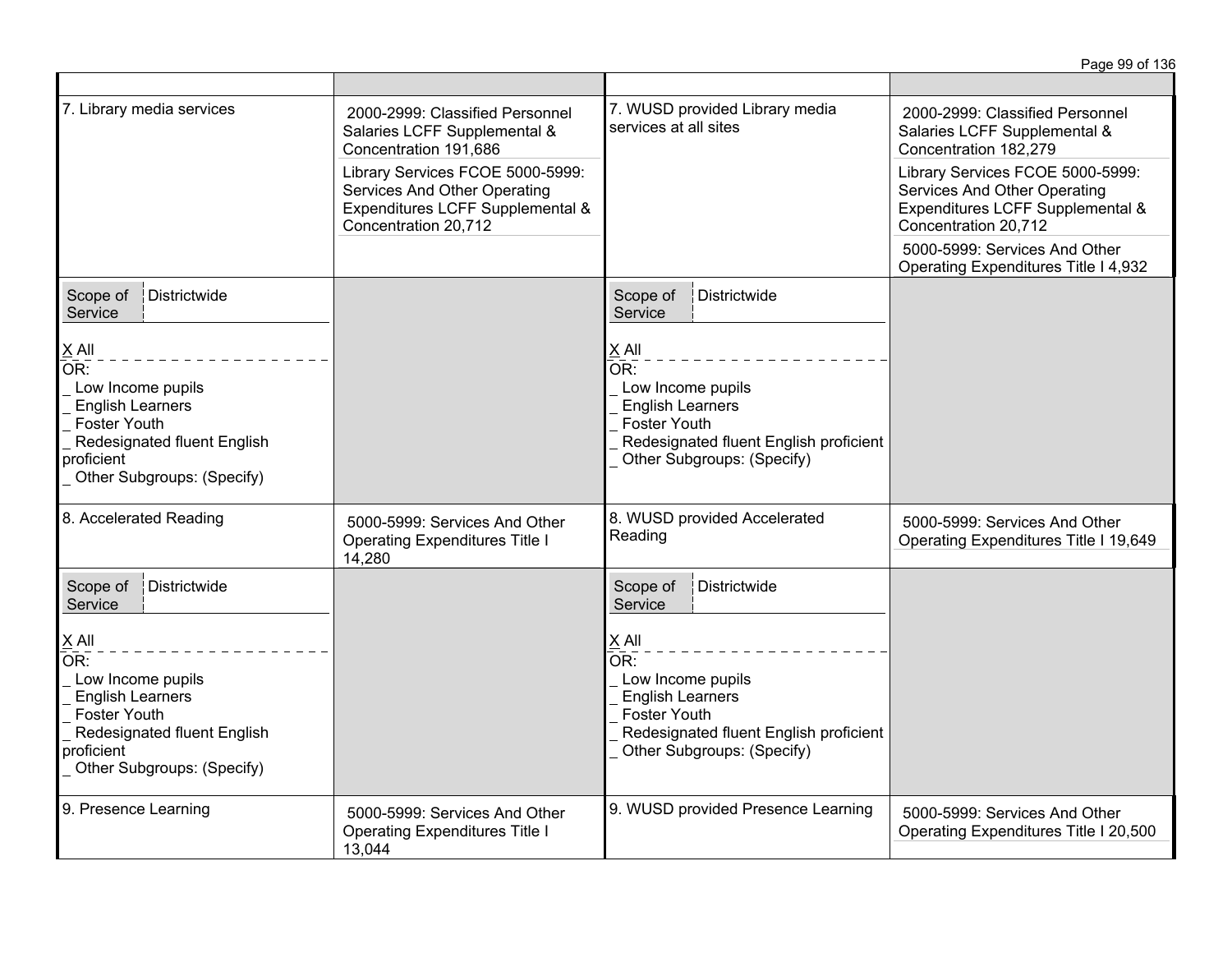| | | | |
|---|---|---|---|
| 7. Library media services | 2000-2999: Classified Personnel Salaries LCFF Supplemental & Concentration 191,686<br>Library Services FCOE 5000-5999: Services And Other Operating Expenditures LCFF Supplemental & Concentration 20,712 | 7. WUSD provided Library media services at all sites | 2000-2999: Classified Personnel Salaries LCFF Supplemental & Concentration 182,279<br>Library Services FCOE 5000-5999: Services And Other Operating Expenditures LCFF Supplemental & Concentration 20,712<br>5000-5999: Services And Other Operating Expenditures Title I 4,932 |
| Scope of Service: Districtwide<br>X All<br>OR:<br>_ Low Income pupils<br>_ English Learners<br>_ Foster Youth<br>_ Redesignated fluent English proficient<br>_ Other Subgroups: (Specify) | | Scope of Service: Districtwide<br>X All<br>OR:<br>_ Low Income pupils<br>_ English Learners<br>_ Foster Youth<br>_ Redesignated fluent English proficient<br>_ Other Subgroups: (Specify) | |
| 8. Accelerated Reading | 5000-5999: Services And Other Operating Expenditures Title I 14,280 | 8. WUSD provided Accelerated Reading | 5000-5999: Services And Other Operating Expenditures Title I 19,649 |
| Scope of Service: Districtwide<br>X All<br>OR:<br>_ Low Income pupils<br>_ English Learners<br>_ Foster Youth<br>_ Redesignated fluent English proficient<br>_ Other Subgroups: (Specify) | | Scope of Service: Districtwide<br>X All<br>OR:<br>_ Low Income pupils<br>_ English Learners<br>_ Foster Youth<br>_ Redesignated fluent English proficient<br>_ Other Subgroups: (Specify) | |
| 9. Presence Learning | 5000-5999: Services And Other Operating Expenditures Title I 13,044 | 9. WUSD provided Presence Learning | 5000-5999: Services And Other Operating Expenditures Title I 20,500 |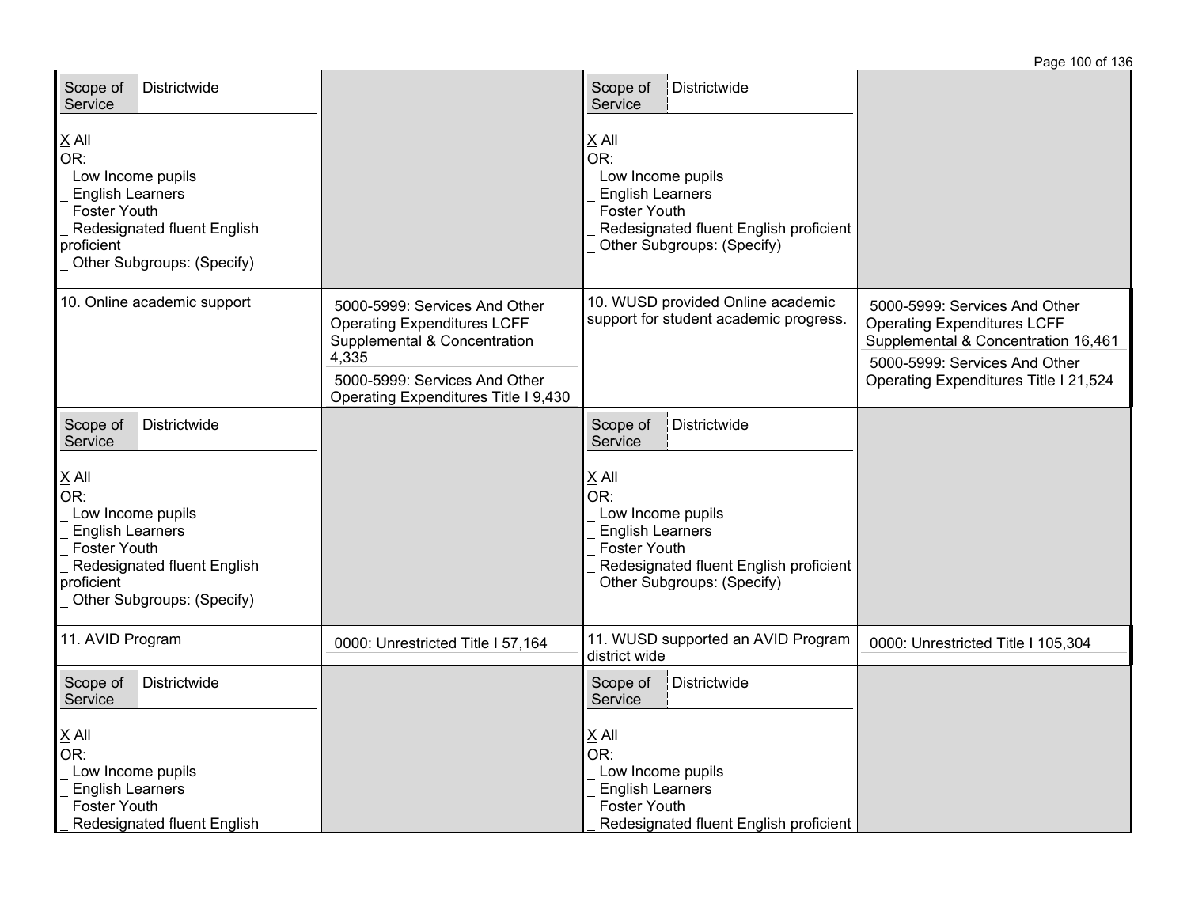| Planned Actions/Services | Budgeted Expenditures | Actual Actions/Services | Estimated Actual Annual Expenditures |
|---|---|---|---|
| Scope of Service: Districtwide<br><br>X All<br>OR:<br>_ Low Income pupils<br>_ English Learners<br>_ Foster Youth<br>_ Redesignated fluent English proficient<br>_ Other Subgroups: (Specify) | | Scope of Service: Districtwide<br><br>X All<br>OR:<br>_ Low Income pupils<br>_ English Learners<br>_ Foster Youth<br>_ Redesignated fluent English proficient<br>_ Other Subgroups: (Specify) | |
| 10. Online academic support | 5000-5999: Services And Other Operating Expenditures LCFF Supplemental & Concentration 4,335<br>5000-5999: Services And Other Operating Expenditures Title I 9,430 | 10. WUSD provided Online academic support for student academic progress. | 5000-5999: Services And Other Operating Expenditures LCFF Supplemental & Concentration 16,461<br>5000-5999: Services And Other Operating Expenditures Title I 21,524 |
| Scope of Service: Districtwide<br><br>X All<br>OR:<br>_ Low Income pupils<br>_ English Learners<br>_ Foster Youth<br>_ Redesignated fluent English proficient<br>_ Other Subgroups: (Specify) | | Scope of Service: Districtwide<br><br>X All<br>OR:<br>_ Low Income pupils<br>_ English Learners<br>_ Foster Youth<br>_ Redesignated fluent English proficient<br>_ Other Subgroups: (Specify) | |
| 11. AVID Program | 0000: Unrestricted Title I 57,164 | 11. WUSD supported an AVID Program district wide | 0000: Unrestricted Title I 105,304 |
| Scope of Service: Districtwide<br><br>X All<br>OR:<br>_ Low Income pupils<br>_ English Learners<br>_ Foster Youth<br>_ Redesignated fluent English | | Scope of Service: Districtwide<br><br>X All<br>OR:<br>_ Low Income pupils<br>_ English Learners<br>_ Foster Youth<br>_ Redesignated fluent English proficient | |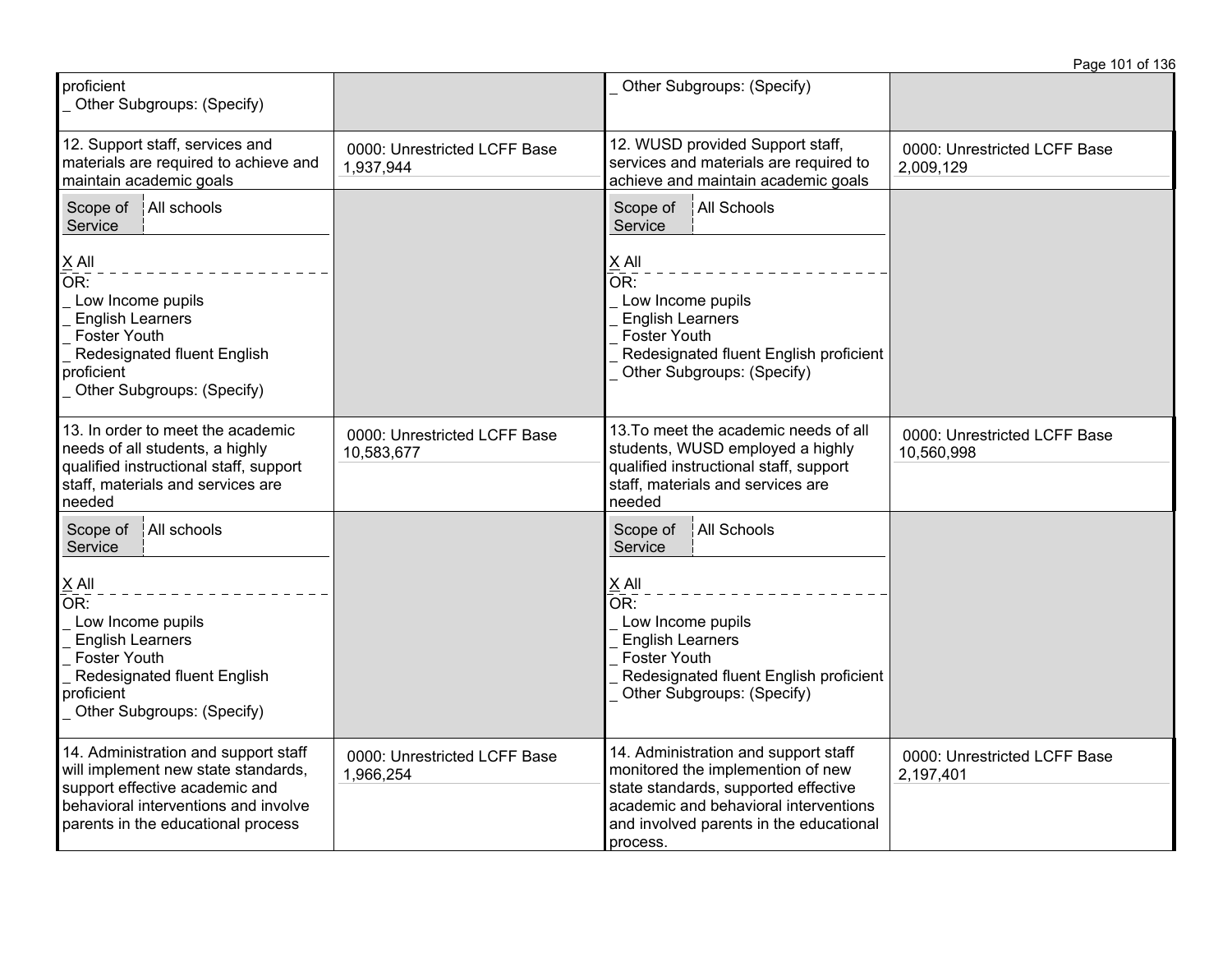| | | | |
|---|---|---|---|
| proficient<br>_ Other Subgroups: (Specify) | | _ Other Subgroups: (Specify) | |
| 12. Support staff, services and materials are required to achieve and maintain academic goals | 0000: Unrestricted LCFF Base 1,937,944 | 12. WUSD provided Support staff, services and materials are required to achieve and maintain academic goals | 0000: Unrestricted LCFF Base 2,009,129 |
| Scope of Service: All schools<br><br>X All<br>OR:<br>_ Low Income pupils<br>_ English Learners<br>_ Foster Youth<br>_ Redesignated fluent English proficient<br>_ Other Subgroups: (Specify) | | Scope of Service: All Schools<br><br>X All<br>OR:<br>_ Low Income pupils<br>_ English Learners<br>_ Foster Youth<br>_ Redesignated fluent English proficient<br>_ Other Subgroups: (Specify) | |
| 13. In order to meet the academic needs of all students, a highly qualified instructional staff, support staff, materials and services are needed | 0000: Unrestricted LCFF Base 10,583,677 | 13.To meet the academic needs of all students, WUSD employed a highly qualified instructional staff, support staff, materials and services are needed | 0000: Unrestricted LCFF Base 10,560,998 |
| Scope of Service: All schools<br><br>X All<br>OR:<br>_ Low Income pupils<br>_ English Learners<br>_ Foster Youth<br>_ Redesignated fluent English proficient<br>_ Other Subgroups: (Specify) | | Scope of Service: All Schools<br><br>X All<br>OR:<br>_ Low Income pupils<br>_ English Learners<br>_ Foster Youth<br>_ Redesignated fluent English proficient<br>_ Other Subgroups: (Specify) | |
| 14. Administration and support staff will implement new state standards, support effective academic and behavioral interventions and involve parents in the educational process | 0000: Unrestricted LCFF Base 1,966,254 | 14. Administration and support staff monitored the implemention of new state standards, supported effective academic and behavioral interventions and involved parents in the educational process. | 0000: Unrestricted LCFF Base 2,197,401 |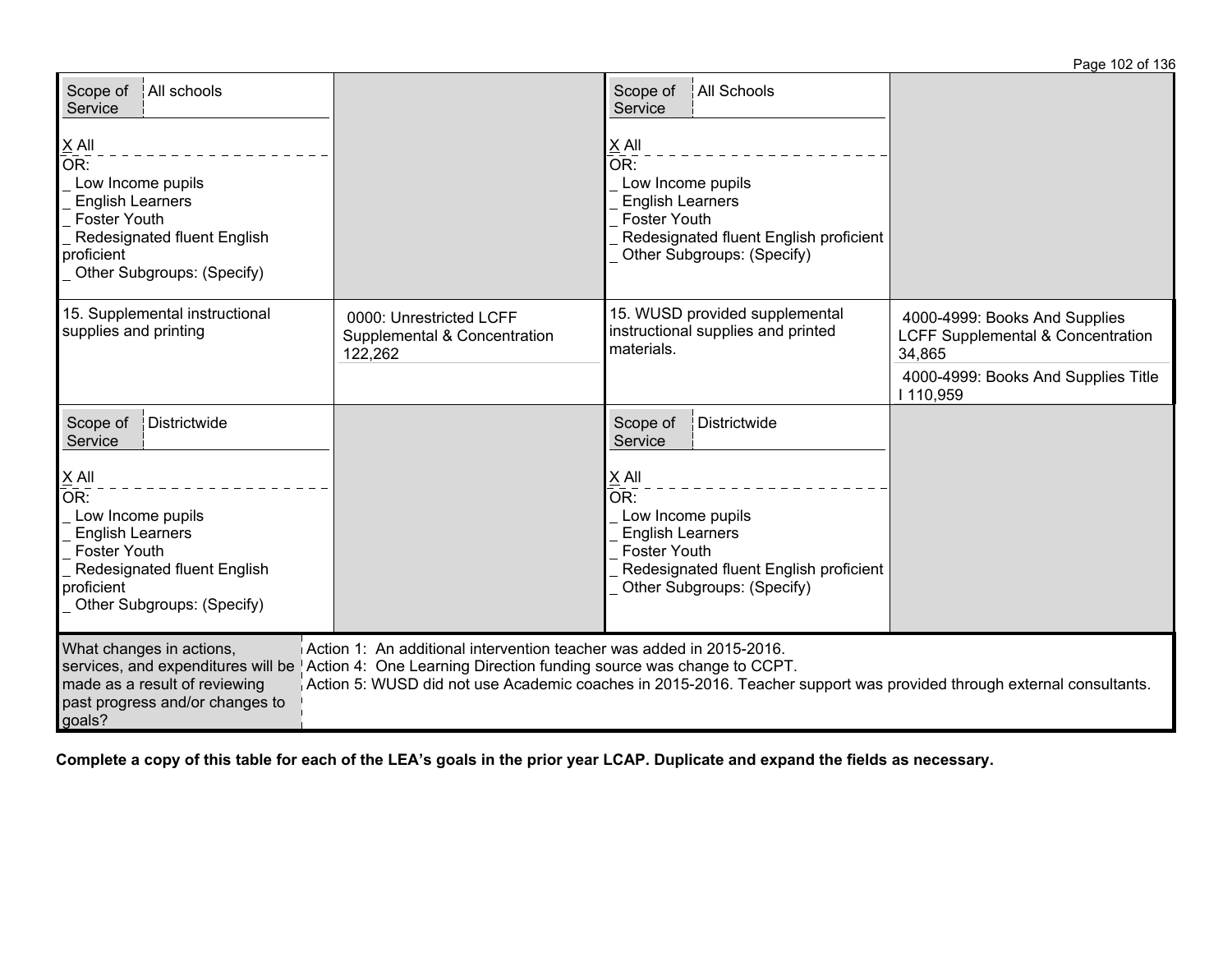| Planned Actions/Services | Budgeted Expenditures | Actual Actions/Services | Estimated Actual Annual Expenditures |
|---|---|---|---|
| Scope of Service: All schools<br><br>X All<br>OR:<br>_ Low Income pupils<br>_ English Learners<br>_ Foster Youth<br>_ Redesignated fluent English proficient<br>_ Other Subgroups: (Specify) | | Scope of Service: All Schools<br><br>X All<br>OR:<br>_ Low Income pupils<br>_ English Learners<br>_ Foster Youth<br>_ Redesignated fluent English proficient<br>_ Other Subgroups: (Specify) | |
| 15. Supplemental instructional supplies and printing | 0000: Unrestricted LCFF Supplemental & Concentration 122,262 | 15. WUSD provided supplemental instructional supplies and printed materials. | 4000-4999: Books And Supplies LCFF Supplemental & Concentration 34,865<br>4000-4999: Books And Supplies Title I 110,959 |
| Scope of Service: Districtwide<br><br>X All<br>OR:<br>_ Low Income pupils<br>_ English Learners<br>_ Foster Youth<br>_ Redesignated fluent English proficient<br>_ Other Subgroups: (Specify) | | Scope of Service: Districtwide<br><br>X All<br>OR:<br>_ Low Income pupils<br>_ English Learners<br>_ Foster Youth<br>_ Redesignated fluent English proficient<br>_ Other Subgroups: (Specify) | |

| What changes in actions, services, and expenditures will be made as a result of reviewing past progress and/or changes to goals? | Action 1: An additional intervention teacher was added in 2015-2016.<br>Action 4: One Learning Direction funding source was change to CCPT.<br>Action 5: WUSD did not use Academic coaches in 2015-2016. Teacher support was provided through external consultants. |
|---|---|

**Complete a copy of this table for each of the LEA's goals in the prior year LCAP. Duplicate and expand the fields as necessary.**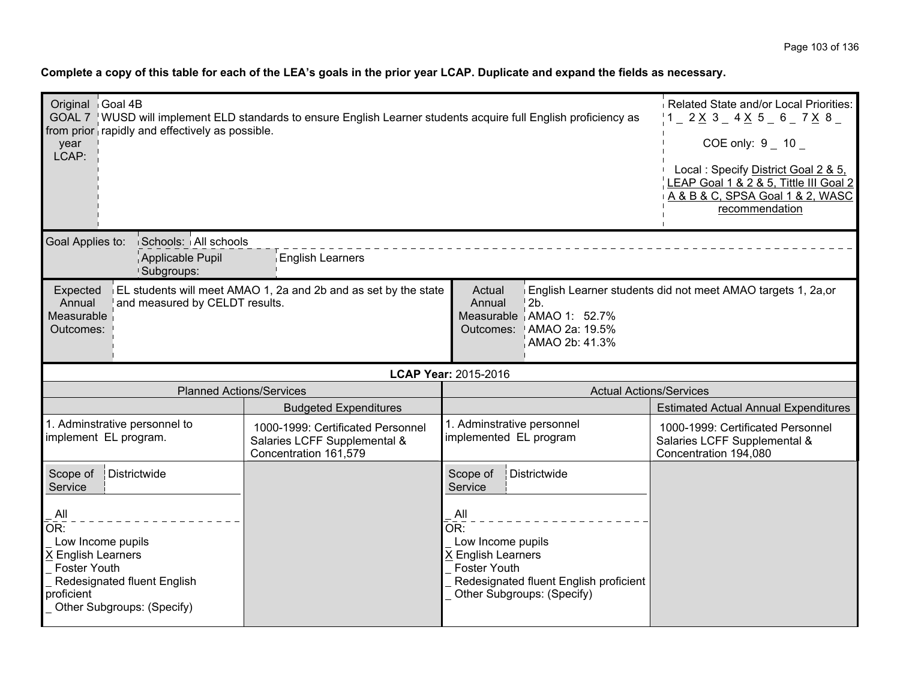**Complete a copy of this table for each of the LEA's goals in the prior year LCAP. Duplicate and expand the fields as necessary.**

| Original GOAL 7 from prior year LCAP: | Goal 4B<br>WUSD will implement ELD standards to ensure English Learner students acquire full English proficiency as rapidly and effectively as possible. | Related State and/or Local Priorities:<br>1 _ 2 X 3 _ 4 X 5 _ 6 _ 7 X 8 _<br>COE only: 9 _ 10 _<br>Local : Specify District Goal 2 & 5, LEAP Goal 1 & 2 & 5, Tittle III Goal 2 A & B & C, SPSA Goal 1 & 2, WASC recommendation |
|---|---|---|

| Goal Applies to: | Schools: | All schools |
|---|---|---|
| | Applicable Pupil Subgroups: | English Learners |

| Expected Annual Measurable Outcomes: | EL students will meet AMAO 1, 2a and 2b and as set by the state and measured by CELDT results. | Actual Annual Measurable Outcomes: | English Learner students did not meet AMAO targets 1, 2a,or 2b.<br>AMAO 1: 52.7%<br>AMAO 2a: 19.5%<br>AMAO 2b: 41.3% |
|---|---|---|---|

**LCAP Year:** 2015-2016

| Planned Actions/Services | | Actual Actions/Services | |
|---|---|---|---|
| | Budgeted Expenditures | | Estimated Actual Annual Expenditures |
| 1. Adminstrative personnel to implement EL program. | 1000-1999: Certificated Personnel Salaries LCFF Supplemental & Concentration 161,579 | 1. Adminstrative personnel implemented EL program | 1000-1999: Certificated Personnel Salaries LCFF Supplemental & Concentration 194,080 |
| Scope of Service: Districtwide<br><br>_ All<br>OR:<br>_ Low Income pupils<br>X English Learners<br>_ Foster Youth<br>_ Redesignated fluent English proficient<br>_ Other Subgroups: (Specify) | | Scope of Service: Districtwide<br><br>_ All<br>OR:<br>_ Low Income pupils<br>X English Learners<br>_ Foster Youth<br>_ Redesignated fluent English proficient<br>_ Other Subgroups: (Specify) | |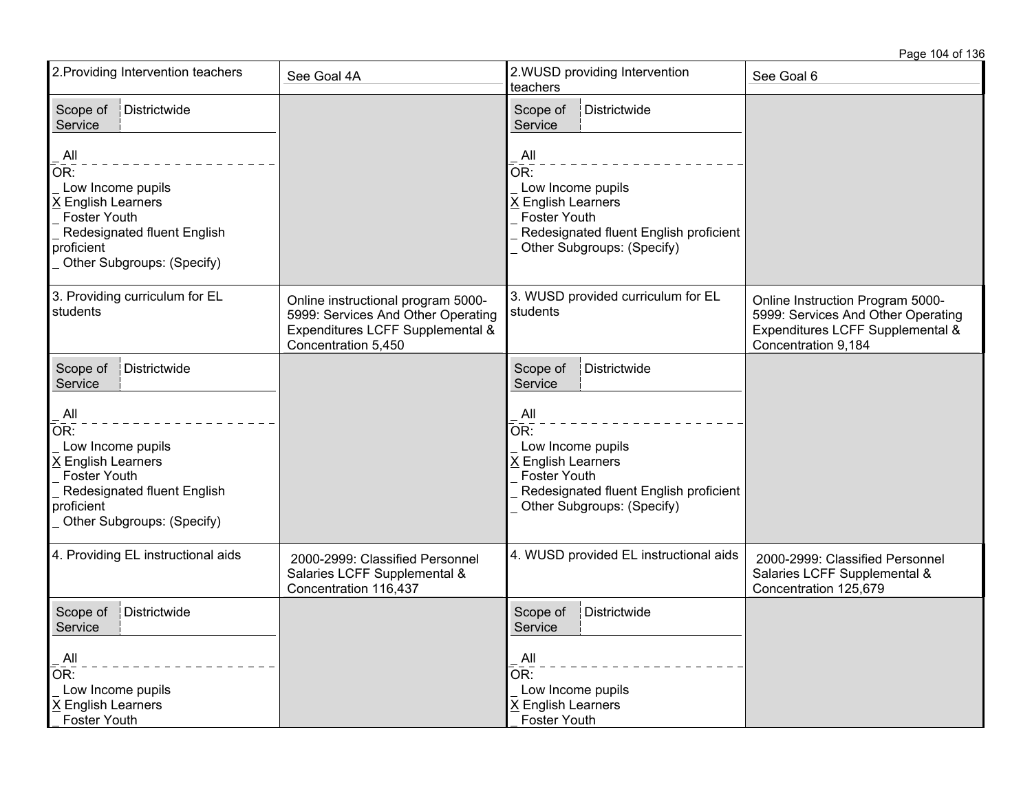| | | | |
|---|---|---|---|
| 2.Providing Intervention teachers | See Goal 4A | 2.WUSD providing Intervention teachers | See Goal 6 |
| Scope of Service: Districtwide<br><br>_ All<br>OR:<br>_ Low Income pupils<br>X English Learners<br>_ Foster Youth<br>_ Redesignated fluent English proficient<br>_ Other Subgroups: (Specify) | | Scope of Service: Districtwide<br><br>_ All<br>OR:<br>_ Low Income pupils<br>X English Learners<br>_ Foster Youth<br>_ Redesignated fluent English proficient<br>_ Other Subgroups: (Specify) | |
| 3. Providing curriculum for EL students | Online instructional program 5000-5999: Services And Other Operating Expenditures LCFF Supplemental & Concentration 5,450 | 3. WUSD provided curriculum for EL students | Online Instruction Program 5000-5999: Services And Other Operating Expenditures LCFF Supplemental & Concentration 9,184 |
| Scope of Service: Districtwide<br><br>_ All<br>OR:<br>_ Low Income pupils<br>X English Learners<br>_ Foster Youth<br>_ Redesignated fluent English proficient<br>_ Other Subgroups: (Specify) | | Scope of Service: Districtwide<br><br>_ All<br>OR:<br>_ Low Income pupils<br>X English Learners<br>_ Foster Youth<br>_ Redesignated fluent English proficient<br>_ Other Subgroups: (Specify) | |
| 4. Providing EL instructional aids | 2000-2999: Classified Personnel Salaries LCFF Supplemental & Concentration 116,437 | 4. WUSD provided EL instructional aids | 2000-2999: Classified Personnel Salaries LCFF Supplemental & Concentration 125,679 |
| Scope of Service: Districtwide<br><br>_ All<br>OR:<br>_ Low Income pupils<br>X English Learners<br>_ Foster Youth | | Scope of Service: Districtwide<br><br>_ All<br>OR:<br>_ Low Income pupils<br>X English Learners<br>_ Foster Youth | |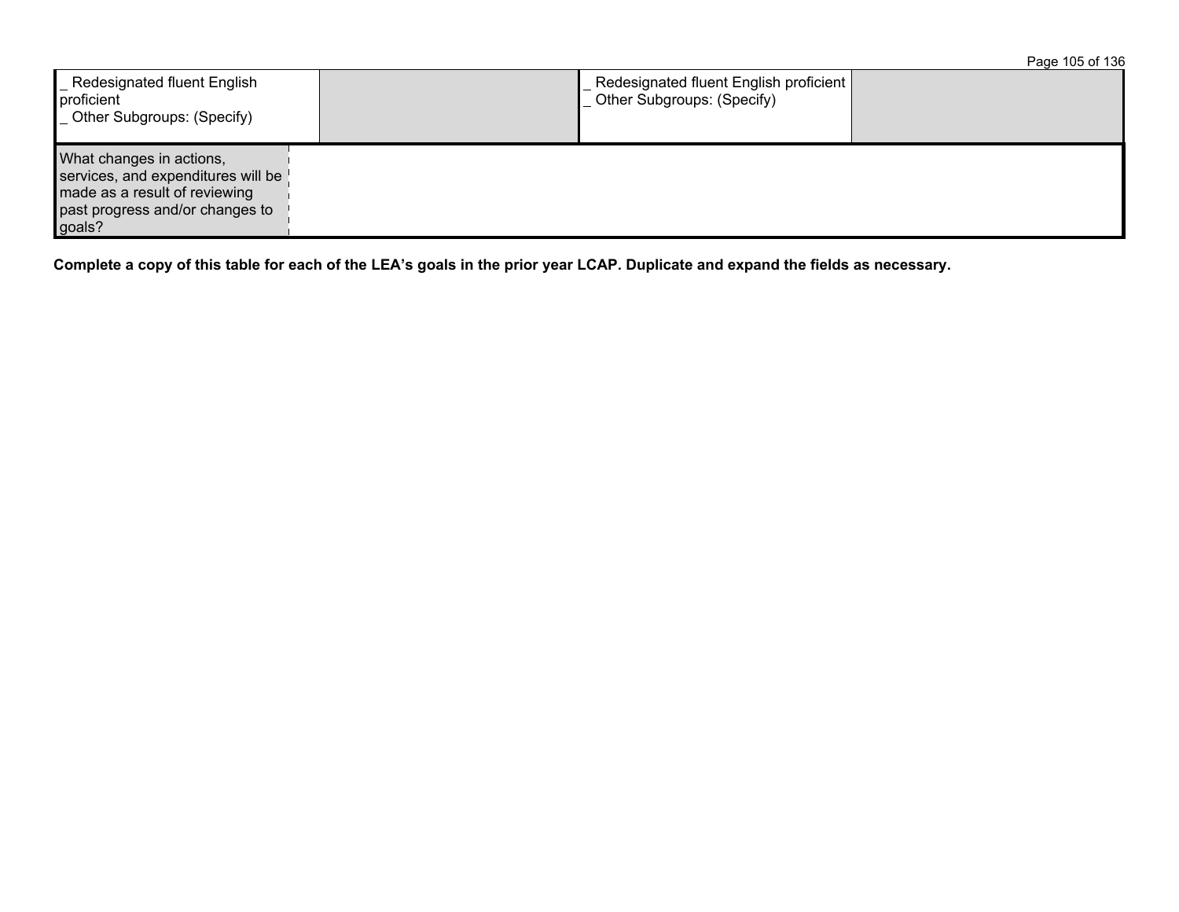| _ Redesignated fluent English proficient<br>_ Other Subgroups: (Specify) | | _ Redesignated fluent English proficient<br>_ Other Subgroups: (Specify) | |
|---|---|---|---|

| What changes in actions, services, and expenditures will be made as a result of reviewing past progress and/or changes to goals? | |
|---|---|

**Complete a copy of this table for each of the LEA's goals in the prior year LCAP. Duplicate and expand the fields as necessary.**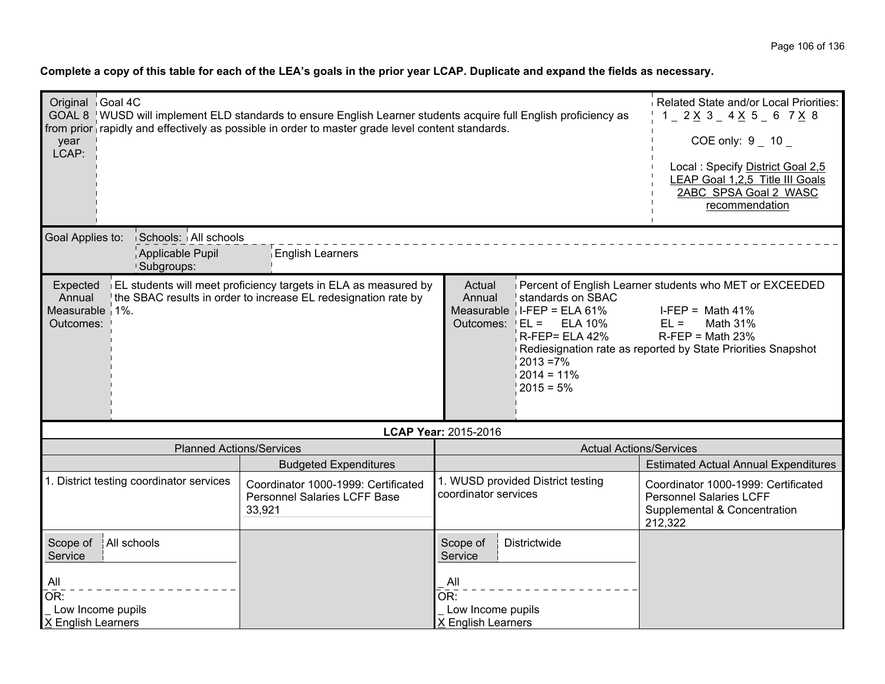**Complete a copy of this table for each of the LEA's goals in the prior year LCAP. Duplicate and expand the fields as necessary.**

| Original GOAL 8 from prior year LCAP: | Goal 4C<br>WUSD will implement ELD standards to ensure English Learner students acquire full English proficiency as rapidly and effectively as possible in order to master grade level content standards. | Related State and/or Local Priorities:<br>1 _ 2 X 3 _ 4 X 5 _ 6 7 X 8<br>COE only: 9 _ 10 _<br>Local : Specify District Goal 2,5 LEAP Goal 1,2,5 Title III Goals 2ABC SPSA Goal 2 WASC recommendation |
|---|---|---|

| Goal Applies to: | |
|---|---|
| Schools: | All schools |
| Applicable Pupil Subgroups: | English Learners |

| Expected Annual Measurable Outcomes: | Actual Annual Measurable Outcomes: |
|---|---|
| EL students will meet proficiency targets in ELA as measured by the SBAC results in order to increase EL redesignation rate by 1%. | Percent of English Learner students who MET or EXCEEDED standards on SBAC<br>I-FEP = ELA 61% I-FEP = Math 41%<br>EL = ELA 10% EL = Math 31%<br>R-FEP= ELA 42% R-FEP = Math 23%<br>Rediesignation rate as reported by State Priorities Snapshot<br>2013 =7%<br>2014 = 11%<br>2015 = 5% |

**LCAP Year:** 2015-2016

| Planned Actions/Services | Budgeted Expenditures | Actual Actions/Services | Estimated Actual Annual Expenditures |
|---|---|---|---|
| 1. District testing coordinator services | Coordinator 1000-1999: Certificated Personnel Salaries LCFF Base 33,921 | 1. WUSD provided District testing coordinator services | Coordinator 1000-1999: Certificated Personnel Salaries LCFF Supplemental & Concentration 212,322 |
| Scope of Service: All schools<br>All<br>OR:<br>_ Low Income pupils<br>X English Learners | | Scope of Service: Districtwide<br>_ All<br>OR:<br>_ Low Income pupils<br>X English Learners | |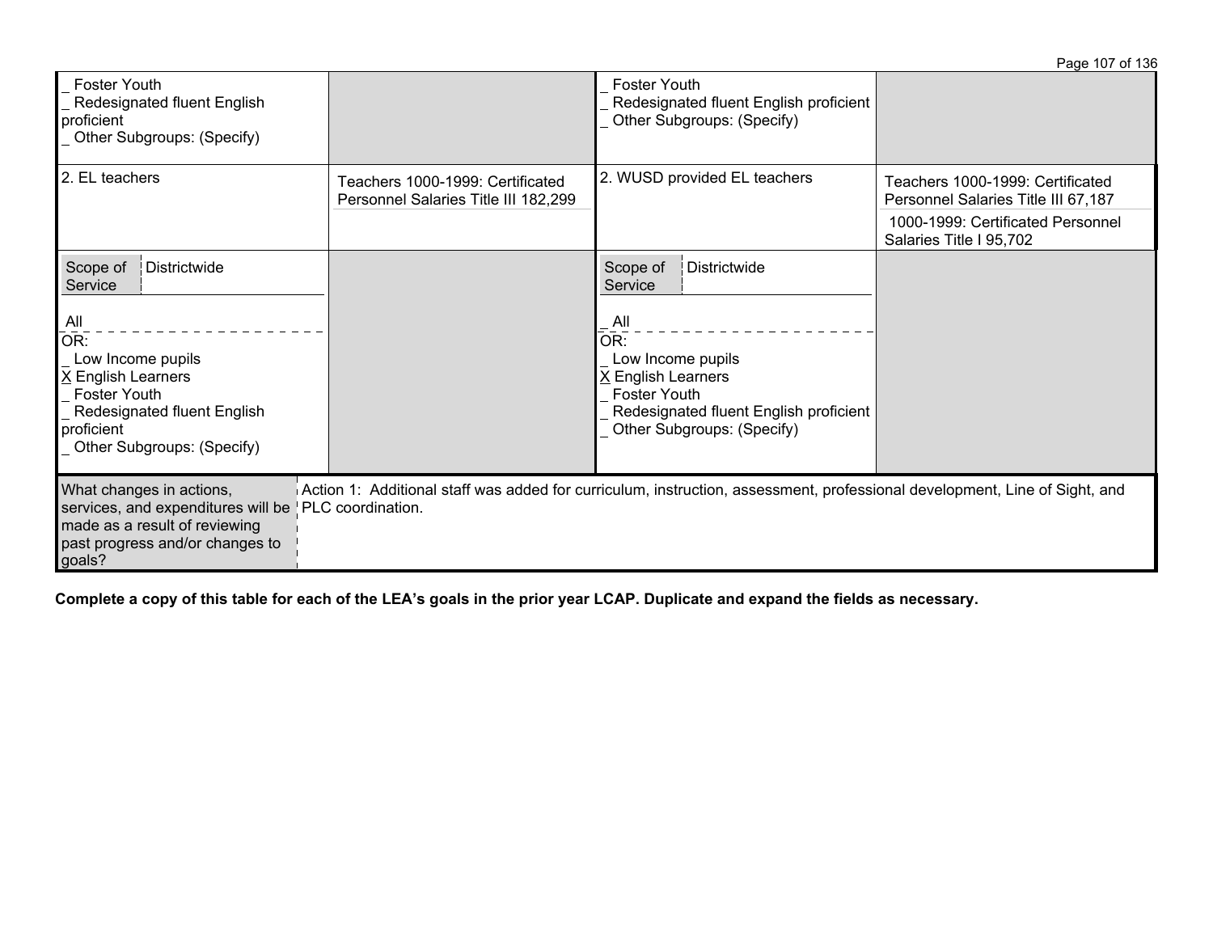| | | | |
|---|---|---|---|
| _ Foster Youth<br>_ Redesignated fluent English proficient<br>_ Other Subgroups: (Specify) | | _ Foster Youth<br>_ Redesignated fluent English proficient<br>_ Other Subgroups: (Specify) | |
| 2. EL teachers | Teachers 1000-1999: Certificated Personnel Salaries Title III 182,299 | 2. WUSD provided EL teachers | Teachers 1000-1999: Certificated Personnel Salaries Title III 67,187<br>1000-1999: Certificated Personnel Salaries Title I 95,702 |
| Scope of Service: Districtwide<br>All<br>OR:<br>_ Low Income pupils<br>X English Learners<br>_ Foster Youth<br>_ Redesignated fluent English proficient<br>_ Other Subgroups: (Specify) | | Scope of Service: Districtwide<br>_ All<br>OR:<br>_ Low Income pupils<br>X English Learners<br>_ Foster Youth<br>_ Redesignated fluent English proficient<br>_ Other Subgroups: (Specify) | |

| | |
|---|---|
| What changes in actions, services, and expenditures will be made as a result of reviewing past progress and/or changes to goals? | Action 1: Additional staff was added for curriculum, instruction, assessment, professional development, Line of Sight, and PLC coordination. |

**Complete a copy of this table for each of the LEA's goals in the prior year LCAP. Duplicate and expand the fields as necessary.**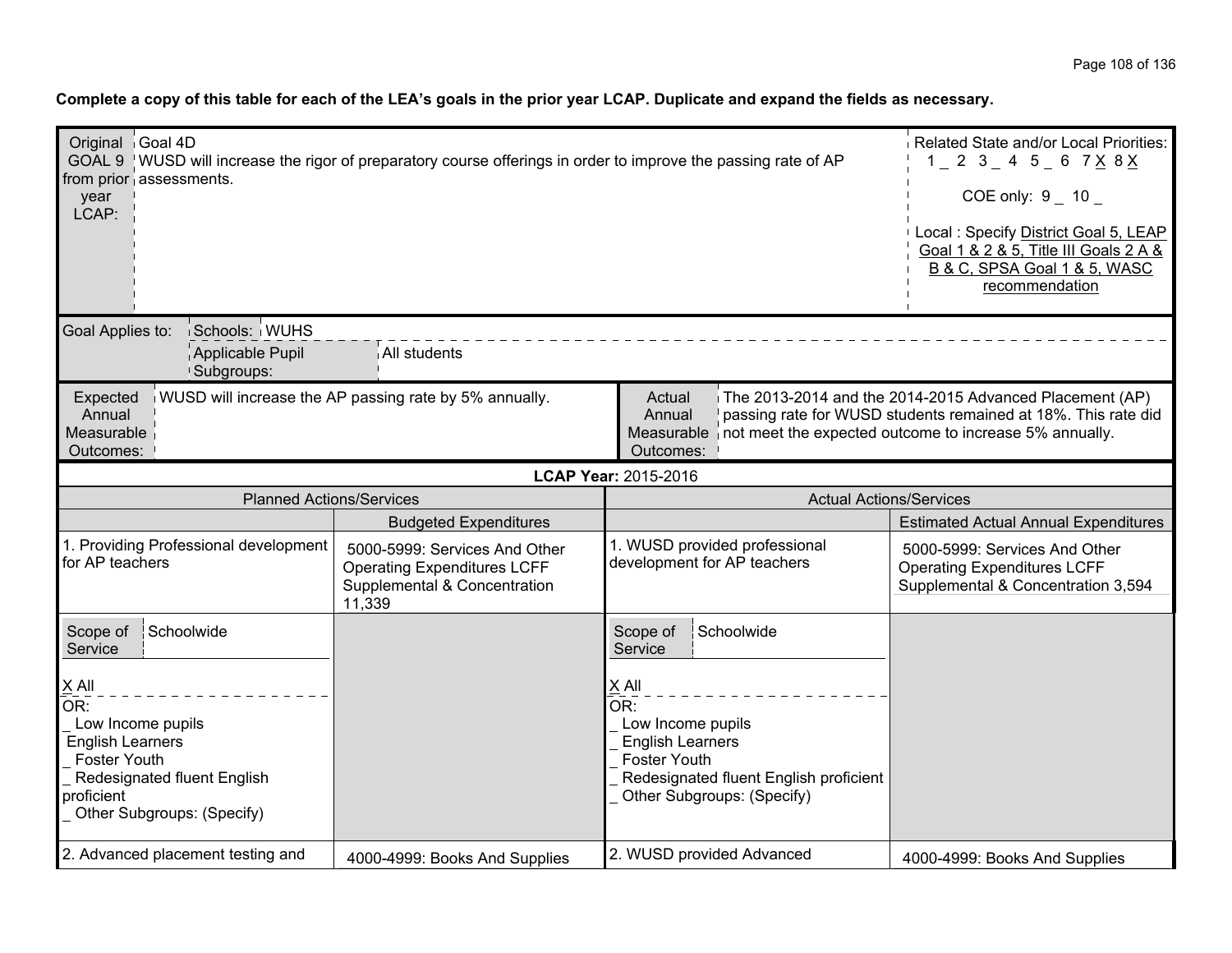**Complete a copy of this table for each of the LEA's goals in the prior year LCAP. Duplicate and expand the fields as necessary.**

| Original GOAL 9 from prior year LCAP: | Goal 4D<br>WUSD will increase the rigor of preparatory course offerings in order to improve the passing rate of AP assessments. | Related State and/or Local Priorities:<br>1 _ 2 3 _ 4 5 _ 6 7 X 8 X<br><br>COE only: 9 _ 10 _<br><br>Local : Specify District Goal 5, LEAP Goal 1 & 2 & 5, Title III Goals 2 A & B & C, SPSA Goal 1 & 5, WASC recommendation |
|---|---|---|

| Goal Applies to: | Schools: | WUHS |
|---|---|---|
| | Applicable Pupil Subgroups: | All students |

| Expected Annual Measurable Outcomes: | WUSD will increase the AP passing rate by 5% annually. | Actual Annual Measurable Outcomes: | The 2013-2014 and the 2014-2015 Advanced Placement (AP) passing rate for WUSD students remained at 18%. This rate did not meet the expected outcome to increase 5% annually. |
|---|---|---|---|

**LCAP Year:** 2015-2016

| Planned Actions/Services | | Actual Actions/Services | |
|---|---|---|---|
| | Budgeted Expenditures | | Estimated Actual Annual Expenditures |
| 1. Providing Professional development for AP teachers | 5000-5999: Services And Other Operating Expenditures LCFF Supplemental & Concentration 11,339 | 1. WUSD provided professional development for AP teachers | 5000-5999: Services And Other Operating Expenditures LCFF Supplemental & Concentration 3,594 |
| Scope of Service: Schoolwide<br><br>X All<br>OR:<br>_ Low Income pupils<br>English Learners<br>_ Foster Youth<br>_ Redesignated fluent English proficient<br>_ Other Subgroups: (Specify) | | Scope of Service: Schoolwide<br><br>X All<br>OR:<br>_ Low Income pupils<br>_ English Learners<br>_ Foster Youth<br>_ Redesignated fluent English proficient<br>_ Other Subgroups: (Specify) | |
| 2. Advanced placement testing and | 4000-4999: Books And Supplies | 2. WUSD provided Advanced | 4000-4999: Books And Supplies |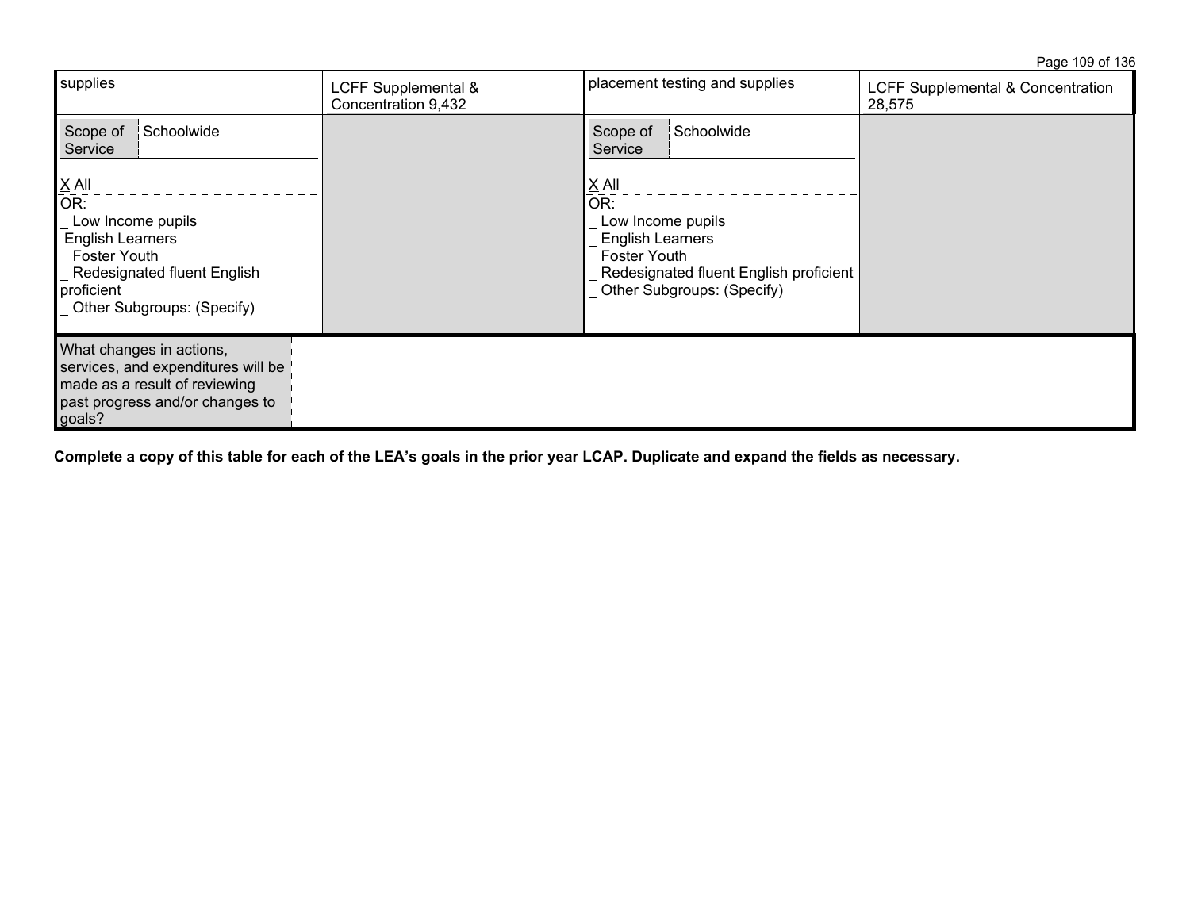| supplies | LCFF Supplemental & Concentration 9,432 | placement testing and supplies | LCFF Supplemental & Concentration 28,575 |
|---|---|---|---|
| Scope of Service: Schoolwide<br><br>X All<br>OR:<br>_ Low Income pupils<br>English Learners<br>_ Foster Youth<br>_ Redesignated fluent English proficient<br>_ Other Subgroups: (Specify) | | Scope of Service: Schoolwide<br><br>X All<br>OR:<br>_ Low Income pupils<br>_ English Learners<br>_ Foster Youth<br>_ Redesignated fluent English proficient<br>_ Other Subgroups: (Specify) | |

| What changes in actions, services, and expenditures will be made as a result of reviewing past progress and/or changes to goals? | |
|---|---|

**Complete a copy of this table for each of the LEA's goals in the prior year LCAP. Duplicate and expand the fields as necessary.**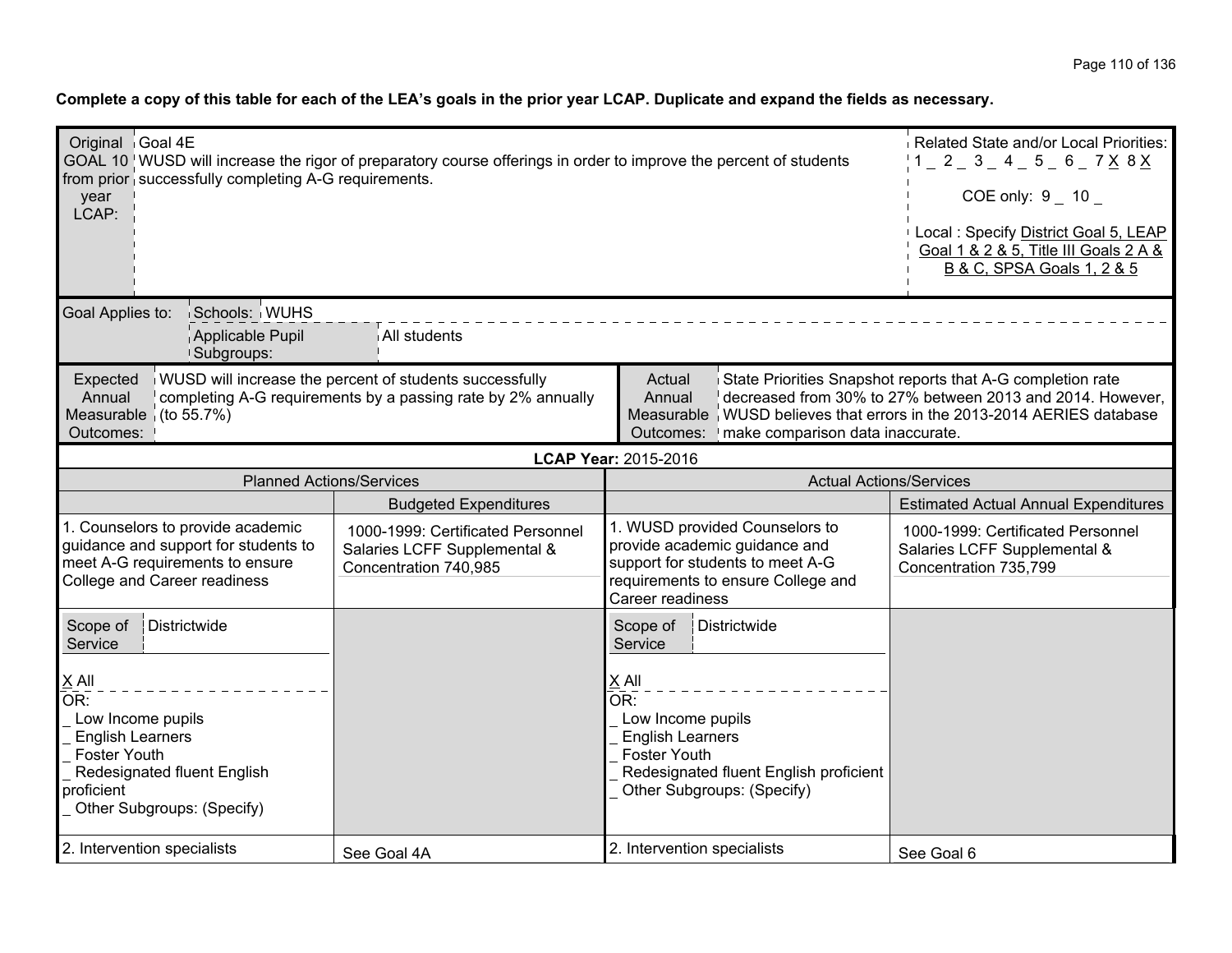**Complete a copy of this table for each of the LEA's goals in the prior year LCAP. Duplicate and expand the fields as necessary.**

| Original GOAL 10 from prior year LCAP: | Goal 4E<br>WUSD will increase the rigor of preparatory course offerings in order to improve the percent of students successfully completing A-G requirements. | Related State and/or Local Priorities:<br>1 _ 2 _ 3 _ 4 _ 5 _ 6 _ 7 X 8 X<br>COE only: 9 _ 10 _<br>Local : Specify District Goal 5, LEAP Goal 1 & 2 & 5, Title III Goals 2 A & B & C, SPSA Goals 1, 2 & 5 |
|---|---|---|

| Goal Applies to: | Schools: | WUHS |
|---|---|---|
| | Applicable Pupil Subgroups: | All students |

| Expected Annual Measurable Outcomes: | WUSD will increase the percent of students successfully completing A-G requirements by a passing rate by 2% annually (to 55.7%) | Actual Annual Measurable Outcomes: | State Priorities Snapshot reports that A-G completion rate decreased from 30% to 27% between 2013 and 2014. However, WUSD believes that errors in the 2013-2014 AERIES database make comparison data inaccurate. |
|---|---|---|---|

**LCAP Year:** 2015-2016

| Planned Actions/Services | | Actual Actions/Services | |
|---|---|---|---|
| | Budgeted Expenditures | | Estimated Actual Annual Expenditures |
| 1. Counselors to provide academic guidance and support for students to meet A-G requirements to ensure College and Career readiness | 1000-1999: Certificated Personnel Salaries LCFF Supplemental & Concentration 740,985 | 1. WUSD provided Counselors to provide academic guidance and support for students to meet A-G requirements to ensure College and Career readiness | 1000-1999: Certificated Personnel Salaries LCFF Supplemental & Concentration 735,799 |
| Scope of Service: Districtwide<br>X All<br>OR:<br>_ Low Income pupils<br>_ English Learners<br>_ Foster Youth<br>_ Redesignated fluent English proficient<br>_ Other Subgroups: (Specify) | | Scope of Service: Districtwide<br>X All<br>OR:<br>_ Low Income pupils<br>_ English Learners<br>_ Foster Youth<br>_ Redesignated fluent English proficient<br>_ Other Subgroups: (Specify) | |
| 2. Intervention specialists | See Goal 4A | 2. Intervention specialists | See Goal 6 |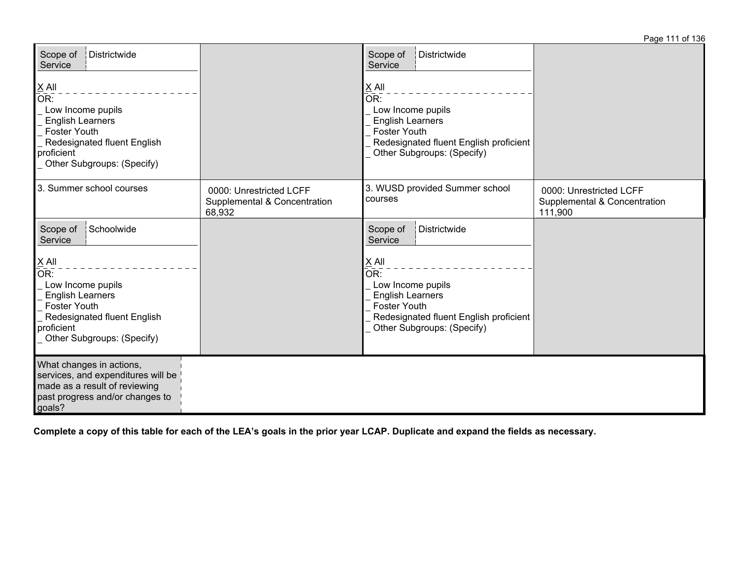| | | | |
|---|---|---|---|
| Scope of Service: Districtwide<br><br>X All<br>OR:<br>_ Low Income pupils<br>_ English Learners<br>_ Foster Youth<br>_ Redesignated fluent English proficient<br>_ Other Subgroups: (Specify) | | Scope of Service: Districtwide<br><br>X All<br>OR:<br>_ Low Income pupils<br>_ English Learners<br>_ Foster Youth<br>_ Redesignated fluent English proficient<br>_ Other Subgroups: (Specify) | |
| 3. Summer school courses | 0000: Unrestricted LCFF Supplemental & Concentration 68,932 | 3. WUSD provided Summer school courses | 0000: Unrestricted LCFF Supplemental & Concentration 111,900 |
| Scope of Service: Schoolwide<br><br>X All<br>OR:<br>_ Low Income pupils<br>_ English Learners<br>_ Foster Youth<br>_ Redesignated fluent English proficient<br>_ Other Subgroups: (Specify) | | Scope of Service: Districtwide<br><br>X All<br>OR:<br>_ Low Income pupils<br>_ English Learners<br>_ Foster Youth<br>_ Redesignated fluent English proficient<br>_ Other Subgroups: (Specify) | |
| What changes in actions, services, and expenditures will be made as a result of reviewing past progress and/or changes to goals? | | | |

**Complete a copy of this table for each of the LEA's goals in the prior year LCAP. Duplicate and expand the fields as necessary.**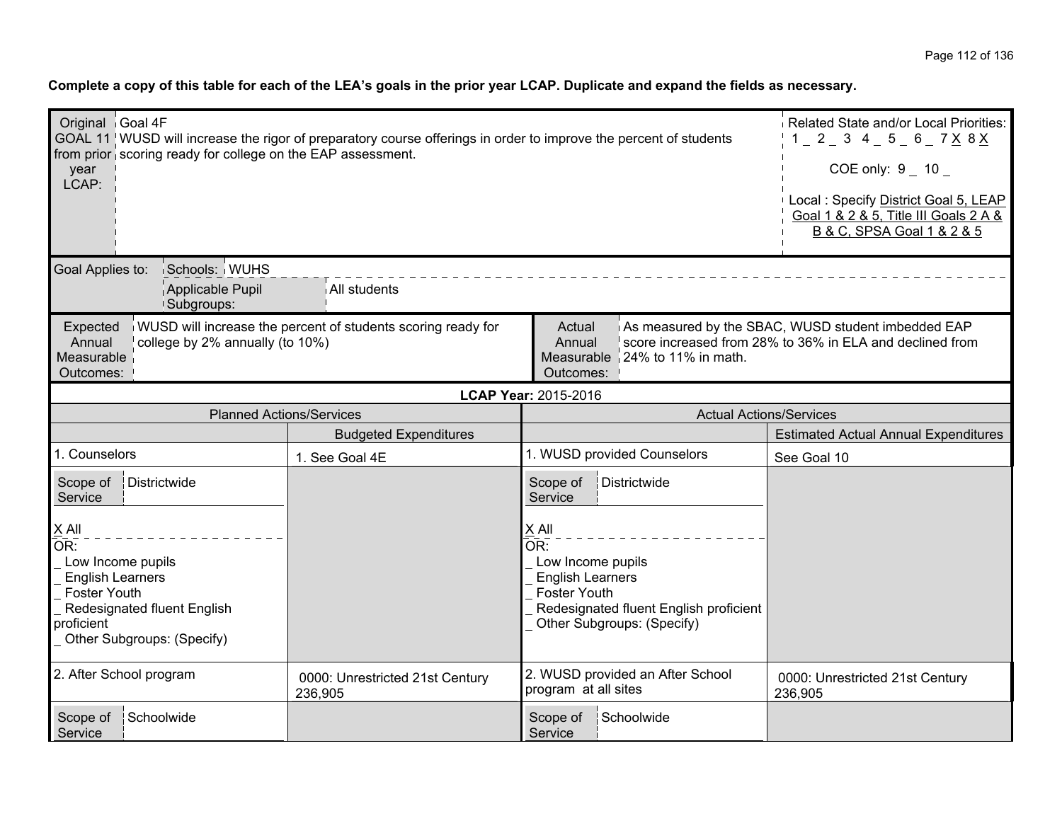**Complete a copy of this table for each of the LEA's goals in the prior year LCAP. Duplicate and expand the fields as necessary.**

| Original GOAL 11 from prior year LCAP: | Goal 4F<br>WUSD will increase the rigor of preparatory course offerings in order to improve the percent of students scoring ready for college on the EAP assessment. | Related State and/or Local Priorities:<br>1 _ 2 _ 3 4 _ 5 _ 6 _ 7 X 8 X<br><br>COE only: 9 _ 10 _<br><br>Local : Specify District Goal 5, LEAP Goal 1 & 2 & 5, Title III Goals 2 A & B & C, SPSA Goal 1 & 2 & 5 |
|---|---|---|

| Goal Applies to: | Schools: | WUHS |
|---|---|---|
| | Applicable Pupil Subgroups: | All students |

| Expected Annual Measurable Outcomes: | WUSD will increase the percent of students scoring ready for college by 2% annually (to 10%) | Actual Annual Measurable Outcomes: | As measured by the SBAC, WUSD student imbedded EAP score increased from 28% to 36% in ELA and declined from 24% to 11% in math. |
|---|---|---|---|

**LCAP Year:** 2015-2016

| Planned Actions/Services | | Actual Actions/Services | |
|---|---|---|---|
| | Budgeted Expenditures | | Estimated Actual Annual Expenditures |
| 1. Counselors | 1. See Goal 4E | 1. WUSD provided Counselors | See Goal 10 |
| Scope of Service: Districtwide<br><br>X All<br>OR:<br>_ Low Income pupils<br>_ English Learners<br>_ Foster Youth<br>_ Redesignated fluent English proficient<br>_ Other Subgroups: (Specify) | | Scope of Service: Districtwide<br><br>X All<br>OR:<br>_ Low Income pupils<br>_ English Learners<br>_ Foster Youth<br>_ Redesignated fluent English proficient<br>_ Other Subgroups: (Specify) | |
| 2. After School program | 0000: Unrestricted 21st Century 236,905 | 2. WUSD provided an After School program at all sites | 0000: Unrestricted 21st Century 236,905 |
| Scope of Service: Schoolwide | | Scope of Service: Schoolwide | |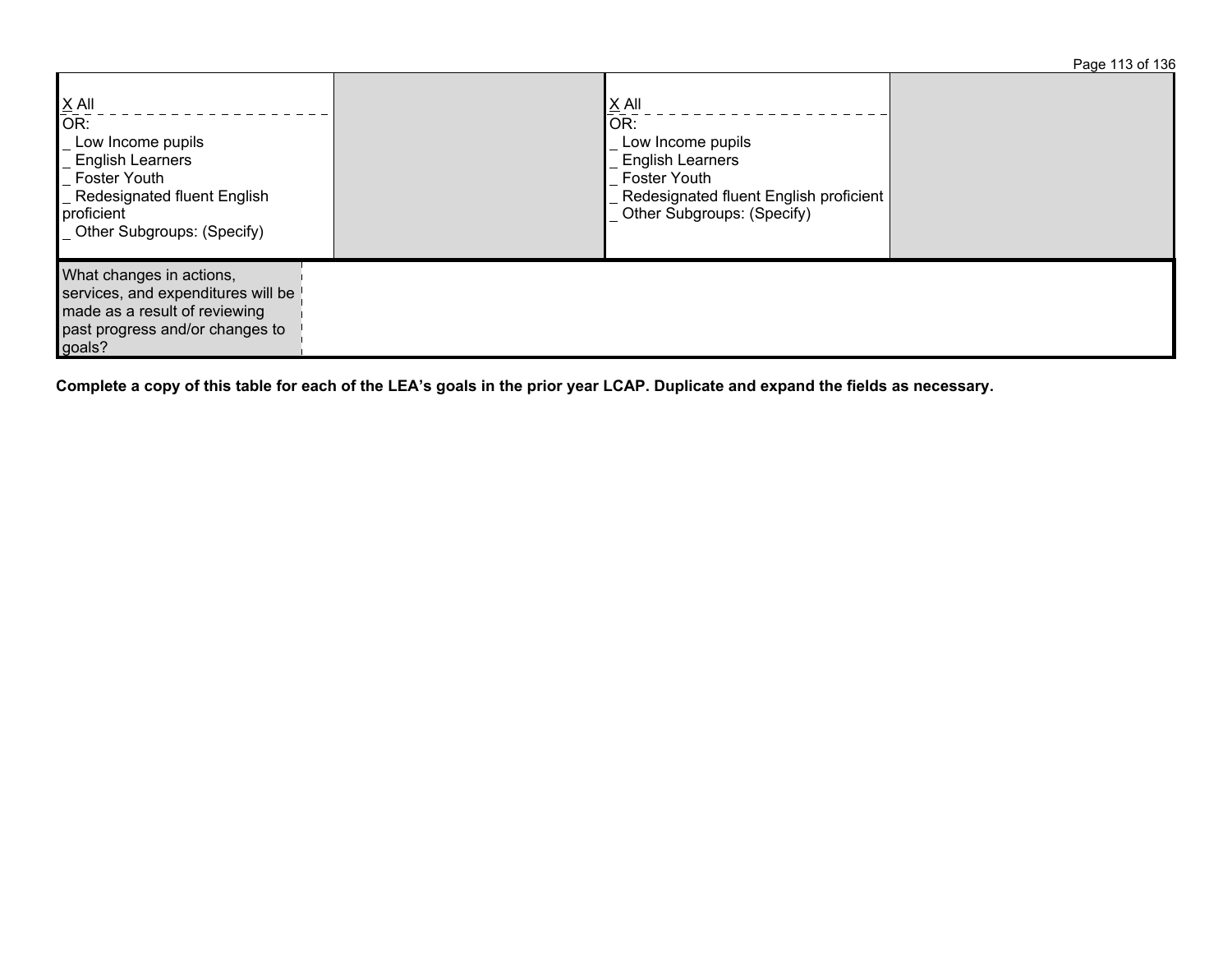| X All<br>OR:<br>_ Low Income pupils<br>_ English Learners<br>_ Foster Youth<br>_ Redesignated fluent English proficient<br>_ Other Subgroups: (Specify) | | X All<br>OR:<br>_ Low Income pupils<br>_ English Learners<br>_ Foster Youth<br>_ Redesignated fluent English proficient<br>_ Other Subgroups: (Specify) | |
|---|---|---|---|

| What changes in actions, services, and expenditures will be made as a result of reviewing past progress and/or changes to goals? | |
|---|---|

**Complete a copy of this table for each of the LEA's goals in the prior year LCAP. Duplicate and expand the fields as necessary.**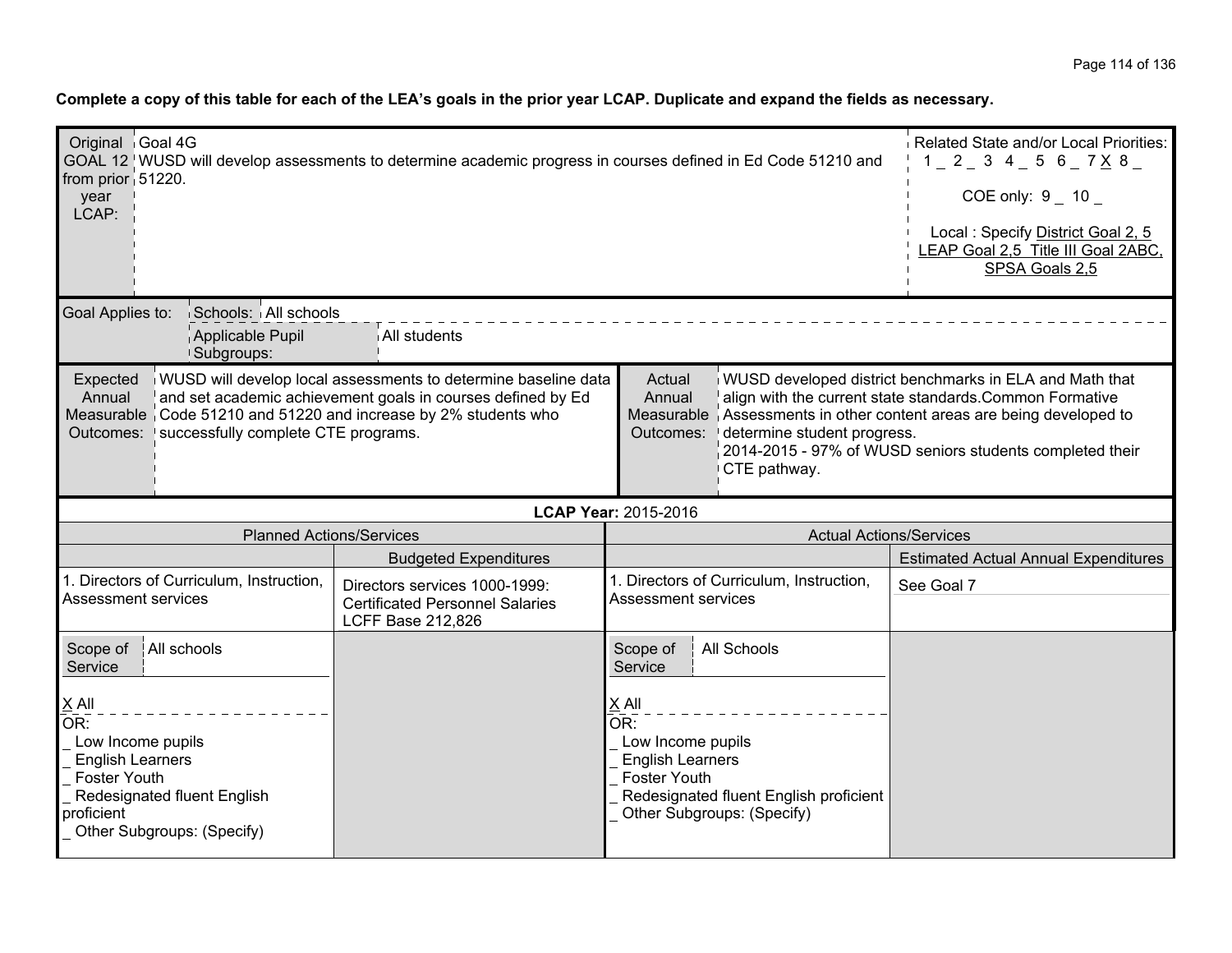**Complete a copy of this table for each of the LEA's goals in the prior year LCAP. Duplicate and expand the fields as necessary.**

| Original GOAL 12 from prior year LCAP: | Goal 4G<br>WUSD will develop assessments to determine academic progress in courses defined in Ed Code 51210 and 51220. | Related State and/or Local Priorities:<br>1 _ 2 _ 3 4 _ 5 6 _ 7 X 8 _<br>COE only: 9 _ 10 _<br>Local : Specify District Goal 2, 5 LEAP Goal 2,5 Title III Goal 2ABC, SPSA Goals 2,5 |
|---|---|---|

| Goal Applies to: | Schools: | All schools |
|---|---|---|
| | Applicable Pupil Subgroups: | All students |

| Expected Annual Measurable Outcomes: | WUSD will develop local assessments to determine baseline data and set academic achievement goals in courses defined by Ed Code 51210 and 51220 and increase by 2% students who successfully complete CTE programs. | Actual Annual Measurable Outcomes: | WUSD developed district benchmarks in ELA and Math that align with the current state standards.Common Formative Assessments in other content areas are being developed to determine student progress.<br>2014-2015 - 97% of WUSD seniors students completed their CTE pathway. |
|---|---|---|---|

**LCAP Year:** 2015-2016

| Planned Actions/Services | | Actual Actions/Services | |
|---|---|---|---|
| | Budgeted Expenditures | | Estimated Actual Annual Expenditures |
| 1. Directors of Curriculum, Instruction, Assessment services | Directors services 1000-1999: Certificated Personnel Salaries LCFF Base 212,826 | 1. Directors of Curriculum, Instruction, Assessment services | See Goal 7 |
| Scope of Service: All schools<br><br>X All<br>OR:<br>_ Low Income pupils<br>_ English Learners<br>_ Foster Youth<br>_ Redesignated fluent English proficient<br>_ Other Subgroups: (Specify) | | Scope of Service: All Schools<br><br>X All<br>OR:<br>_ Low Income pupils<br>_ English Learners<br>_ Foster Youth<br>_ Redesignated fluent English proficient<br>_ Other Subgroups: (Specify) | |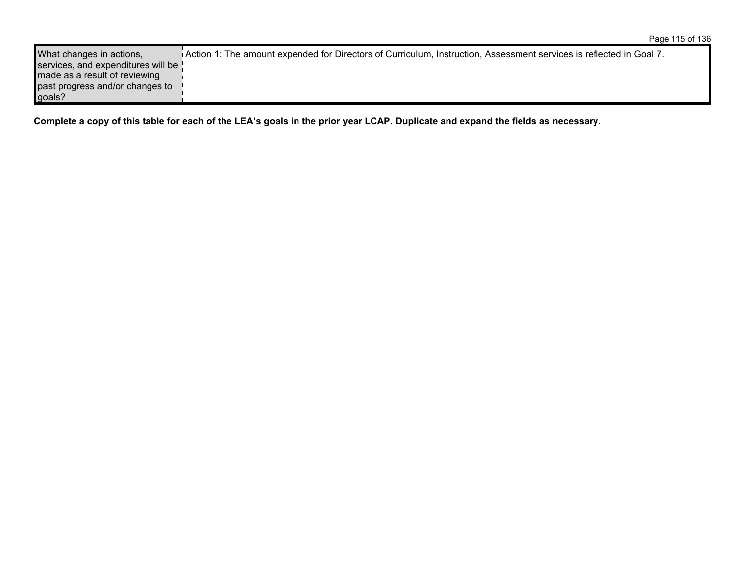| What changes in actions, services, and expenditures will be made as a result of reviewing past progress and/or changes to goals? | Action 1: The amount expended for Directors of Curriculum, Instruction, Assessment services is reflected in Goal 7. |
|---|---|

**Complete a copy of this table for each of the LEA's goals in the prior year LCAP. Duplicate and expand the fields as necessary.**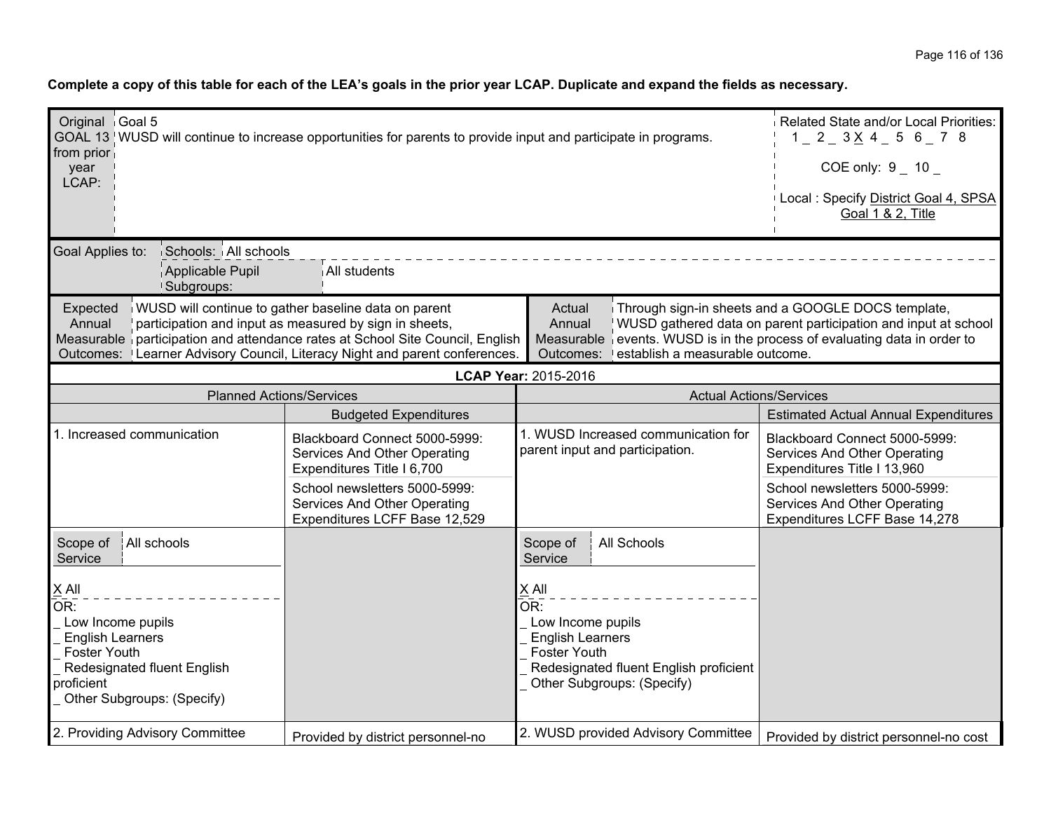**Complete a copy of this table for each of the LEA's goals in the prior year LCAP. Duplicate and expand the fields as necessary.**

| Original GOAL 13 from prior year LCAP: | Goal 5<br>WUSD will continue to increase opportunities for parents to provide input and participate in programs. | Related State and/or Local Priorities:<br>1 _ 2 _ 3 X 4 _ 5 6 _ 7 8<br>COE only: 9 _ 10 _<br>Local : Specify District Goal 4, SPSA Goal 1 & 2, Title |
|---|---|---|

| Goal Applies to: | Schools: | All schools |
|---|---|---|
| | Applicable Pupil Subgroups: | All students |

| Expected Annual Measurable Outcomes: | WUSD will continue to gather baseline data on parent participation and input as measured by sign in sheets, participation and attendance rates at School Site Council, English Learner Advisory Council, Literacy Night and parent conferences. | Actual Annual Measurable Outcomes: | Through sign-in sheets and a GOOGLE DOCS template, WUSD gathered data on parent participation and input at school events. WUSD is in the process of evaluating data in order to establish a measurable outcome. |
|---|---|---|---|

**LCAP Year:** 2015-2016

| Planned Actions/Services | | Actual Actions/Services | |
|---|---|---|---|
| | Budgeted Expenditures | | Estimated Actual Annual Expenditures |
| 1. Increased communication | Blackboard Connect 5000-5999: Services And Other Operating Expenditures Title I 6,700<br>School newsletters 5000-5999: Services And Other Operating Expenditures LCFF Base 12,529 | 1. WUSD Increased communication for parent input and participation. | Blackboard Connect 5000-5999: Services And Other Operating Expenditures Title I 13,960<br>School newsletters 5000-5999: Services And Other Operating Expenditures LCFF Base 14,278 |
| Scope of Service: All schools<br>X All<br>OR:<br>_ Low Income pupils<br>_ English Learners<br>_ Foster Youth<br>_ Redesignated fluent English proficient<br>_ Other Subgroups: (Specify) | | Scope of Service: All Schools<br>X All<br>OR:<br>_ Low Income pupils<br>_ English Learners<br>_ Foster Youth<br>_ Redesignated fluent English proficient<br>_ Other Subgroups: (Specify) | |
| 2. Providing Advisory Committee | Provided by district personnel-no | 2. WUSD provided Advisory Committee | Provided by district personnel-no cost |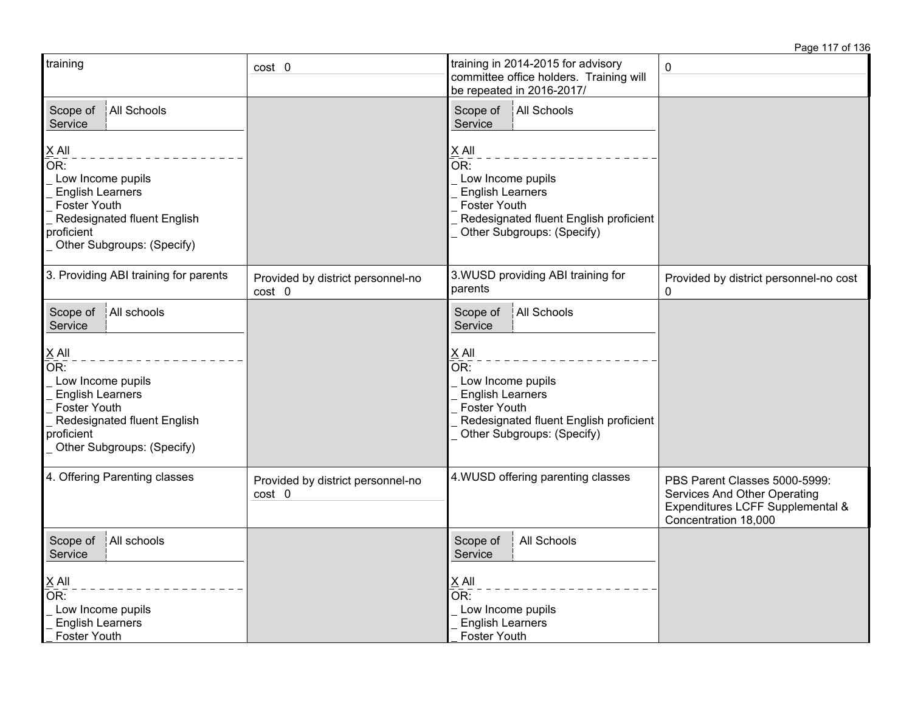| | | | |
|---|---|---|---|
| training | cost 0 | training in 2014-2015 for advisory committee office holders. Training will be repeated in 2016-2017/ | 0 |
| Scope of Service: All Schools<br><br>X All<br>OR:<br>_ Low Income pupils<br>_ English Learners<br>_ Foster Youth<br>_ Redesignated fluent English proficient<br>_ Other Subgroups: (Specify) | | Scope of Service: All Schools<br><br>X All<br>OR:<br>_ Low Income pupils<br>_ English Learners<br>_ Foster Youth<br>_ Redesignated fluent English proficient<br>_ Other Subgroups: (Specify) | |
| 3. Providing ABI training for parents | Provided by district personnel-no cost 0 | 3.WUSD providing ABI training for parents | Provided by district personnel-no cost 0 |
| Scope of Service: All schools<br><br>X All<br>OR:<br>_ Low Income pupils<br>_ English Learners<br>_ Foster Youth<br>_ Redesignated fluent English proficient<br>_ Other Subgroups: (Specify) | | Scope of Service: All Schools<br><br>X All<br>OR:<br>_ Low Income pupils<br>_ English Learners<br>_ Foster Youth<br>_ Redesignated fluent English proficient<br>_ Other Subgroups: (Specify) | |
| 4. Offering Parenting classes | Provided by district personnel-no cost 0 | 4.WUSD offering parenting classes | PBS Parent Classes 5000-5999: Services And Other Operating Expenditures LCFF Supplemental & Concentration 18,000 |
| Scope of Service: All schools<br><br>X All<br>OR:<br>_ Low Income pupils<br>_ English Learners<br>_ Foster Youth | | Scope of Service: All Schools<br><br>X All<br>OR:<br>_ Low Income pupils<br>_ English Learners<br>_ Foster Youth | |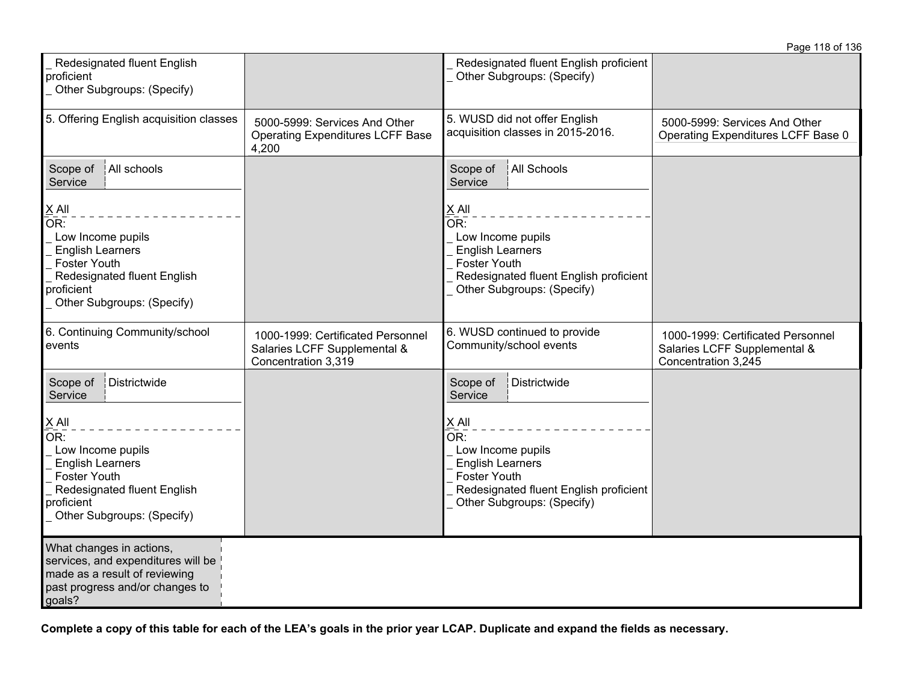| | | | |
|---|---|---|---|
| _ Redesignated fluent English proficient<br>_ Other Subgroups: (Specify) | | _ Redesignated fluent English proficient<br>_ Other Subgroups: (Specify) | |
| 5. Offering English acquisition classes | 5000-5999: Services And Other Operating Expenditures LCFF Base 4,200 | 5. WUSD did not offer English acquisition classes in 2015-2016. | 5000-5999: Services And Other Operating Expenditures LCFF Base 0 |
| Scope of Service: All schools<br><br>X All<br>OR:<br>_ Low Income pupils<br>_ English Learners<br>_ Foster Youth<br>_ Redesignated fluent English proficient<br>_ Other Subgroups: (Specify) | | Scope of Service: All Schools<br><br>X All<br>OR:<br>_ Low Income pupils<br>_ English Learners<br>_ Foster Youth<br>_ Redesignated fluent English proficient<br>_ Other Subgroups: (Specify) | |
| 6. Continuing Community/school events | 1000-1999: Certificated Personnel Salaries LCFF Supplemental & Concentration 3,319 | 6. WUSD continued to provide Community/school events | 1000-1999: Certificated Personnel Salaries LCFF Supplemental & Concentration 3,245 |
| Scope of Service: Districtwide<br><br>X All<br>OR:<br>_ Low Income pupils<br>_ English Learners<br>_ Foster Youth<br>_ Redesignated fluent English proficient<br>_ Other Subgroups: (Specify) | | Scope of Service: Districtwide<br><br>X All<br>OR:<br>_ Low Income pupils<br>_ English Learners<br>_ Foster Youth<br>_ Redesignated fluent English proficient<br>_ Other Subgroups: (Specify) | |
| What changes in actions, services, and expenditures will be made as a result of reviewing past progress and/or changes to goals? | | | |

**Complete a copy of this table for each of the LEA's goals in the prior year LCAP. Duplicate and expand the fields as necessary.**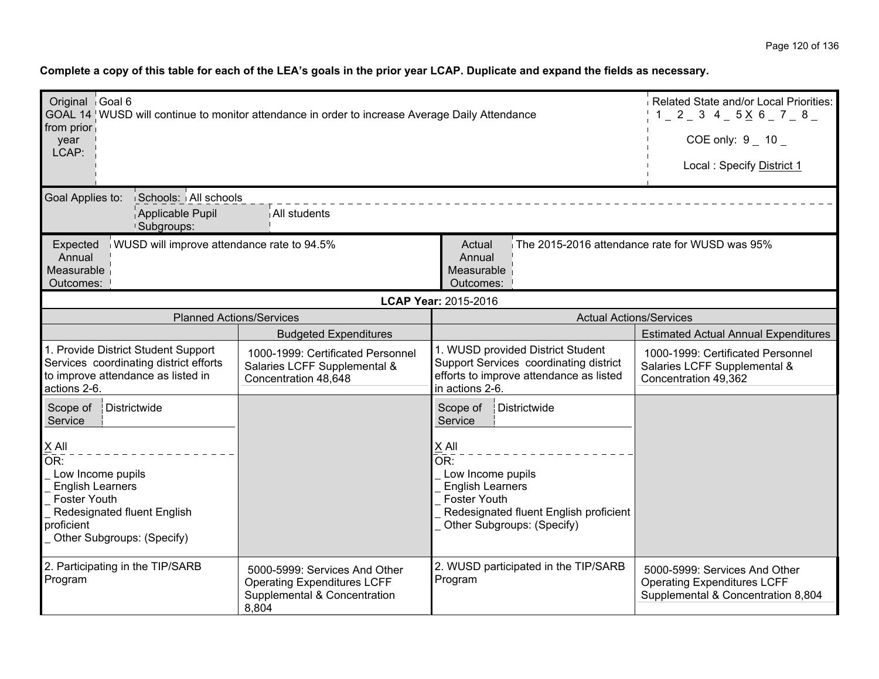**Complete a copy of this table for each of the LEA's goals in the prior year LCAP. Duplicate and expand the fields as necessary.**

| Original GOAL 14 from prior year LCAP: | Goal 6<br>WUSD will continue to monitor attendance in order to increase Average Daily Attendance | Related State and/or Local Priorities:<br>1 _ 2 _ 3 4 _ 5 X 6 _ 7 _ 8 _<br><br>COE only: 9 _ 10 _<br><br>Local : Specify District 1 |
|---|---|---|

| Goal Applies to: | Schools: | All schools |
|---|---|---|
| | Applicable Pupil Subgroups: | All students |

| Expected Annual Measurable Outcomes: | WUSD will improve attendance rate to 94.5% | Actual Annual Measurable Outcomes: | The 2015-2016 attendance rate for WUSD was 95% |
|---|---|---|---|

**LCAP Year:** 2015-2016

| Planned Actions/Services | | Actual Actions/Services | |
|---|---|---|---|
| | Budgeted Expenditures | | Estimated Actual Annual Expenditures |
| 1. Provide District Student Support Services coordinating district efforts to improve attendance as listed in actions 2-6. | 1000-1999: Certificated Personnel Salaries LCFF Supplemental & Concentration 48,648 | 1. WUSD provided District Student Support Services coordinating district efforts to improve attendance as listed in actions 2-6. | 1000-1999: Certificated Personnel Salaries LCFF Supplemental & Concentration 49,362 |
| Scope of Service: Districtwide<br><br>X All<br>OR:<br>_ Low Income pupils<br>_ English Learners<br>_ Foster Youth<br>_ Redesignated fluent English proficient<br>_ Other Subgroups: (Specify) | | Scope of Service: Districtwide<br><br>X All<br>OR:<br>_ Low Income pupils<br>_ English Learners<br>_ Foster Youth<br>_ Redesignated fluent English proficient<br>_ Other Subgroups: (Specify) | |
| 2. Participating in the TIP/SARB Program | 5000-5999: Services And Other Operating Expenditures LCFF Supplemental & Concentration 8,804 | 2. WUSD participated in the TIP/SARB Program | 5000-5999: Services And Other Operating Expenditures LCFF Supplemental & Concentration 8,804 |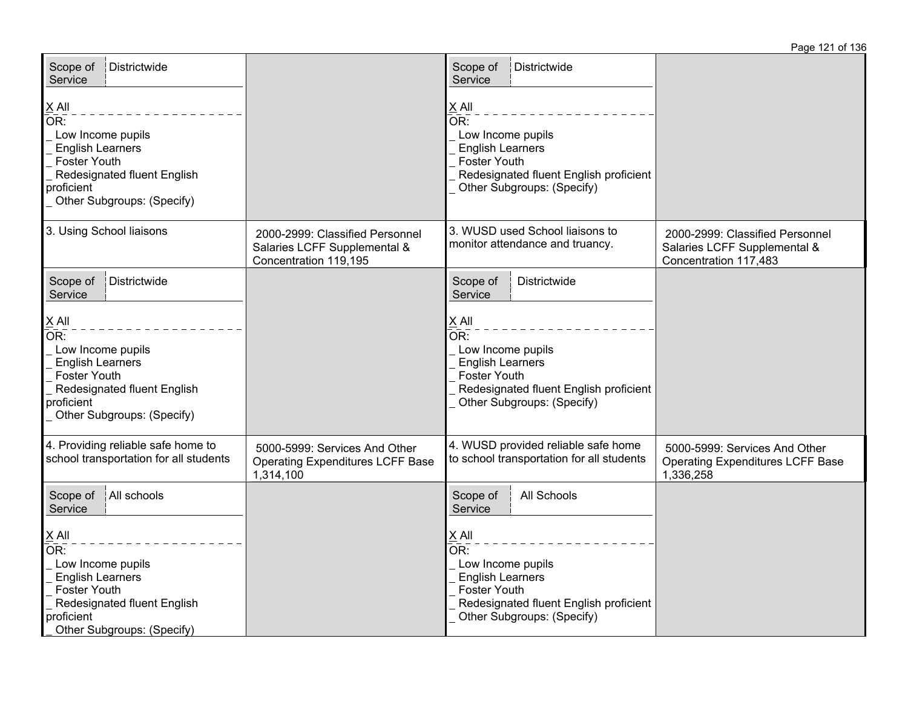| | | | |
|---|---|---|---|
| Scope of Service: Districtwide<br><br>X All<br>OR:<br>_ Low Income pupils<br>_ English Learners<br>_ Foster Youth<br>_ Redesignated fluent English proficient<br>_ Other Subgroups: (Specify) | | Scope of Service: Districtwide<br><br>X All<br>OR:<br>_ Low Income pupils<br>_ English Learners<br>_ Foster Youth<br>_ Redesignated fluent English proficient<br>_ Other Subgroups: (Specify) | |
| 3. Using School liaisons | 2000-2999: Classified Personnel Salaries LCFF Supplemental & Concentration 119,195 | 3. WUSD used School liaisons to monitor attendance and truancy. | 2000-2999: Classified Personnel Salaries LCFF Supplemental & Concentration 117,483 |
| Scope of Service: Districtwide<br><br>X All<br>OR:<br>_ Low Income pupils<br>_ English Learners<br>_ Foster Youth<br>_ Redesignated fluent English proficient<br>_ Other Subgroups: (Specify) | | Scope of Service: Districtwide<br><br>X All<br>OR:<br>_ Low Income pupils<br>_ English Learners<br>_ Foster Youth<br>_ Redesignated fluent English proficient<br>_ Other Subgroups: (Specify) | |
| 4. Providing reliable safe home to school transportation for all students | 5000-5999: Services And Other Operating Expenditures LCFF Base 1,314,100 | 4. WUSD provided reliable safe home to school transportation for all students | 5000-5999: Services And Other Operating Expenditures LCFF Base 1,336,258 |
| Scope of Service: All schools<br><br>X All<br>OR:<br>_ Low Income pupils<br>_ English Learners<br>_ Foster Youth<br>_ Redesignated fluent English proficient<br>_ Other Subgroups: (Specify) | | Scope of Service: All Schools<br><br>X All<br>OR:<br>_ Low Income pupils<br>_ English Learners<br>_ Foster Youth<br>_ Redesignated fluent English proficient<br>_ Other Subgroups: (Specify) | |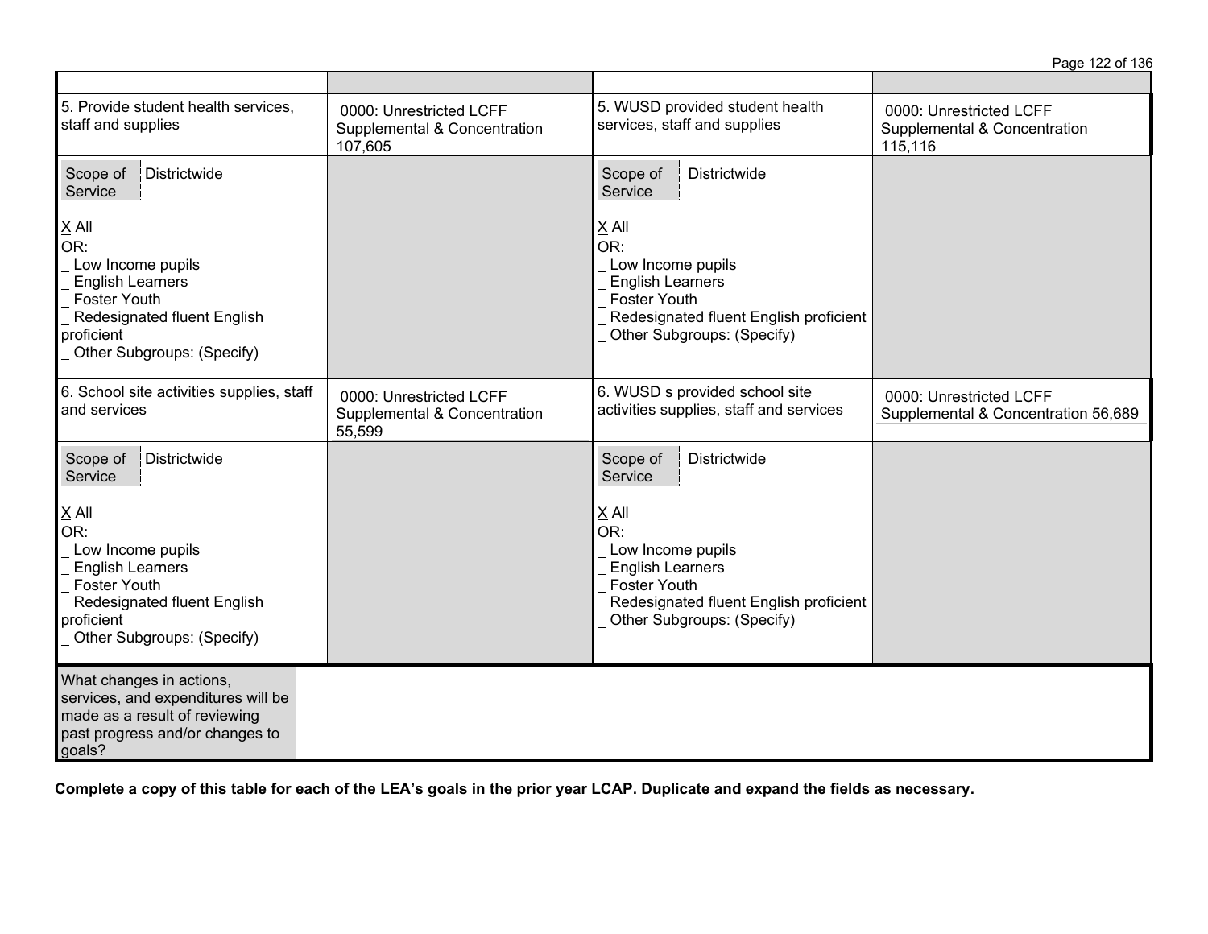| | | | |
|---|---|---|---|
| 5. Provide student health services, staff and supplies | 0000: Unrestricted LCFF Supplemental & Concentration 107,605 | 5. WUSD provided student health services, staff and supplies | 0000: Unrestricted LCFF Supplemental & Concentration 115,116 |
| Scope of Service: Districtwide<br><br>X All<br>OR:<br>_ Low Income pupils<br>_ English Learners<br>_ Foster Youth<br>_ Redesignated fluent English proficient<br>_ Other Subgroups: (Specify) | | Scope of Service: Districtwide<br><br>X All<br>OR:<br>_ Low Income pupils<br>_ English Learners<br>_ Foster Youth<br>_ Redesignated fluent English proficient<br>_ Other Subgroups: (Specify) | |
| 6. School site activities supplies, staff and services | 0000: Unrestricted LCFF Supplemental & Concentration 55,599 | 6. WUSD s provided school site activities supplies, staff and services | 0000: Unrestricted LCFF Supplemental & Concentration 56,689 |
| Scope of Service: Districtwide<br><br>X All<br>OR:<br>_ Low Income pupils<br>_ English Learners<br>_ Foster Youth<br>_ Redesignated fluent English proficient<br>_ Other Subgroups: (Specify) | | Scope of Service: Districtwide<br><br>X All<br>OR:<br>_ Low Income pupils<br>_ English Learners<br>_ Foster Youth<br>_ Redesignated fluent English proficient<br>_ Other Subgroups: (Specify) | |
| What changes in actions, services, and expenditures will be made as a result of reviewing past progress and/or changes to goals? | | | |

**Complete a copy of this table for each of the LEA's goals in the prior year LCAP. Duplicate and expand the fields as necessary.**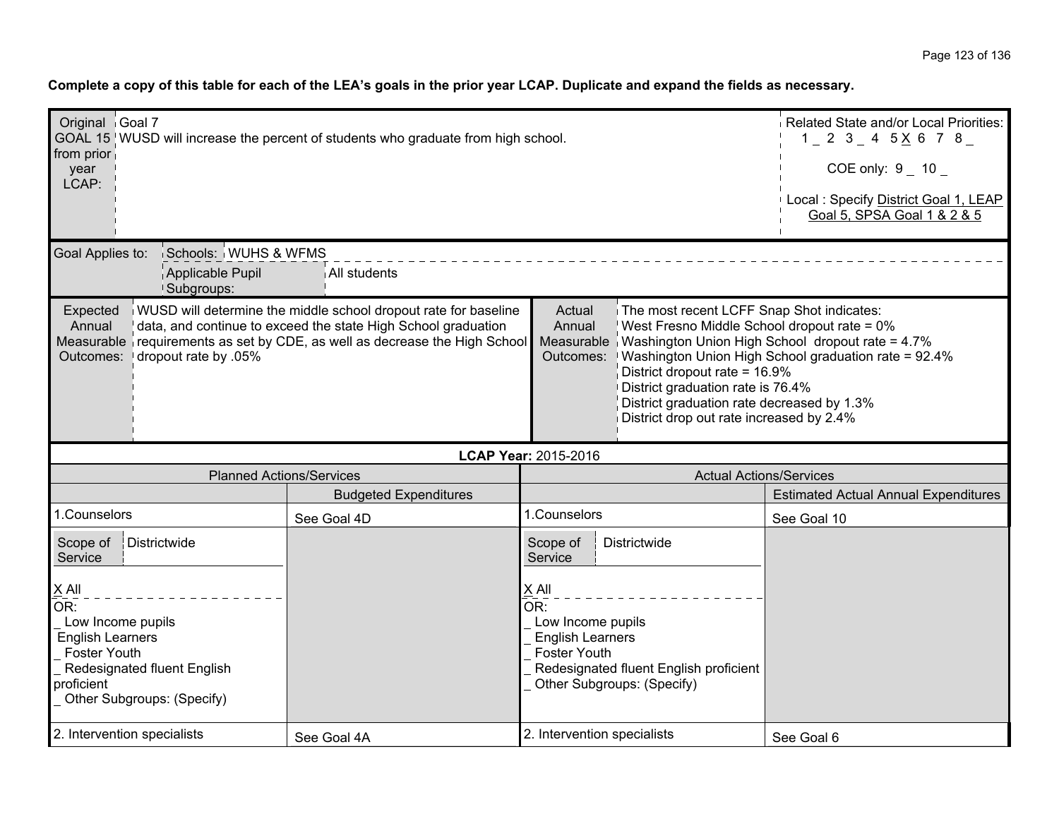**Complete a copy of this table for each of the LEA's goals in the prior year LCAP. Duplicate and expand the fields as necessary.**

| Original GOAL 15 from prior year LCAP: | Goal 7<br>WUSD will increase the percent of students who graduate from high school. | Related State and/or Local Priorities:<br>1 _ 2 3 _ 4 5 X 6 7 8 _<br><br>COE only: 9 _ 10 _<br><br>Local : Specify District Goal 1, LEAP Goal 5, SPSA Goal 1 & 2 & 5 |
|---|---|---|

| Goal Applies to: | Schools: | WUHS & WFMS |
|---|---|---|
| | Applicable Pupil Subgroups: | All students |

| Expected Annual Measurable Outcomes: | Actual Annual Measurable Outcomes: |
|---|---|
| WUSD will determine the middle school dropout rate for baseline data, and continue to exceed the state High School graduation requirements as set by CDE, as well as decrease the High School dropout rate by .05% | The most recent LCFF Snap Shot indicates:<br>West Fresno Middle School dropout rate = 0%<br>Washington Union High School dropout rate = 4.7%<br>Washington Union High School graduation rate = 92.4%<br>District dropout rate = 16.9%<br>District graduation rate is 76.4%<br>District graduation rate decreased by 1.3%<br>District drop out rate increased by 2.4% |

**LCAP Year:** 2015-2016

| Planned Actions/Services | Budgeted Expenditures | Actual Actions/Services | Estimated Actual Annual Expenditures |
|---|---|---|---|
| 1.Counselors | See Goal 4D | 1.Counselors | See Goal 10 |
| Scope of Service: Districtwide<br><br>X All<br>OR:<br>_ Low Income pupils<br>English Learners<br>_ Foster Youth<br>_ Redesignated fluent English proficient<br>_ Other Subgroups: (Specify) | | Scope of Service: Districtwide<br><br>X All<br>OR:<br>_ Low Income pupils<br>_ English Learners<br>_ Foster Youth<br>_ Redesignated fluent English proficient<br>_ Other Subgroups: (Specify) | |
| 2. Intervention specialists | See Goal 4A | 2. Intervention specialists | See Goal 6 |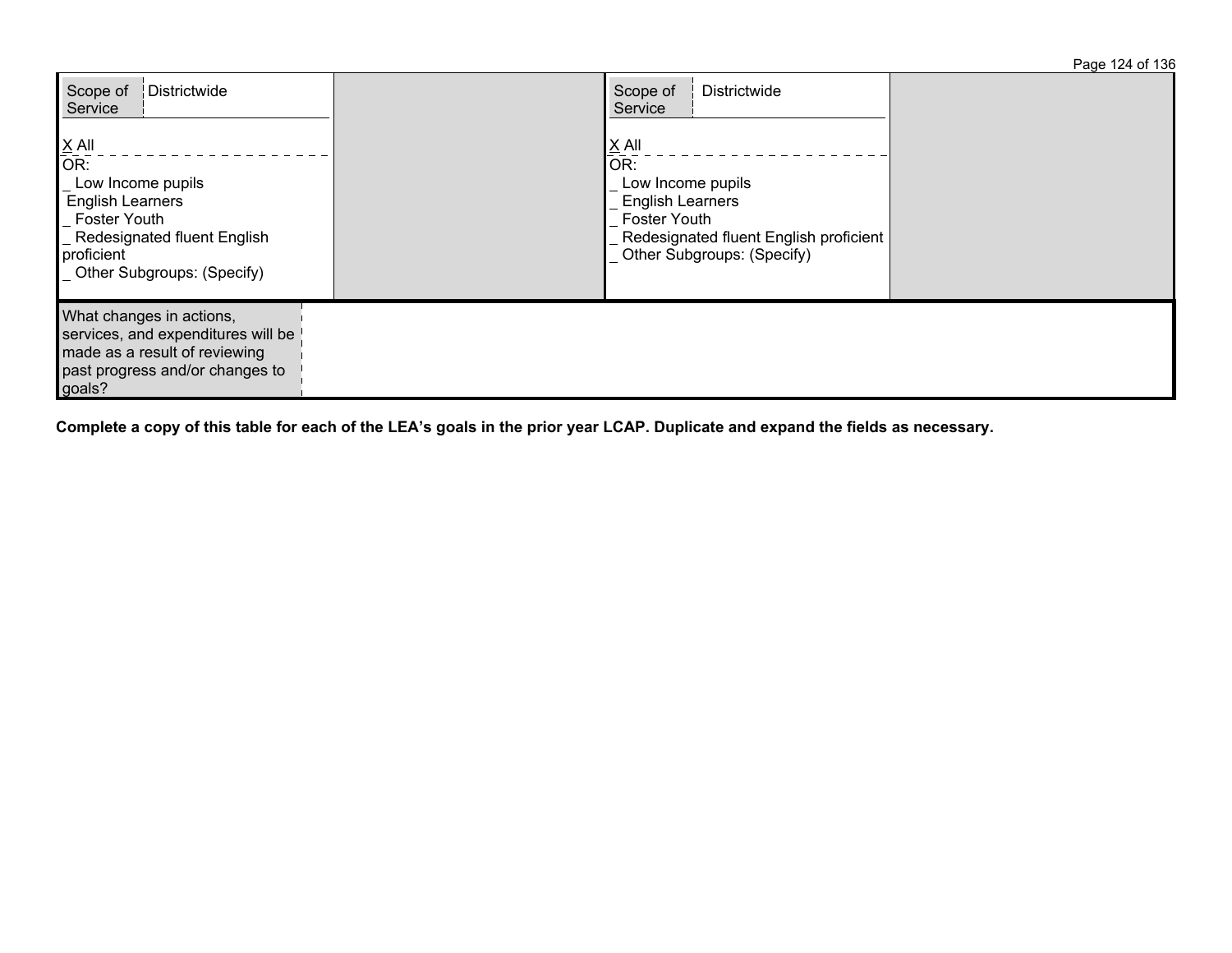| Scope of Service | Districtwide | | Scope of Service | Districtwide | |
|---|---|---|---|---|---|
| X All<br>OR:<br>_ Low Income pupils<br>English Learners<br>_ Foster Youth<br>_ Redesignated fluent English proficient<br>_ Other Subgroups: (Specify) | | | X All<br>OR:<br>_ Low Income pupils<br>_ English Learners<br>_ Foster Youth<br>_ Redesignated fluent English proficient<br>_ Other Subgroups: (Specify) | | |

| What changes in actions, services, and expenditures will be made as a result of reviewing past progress and/or changes to goals? | |
|---|---|

**Complete a copy of this table for each of the LEA's goals in the prior year LCAP. Duplicate and expand the fields as necessary.**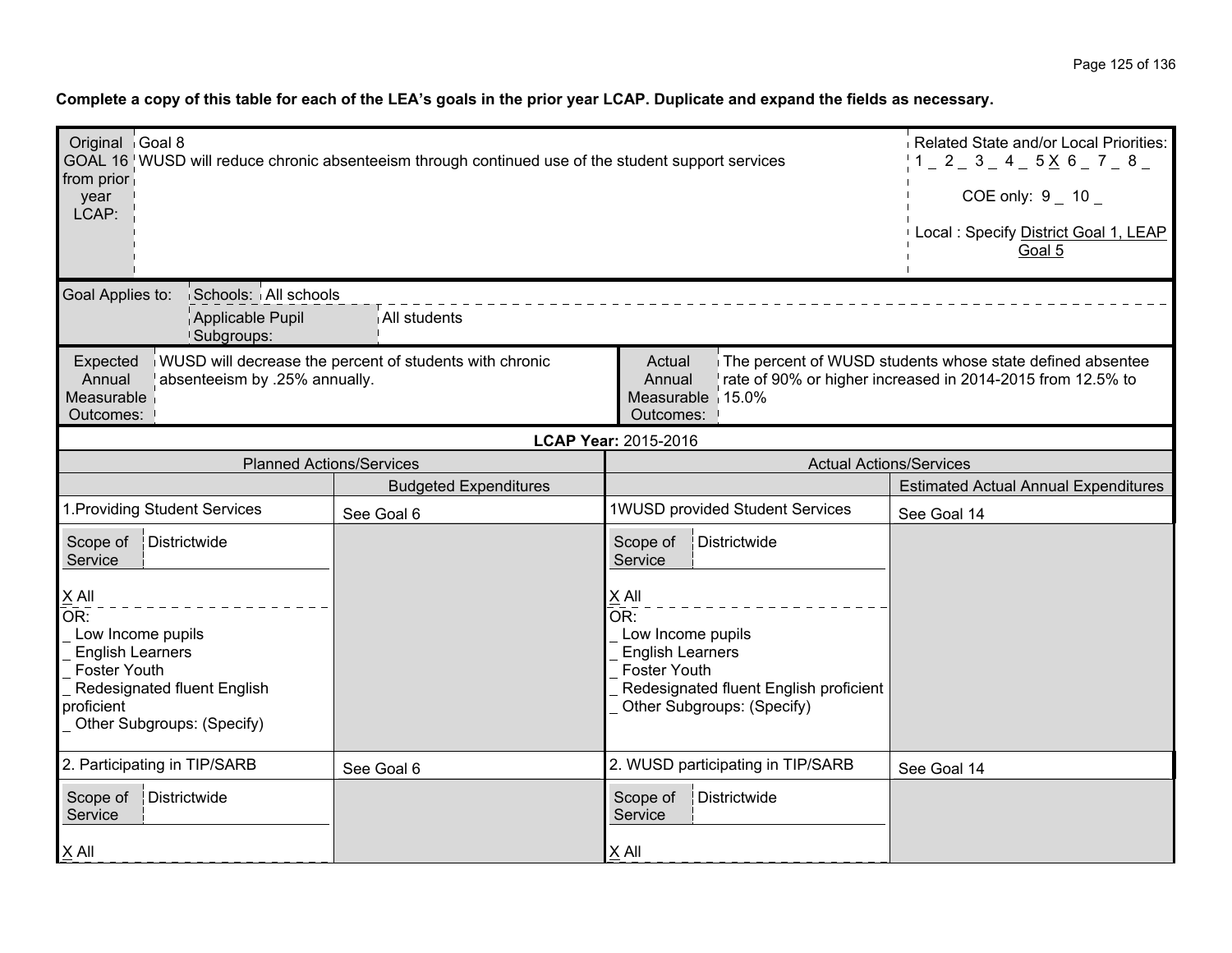**Complete a copy of this table for each of the LEA's goals in the prior year LCAP. Duplicate and expand the fields as necessary.**

| Original GOAL 16 from prior year LCAP: | Goal 8<br>WUSD will reduce chronic absenteeism through continued use of the student support services | Related State and/or Local Priorities:<br>1 _ 2 _ 3 _ 4 _ 5 X 6 _ 7 _ 8 _<br>COE only: 9 _ 10 _<br>Local : Specify District Goal 1, LEAP Goal 5 |
|---|---|---|

| Goal Applies to: | Schools: | All schools |
|---|---|---|
| | Applicable Pupil Subgroups: | All students |

| Expected Annual Measurable Outcomes: | WUSD will decrease the percent of students with chronic absenteeism by .25% annually. | Actual Annual Measurable Outcomes: | The percent of WUSD students whose state defined absentee rate of 90% or higher increased in 2014-2015 from 12.5% to 15.0% |
|---|---|---|---|

**LCAP Year:** 2015-2016

| Planned Actions/Services | | Actual Actions/Services | |
|---|---|---|---|
| | Budgeted Expenditures | | Estimated Actual Annual Expenditures |
| 1.Providing Student Services | See Goal 6 | 1WUSD provided Student Services | See Goal 14 |
| Scope of Service: Districtwide<br><br>X All<br>OR:<br>_ Low Income pupils<br>_ English Learners<br>_ Foster Youth<br>_ Redesignated fluent English proficient<br>_ Other Subgroups: (Specify) | | Scope of Service: Districtwide<br><br>X All<br>OR:<br>_ Low Income pupils<br>_ English Learners<br>_ Foster Youth<br>_ Redesignated fluent English proficient<br>_ Other Subgroups: (Specify) | |
| 2. Participating in TIP/SARB | See Goal 6 | 2. WUSD participating in TIP/SARB | See Goal 14 |
| Scope of Service: Districtwide<br><br>X All | | Scope of Service: Districtwide<br><br>X All | |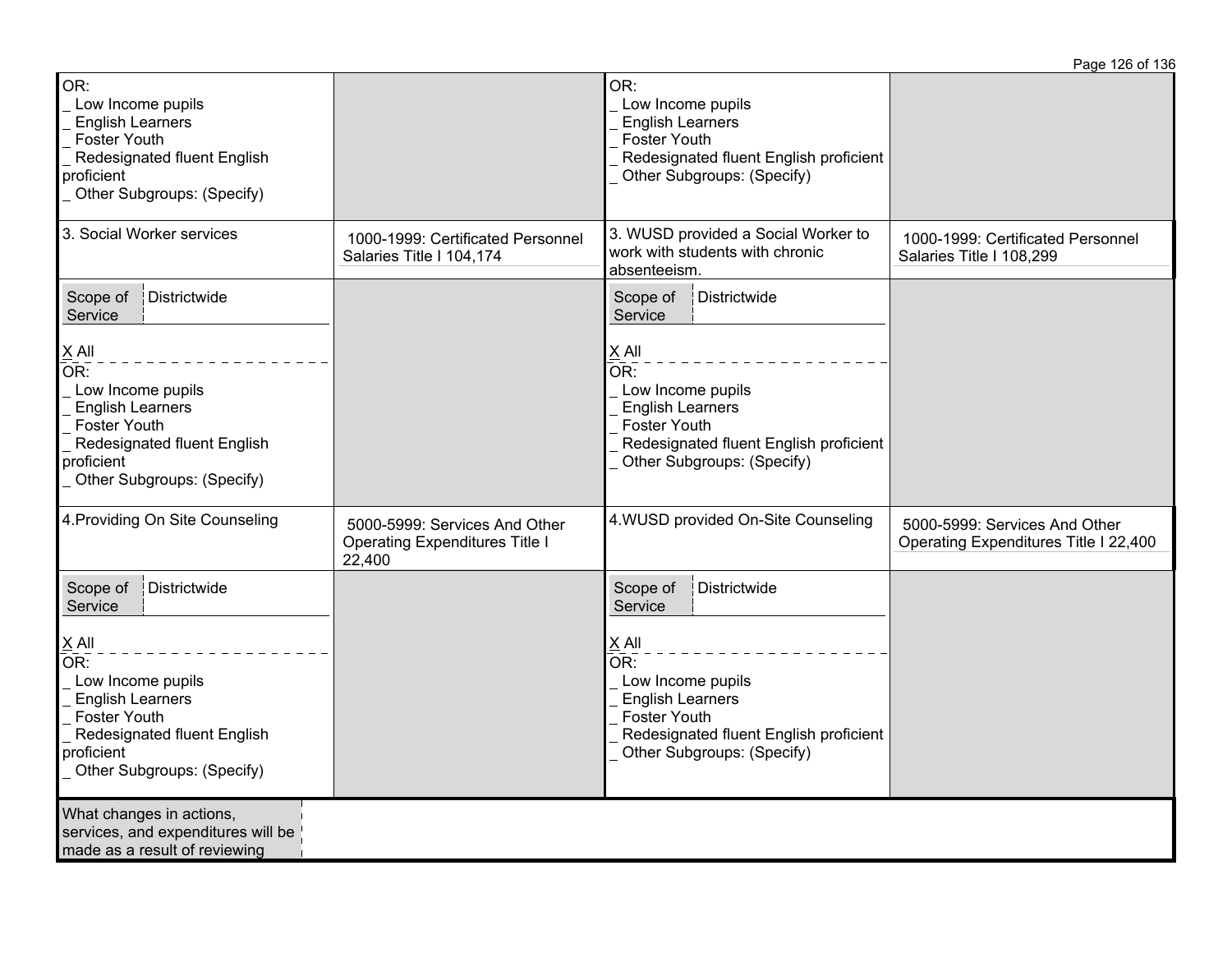| Planned Actions/Services | Budgeted Expenditures | Actual Actions/Services | Estimated Actual Annual Expenditures |
|---|---|---|---|
| OR:<br>_ Low Income pupils<br>_ English Learners<br>_ Foster Youth<br>_ Redesignated fluent English proficient<br>_ Other Subgroups: (Specify) | | OR:<br>_ Low Income pupils<br>_ English Learners<br>_ Foster Youth<br>_ Redesignated fluent English proficient<br>_ Other Subgroups: (Specify) | |
| 3. Social Worker services | 1000-1999: Certificated Personnel Salaries Title I 104,174 | 3. WUSD provided a Social Worker to work with students with chronic absenteeism. | 1000-1999: Certificated Personnel Salaries Title I 108,299 |
| Scope of Service: Districtwide<br>X All<br>OR:<br>_ Low Income pupils<br>_ English Learners<br>_ Foster Youth<br>_ Redesignated fluent English proficient<br>_ Other Subgroups: (Specify) | | Scope of Service: Districtwide<br>X All<br>OR:<br>_ Low Income pupils<br>_ English Learners<br>_ Foster Youth<br>_ Redesignated fluent English proficient<br>_ Other Subgroups: (Specify) | |
| 4.Providing On Site Counseling | 5000-5999: Services And Other Operating Expenditures Title I 22,400 | 4.WUSD provided On-Site Counseling | 5000-5999: Services And Other Operating Expenditures Title I 22,400 |
| Scope of Service: Districtwide<br>X All<br>OR:<br>_ Low Income pupils<br>_ English Learners<br>_ Foster Youth<br>_ Redesignated fluent English proficient<br>_ Other Subgroups: (Specify) | | Scope of Service: Districtwide<br>X All<br>OR:<br>_ Low Income pupils<br>_ English Learners<br>_ Foster Youth<br>_ Redesignated fluent English proficient<br>_ Other Subgroups: (Specify) | |

| What changes in actions, services, and expenditures will be made as a result of reviewing | |
|---|---|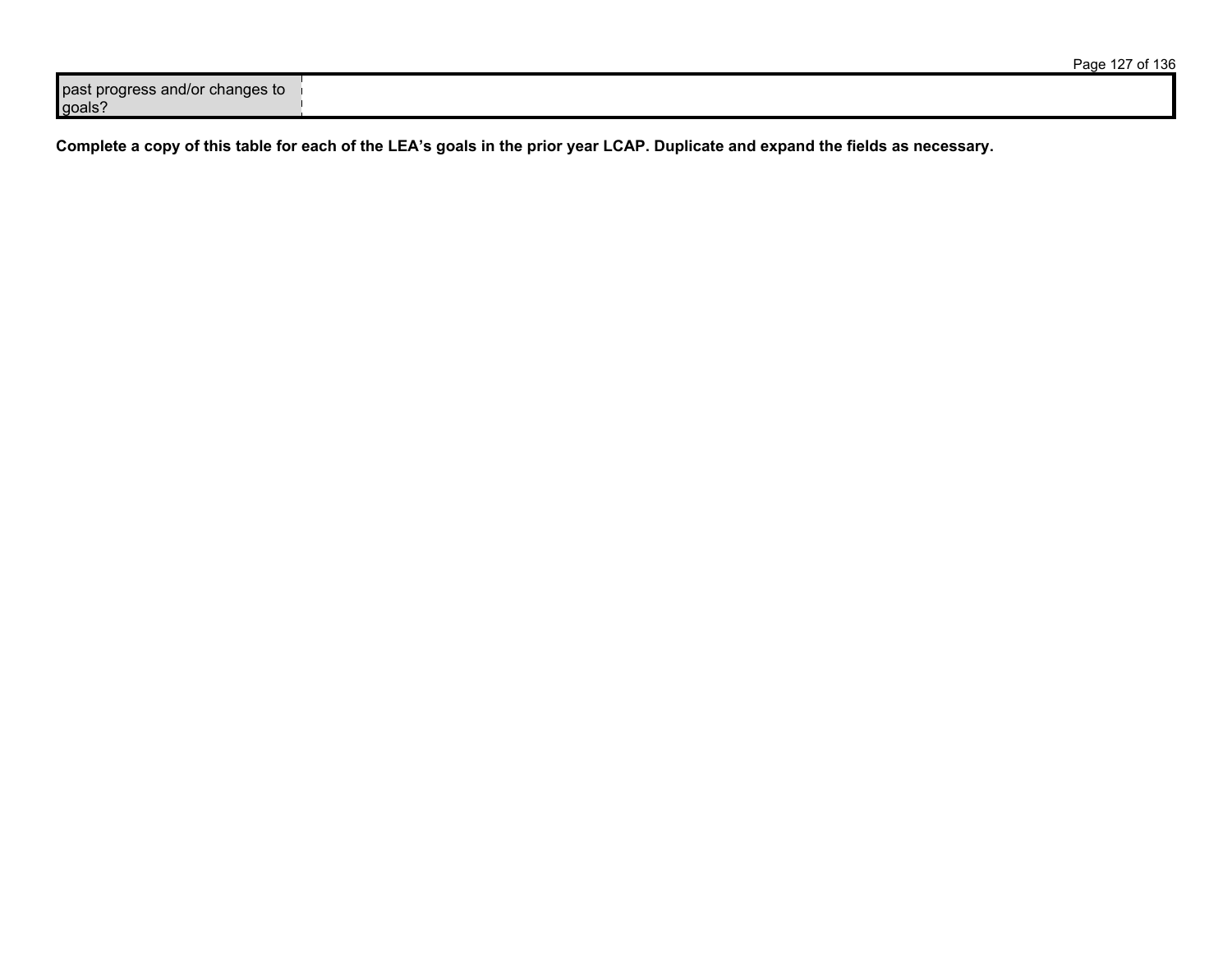| past progress and/or changes to goals? | |
|---|---|

**Complete a copy of this table for each of the LEA's goals in the prior year LCAP. Duplicate and expand the fields as necessary.**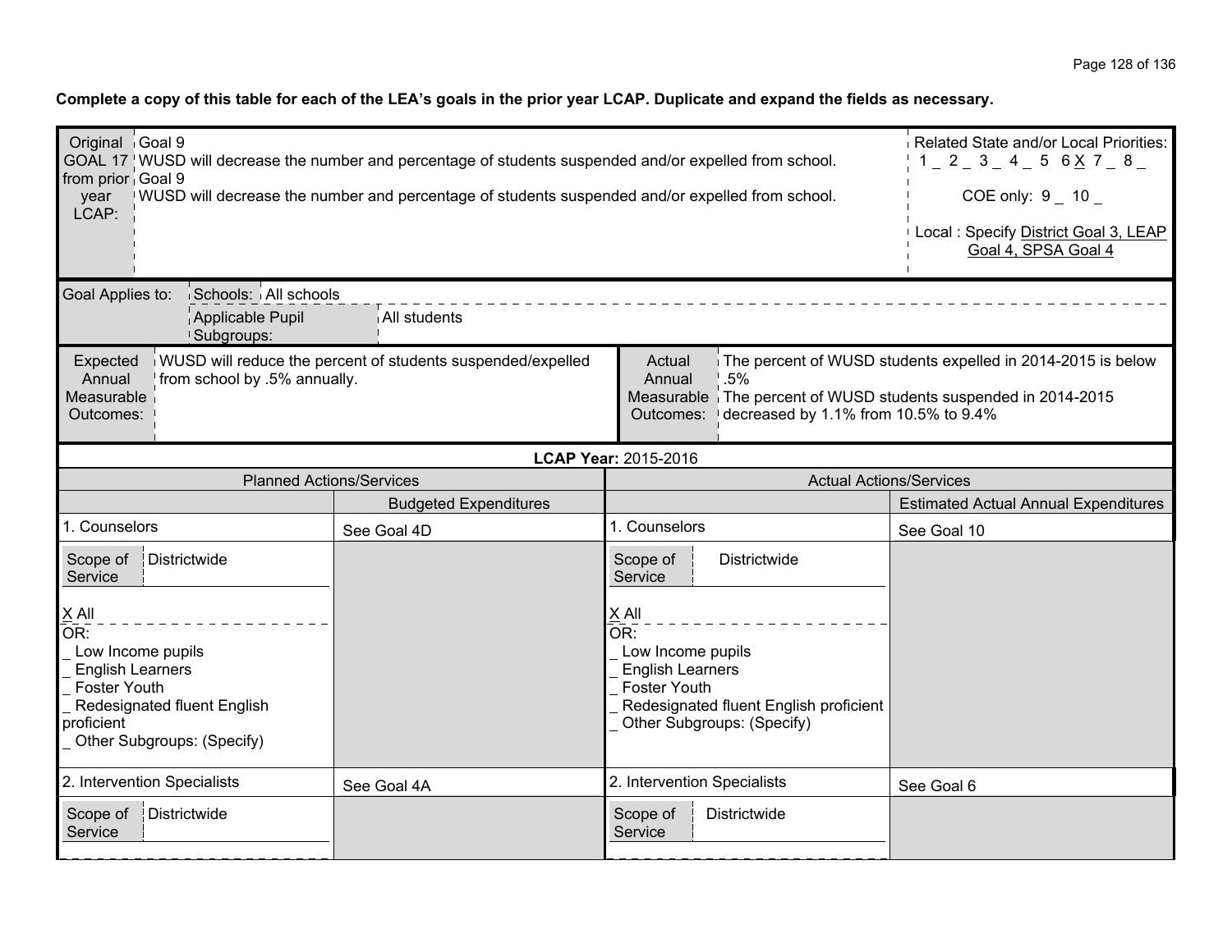**Complete a copy of this table for each of the LEA's goals in the prior year LCAP. Duplicate and expand the fields as necessary.**

| Original GOAL 17 from prior year LCAP: | Goal 9<br>WUSD will decrease the number and percentage of students suspended and/or expelled from school.<br>Goal 9<br>WUSD will decrease the number and percentage of students suspended and/or expelled from school. | Related State and/or Local Priorities:<br>1 _ 2 _ 3 _ 4 _ 5 6 X 7 _ 8 _<br>COE only: 9 _ 10 _<br>Local : Specify District Goal 3, LEAP Goal 4, SPSA Goal 4 |
|---|---|---|

| Goal Applies to: | Schools: | All schools |
|---|---|---|
| | Applicable Pupil Subgroups: | All students |

| Expected Annual Measurable Outcomes: | WUSD will reduce the percent of students suspended/expelled from school by .5% annually. | Actual Annual Measurable Outcomes: | The percent of WUSD students expelled in 2014-2015 is below .5%<br>The percent of WUSD students suspended in 2014-2015 decreased by 1.1% from 10.5% to 9.4% |
|---|---|---|---|

**LCAP Year:** 2015-2016

| Planned Actions/Services | | Actual Actions/Services | |
|---|---|---|---|
| | Budgeted Expenditures | | Estimated Actual Annual Expenditures |
| 1. Counselors | See Goal 4D | 1. Counselors | See Goal 10 |
| Scope of Service: Districtwide<br>X All<br>OR:<br>_ Low Income pupils<br>_ English Learners<br>_ Foster Youth<br>_ Redesignated fluent English proficient<br>_ Other Subgroups: (Specify) | | Scope of Service: Districtwide<br>X All<br>OR:<br>_ Low Income pupils<br>_ English Learners<br>_ Foster Youth<br>_ Redesignated fluent English proficient<br>_ Other Subgroups: (Specify) | |
| 2. Intervention Specialists | See Goal 4A | 2. Intervention Specialists | See Goal 6 |
| Scope of Service: Districtwide | | Scope of Service: Districtwide | |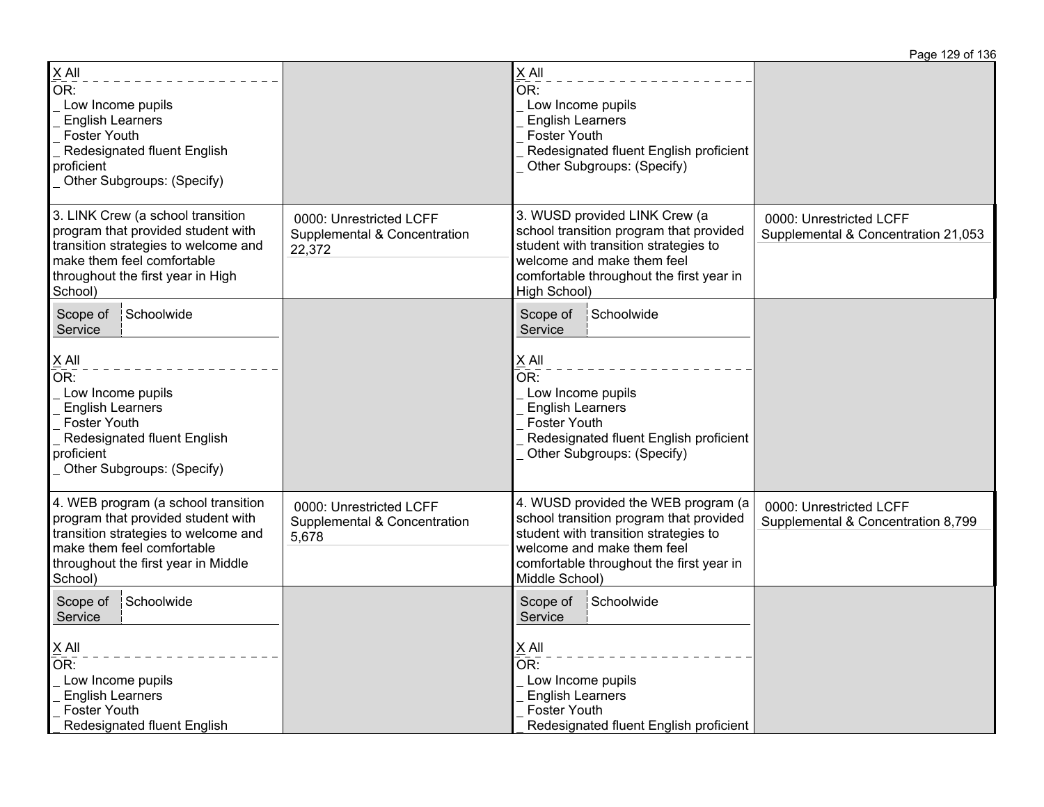| Planned Actions/Services | Budgeted Expenditures | Actual Actions/Services | Estimated Actual Annual Expenditures |
|---|---|---|---|
| X All<br>OR:<br>_ Low Income pupils<br>_ English Learners<br>_ Foster Youth<br>_ Redesignated fluent English proficient<br>_ Other Subgroups: (Specify) | | X All<br>OR:<br>_ Low Income pupils<br>_ English Learners<br>_ Foster Youth<br>_ Redesignated fluent English proficient<br>_ Other Subgroups: (Specify) | |
| 3. LINK Crew (a school transition program that provided student with transition strategies to welcome and make them feel comfortable throughout the first year in High School) | 0000: Unrestricted LCFF Supplemental & Concentration 22,372 | 3. WUSD provided LINK Crew (a school transition program that provided student with transition strategies to welcome and make them feel comfortable throughout the first year in High School) | 0000: Unrestricted LCFF Supplemental & Concentration 21,053 |
| Scope of Service: Schoolwide<br>X All<br>OR:<br>_ Low Income pupils<br>_ English Learners<br>_ Foster Youth<br>_ Redesignated fluent English proficient<br>_ Other Subgroups: (Specify) | | Scope of Service: Schoolwide<br>X All<br>OR:<br>_ Low Income pupils<br>_ English Learners<br>_ Foster Youth<br>_ Redesignated fluent English proficient<br>_ Other Subgroups: (Specify) | |
| 4. WEB program (a school transition program that provided student with transition strategies to welcome and make them feel comfortable throughout the first year in Middle School) | 0000: Unrestricted LCFF Supplemental & Concentration 5,678 | 4. WUSD provided the WEB program (a school transition program that provided student with transition strategies to welcome and make them feel comfortable throughout the first year in Middle School) | 0000: Unrestricted LCFF Supplemental & Concentration 8,799 |
| Scope of Service: Schoolwide<br>X All<br>OR:<br>_ Low Income pupils<br>_ English Learners<br>_ Foster Youth<br>_ Redesignated fluent English | | Scope of Service: Schoolwide<br>X All<br>OR:<br>_ Low Income pupils<br>_ English Learners<br>_ Foster Youth<br>_ Redesignated fluent English proficient | |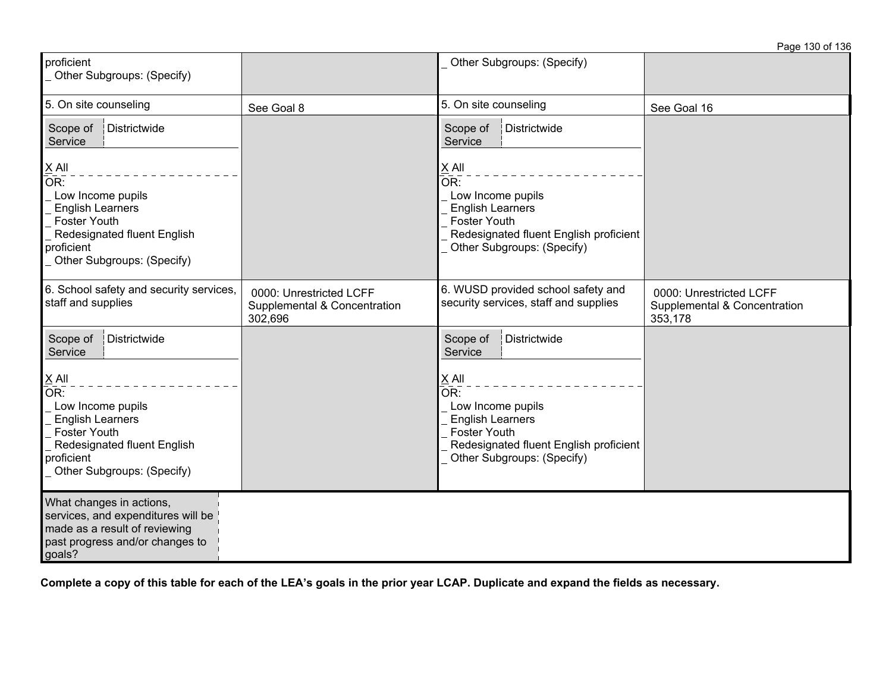| | | | |
|---|---|---|---|
| proficient<br>_ Other Subgroups: (Specify) | | _ Other Subgroups: (Specify) | |
| 5. On site counseling | See Goal 8 | 5. On site counseling | See Goal 16 |
| Scope of Service: Districtwide<br><br>X All<br>OR:<br>_ Low Income pupils<br>_ English Learners<br>_ Foster Youth<br>_ Redesignated fluent English proficient<br>_ Other Subgroups: (Specify) | | Scope of Service: Districtwide<br><br>X All<br>OR:<br>_ Low Income pupils<br>_ English Learners<br>_ Foster Youth<br>_ Redesignated fluent English proficient<br>_ Other Subgroups: (Specify) | |
| 6. School safety and security services, staff and supplies | 0000: Unrestricted LCFF Supplemental & Concentration 302,696 | 6. WUSD provided school safety and security services, staff and supplies | 0000: Unrestricted LCFF Supplemental & Concentration 353,178 |
| Scope of Service: Districtwide<br><br>X All<br>OR:<br>_ Low Income pupils<br>_ English Learners<br>_ Foster Youth<br>_ Redesignated fluent English proficient<br>_ Other Subgroups: (Specify) | | Scope of Service: Districtwide<br><br>X All<br>OR:<br>_ Low Income pupils<br>_ English Learners<br>_ Foster Youth<br>_ Redesignated fluent English proficient<br>_ Other Subgroups: (Specify) | |
| What changes in actions, services, and expenditures will be made as a result of reviewing past progress and/or changes to goals? | | | |

**Complete a copy of this table for each of the LEA's goals in the prior year LCAP. Duplicate and expand the fields as necessary.**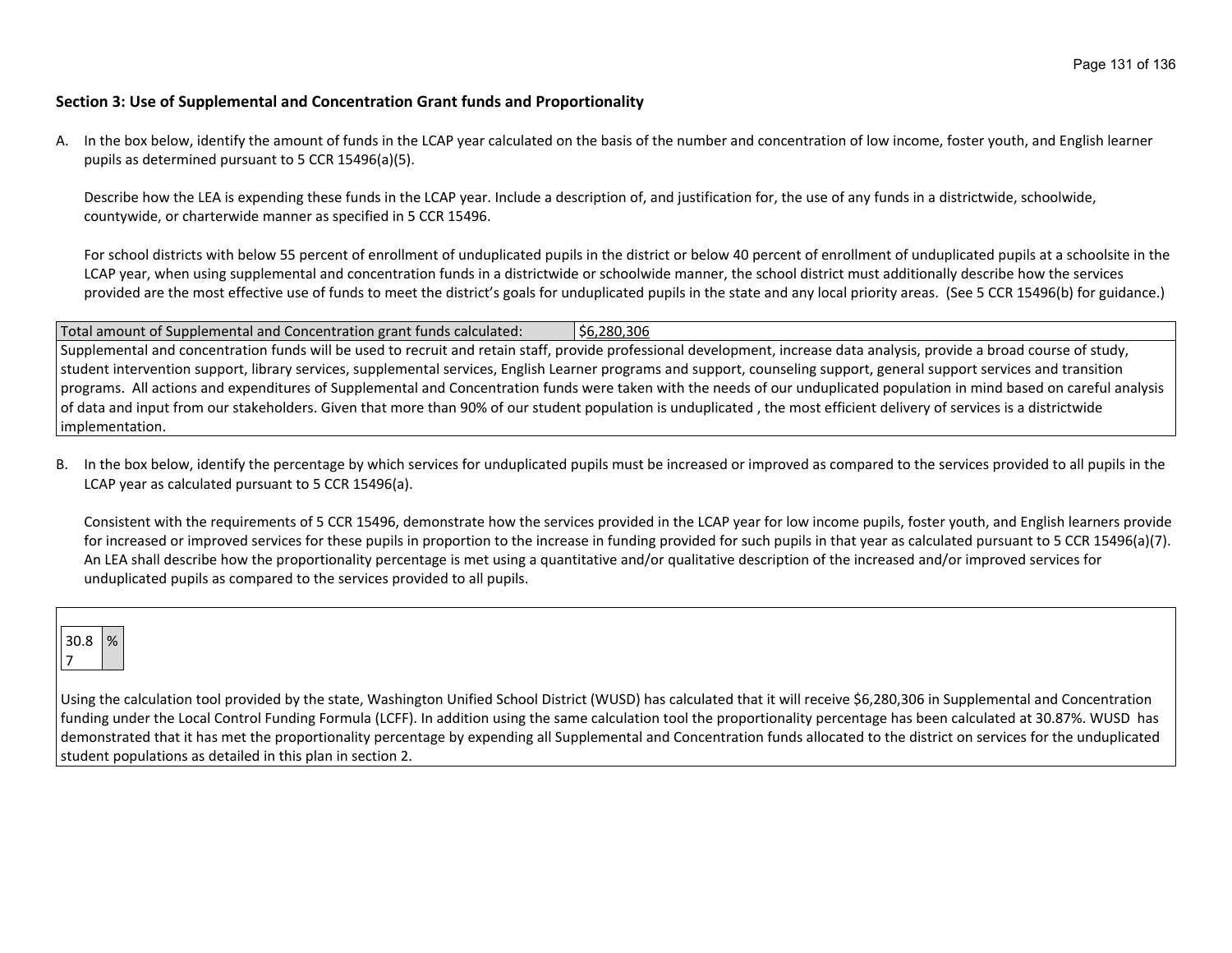**Section 3: Use of Supplemental and Concentration Grant funds and Proportionality**

A. In the box below, identify the amount of funds in the LCAP year calculated on the basis of the number and concentration of low income, foster youth, and English learner pupils as determined pursuant to 5 CCR 15496(a)(5).

   Describe how the LEA is expending these funds in the LCAP year. Include a description of, and justification for, the use of any funds in a districtwide, schoolwide, countywide, or charterwide manner as specified in 5 CCR 15496.

   For school districts with below 55 percent of enrollment of unduplicated pupils in the district or below 40 percent of enrollment of unduplicated pupils at a schoolsite in the LCAP year, when using supplemental and concentration funds in a districtwide or schoolwide manner, the school district must additionally describe how the services provided are the most effective use of funds to meet the district's goals for unduplicated pupils in the state and any local priority areas. (See 5 CCR 15496(b) for guidance.)

| Total amount of Supplemental and Concentration grant funds calculated: | $6,280,306 |
|---|---|
| Supplemental and concentration funds will be used to recruit and retain staff, provide professional development, increase data analysis, provide a broad course of study, student intervention support, library services, supplemental services, English Learner programs and support, counseling support, general support services and transition programs. All actions and expenditures of Supplemental and Concentration funds were taken with the needs of our unduplicated population in mind based on careful analysis of data and input from our stakeholders. Given that more than 90% of our student population is unduplicated , the most efficient delivery of services is a districtwide implementation. | |

B. In the box below, identify the percentage by which services for unduplicated pupils must be increased or improved as compared to the services provided to all pupils in the LCAP year as calculated pursuant to 5 CCR 15496(a).

   Consistent with the requirements of 5 CCR 15496, demonstrate how the services provided in the LCAP year for low income pupils, foster youth, and English learners provide for increased or improved services for these pupils in proportion to the increase in funding provided for such pupils in that year as calculated pursuant to 5 CCR 15496(a)(7). An LEA shall describe how the proportionality percentage is met using a quantitative and/or qualitative description of the increased and/or improved services for unduplicated pupils as compared to the services provided to all pupils.

| 30.87 | % |
|---|---|

Using the calculation tool provided by the state, Washington Unified School District (WUSD) has calculated that it will receive $6,280,306 in Supplemental and Concentration funding under the Local Control Funding Formula (LCFF). In addition using the same calculation tool the proportionality percentage has been calculated at 30.87%. WUSD has demonstrated that it has met the proportionality percentage by expending all Supplemental and Concentration funds allocated to the district on services for the unduplicated student populations as detailed in this plan in section 2.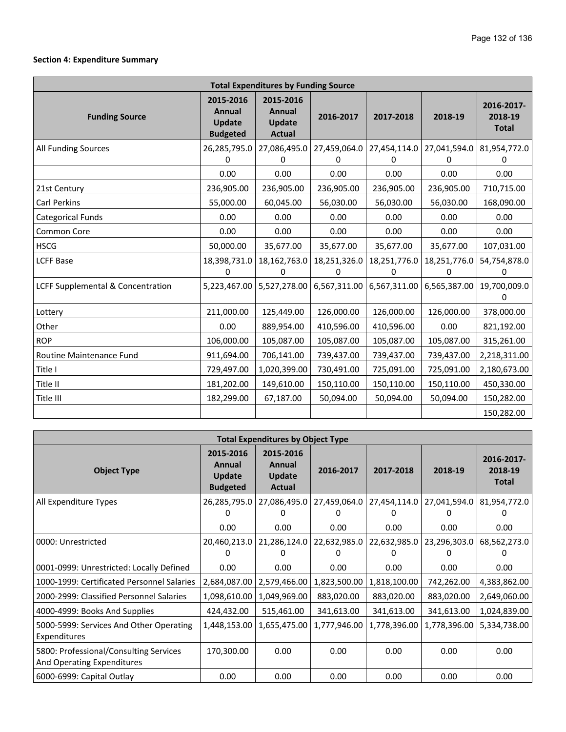**Section 4: Expenditure Summary**

| Total Expenditures by Funding Source | | | | | | |
|---|---|---|---|---|---|---|
| **Funding Source** | **2015-2016 Annual Update Budgeted** | **2015-2016 Annual Update Actual** | **2016-2017** | **2017-2018** | **2018-19** | **2016-2017-2018-19 Total** |
| All Funding Sources | 26,285,795.00 | 27,086,495.00 | 27,459,064.00 | 27,454,114.00 | 27,041,594.00 | 81,954,772.00 |
| | 0.00 | 0.00 | 0.00 | 0.00 | 0.00 | 0.00 |
| 21st Century | 236,905.00 | 236,905.00 | 236,905.00 | 236,905.00 | 236,905.00 | 710,715.00 |
| Carl Perkins | 55,000.00 | 60,045.00 | 56,030.00 | 56,030.00 | 56,030.00 | 168,090.00 |
| Categorical Funds | 0.00 | 0.00 | 0.00 | 0.00 | 0.00 | 0.00 |
| Common Core | 0.00 | 0.00 | 0.00 | 0.00 | 0.00 | 0.00 |
| HSCG | 50,000.00 | 35,677.00 | 35,677.00 | 35,677.00 | 35,677.00 | 107,031.00 |
| LCFF Base | 18,398,731.00 | 18,162,763.00 | 18,251,326.00 | 18,251,776.00 | 18,251,776.00 | 54,754,878.00 |
| LCFF Supplemental & Concentration | 5,223,467.00 | 5,527,278.00 | 6,567,311.00 | 6,567,311.00 | 6,565,387.00 | 19,700,009.00 |
| Lottery | 211,000.00 | 125,449.00 | 126,000.00 | 126,000.00 | 126,000.00 | 378,000.00 |
| Other | 0.00 | 889,954.00 | 410,596.00 | 410,596.00 | 0.00 | 821,192.00 |
| ROP | 106,000.00 | 105,087.00 | 105,087.00 | 105,087.00 | 105,087.00 | 315,261.00 |
| Routine Maintenance Fund | 911,694.00 | 706,141.00 | 739,437.00 | 739,437.00 | 739,437.00 | 2,218,311.00 |
| Title I | 729,497.00 | 1,020,399.00 | 730,491.00 | 725,091.00 | 725,091.00 | 2,180,673.00 |
| Title II | 181,202.00 | 149,610.00 | 150,110.00 | 150,110.00 | 150,110.00 | 450,330.00 |
| Title III | 182,299.00 | 67,187.00 | 50,094.00 | 50,094.00 | 50,094.00 | 150,282.00 |
| | | | | | | 150,282.00 |

| Total Expenditures by Object Type | | | | | | |
|---|---|---|---|---|---|---|
| **Object Type** | **2015-2016 Annual Update Budgeted** | **2015-2016 Annual Update Actual** | **2016-2017** | **2017-2018** | **2018-19** | **2016-2017-2018-19 Total** |
| All Expenditure Types | 26,285,795.00 | 27,086,495.00 | 27,459,064.00 | 27,454,114.00 | 27,041,594.00 | 81,954,772.00 |
| | 0.00 | 0.00 | 0.00 | 0.00 | 0.00 | 0.00 |
| 0000: Unrestricted | 20,460,213.00 | 21,286,124.00 | 22,632,985.00 | 22,632,985.00 | 23,296,303.00 | 68,562,273.00 |
| 0001-0999: Unrestricted: Locally Defined | 0.00 | 0.00 | 0.00 | 0.00 | 0.00 | 0.00 |
| 1000-1999: Certificated Personnel Salaries | 2,684,087.00 | 2,579,466.00 | 1,823,500.00 | 1,818,100.00 | 742,262.00 | 4,383,862.00 |
| 2000-2999: Classified Personnel Salaries | 1,098,610.00 | 1,049,969.00 | 883,020.00 | 883,020.00 | 883,020.00 | 2,649,060.00 |
| 4000-4999: Books And Supplies | 424,432.00 | 515,461.00 | 341,613.00 | 341,613.00 | 341,613.00 | 1,024,839.00 |
| 5000-5999: Services And Other Operating Expenditures | 1,448,153.00 | 1,655,475.00 | 1,777,946.00 | 1,778,396.00 | 1,778,396.00 | 5,334,738.00 |
| 5800: Professional/Consulting Services And Operating Expenditures | 170,300.00 | 0.00 | 0.00 | 0.00 | 0.00 | 0.00 |
| 6000-6999: Capital Outlay | 0.00 | 0.00 | 0.00 | 0.00 | 0.00 | 0.00 |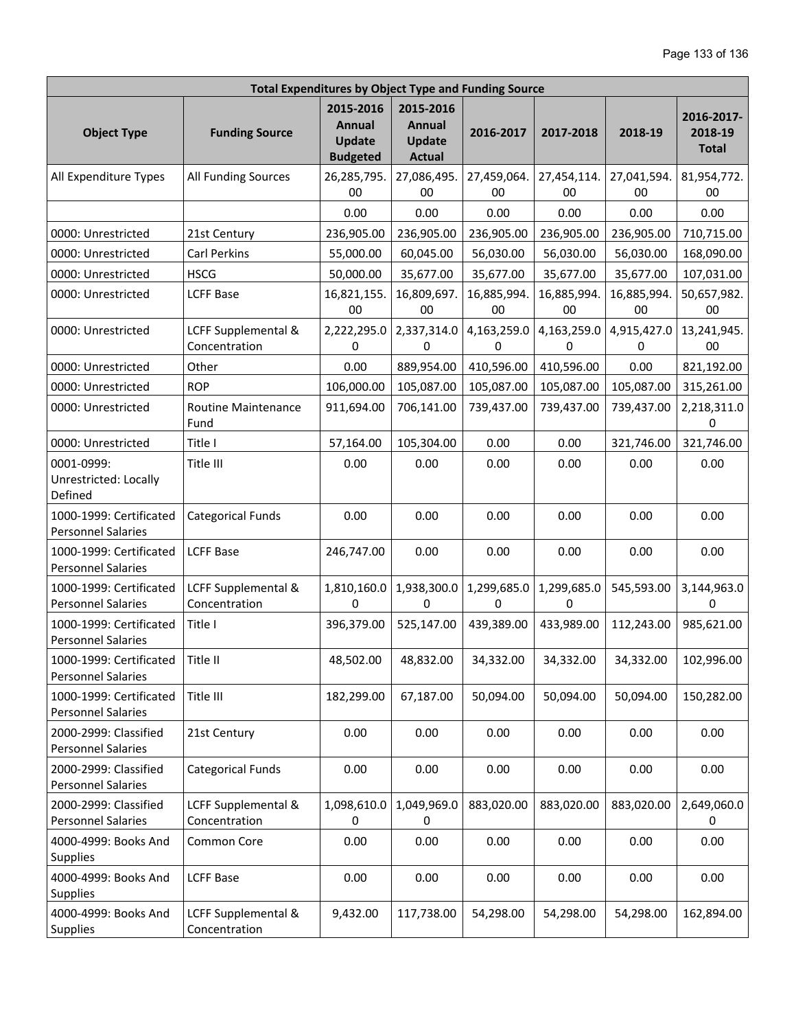| Total Expenditures by Object Type and Funding Source | | | | | | | |
|---|---|---|---|---|---|---|---|
| Object Type | Funding Source | 2015-2016 Annual Update Budgeted | 2015-2016 Annual Update Actual | 2016-2017 | 2017-2018 | 2018-19 | 2016-2017-2018-19 Total |
| All Expenditure Types | All Funding Sources | 26,285,795.00 | 27,086,495.00 | 27,459,064.00 | 27,454,114.00 | 27,041,594.00 | 81,954,772.00 |
| | | 0.00 | 0.00 | 0.00 | 0.00 | 0.00 | 0.00 |
| 0000: Unrestricted | 21st Century | 236,905.00 | 236,905.00 | 236,905.00 | 236,905.00 | 236,905.00 | 710,715.00 |
| 0000: Unrestricted | Carl Perkins | 55,000.00 | 60,045.00 | 56,030.00 | 56,030.00 | 56,030.00 | 168,090.00 |
| 0000: Unrestricted | HSCG | 50,000.00 | 35,677.00 | 35,677.00 | 35,677.00 | 35,677.00 | 107,031.00 |
| 0000: Unrestricted | LCFF Base | 16,821,155.00 | 16,809,697.00 | 16,885,994.00 | 16,885,994.00 | 16,885,994.00 | 50,657,982.00 |
| 0000: Unrestricted | LCFF Supplemental & Concentration | 2,222,295.00 | 2,337,314.00 | 4,163,259.00 | 4,163,259.00 | 4,915,427.00 | 13,241,945.00 |
| 0000: Unrestricted | Other | 0.00 | 889,954.00 | 410,596.00 | 410,596.00 | 0.00 | 821,192.00 |
| 0000: Unrestricted | ROP | 106,000.00 | 105,087.00 | 105,087.00 | 105,087.00 | 105,087.00 | 315,261.00 |
| 0000: Unrestricted | Routine Maintenance Fund | 911,694.00 | 706,141.00 | 739,437.00 | 739,437.00 | 739,437.00 | 2,218,311.00 |
| 0000: Unrestricted | Title I | 57,164.00 | 105,304.00 | 0.00 | 0.00 | 321,746.00 | 321,746.00 |
| 0001-0999: Unrestricted: Locally Defined | Title III | 0.00 | 0.00 | 0.00 | 0.00 | 0.00 | 0.00 |
| 1000-1999: Certificated Personnel Salaries | Categorical Funds | 0.00 | 0.00 | 0.00 | 0.00 | 0.00 | 0.00 |
| 1000-1999: Certificated Personnel Salaries | LCFF Base | 246,747.00 | 0.00 | 0.00 | 0.00 | 0.00 | 0.00 |
| 1000-1999: Certificated Personnel Salaries | LCFF Supplemental & Concentration | 1,810,160.00 | 1,938,300.00 | 1,299,685.00 | 1,299,685.00 | 545,593.00 | 3,144,963.00 |
| 1000-1999: Certificated Personnel Salaries | Title I | 396,379.00 | 525,147.00 | 439,389.00 | 433,989.00 | 112,243.00 | 985,621.00 |
| 1000-1999: Certificated Personnel Salaries | Title II | 48,502.00 | 48,832.00 | 34,332.00 | 34,332.00 | 34,332.00 | 102,996.00 |
| 1000-1999: Certificated Personnel Salaries | Title III | 182,299.00 | 67,187.00 | 50,094.00 | 50,094.00 | 50,094.00 | 150,282.00 |
| 2000-2999: Classified Personnel Salaries | 21st Century | 0.00 | 0.00 | 0.00 | 0.00 | 0.00 | 0.00 |
| 2000-2999: Classified Personnel Salaries | Categorical Funds | 0.00 | 0.00 | 0.00 | 0.00 | 0.00 | 0.00 |
| 2000-2999: Classified Personnel Salaries | LCFF Supplemental & Concentration | 1,098,610.00 | 1,049,969.00 | 883,020.00 | 883,020.00 | 883,020.00 | 2,649,060.00 |
| 4000-4999: Books And Supplies | Common Core | 0.00 | 0.00 | 0.00 | 0.00 | 0.00 | 0.00 |
| 4000-4999: Books And Supplies | LCFF Base | 0.00 | 0.00 | 0.00 | 0.00 | 0.00 | 0.00 |
| 4000-4999: Books And Supplies | LCFF Supplemental & Concentration | 9,432.00 | 117,738.00 | 54,298.00 | 54,298.00 | 54,298.00 | 162,894.00 |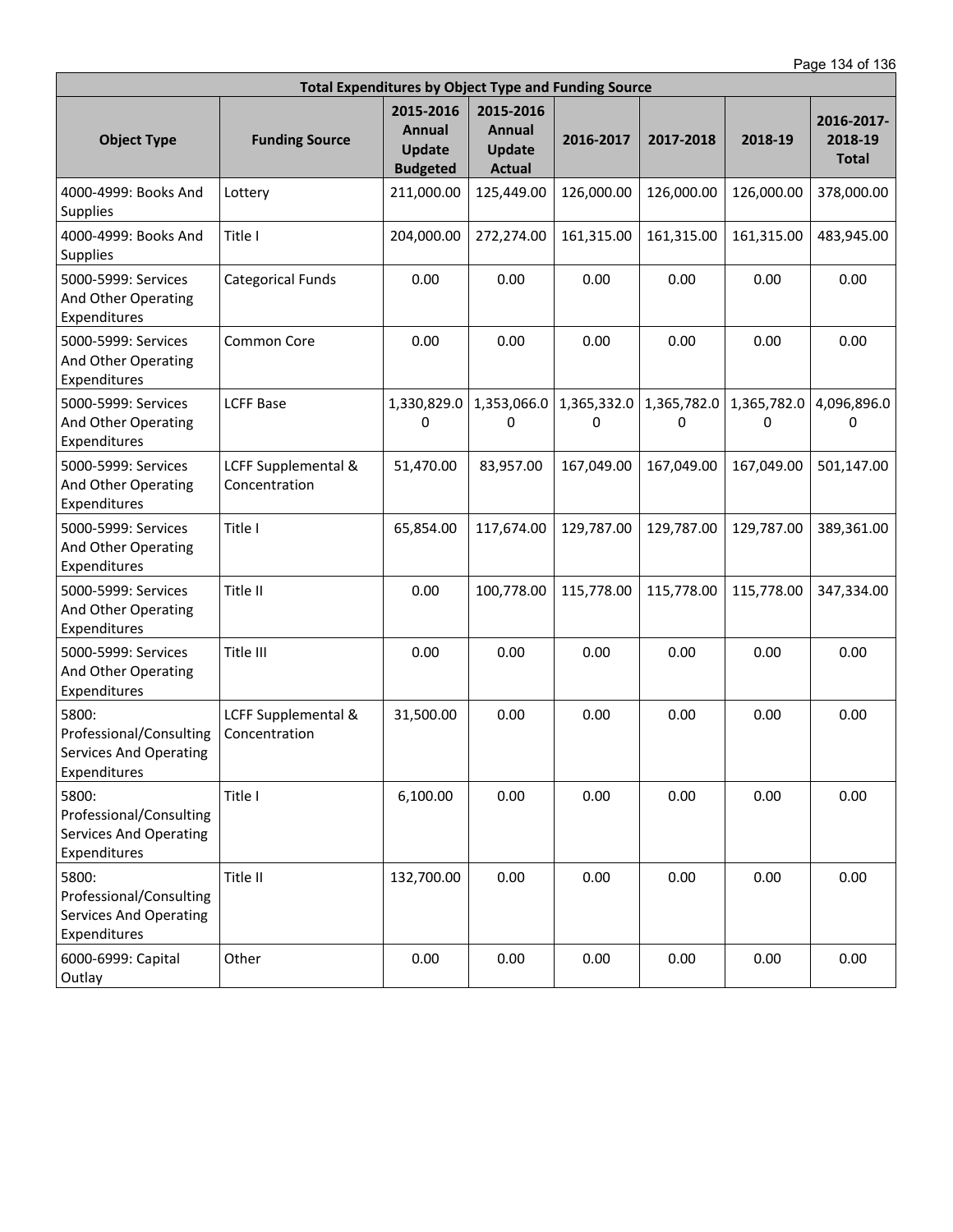| Total Expenditures by Object Type and Funding Source | | | | | | | |
|---|---|---|---|---|---|---|---|
| **Object Type** | **Funding Source** | **2015-2016 Annual Update Budgeted** | **2015-2016 Annual Update Actual** | **2016-2017** | **2017-2018** | **2018-19** | **2016-2017-2018-19 Total** |
| 4000-4999: Books And Supplies | Lottery | 211,000.00 | 125,449.00 | 126,000.00 | 126,000.00 | 126,000.00 | 378,000.00 |
| 4000-4999: Books And Supplies | Title I | 204,000.00 | 272,274.00 | 161,315.00 | 161,315.00 | 161,315.00 | 483,945.00 |
| 5000-5999: Services And Other Operating Expenditures | Categorical Funds | 0.00 | 0.00 | 0.00 | 0.00 | 0.00 | 0.00 |
| 5000-5999: Services And Other Operating Expenditures | Common Core | 0.00 | 0.00 | 0.00 | 0.00 | 0.00 | 0.00 |
| 5000-5999: Services And Other Operating Expenditures | LCFF Base | 1,330,829.00 | 1,353,066.00 | 1,365,332.00 | 1,365,782.00 | 1,365,782.00 | 4,096,896.00 |
| 5000-5999: Services And Other Operating Expenditures | LCFF Supplemental & Concentration | 51,470.00 | 83,957.00 | 167,049.00 | 167,049.00 | 167,049.00 | 501,147.00 |
| 5000-5999: Services And Other Operating Expenditures | Title I | 65,854.00 | 117,674.00 | 129,787.00 | 129,787.00 | 129,787.00 | 389,361.00 |
| 5000-5999: Services And Other Operating Expenditures | Title II | 0.00 | 100,778.00 | 115,778.00 | 115,778.00 | 115,778.00 | 347,334.00 |
| 5000-5999: Services And Other Operating Expenditures | Title III | 0.00 | 0.00 | 0.00 | 0.00 | 0.00 | 0.00 |
| 5800: Professional/Consulting Services And Operating Expenditures | LCFF Supplemental & Concentration | 31,500.00 | 0.00 | 0.00 | 0.00 | 0.00 | 0.00 |
| 5800: Professional/Consulting Services And Operating Expenditures | Title I | 6,100.00 | 0.00 | 0.00 | 0.00 | 0.00 | 0.00 |
| 5800: Professional/Consulting Services And Operating Expenditures | Title II | 132,700.00 | 0.00 | 0.00 | 0.00 | 0.00 | 0.00 |
| 6000-6999: Capital Outlay | Other | 0.00 | 0.00 | 0.00 | 0.00 | 0.00 | 0.00 |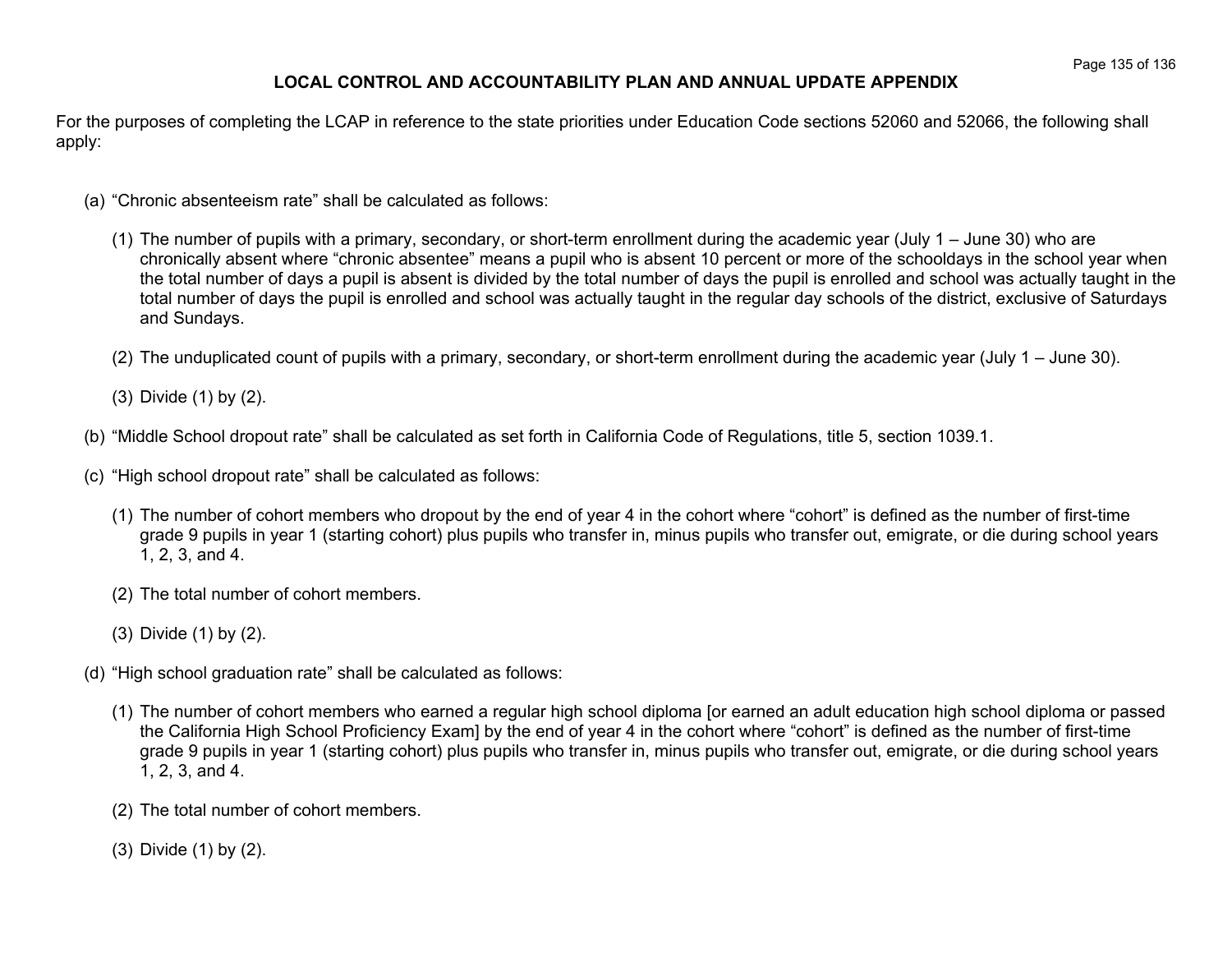## LOCAL CONTROL AND ACCOUNTABILITY PLAN AND ANNUAL UPDATE APPENDIX

For the purposes of completing the LCAP in reference to the state priorities under Education Code sections 52060 and 52066, the following shall apply:

(a) "Chronic absenteeism rate" shall be calculated as follows:

(1) The number of pupils with a primary, secondary, or short-term enrollment during the academic year (July 1 – June 30) who are chronically absent where "chronic absentee" means a pupil who is absent 10 percent or more of the schooldays in the school year when the total number of days a pupil is absent is divided by the total number of days the pupil is enrolled and school was actually taught in the total number of days the pupil is enrolled and school was actually taught in the regular day schools of the district, exclusive of Saturdays and Sundays.

(2) The unduplicated count of pupils with a primary, secondary, or short-term enrollment during the academic year (July 1 – June 30).

(3) Divide (1) by (2).

(b) "Middle School dropout rate" shall be calculated as set forth in California Code of Regulations, title 5, section 1039.1.

(c) "High school dropout rate" shall be calculated as follows:

(1) The number of cohort members who dropout by the end of year 4 in the cohort where "cohort" is defined as the number of first-time grade 9 pupils in year 1 (starting cohort) plus pupils who transfer in, minus pupils who transfer out, emigrate, or die during school years 1, 2, 3, and 4.

(2) The total number of cohort members.

(3) Divide (1) by (2).

(d) "High school graduation rate" shall be calculated as follows:

(1) The number of cohort members who earned a regular high school diploma [or earned an adult education high school diploma or passed the California High School Proficiency Exam] by the end of year 4 in the cohort where "cohort" is defined as the number of first-time grade 9 pupils in year 1 (starting cohort) plus pupils who transfer in, minus pupils who transfer out, emigrate, or die during school years 1, 2, 3, and 4.

(2) The total number of cohort members.

(3) Divide (1) by (2).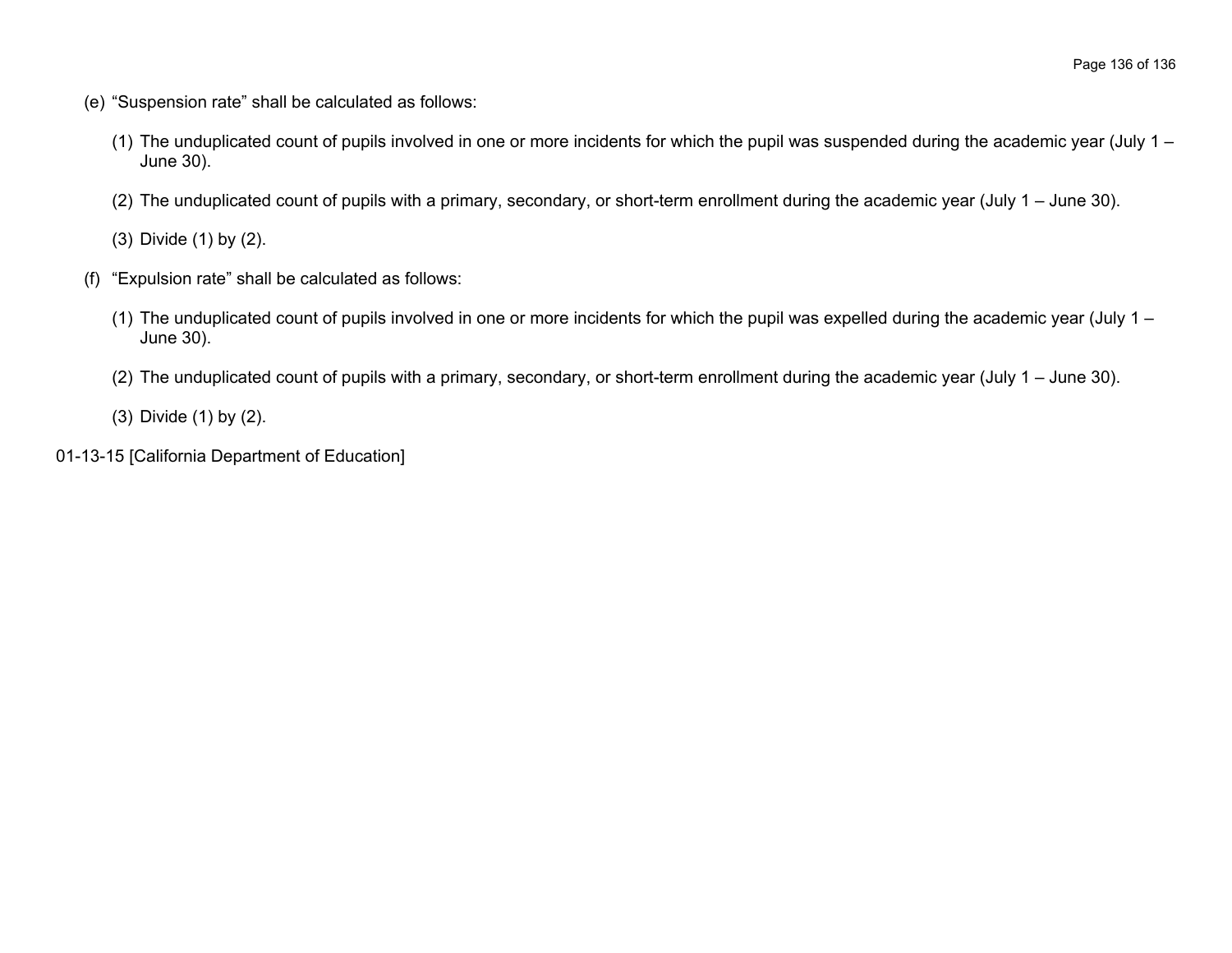(e) “Suspension rate” shall be calculated as follows:

(1) The unduplicated count of pupils involved in one or more incidents for which the pupil was suspended during the academic year (July 1 – June 30).

(2) The unduplicated count of pupils with a primary, secondary, or short-term enrollment during the academic year (July 1 – June 30).

(3) Divide (1) by (2).

(f) “Expulsion rate” shall be calculated as follows:

(1) The unduplicated count of pupils involved in one or more incidents for which the pupil was expelled during the academic year (July 1 – June 30).

(2) The unduplicated count of pupils with a primary, secondary, or short-term enrollment during the academic year (July 1 – June 30).

(3) Divide (1) by (2).

01-13-15 [California Department of Education]